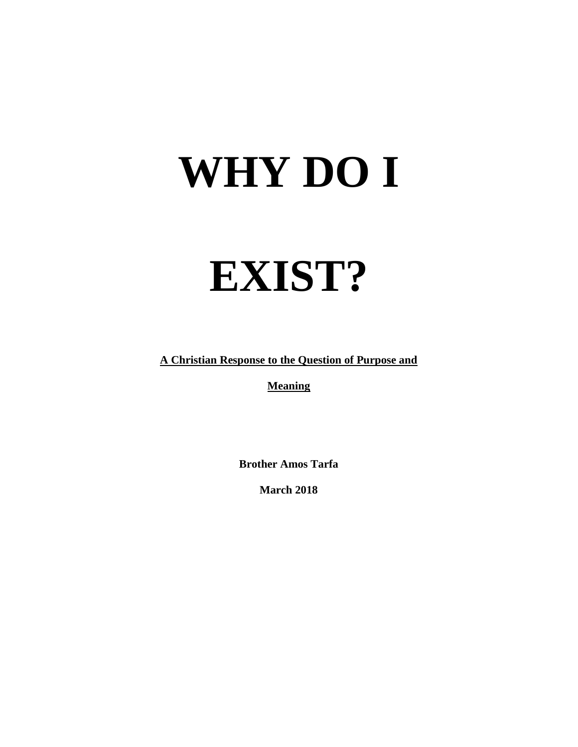# WHY DO I EXIST?

**A Christian Response to the Question of Purpose and Meaning**

**Brother Amos Tarfa**

**March 2018**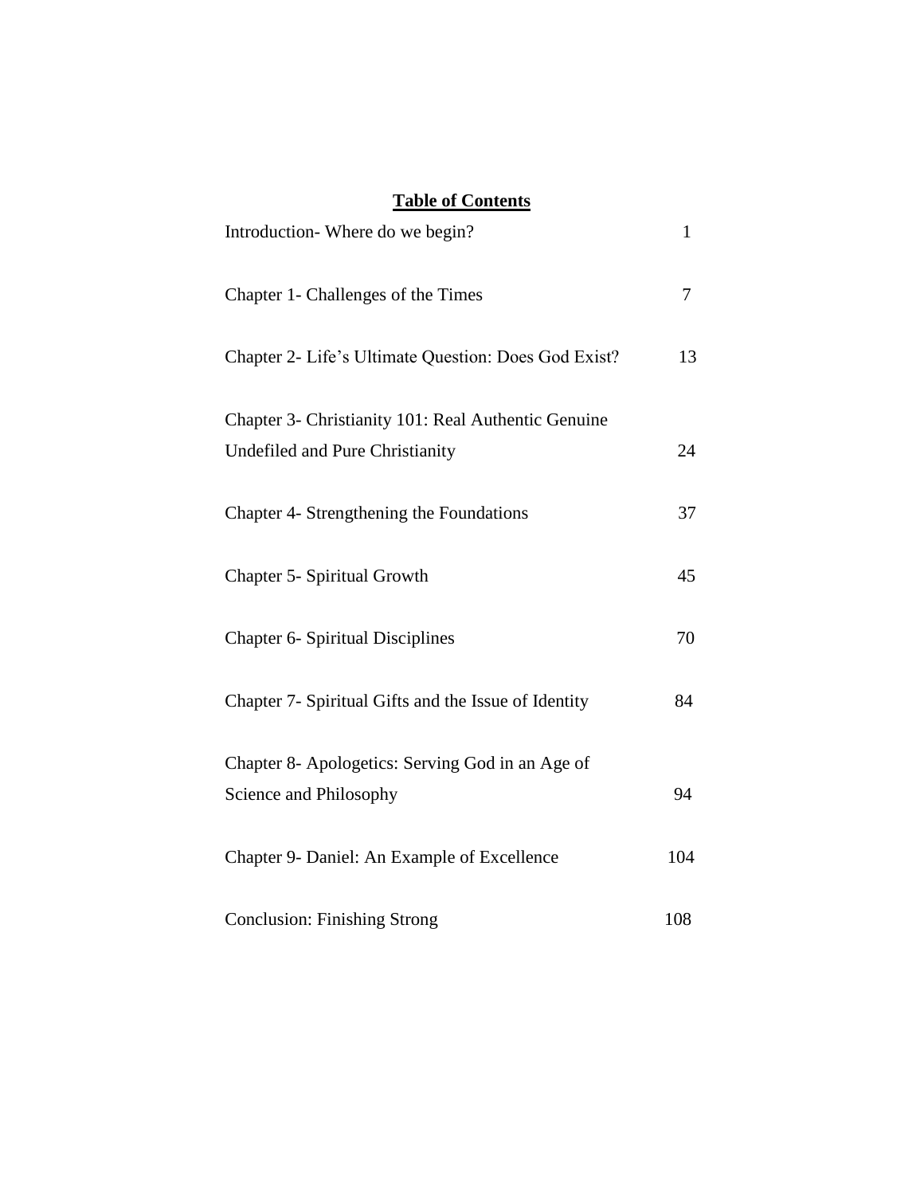**Table of Contents**

| | |
|---|---|
| Introduction- Where do we begin? | 1 |
| Chapter 1- Challenges of the Times | 7 |
| Chapter 2- Life's Ultimate Question: Does God Exist? | 13 |
| Chapter 3- Christianity 101: Real Authentic Genuine Undefiled and Pure Christianity | 24 |
| Chapter 4- Strengthening the Foundations | 37 |
| Chapter 5- Spiritual Growth | 45 |
| Chapter 6- Spiritual Disciplines | 70 |
| Chapter 7- Spiritual Gifts and the Issue of Identity | 84 |
| Chapter 8- Apologetics: Serving God in an Age of Science and Philosophy | 94 |
| Chapter 9- Daniel: An Example of Excellence | 104 |
| Conclusion: Finishing Strong | 108 |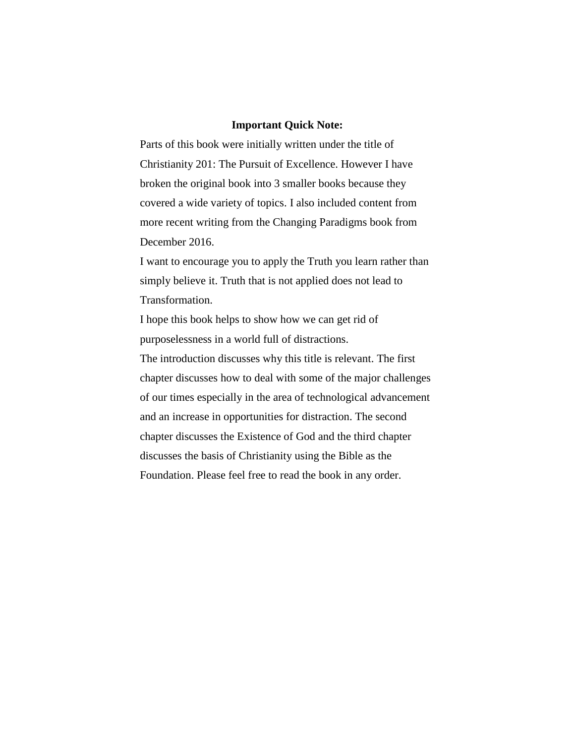**Important Quick Note:**

Parts of this book were initially written under the title of Christianity 201: The Pursuit of Excellence. However I have broken the original book into 3 smaller books because they covered a wide variety of topics. I also included content from more recent writing from the Changing Paradigms book from December 2016.

I want to encourage you to apply the Truth you learn rather than simply believe it. Truth that is not applied does not lead to Transformation.

I hope this book helps to show how we can get rid of purposelessness in a world full of distractions.

The introduction discusses why this title is relevant. The first chapter discusses how to deal with some of the major challenges of our times especially in the area of technological advancement and an increase in opportunities for distraction. The second chapter discusses the Existence of God and the third chapter discusses the basis of Christianity using the Bible as the Foundation. Please feel free to read the book in any order.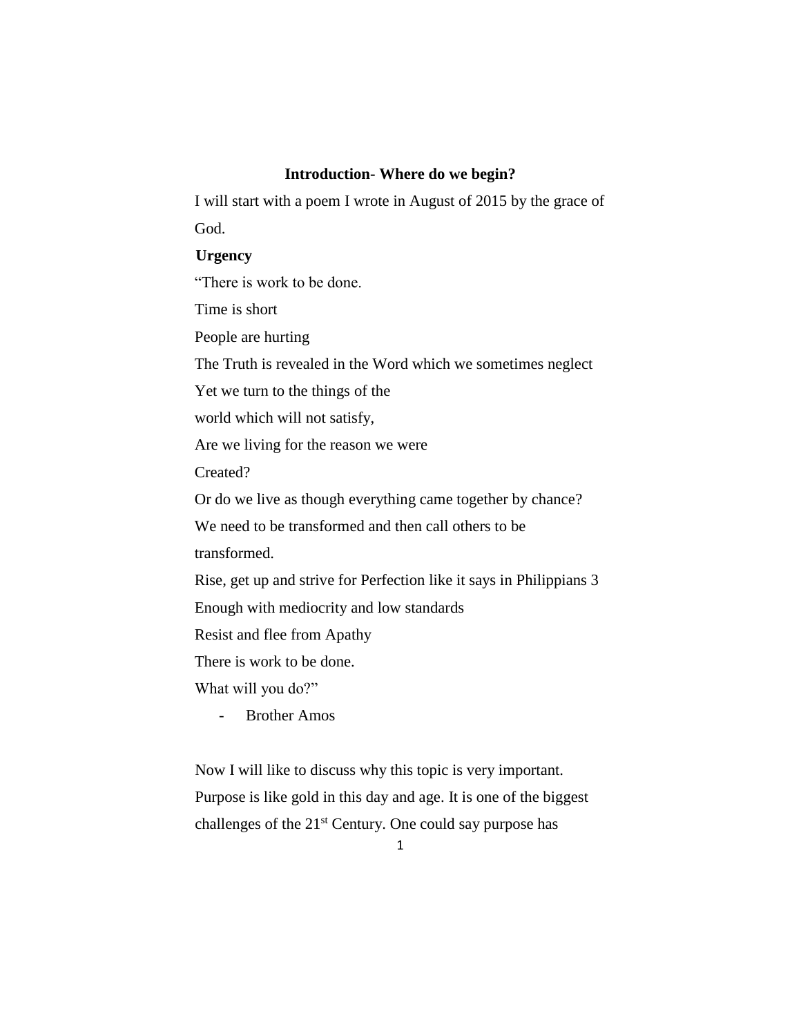## Introduction- Where do we begin?

I will start with a poem I wrote in August of 2015 by the grace of God.

**Urgency**

"There is work to be done.

Time is short

People are hurting

The Truth is revealed in the Word which we sometimes neglect

Yet we turn to the things of the

world which will not satisfy,

Are we living for the reason we were

Created?

Or do we live as though everything came together by chance?

We need to be transformed and then call others to be

transformed.

Rise, get up and strive for Perfection like it says in Philippians 3

Enough with mediocrity and low standards

Resist and flee from Apathy

There is work to be done.

What will you do?"

- Brother Amos

Now I will like to discuss why this topic is very important. Purpose is like gold in this day and age. It is one of the biggest challenges of the 21st Century. One could say purpose has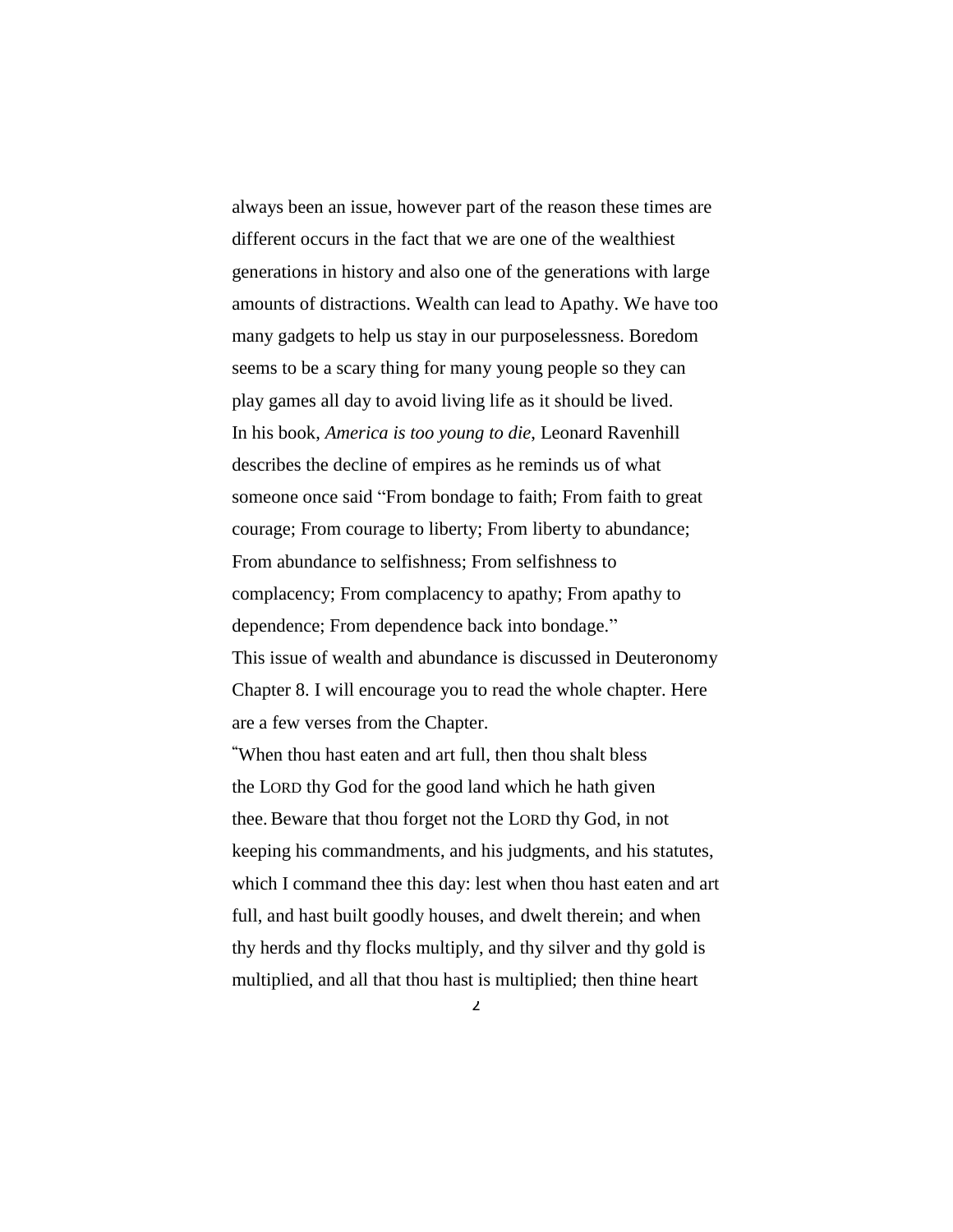always been an issue, however part of the reason these times are different occurs in the fact that we are one of the wealthiest generations in history and also one of the generations with large amounts of distractions. Wealth can lead to Apathy. We have too many gadgets to help us stay in our purposelessness. Boredom seems to be a scary thing for many young people so they can play games all day to avoid living life as it should be lived.

In his book, *America is too young to die*, Leonard Ravenhill describes the decline of empires as he reminds us of what someone once said "From bondage to faith; From faith to great courage; From courage to liberty; From liberty to abundance; From abundance to selfishness; From selfishness to complacency; From complacency to apathy; From apathy to dependence; From dependence back into bondage."

This issue of wealth and abundance is discussed in Deuteronomy Chapter 8. I will encourage you to read the whole chapter. Here are a few verses from the Chapter.

"When thou hast eaten and art full, then thou shalt bless the LORD thy God for the good land which he hath given thee. Beware that thou forget not the LORD thy God, in not keeping his commandments, and his judgments, and his statutes, which I command thee this day: lest when thou hast eaten and art full, and hast built goodly houses, and dwelt therein; and when thy herds and thy flocks multiply, and thy silver and thy gold is multiplied, and all that thou hast is multiplied; then thine heart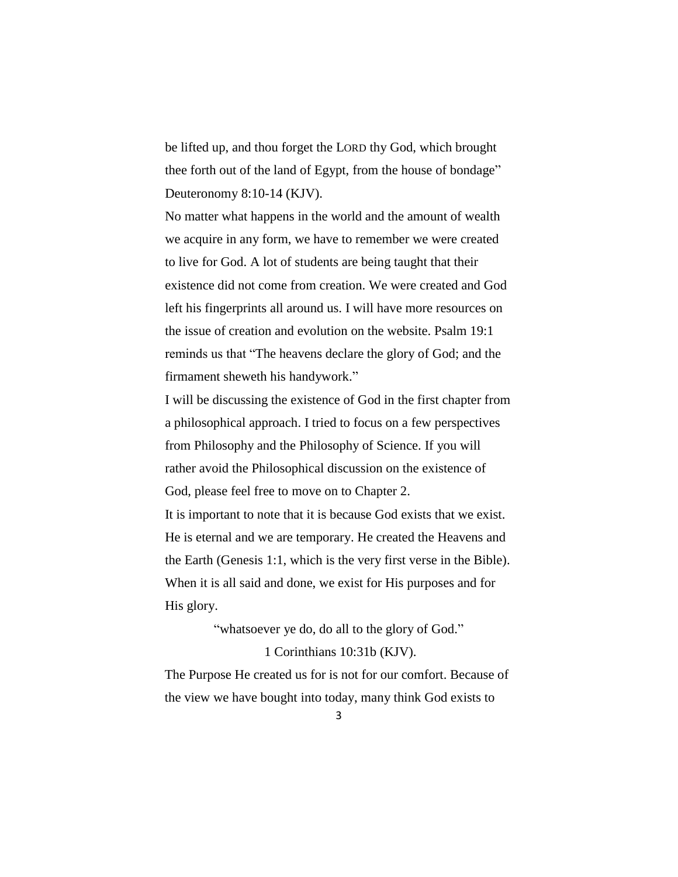be lifted up, and thou forget the LORD thy God, which brought thee forth out of the land of Egypt, from the house of bondage" Deuteronomy 8:10-14 (KJV).

No matter what happens in the world and the amount of wealth we acquire in any form, we have to remember we were created to live for God. A lot of students are being taught that their existence did not come from creation. We were created and God left his fingerprints all around us. I will have more resources on the issue of creation and evolution on the website. Psalm 19:1 reminds us that "The heavens declare the glory of God; and the firmament sheweth his handywork."

I will be discussing the existence of God in the first chapter from a philosophical approach. I tried to focus on a few perspectives from Philosophy and the Philosophy of Science. If you will rather avoid the Philosophical discussion on the existence of God, please feel free to move on to Chapter 2.

It is important to note that it is because God exists that we exist. He is eternal and we are temporary. He created the Heavens and the Earth (Genesis 1:1, which is the very first verse in the Bible). When it is all said and done, we exist for His purposes and for His glory.

"whatsoever ye do, do all to the glory of God."

1 Corinthians 10:31b (KJV).

The Purpose He created us for is not for our comfort. Because of the view we have bought into today, many think God exists to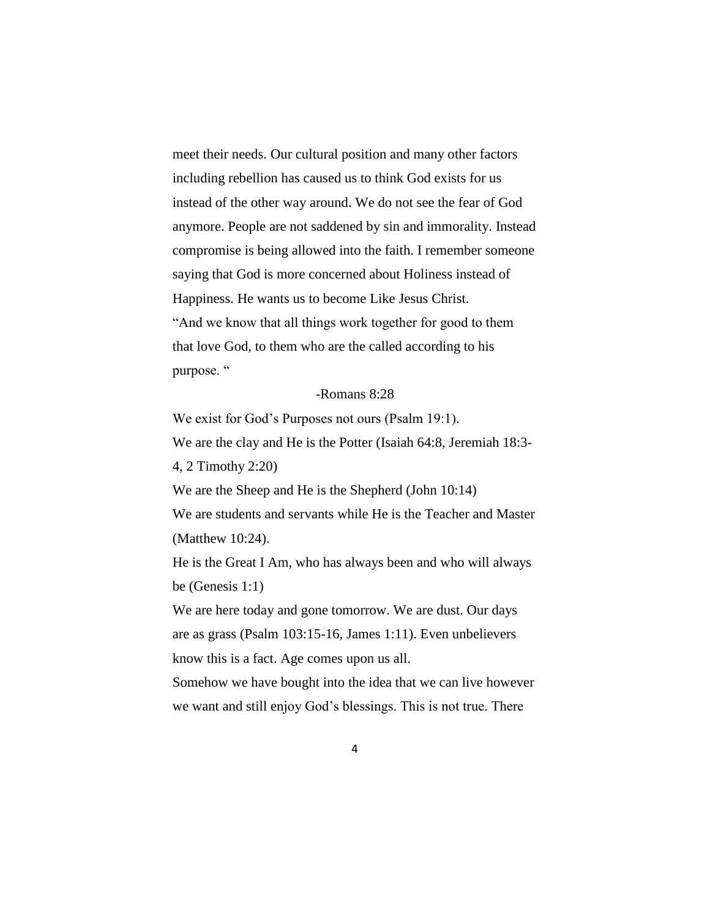meet their needs. Our cultural position and many other factors including rebellion has caused us to think God exists for us instead of the other way around. We do not see the fear of God anymore. People are not saddened by sin and immorality. Instead compromise is being allowed into the faith. I remember someone saying that God is more concerned about Holiness instead of Happiness. He wants us to become Like Jesus Christ.

"And we know that all things work together for good to them that love God, to them who are the called according to his purpose. "

-Romans 8:28

We exist for God's Purposes not ours (Psalm 19:1).

We are the clay and He is the Potter (Isaiah 64:8, Jeremiah 18:3-4, 2 Timothy 2:20)

We are the Sheep and He is the Shepherd (John 10:14)

We are students and servants while He is the Teacher and Master (Matthew 10:24).

He is the Great I Am, who has always been and who will always be (Genesis 1:1)

We are here today and gone tomorrow. We are dust. Our days are as grass (Psalm 103:15-16, James 1:11). Even unbelievers know this is a fact. Age comes upon us all.

Somehow we have bought into the idea that we can live however we want and still enjoy God's blessings. This is not true. There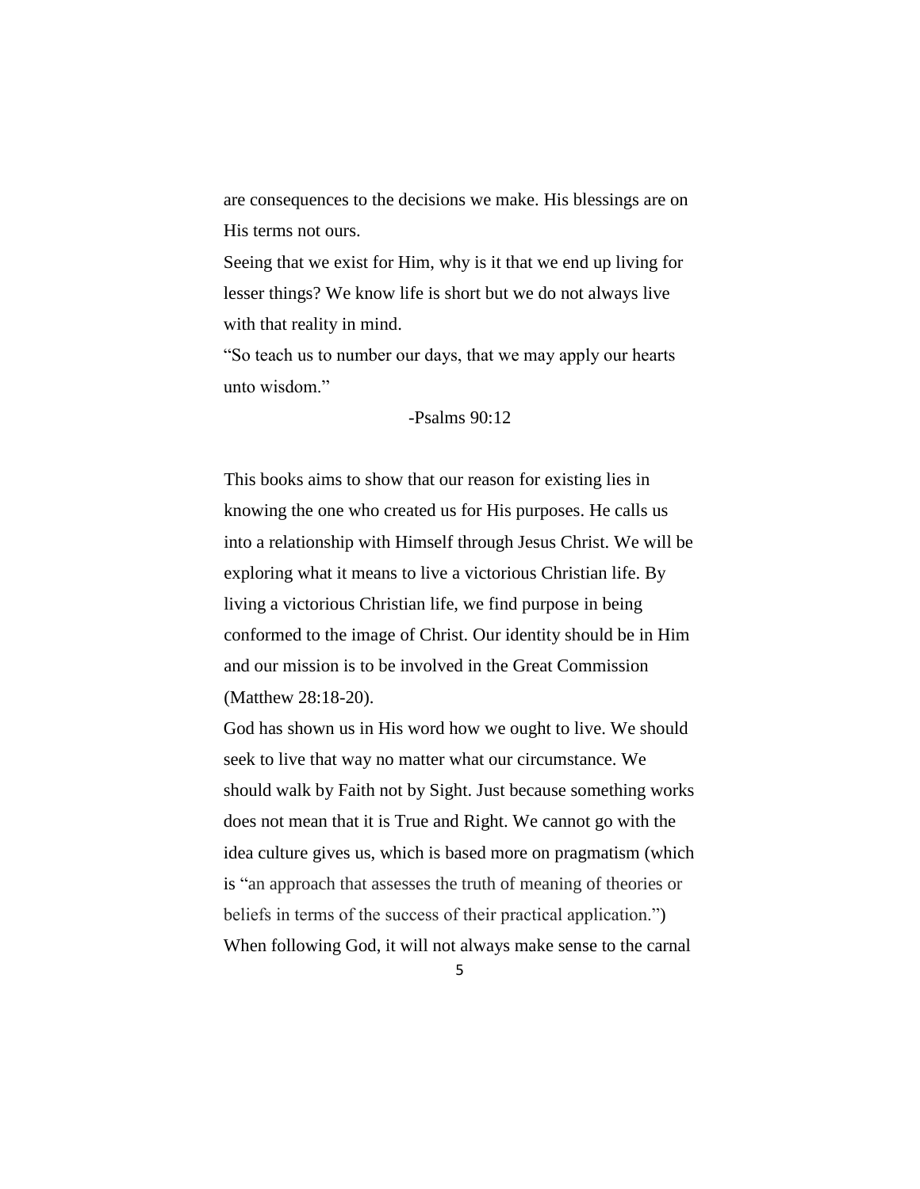are consequences to the decisions we make. His blessings are on His terms not ours.

Seeing that we exist for Him, why is it that we end up living for lesser things? We know life is short but we do not always live with that reality in mind.

"So teach us to number our days, that we may apply our hearts unto wisdom."

-Psalms 90:12

This books aims to show that our reason for existing lies in knowing the one who created us for His purposes. He calls us into a relationship with Himself through Jesus Christ. We will be exploring what it means to live a victorious Christian life. By living a victorious Christian life, we find purpose in being conformed to the image of Christ. Our identity should be in Him and our mission is to be involved in the Great Commission (Matthew 28:18-20).

God has shown us in His word how we ought to live. We should seek to live that way no matter what our circumstance. We should walk by Faith not by Sight. Just because something works does not mean that it is True and Right. We cannot go with the idea culture gives us, which is based more on pragmatism (which is "an approach that assesses the truth of meaning of theories or beliefs in terms of the success of their practical application.") When following God, it will not always make sense to the carnal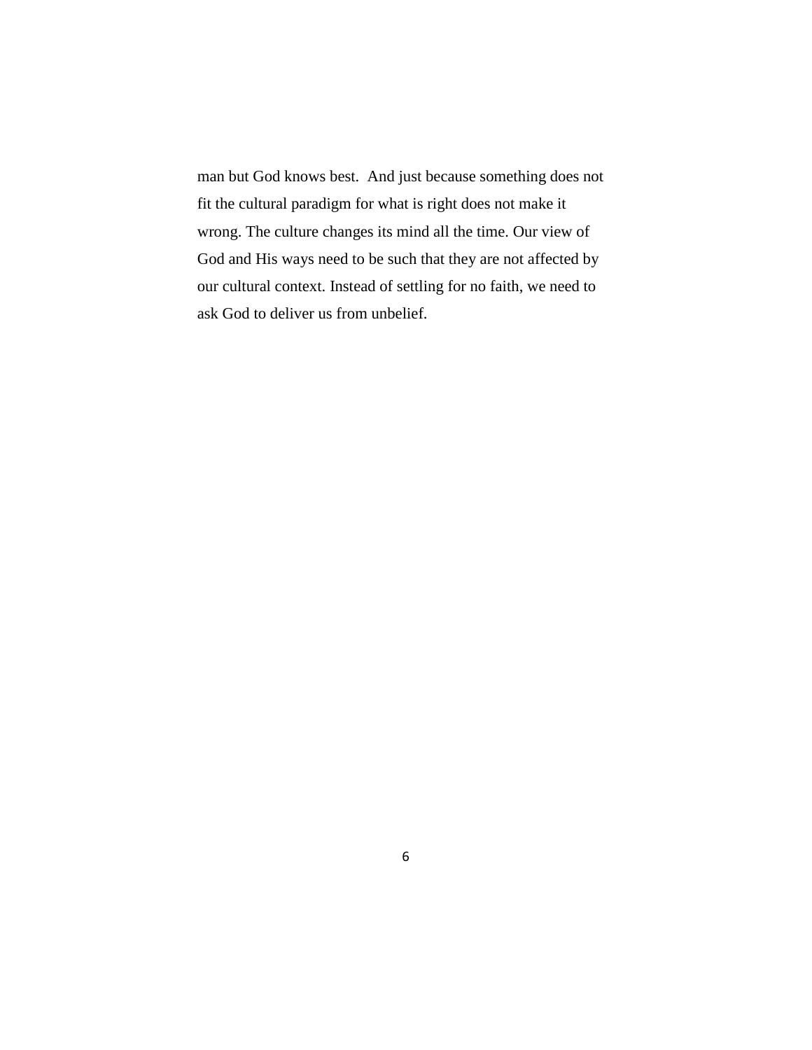man but God knows best. And just because something does not fit the cultural paradigm for what is right does not make it wrong. The culture changes its mind all the time. Our view of God and His ways need to be such that they are not affected by our cultural context. Instead of settling for no faith, we need to ask God to deliver us from unbelief.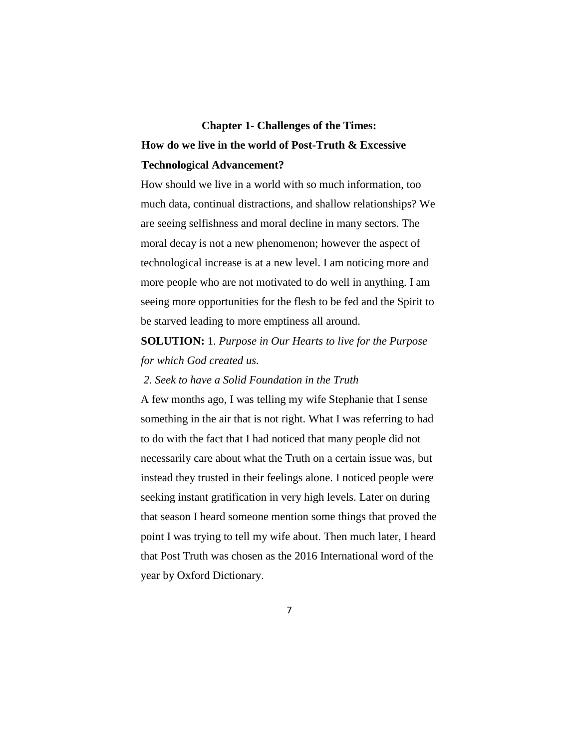## Chapter 1- Challenges of the Times:

## How do we live in the world of Post-Truth & Excessive Technological Advancement?

How should we live in a world with so much information, too much data, continual distractions, and shallow relationships? We are seeing selfishness and moral decline in many sectors. The moral decay is not a new phenomenon; however the aspect of technological increase is at a new level. I am noticing more and more people who are not motivated to do well in anything. I am seeing more opportunities for the flesh to be fed and the Spirit to be starved leading to more emptiness all around.

**SOLUTION:** 1. *Purpose in Our Hearts to live for the Purpose for which God created us.*

2. *Seek to have a Solid Foundation in the Truth*

A few months ago, I was telling my wife Stephanie that I sense something in the air that is not right. What I was referring to had to do with the fact that I had noticed that many people did not necessarily care about what the Truth on a certain issue was, but instead they trusted in their feelings alone. I noticed people were seeking instant gratification in very high levels. Later on during that season I heard someone mention some things that proved the point I was trying to tell my wife about. Then much later, I heard that Post Truth was chosen as the 2016 International word of the year by Oxford Dictionary.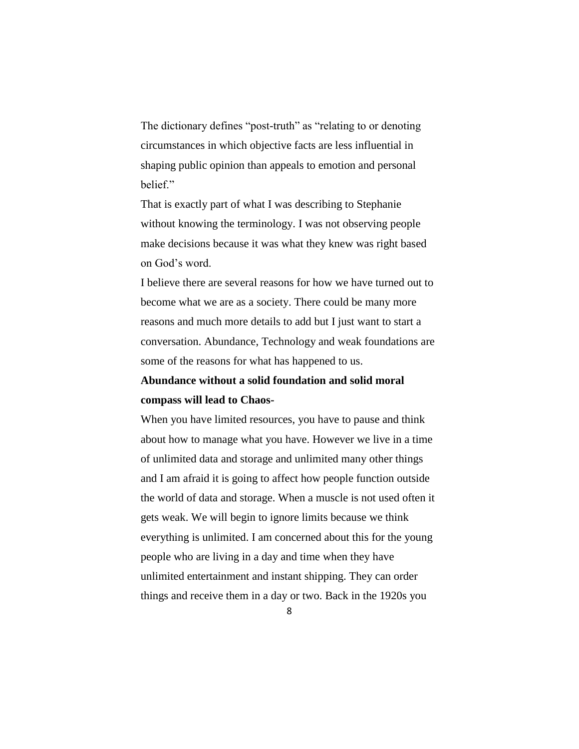The dictionary defines "post-truth" as "relating to or denoting circumstances in which objective facts are less influential in shaping public opinion than appeals to emotion and personal belief."

That is exactly part of what I was describing to Stephanie without knowing the terminology. I was not observing people make decisions because it was what they knew was right based on God's word.

I believe there are several reasons for how we have turned out to become what we are as a society. There could be many more reasons and much more details to add but I just want to start a conversation. Abundance, Technology and weak foundations are some of the reasons for what has happened to us.

**Abundance without a solid foundation and solid moral compass will lead to Chaos-**

When you have limited resources, you have to pause and think about how to manage what you have. However we live in a time of unlimited data and storage and unlimited many other things and I am afraid it is going to affect how people function outside the world of data and storage. When a muscle is not used often it gets weak. We will begin to ignore limits because we think everything is unlimited. I am concerned about this for the young people who are living in a day and time when they have unlimited entertainment and instant shipping. They can order things and receive them in a day or two. Back in the 1920s you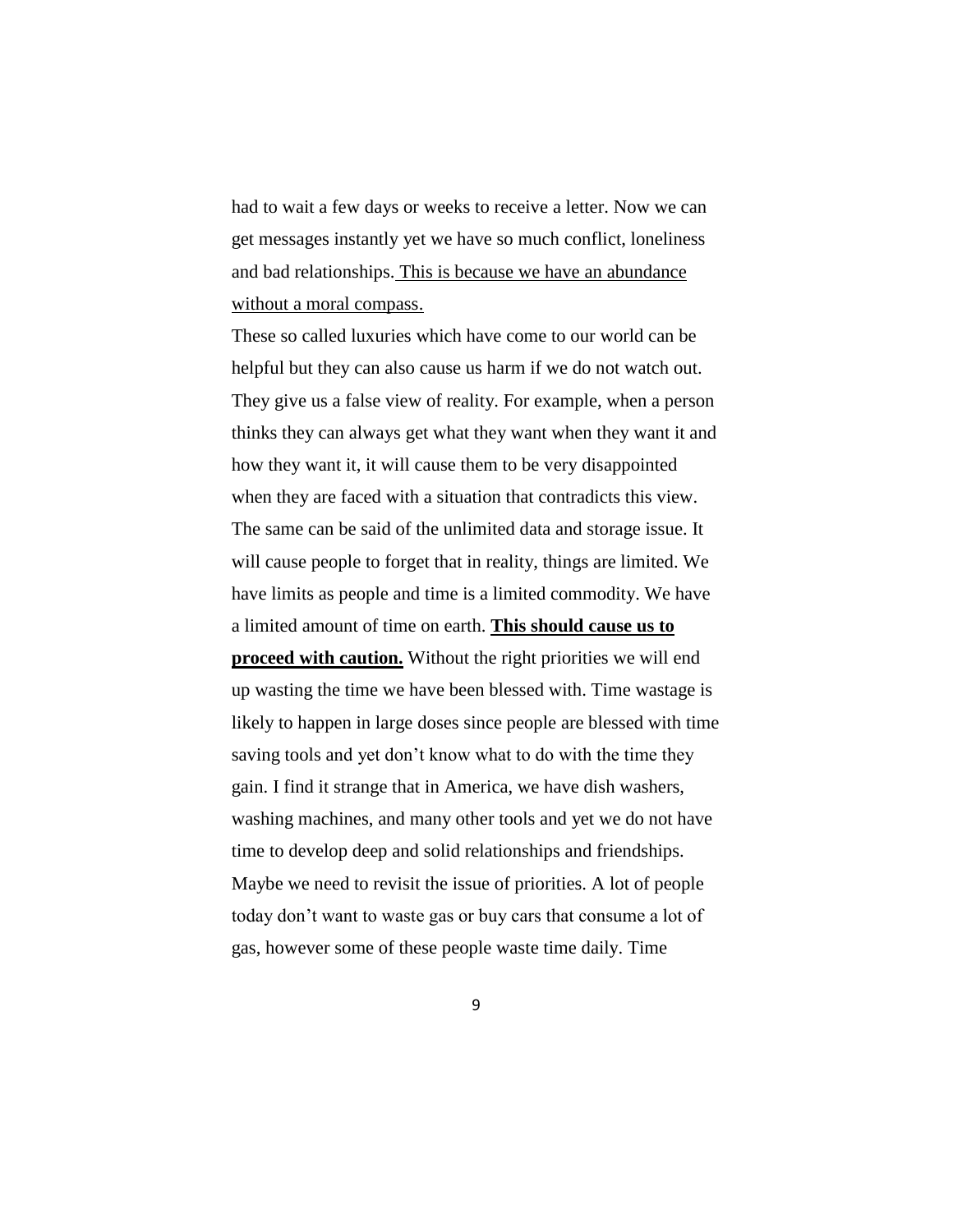had to wait a few days or weeks to receive a letter. Now we can get messages instantly yet we have so much conflict, loneliness and bad relationships. <u>This is because we have an abundance without a moral compass.</u>

These so called luxuries which have come to our world can be helpful but they can also cause us harm if we do not watch out. They give us a false view of reality. For example, when a person thinks they can always get what they want when they want it and how they want it, it will cause them to be very disappointed when they are faced with a situation that contradicts this view. The same can be said of the unlimited data and storage issue. It will cause people to forget that in reality, things are limited. We have limits as people and time is a limited commodity. We have a limited amount of time on earth. **<u>This should cause us to proceed with caution.</u>** Without the right priorities we will end up wasting the time we have been blessed with. Time wastage is likely to happen in large doses since people are blessed with time saving tools and yet don't know what to do with the time they gain. I find it strange that in America, we have dish washers, washing machines, and many other tools and yet we do not have time to develop deep and solid relationships and friendships. Maybe we need to revisit the issue of priorities. A lot of people today don't want to waste gas or buy cars that consume a lot of gas, however some of these people waste time daily. Time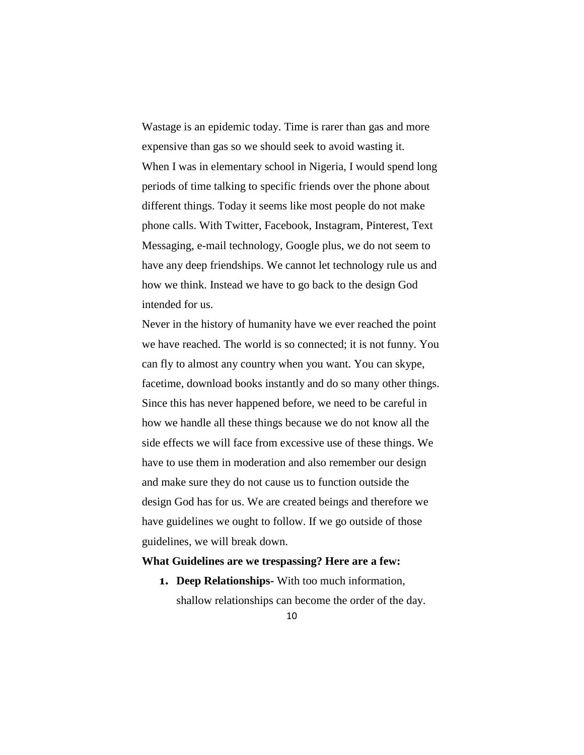Wastage is an epidemic today. Time is rarer than gas and more expensive than gas so we should seek to avoid wasting it.
When I was in elementary school in Nigeria, I would spend long periods of time talking to specific friends over the phone about different things. Today it seems like most people do not make phone calls. With Twitter, Facebook, Instagram, Pinterest, Text Messaging, e-mail technology, Google plus, we do not seem to have any deep friendships. We cannot let technology rule us and how we think. Instead we have to go back to the design God intended for us.
Never in the history of humanity have we ever reached the point we have reached. The world is so connected; it is not funny. You can fly to almost any country when you want. You can skype, facetime, download books instantly and do so many other things. Since this has never happened before, we need to be careful in how we handle all these things because we do not know all the side effects we will face from excessive use of these things. We have to use them in moderation and also remember our design and make sure they do not cause us to function outside the design God has for us. We are created beings and therefore we have guidelines we ought to follow. If we go outside of those guidelines, we will break down.

**What Guidelines are we trespassing? Here are a few:**

1. **Deep Relationships-** With too much information, shallow relationships can become the order of the day.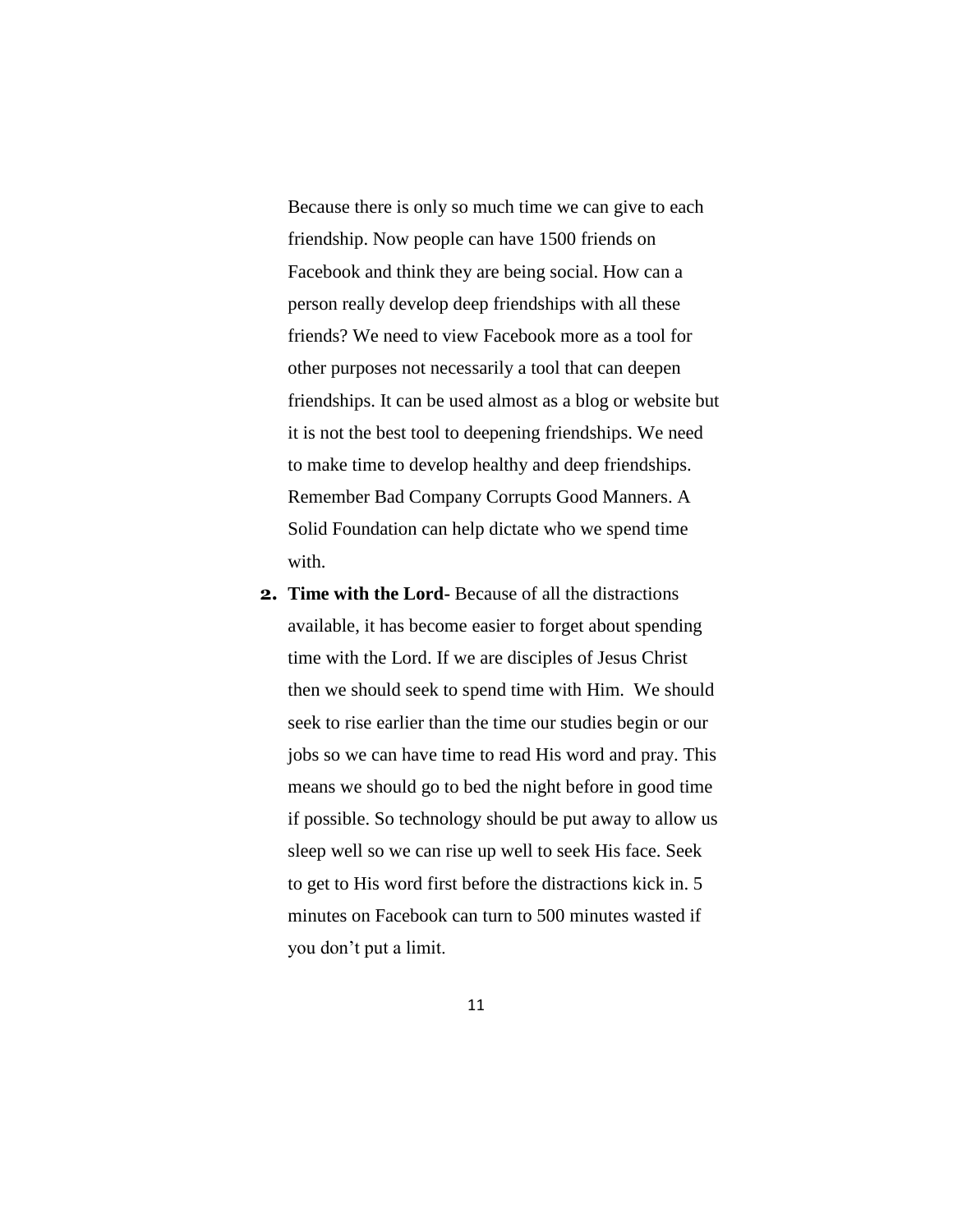Because there is only so much time we can give to each friendship. Now people can have 1500 friends on Facebook and think they are being social. How can a person really develop deep friendships with all these friends? We need to view Facebook more as a tool for other purposes not necessarily a tool that can deepen friendships. It can be used almost as a blog or website but it is not the best tool to deepening friendships. We need to make time to develop healthy and deep friendships. Remember Bad Company Corrupts Good Manners. A Solid Foundation can help dictate who we spend time with.

2. **Time with the Lord**- Because of all the distractions available, it has become easier to forget about spending time with the Lord. If we are disciples of Jesus Christ then we should seek to spend time with Him. We should seek to rise earlier than the time our studies begin or our jobs so we can have time to read His word and pray. This means we should go to bed the night before in good time if possible. So technology should be put away to allow us sleep well so we can rise up well to seek His face. Seek to get to His word first before the distractions kick in. 5 minutes on Facebook can turn to 500 minutes wasted if you don't put a limit.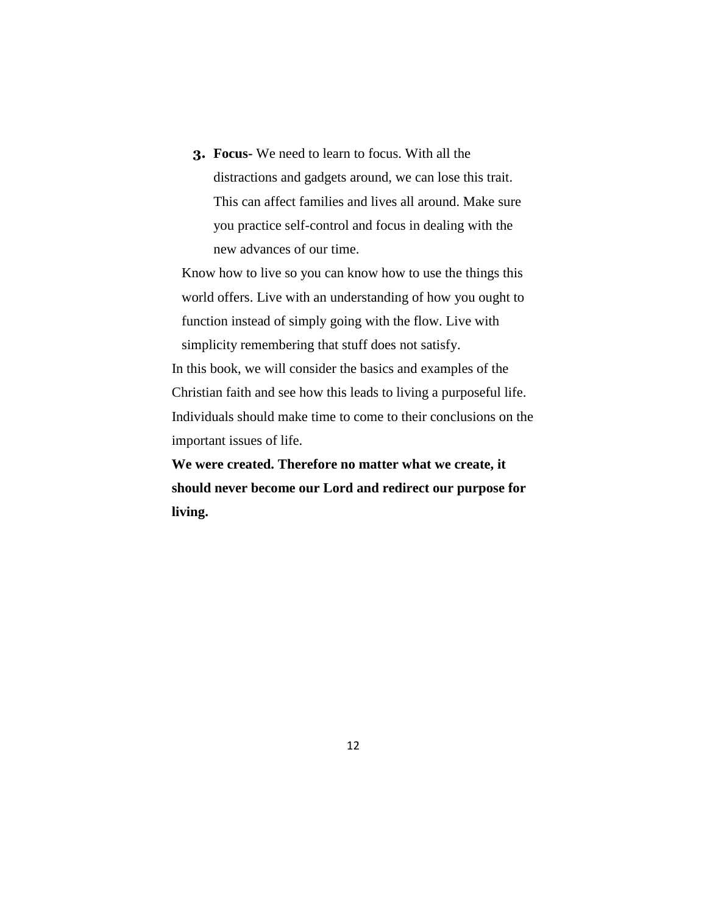3. **Focus-** We need to learn to focus. With all the distractions and gadgets around, we can lose this trait. This can affect families and lives all around. Make sure you practice self-control and focus in dealing with the new advances of our time.

Know how to live so you can know how to use the things this world offers. Live with an understanding of how you ought to function instead of simply going with the flow. Live with simplicity remembering that stuff does not satisfy.

In this book, we will consider the basics and examples of the Christian faith and see how this leads to living a purposeful life. Individuals should make time to come to their conclusions on the important issues of life.

**We were created. Therefore no matter what we create, it should never become our Lord and redirect our purpose for living.**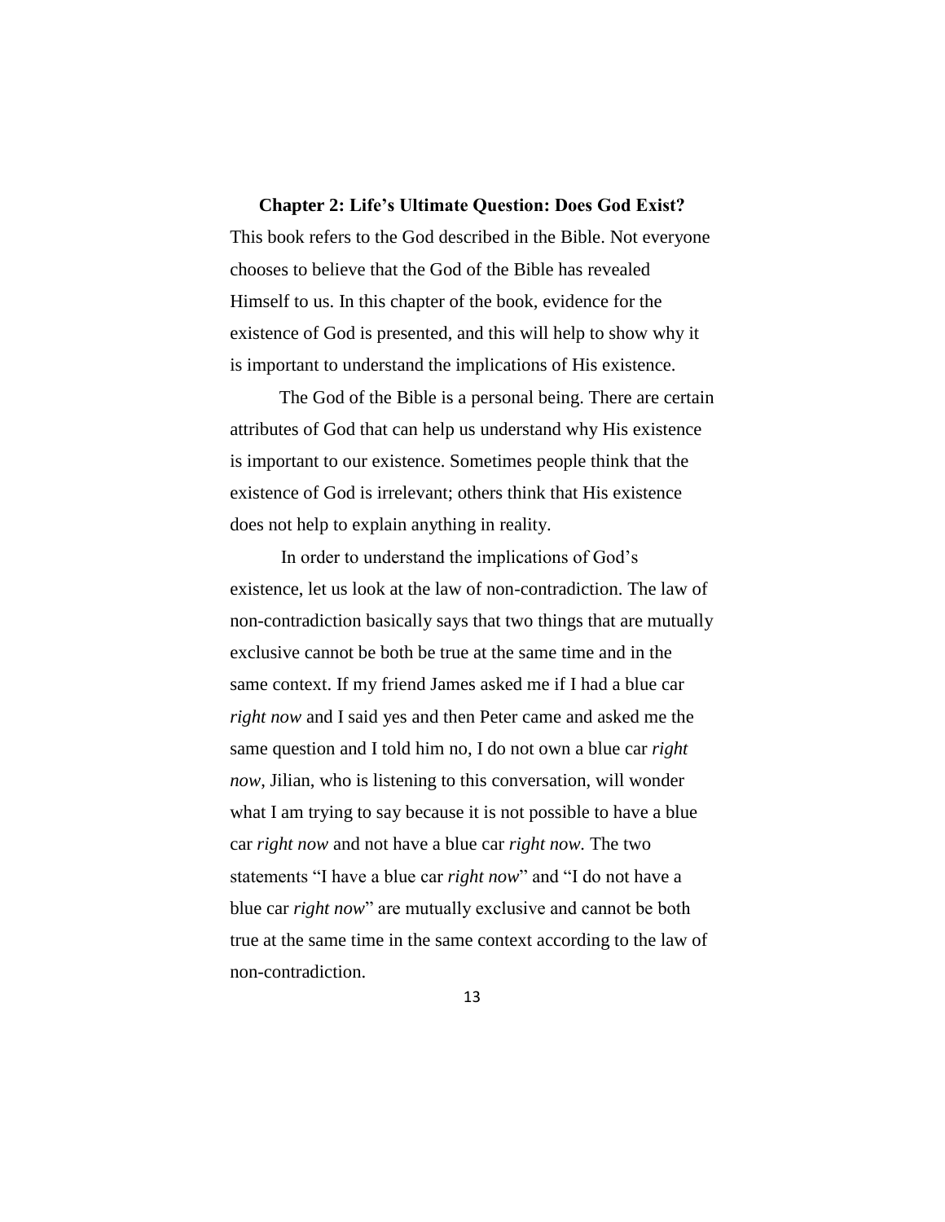## Chapter 2: Life's Ultimate Question: Does God Exist?

This book refers to the God described in the Bible. Not everyone chooses to believe that the God of the Bible has revealed Himself to us. In this chapter of the book, evidence for the existence of God is presented, and this will help to show why it is important to understand the implications of His existence.

The God of the Bible is a personal being. There are certain attributes of God that can help us understand why His existence is important to our existence. Sometimes people think that the existence of God is irrelevant; others think that His existence does not help to explain anything in reality.

In order to understand the implications of God's existence, let us look at the law of non-contradiction. The law of non-contradiction basically says that two things that are mutually exclusive cannot be both be true at the same time and in the same context. If my friend James asked me if I had a blue car *right now* and I said yes and then Peter came and asked me the same question and I told him no, I do not own a blue car *right now*, Jilian, who is listening to this conversation, will wonder what I am trying to say because it is not possible to have a blue car *right now* and not have a blue car *right now.* The two statements "I have a blue car *right now*" and "I do not have a blue car *right now*" are mutually exclusive and cannot be both true at the same time in the same context according to the law of non-contradiction.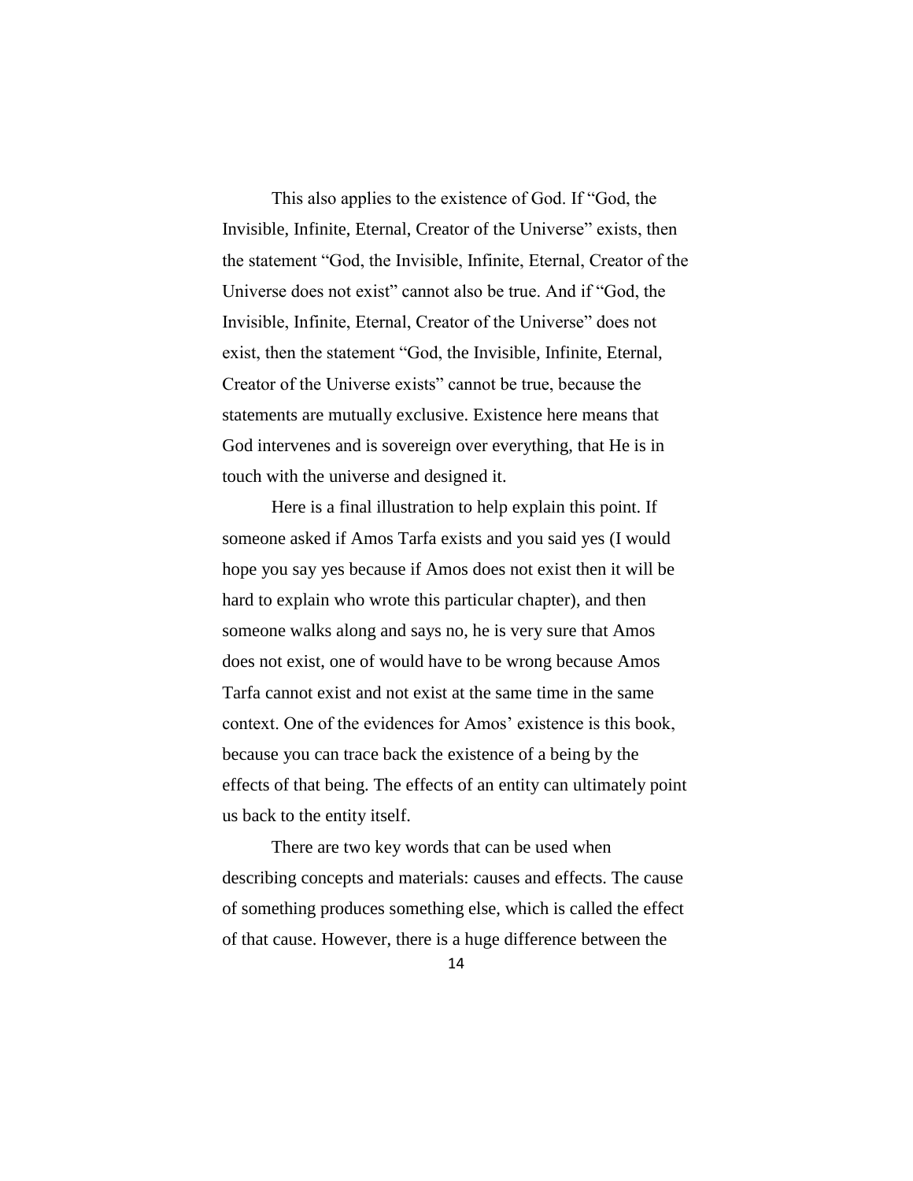This also applies to the existence of God. If "God, the Invisible, Infinite, Eternal, Creator of the Universe" exists, then the statement "God, the Invisible, Infinite, Eternal, Creator of the Universe does not exist" cannot also be true. And if "God, the Invisible, Infinite, Eternal, Creator of the Universe" does not exist, then the statement "God, the Invisible, Infinite, Eternal, Creator of the Universe exists" cannot be true, because the statements are mutually exclusive. Existence here means that God intervenes and is sovereign over everything, that He is in touch with the universe and designed it.

Here is a final illustration to help explain this point. If someone asked if Amos Tarfa exists and you said yes (I would hope you say yes because if Amos does not exist then it will be hard to explain who wrote this particular chapter), and then someone walks along and says no, he is very sure that Amos does not exist, one of would have to be wrong because Amos Tarfa cannot exist and not exist at the same time in the same context. One of the evidences for Amos' existence is this book, because you can trace back the existence of a being by the effects of that being. The effects of an entity can ultimately point us back to the entity itself.

There are two key words that can be used when describing concepts and materials: causes and effects. The cause of something produces something else, which is called the effect of that cause. However, there is a huge difference between the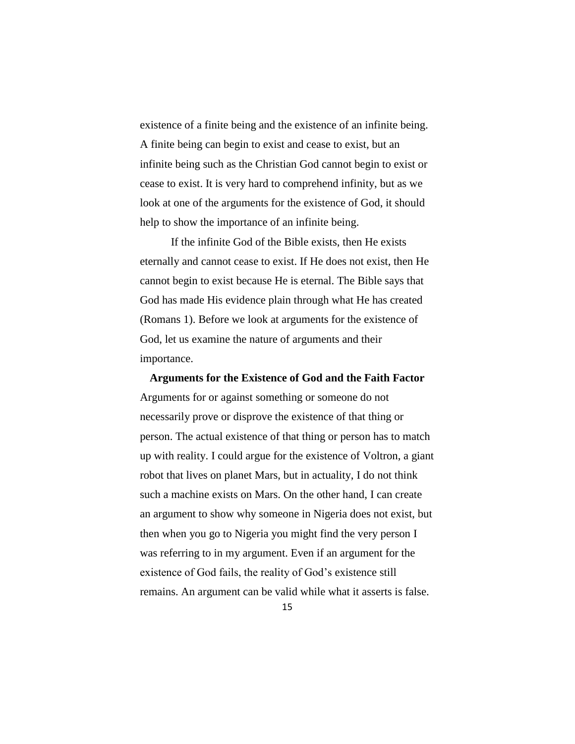existence of a finite being and the existence of an infinite being. A finite being can begin to exist and cease to exist, but an infinite being such as the Christian God cannot begin to exist or cease to exist. It is very hard to comprehend infinity, but as we look at one of the arguments for the existence of God, it should help to show the importance of an infinite being.

If the infinite God of the Bible exists, then He exists eternally and cannot cease to exist. If He does not exist, then He cannot begin to exist because He is eternal. The Bible says that God has made His evidence plain through what He has created (Romans 1). Before we look at arguments for the existence of God, let us examine the nature of arguments and their importance.

## Arguments for the Existence of God and the Faith Factor

Arguments for or against something or someone do not necessarily prove or disprove the existence of that thing or person. The actual existence of that thing or person has to match up with reality. I could argue for the existence of Voltron, a giant robot that lives on planet Mars, but in actuality, I do not think such a machine exists on Mars. On the other hand, I can create an argument to show why someone in Nigeria does not exist, but then when you go to Nigeria you might find the very person I was referring to in my argument. Even if an argument for the existence of God fails, the reality of God's existence still remains. An argument can be valid while what it asserts is false.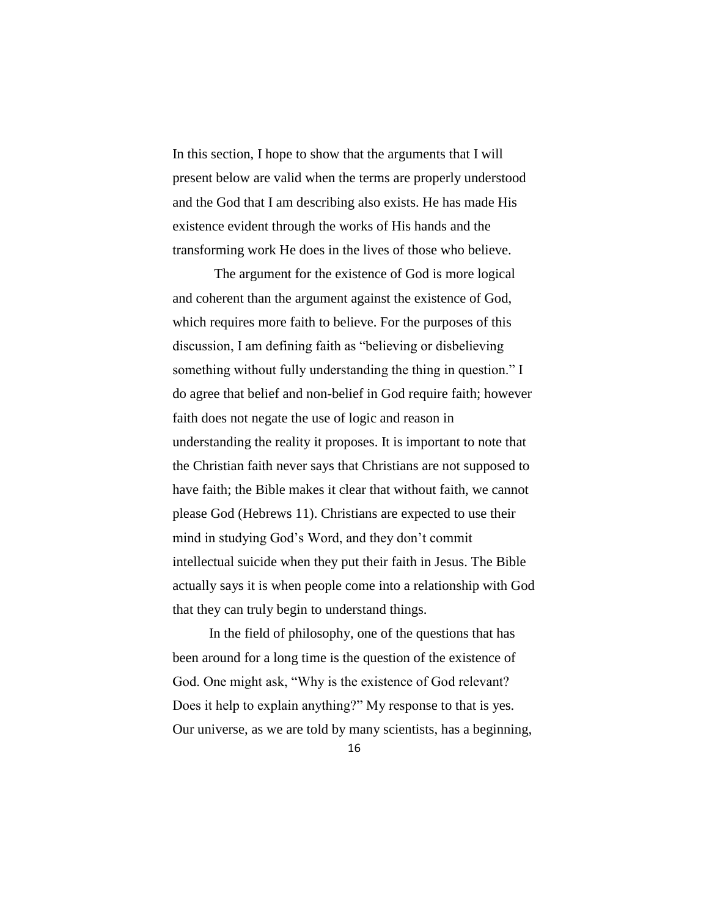In this section, I hope to show that the arguments that I will present below are valid when the terms are properly understood and the God that I am describing also exists. He has made His existence evident through the works of His hands and the transforming work He does in the lives of those who believe.

The argument for the existence of God is more logical and coherent than the argument against the existence of God, which requires more faith to believe. For the purposes of this discussion, I am defining faith as "believing or disbelieving something without fully understanding the thing in question." I do agree that belief and non-belief in God require faith; however faith does not negate the use of logic and reason in understanding the reality it proposes. It is important to note that the Christian faith never says that Christians are not supposed to have faith; the Bible makes it clear that without faith, we cannot please God (Hebrews 11). Christians are expected to use their mind in studying God's Word, and they don't commit intellectual suicide when they put their faith in Jesus. The Bible actually says it is when people come into a relationship with God that they can truly begin to understand things.

In the field of philosophy, one of the questions that has been around for a long time is the question of the existence of God. One might ask, "Why is the existence of God relevant? Does it help to explain anything?" My response to that is yes. Our universe, as we are told by many scientists, has a beginning,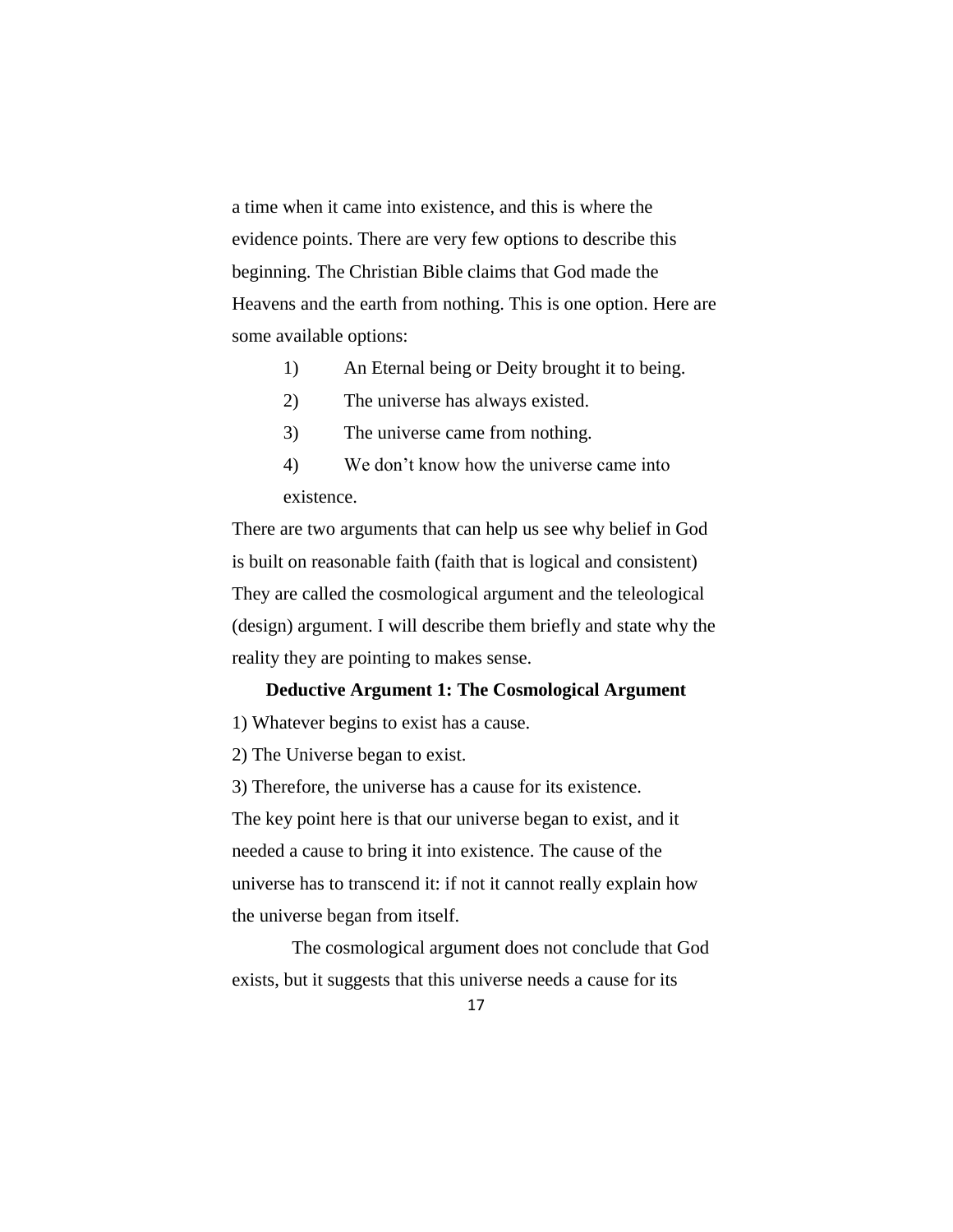a time when it came into existence, and this is where the evidence points. There are very few options to describe this beginning. The Christian Bible claims that God made the Heavens and the earth from nothing. This is one option. Here are some available options:

1) An Eternal being or Deity brought it to being.
2) The universe has always existed.
3) The universe came from nothing.
4) We don't know how the universe came into existence.

There are two arguments that can help us see why belief in God is built on reasonable faith (faith that is logical and consistent) They are called the cosmological argument and the teleological (design) argument. I will describe them briefly and state why the reality they are pointing to makes sense.

**Deductive Argument 1: The Cosmological Argument**

1) Whatever begins to exist has a cause.

2) The Universe began to exist.

3) Therefore, the universe has a cause for its existence.

The key point here is that our universe began to exist, and it needed a cause to bring it into existence. The cause of the universe has to transcend it: if not it cannot really explain how the universe began from itself.

The cosmological argument does not conclude that God exists, but it suggests that this universe needs a cause for its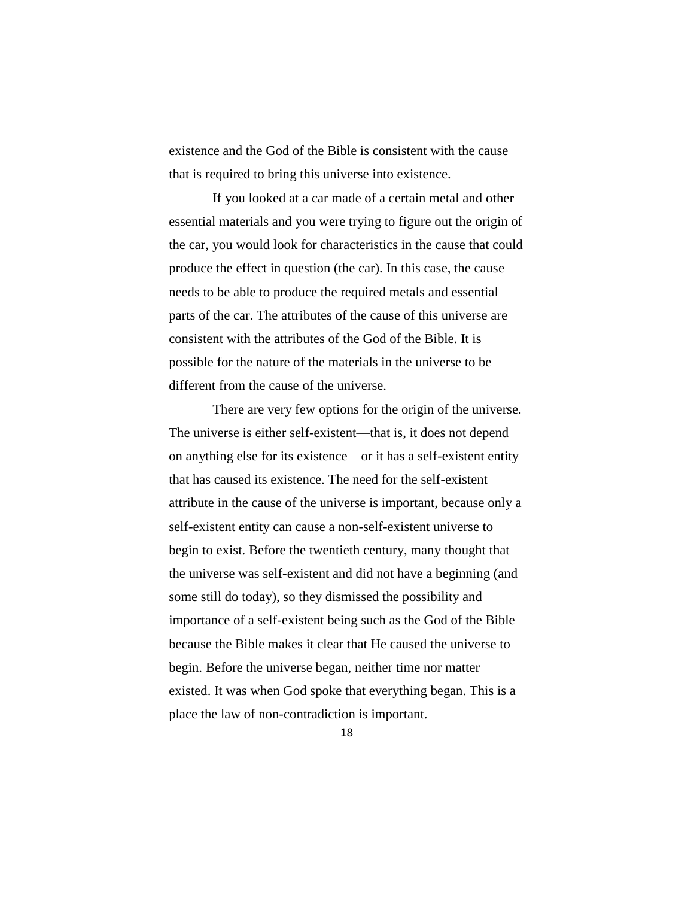existence and the God of the Bible is consistent with the cause that is required to bring this universe into existence.

If you looked at a car made of a certain metal and other essential materials and you were trying to figure out the origin of the car, you would look for characteristics in the cause that could produce the effect in question (the car). In this case, the cause needs to be able to produce the required metals and essential parts of the car. The attributes of the cause of this universe are consistent with the attributes of the God of the Bible. It is possible for the nature of the materials in the universe to be different from the cause of the universe.

There are very few options for the origin of the universe. The universe is either self-existent—that is, it does not depend on anything else for its existence—or it has a self-existent entity that has caused its existence. The need for the self-existent attribute in the cause of the universe is important, because only a self-existent entity can cause a non-self-existent universe to begin to exist. Before the twentieth century, many thought that the universe was self-existent and did not have a beginning (and some still do today), so they dismissed the possibility and importance of a self-existent being such as the God of the Bible because the Bible makes it clear that He caused the universe to begin. Before the universe began, neither time nor matter existed. It was when God spoke that everything began. This is a place the law of non-contradiction is important.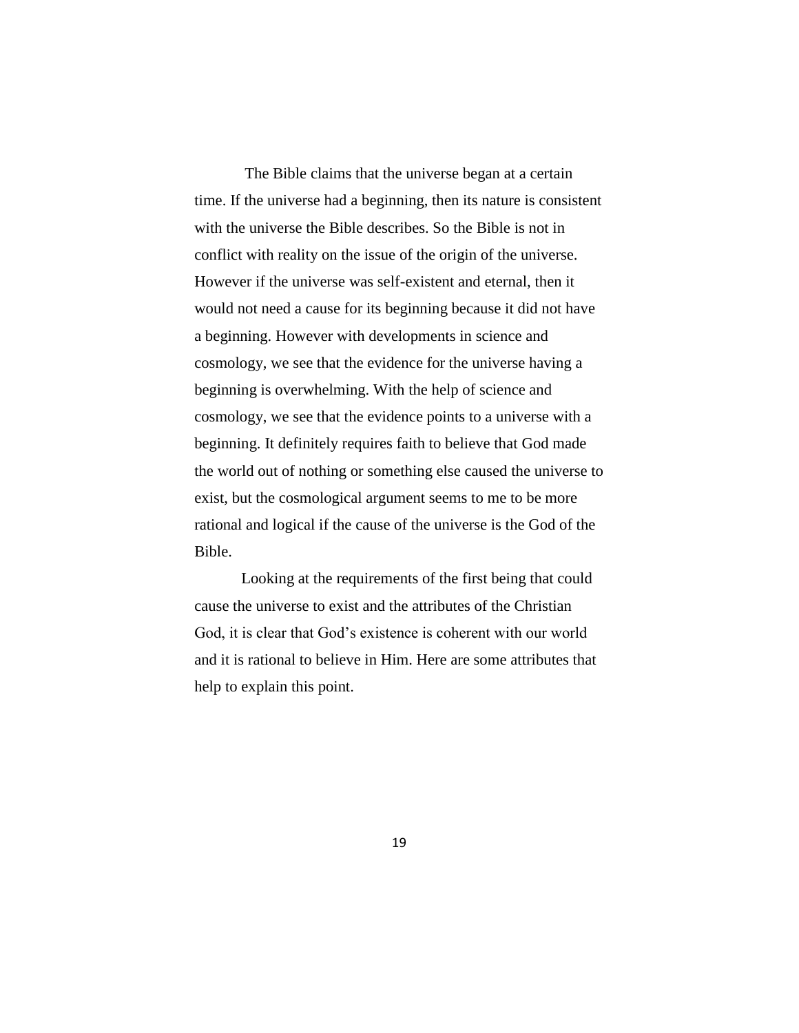The Bible claims that the universe began at a certain time. If the universe had a beginning, then its nature is consistent with the universe the Bible describes. So the Bible is not in conflict with reality on the issue of the origin of the universe. However if the universe was self-existent and eternal, then it would not need a cause for its beginning because it did not have a beginning. However with developments in science and cosmology, we see that the evidence for the universe having a beginning is overwhelming. With the help of science and cosmology, we see that the evidence points to a universe with a beginning. It definitely requires faith to believe that God made the world out of nothing or something else caused the universe to exist, but the cosmological argument seems to me to be more rational and logical if the cause of the universe is the God of the Bible.

Looking at the requirements of the first being that could cause the universe to exist and the attributes of the Christian God, it is clear that God's existence is coherent with our world and it is rational to believe in Him. Here are some attributes that help to explain this point.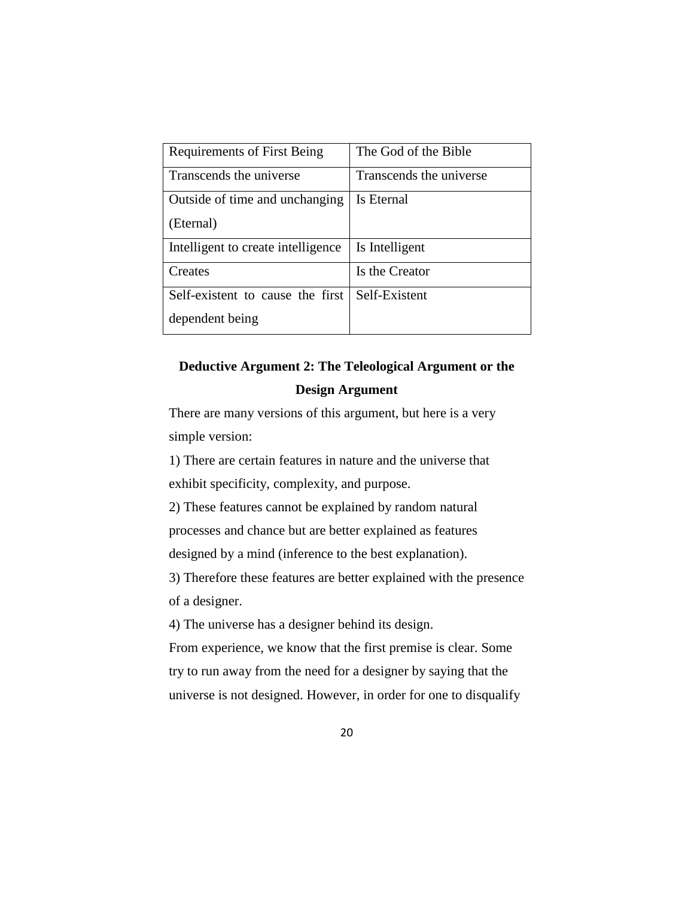| Requirements of First Being | The God of the Bible |
|---|---|
| Transcends the universe | Transcends the universe |
| Outside of time and unchanging (Eternal) | Is Eternal |
| Intelligent to create intelligence | Is Intelligent |
| Creates | Is the Creator |
| Self-existent to cause the first dependent being | Self-Existent |

## Deductive Argument 2: The Teleological Argument or the Design Argument

There are many versions of this argument, but here is a very simple version:

1) There are certain features in nature and the universe that exhibit specificity, complexity, and purpose.

2) These features cannot be explained by random natural processes and chance but are better explained as features designed by a mind (inference to the best explanation).

3) Therefore these features are better explained with the presence of a designer.

4) The universe has a designer behind its design.

From experience, we know that the first premise is clear. Some try to run away from the need for a designer by saying that the universe is not designed. However, in order for one to disqualify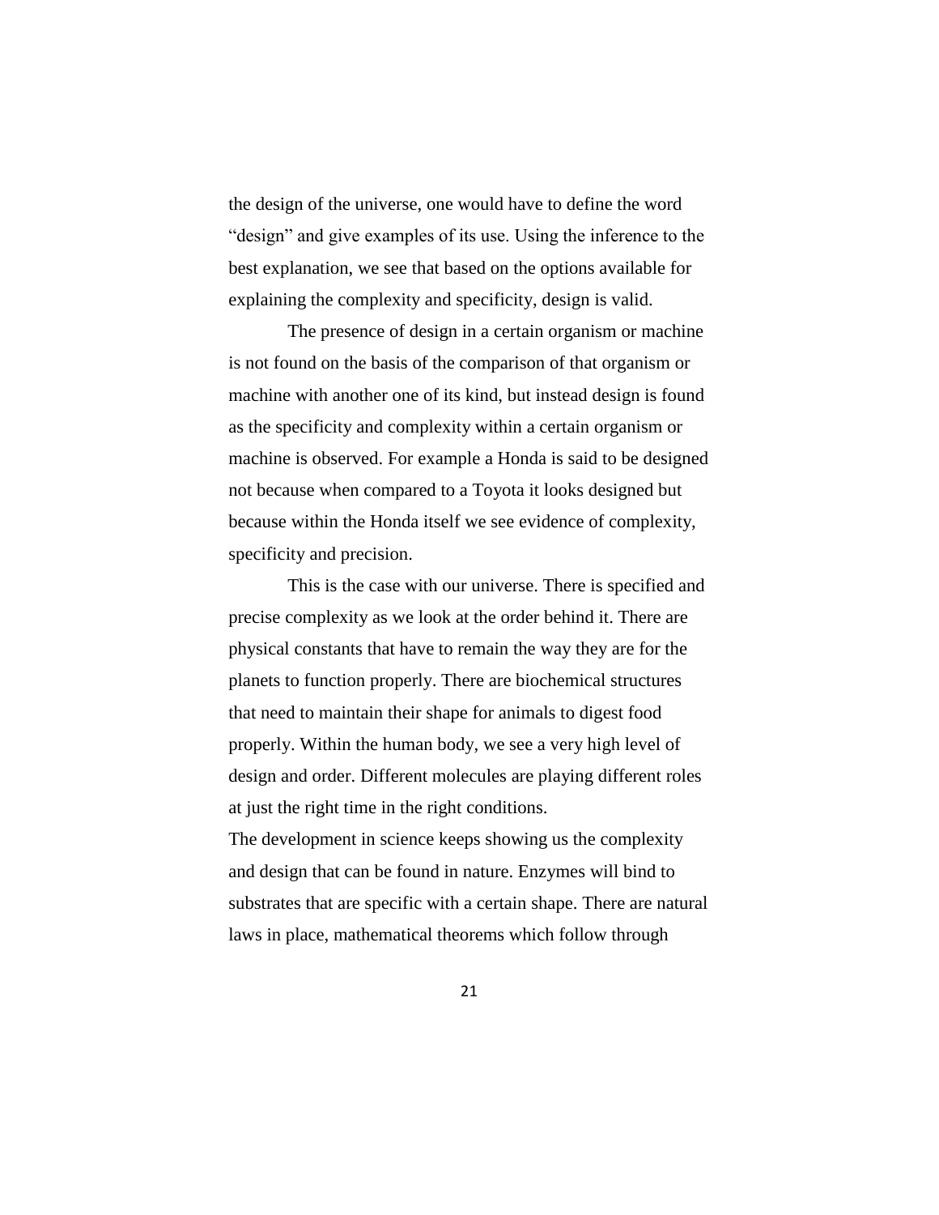the design of the universe, one would have to define the word "design" and give examples of its use. Using the inference to the best explanation, we see that based on the options available for explaining the complexity and specificity, design is valid.

The presence of design in a certain organism or machine is not found on the basis of the comparison of that organism or machine with another one of its kind, but instead design is found as the specificity and complexity within a certain organism or machine is observed. For example a Honda is said to be designed not because when compared to a Toyota it looks designed but because within the Honda itself we see evidence of complexity, specificity and precision.

This is the case with our universe. There is specified and precise complexity as we look at the order behind it. There are physical constants that have to remain the way they are for the planets to function properly. There are biochemical structures that need to maintain their shape for animals to digest food properly. Within the human body, we see a very high level of design and order. Different molecules are playing different roles at just the right time in the right conditions.

The development in science keeps showing us the complexity and design that can be found in nature. Enzymes will bind to substrates that are specific with a certain shape. There are natural laws in place, mathematical theorems which follow through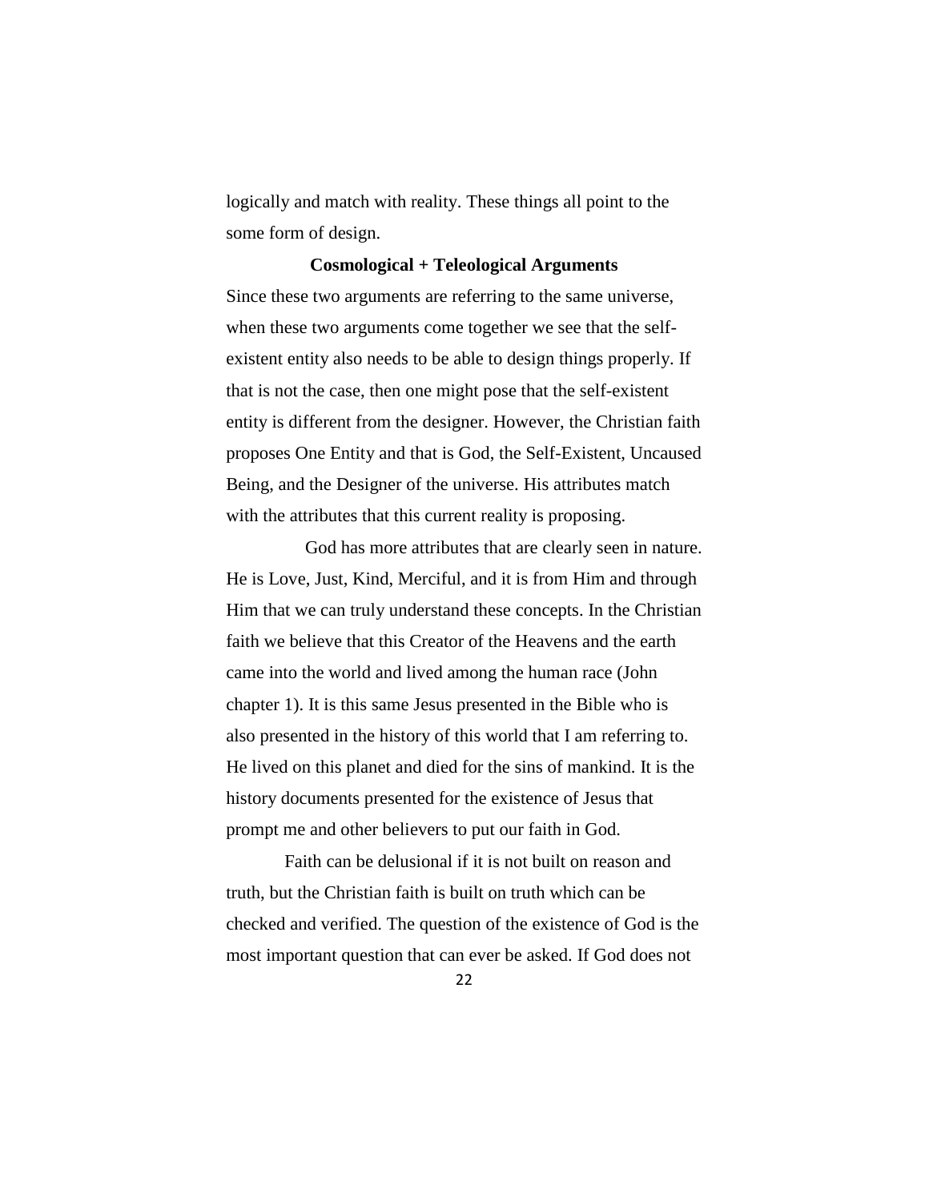logically and match with reality. These things all point to the some form of design.

### Cosmological + Teleological Arguments

Since these two arguments are referring to the same universe, when these two arguments come together we see that the self-existent entity also needs to be able to design things properly. If that is not the case, then one might pose that the self-existent entity is different from the designer. However, the Christian faith proposes One Entity and that is God, the Self-Existent, Uncaused Being, and the Designer of the universe. His attributes match with the attributes that this current reality is proposing.

God has more attributes that are clearly seen in nature. He is Love, Just, Kind, Merciful, and it is from Him and through Him that we can truly understand these concepts. In the Christian faith we believe that this Creator of the Heavens and the earth came into the world and lived among the human race (John chapter 1). It is this same Jesus presented in the Bible who is also presented in the history of this world that I am referring to. He lived on this planet and died for the sins of mankind. It is the history documents presented for the existence of Jesus that prompt me and other believers to put our faith in God.

Faith can be delusional if it is not built on reason and truth, but the Christian faith is built on truth which can be checked and verified. The question of the existence of God is the most important question that can ever be asked. If God does not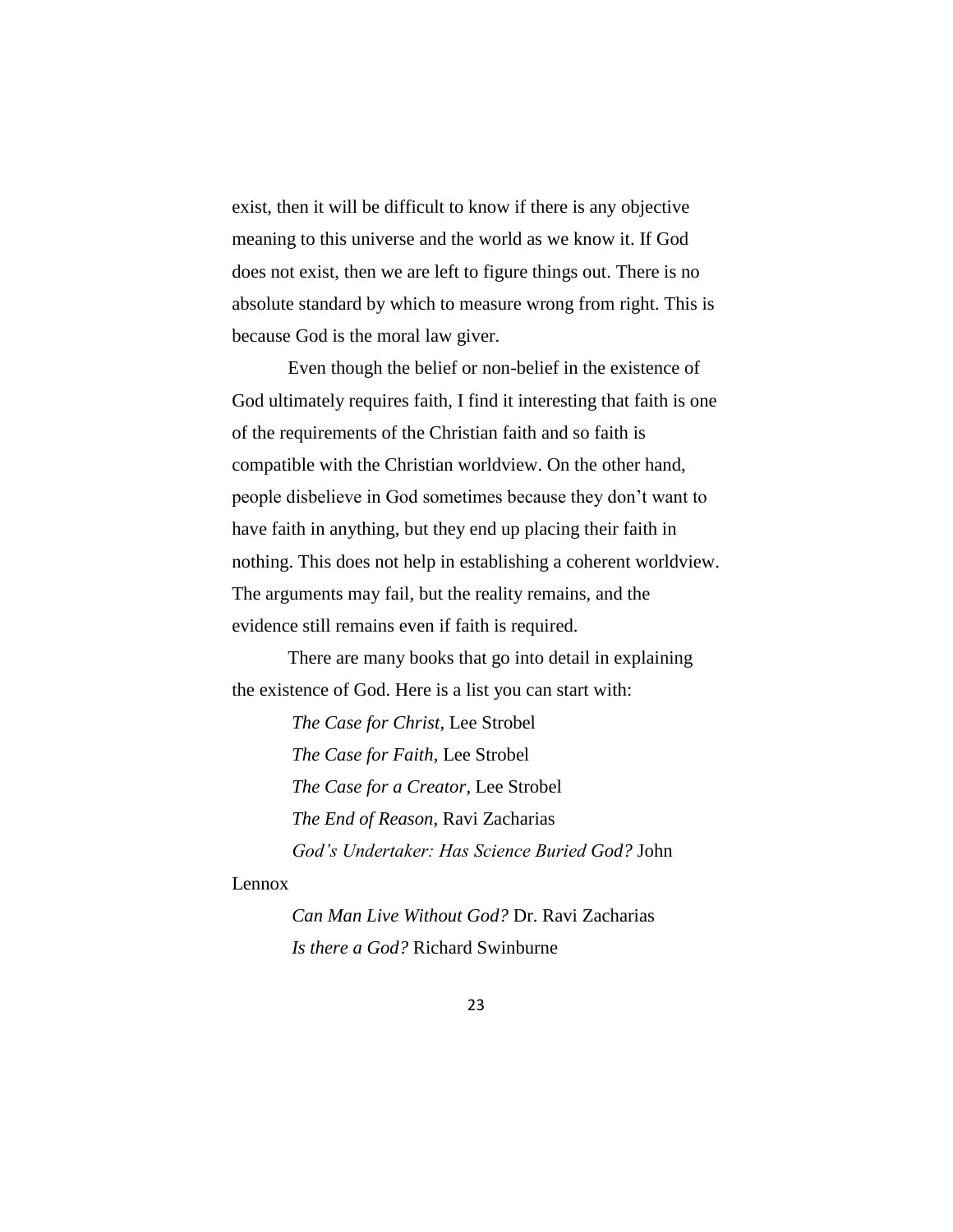exist, then it will be difficult to know if there is any objective meaning to this universe and the world as we know it. If God does not exist, then we are left to figure things out. There is no absolute standard by which to measure wrong from right. This is because God is the moral law giver.

Even though the belief or non-belief in the existence of God ultimately requires faith, I find it interesting that faith is one of the requirements of the Christian faith and so faith is compatible with the Christian worldview. On the other hand, people disbelieve in God sometimes because they don't want to have faith in anything, but they end up placing their faith in nothing. This does not help in establishing a coherent worldview. The arguments may fail, but the reality remains, and the evidence still remains even if faith is required.

There are many books that go into detail in explaining the existence of God. Here is a list you can start with:

*The Case for Christ*, Lee Strobel

*The Case for Faith*, Lee Strobel

*The Case for a Creator*, Lee Strobel

*The End of Reason*, Ravi Zacharias

*God's Undertaker: Has Science Buried God?* John Lennox

*Can Man Live Without God?* Dr. Ravi Zacharias

*Is there a God?* Richard Swinburne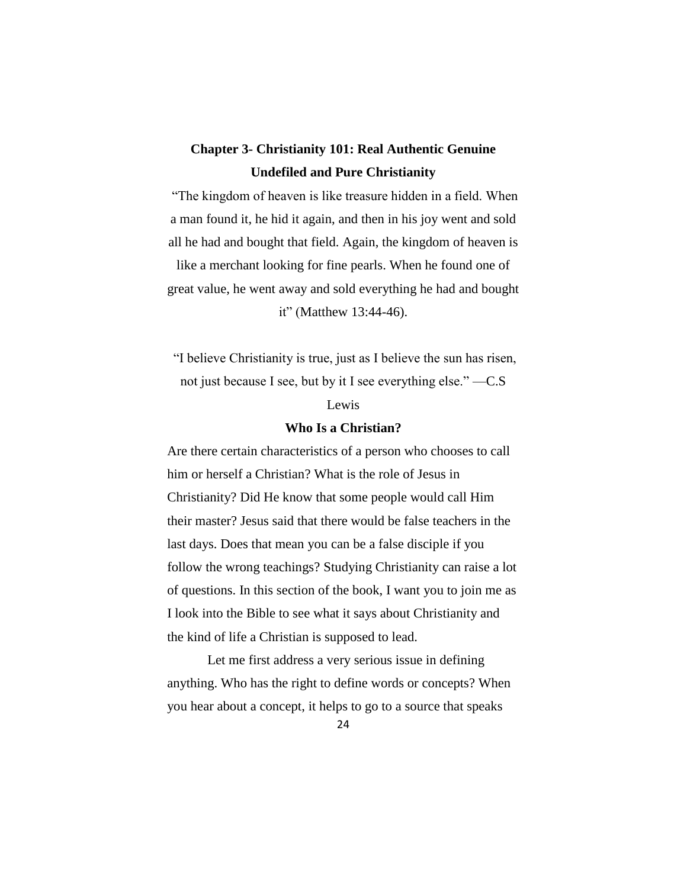## Chapter 3- Christianity 101: Real Authentic Genuine Undefiled and Pure Christianity

"The kingdom of heaven is like treasure hidden in a field. When a man found it, he hid it again, and then in his joy went and sold all he had and bought that field. Again, the kingdom of heaven is like a merchant looking for fine pearls. When he found one of great value, he went away and sold everything he had and bought it" (Matthew 13:44-46).

"I believe Christianity is true, just as I believe the sun has risen, not just because I see, but by it I see everything else." —C.S Lewis

### Who Is a Christian?

Are there certain characteristics of a person who chooses to call him or herself a Christian? What is the role of Jesus in Christianity? Did He know that some people would call Him their master? Jesus said that there would be false teachers in the last days. Does that mean you can be a false disciple if you follow the wrong teachings? Studying Christianity can raise a lot of questions. In this section of the book, I want you to join me as I look into the Bible to see what it says about Christianity and the kind of life a Christian is supposed to lead.

Let me first address a very serious issue in defining anything. Who has the right to define words or concepts? When you hear about a concept, it helps to go to a source that speaks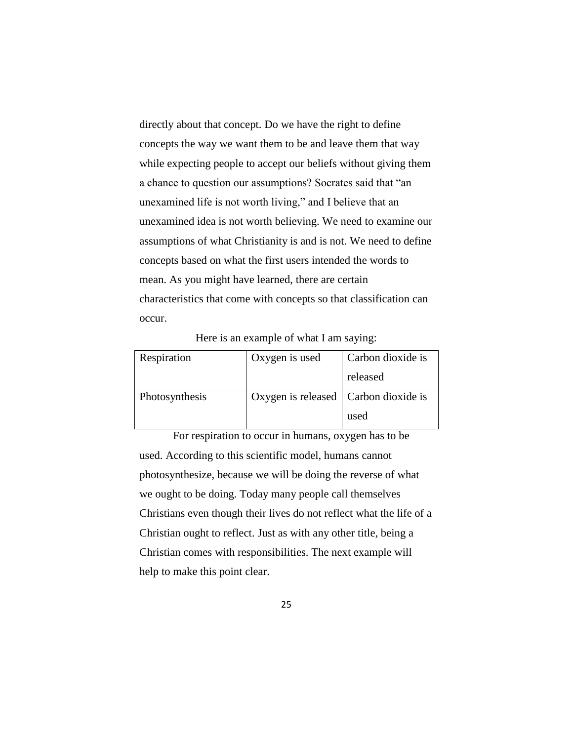directly about that concept. Do we have the right to define concepts the way we want them to be and leave them that way while expecting people to accept our beliefs without giving them a chance to question our assumptions? Socrates said that "an unexamined life is not worth living," and I believe that an unexamined idea is not worth believing. We need to examine our assumptions of what Christianity is and is not. We need to define concepts based on what the first users intended the words to mean. As you might have learned, there are certain characteristics that come with concepts so that classification can occur.

Here is an example of what I am saying:

| | | |
|---|---|---|
| Respiration | Oxygen is used | Carbon dioxide is released |
| Photosynthesis | Oxygen is released | Carbon dioxide is used |

For respiration to occur in humans, oxygen has to be used. According to this scientific model, humans cannot photosynthesize, because we will be doing the reverse of what we ought to be doing. Today many people call themselves Christians even though their lives do not reflect what the life of a Christian ought to reflect. Just as with any other title, being a Christian comes with responsibilities. The next example will help to make this point clear.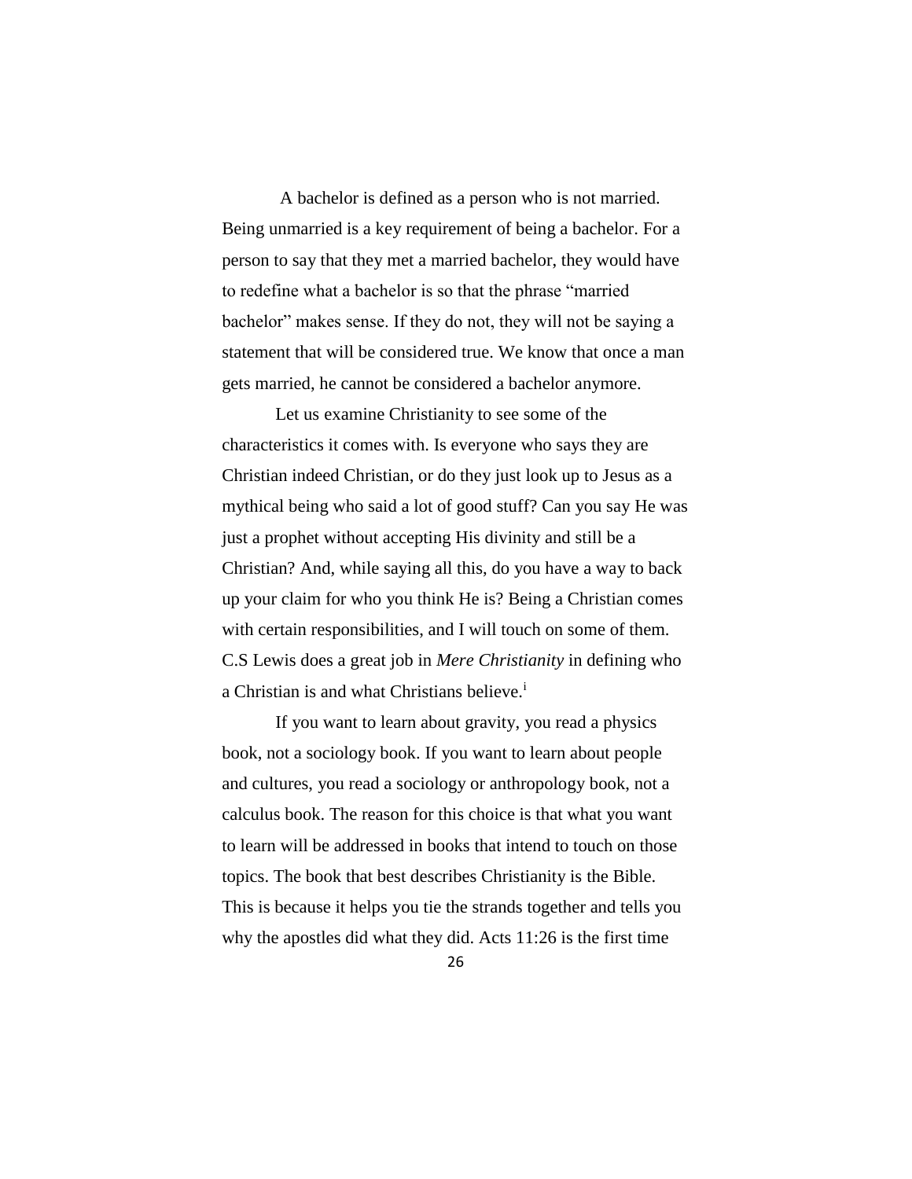A bachelor is defined as a person who is not married. Being unmarried is a key requirement of being a bachelor. For a person to say that they met a married bachelor, they would have to redefine what a bachelor is so that the phrase "married bachelor" makes sense. If they do not, they will not be saying a statement that will be considered true. We know that once a man gets married, he cannot be considered a bachelor anymore.

Let us examine Christianity to see some of the characteristics it comes with. Is everyone who says they are Christian indeed Christian, or do they just look up to Jesus as a mythical being who said a lot of good stuff? Can you say He was just a prophet without accepting His divinity and still be a Christian? And, while saying all this, do you have a way to back up your claim for who you think He is? Being a Christian comes with certain responsibilities, and I will touch on some of them. C.S Lewis does a great job in *Mere Christianity* in defining who a Christian is and what Christians believe.[i]

If you want to learn about gravity, you read a physics book, not a sociology book. If you want to learn about people and cultures, you read a sociology or anthropology book, not a calculus book. The reason for this choice is that what you want to learn will be addressed in books that intend to touch on those topics. The book that best describes Christianity is the Bible. This is because it helps you tie the strands together and tells you why the apostles did what they did. Acts 11:26 is the first time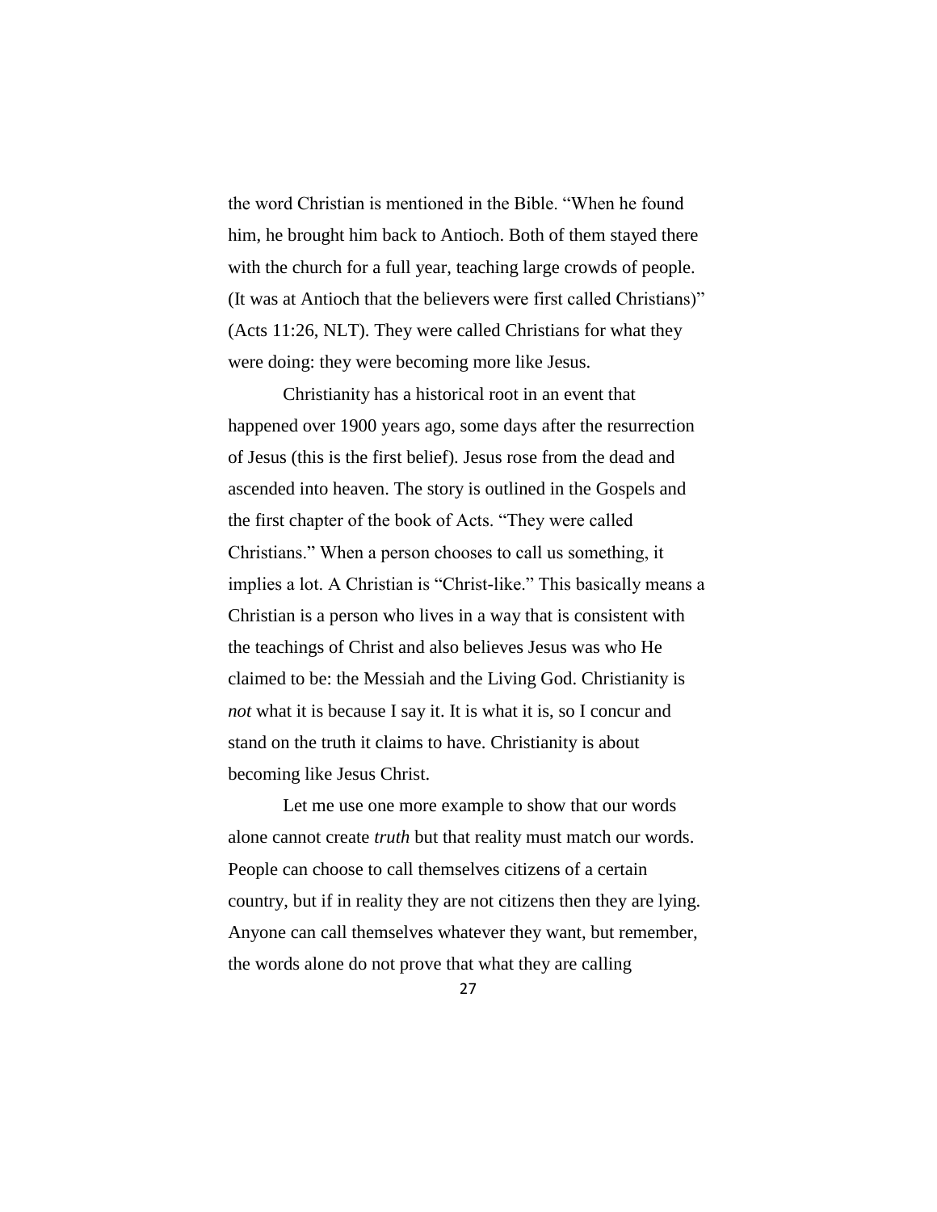the word Christian is mentioned in the Bible. "When he found him, he brought him back to Antioch. Both of them stayed there with the church for a full year, teaching large crowds of people. (It was at Antioch that the believers were first called Christians)" (Acts 11:26, NLT). They were called Christians for what they were doing: they were becoming more like Jesus.

Christianity has a historical root in an event that happened over 1900 years ago, some days after the resurrection of Jesus (this is the first belief). Jesus rose from the dead and ascended into heaven. The story is outlined in the Gospels and the first chapter of the book of Acts. "They were called Christians." When a person chooses to call us something, it implies a lot. A Christian is "Christ-like." This basically means a Christian is a person who lives in a way that is consistent with the teachings of Christ and also believes Jesus was who He claimed to be: the Messiah and the Living God. Christianity is *not* what it is because I say it. It is what it is, so I concur and stand on the truth it claims to have. Christianity is about becoming like Jesus Christ.

Let me use one more example to show that our words alone cannot create *truth* but that reality must match our words. People can choose to call themselves citizens of a certain country, but if in reality they are not citizens then they are lying. Anyone can call themselves whatever they want, but remember, the words alone do not prove that what they are calling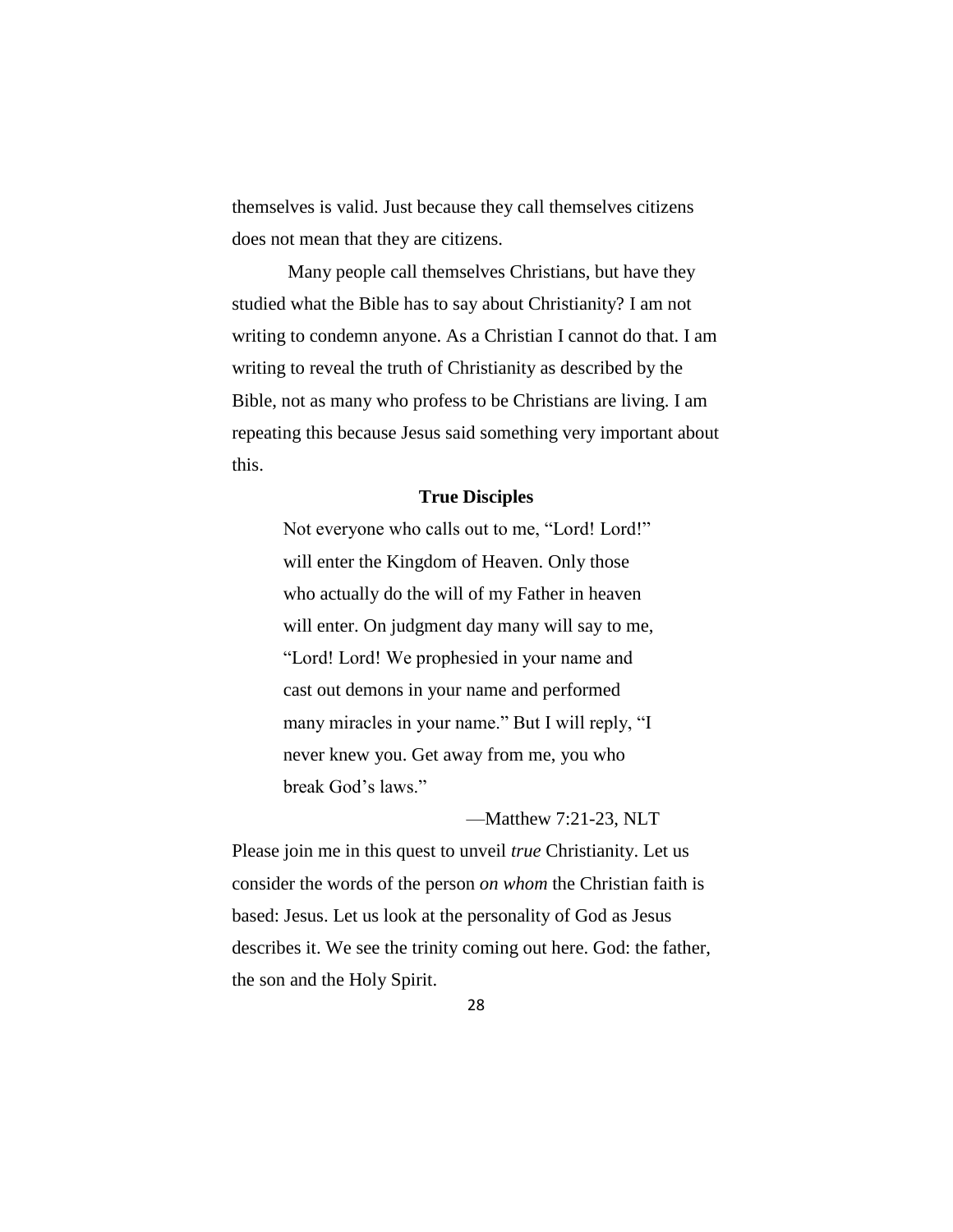themselves is valid. Just because they call themselves citizens does not mean that they are citizens.

Many people call themselves Christians, but have they studied what the Bible has to say about Christianity? I am not writing to condemn anyone. As a Christian I cannot do that. I am writing to reveal the truth of Christianity as described by the Bible, not as many who profess to be Christians are living. I am repeating this because Jesus said something very important about this.

### True Disciples

> Not everyone who calls out to me, "Lord! Lord!" will enter the Kingdom of Heaven. Only those who actually do the will of my Father in heaven will enter. On judgment day many will say to me, "Lord! Lord! We prophesied in your name and cast out demons in your name and performed many miracles in your name." But I will reply, "I never knew you. Get away from me, you who break God's laws."
>
> —Matthew 7:21-23, NLT

Please join me in this quest to unveil *true* Christianity. Let us consider the words of the person *on whom* the Christian faith is based: Jesus. Let us look at the personality of God as Jesus describes it. We see the trinity coming out here. God: the father, the son and the Holy Spirit.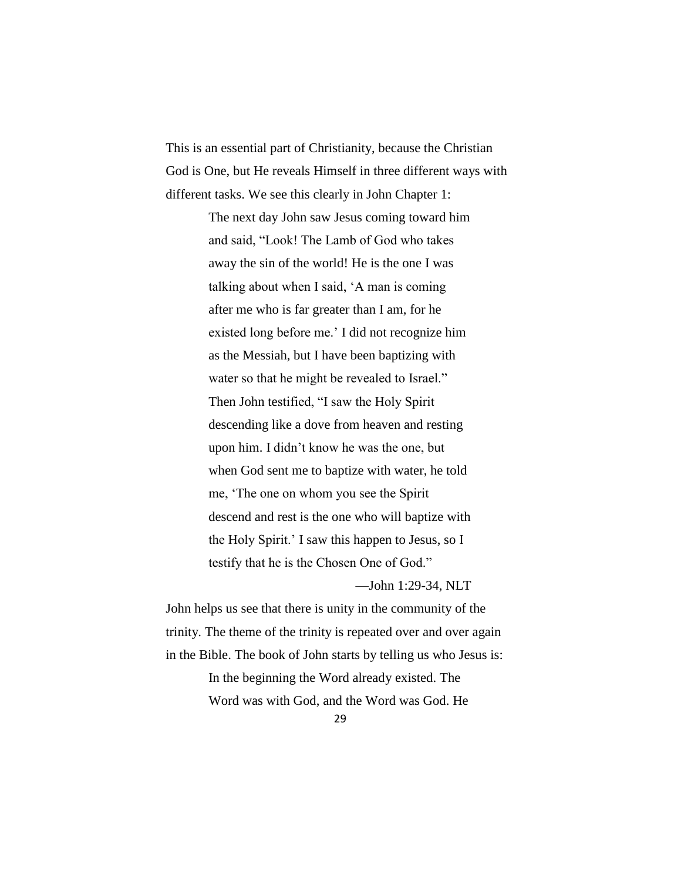This is an essential part of Christianity, because the Christian God is One, but He reveals Himself in three different ways with different tasks. We see this clearly in John Chapter 1:

> The next day John saw Jesus coming toward him and said, "Look! The Lamb of God who takes away the sin of the world! He is the one I was talking about when I said, 'A man is coming after me who is far greater than I am, for he existed long before me.' I did not recognize him as the Messiah, but I have been baptizing with water so that he might be revealed to Israel." Then John testified, "I saw the Holy Spirit descending like a dove from heaven and resting upon him. I didn't know he was the one, but when God sent me to baptize with water, he told me, 'The one on whom you see the Spirit descend and rest is the one who will baptize with the Holy Spirit.' I saw this happen to Jesus, so I testify that he is the Chosen One of God."
>
> —John 1:29-34, NLT

John helps us see that there is unity in the community of the trinity. The theme of the trinity is repeated over and over again in the Bible. The book of John starts by telling us who Jesus is:

> In the beginning the Word already existed. The Word was with God, and the Word was God. He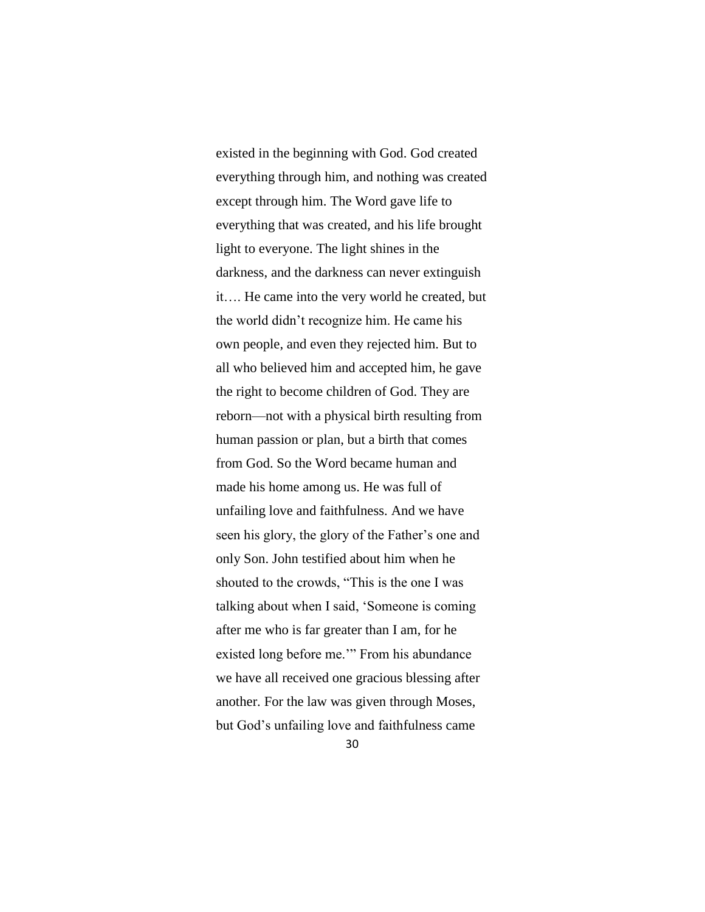existed in the beginning with God. God created everything through him, and nothing was created except through him. The Word gave life to everything that was created, and his life brought light to everyone. The light shines in the darkness, and the darkness can never extinguish it…. He came into the very world he created, but the world didn't recognize him. He came his own people, and even they rejected him. But to all who believed him and accepted him, he gave the right to become children of God. They are reborn—not with a physical birth resulting from human passion or plan, but a birth that comes from God. So the Word became human and made his home among us. He was full of unfailing love and faithfulness. And we have seen his glory, the glory of the Father's one and only Son. John testified about him when he shouted to the crowds, "This is the one I was talking about when I said, 'Someone is coming after me who is far greater than I am, for he existed long before me.'" From his abundance we have all received one gracious blessing after another. For the law was given through Moses, but God's unfailing love and faithfulness came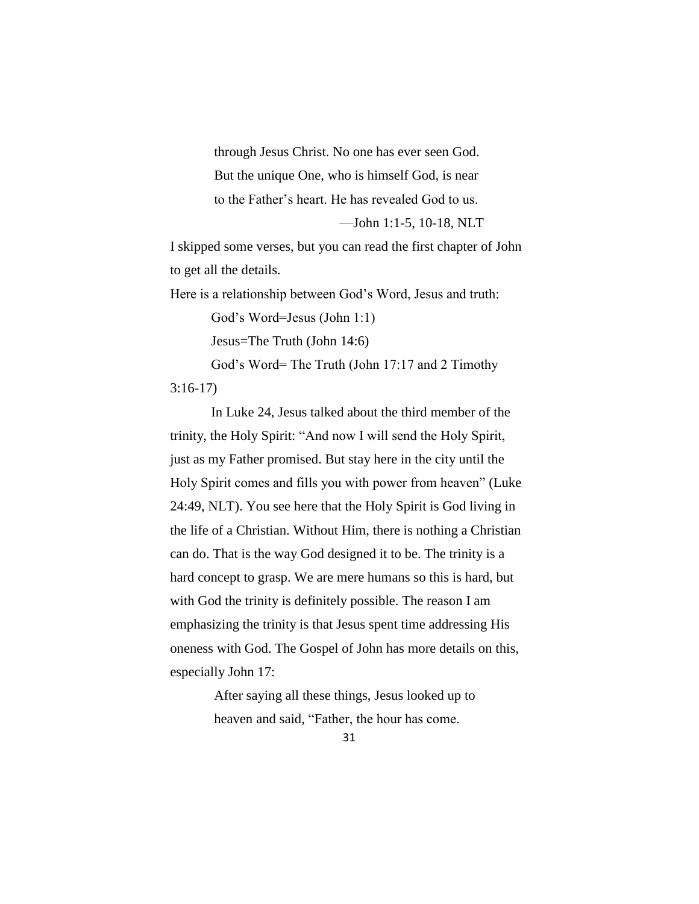> through Jesus Christ. No one has ever seen God. But the unique One, who is himself God, is near to the Father's heart. He has revealed God to us.
>
> —John 1:1-5, 10-18, NLT

I skipped some verses, but you can read the first chapter of John to get all the details.

Here is a relationship between God's Word, Jesus and truth:

God's Word=Jesus (John 1:1)

Jesus=The Truth (John 14:6)

God's Word= The Truth (John 17:17 and 2 Timothy 3:16-17)

In Luke 24, Jesus talked about the third member of the trinity, the Holy Spirit: "And now I will send the Holy Spirit, just as my Father promised. But stay here in the city until the Holy Spirit comes and fills you with power from heaven" (Luke 24:49, NLT). You see here that the Holy Spirit is God living in the life of a Christian. Without Him, there is nothing a Christian can do. That is the way God designed it to be. The trinity is a hard concept to grasp. We are mere humans so this is hard, but with God the trinity is definitely possible. The reason I am emphasizing the trinity is that Jesus spent time addressing His oneness with God. The Gospel of John has more details on this, especially John 17:

> After saying all these things, Jesus looked up to heaven and said, "Father, the hour has come.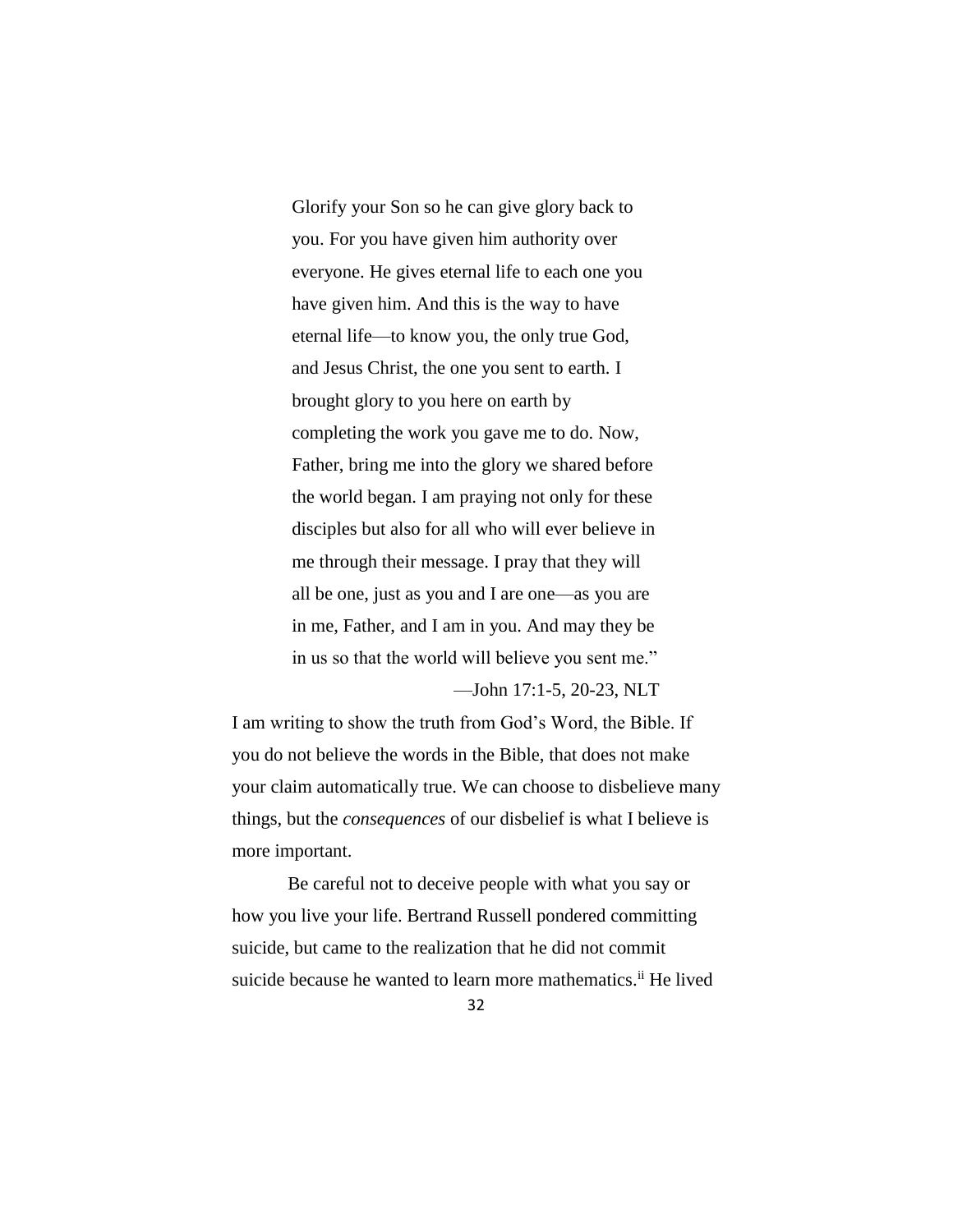> Glorify your Son so he can give glory back to you. For you have given him authority over everyone. He gives eternal life to each one you have given him. And this is the way to have eternal life—to know you, the only true God, and Jesus Christ, the one you sent to earth. I brought glory to you here on earth by completing the work you gave me to do. Now, Father, bring me into the glory we shared before the world began. I am praying not only for these disciples but also for all who will ever believe in me through their message. I pray that they will all be one, just as you and I are one—as you are in me, Father, and I am in you. And may they be in us so that the world will believe you sent me."
>
> —John 17:1-5, 20-23, NLT

I am writing to show the truth from God's Word, the Bible. If you do not believe the words in the Bible, that does not make your claim automatically true. We can choose to disbelieve many things, but the *consequences* of our disbelief is what I believe is more important.

Be careful not to deceive people with what you say or how you live your life. Bertrand Russell pondered committing suicide, but came to the realization that he did not commit suicide because he wanted to learn more mathematics.[ii] He lived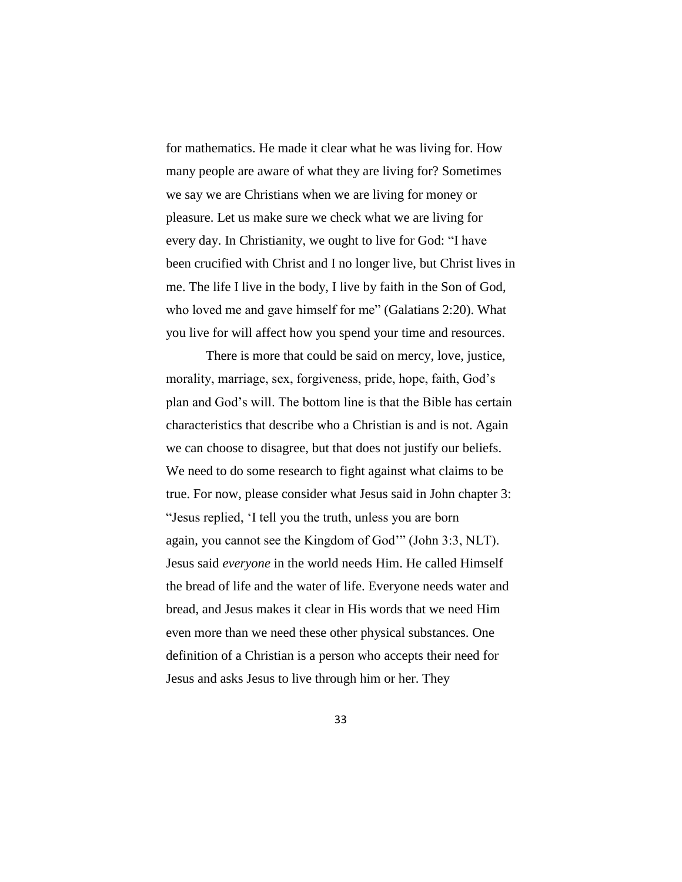for mathematics. He made it clear what he was living for. How many people are aware of what they are living for? Sometimes we say we are Christians when we are living for money or pleasure. Let us make sure we check what we are living for every day. In Christianity, we ought to live for God: "I have been crucified with Christ and I no longer live, but Christ lives in me. The life I live in the body, I live by faith in the Son of God, who loved me and gave himself for me" (Galatians 2:20). What you live for will affect how you spend your time and resources.

There is more that could be said on mercy, love, justice, morality, marriage, sex, forgiveness, pride, hope, faith, God's plan and God's will. The bottom line is that the Bible has certain characteristics that describe who a Christian is and is not. Again we can choose to disagree, but that does not justify our beliefs. We need to do some research to fight against what claims to be true. For now, please consider what Jesus said in John chapter 3: "Jesus replied, 'I tell you the truth, unless you are born again, you cannot see the Kingdom of God'" (John 3:3, NLT). Jesus said *everyone* in the world needs Him. He called Himself the bread of life and the water of life. Everyone needs water and bread, and Jesus makes it clear in His words that we need Him even more than we need these other physical substances. One definition of a Christian is a person who accepts their need for Jesus and asks Jesus to live through him or her. They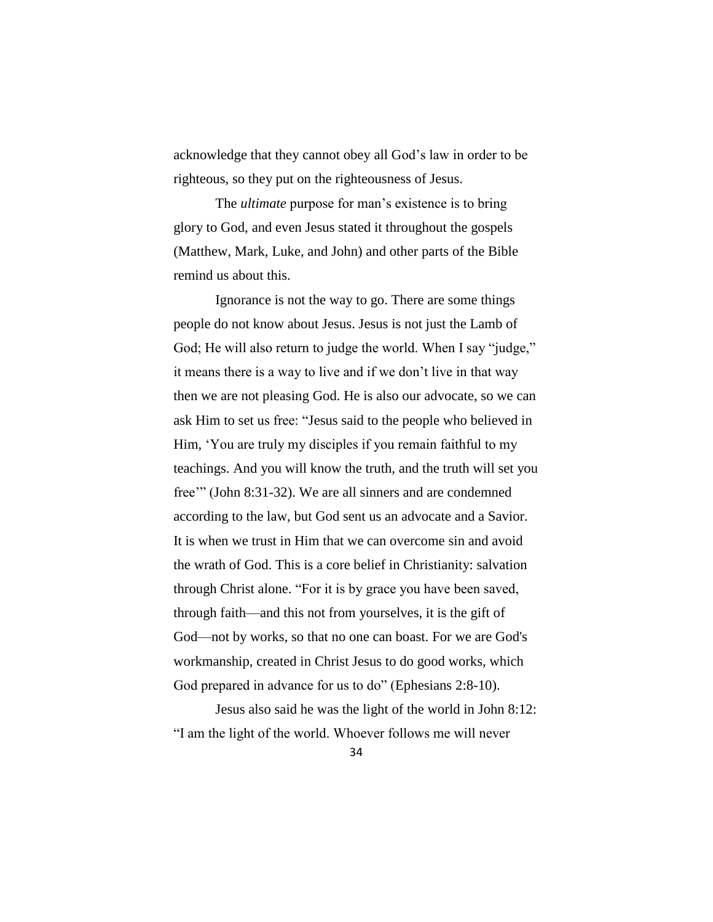acknowledge that they cannot obey all God's law in order to be righteous, so they put on the righteousness of Jesus.

The *ultimate* purpose for man's existence is to bring glory to God, and even Jesus stated it throughout the gospels (Matthew, Mark, Luke, and John) and other parts of the Bible remind us about this.

Ignorance is not the way to go. There are some things people do not know about Jesus. Jesus is not just the Lamb of God; He will also return to judge the world. When I say "judge," it means there is a way to live and if we don't live in that way then we are not pleasing God. He is also our advocate, so we can ask Him to set us free: "Jesus said to the people who believed in Him, 'You are truly my disciples if you remain faithful to my teachings. And you will know the truth, and the truth will set you free'" (John 8:31-32). We are all sinners and are condemned according to the law, but God sent us an advocate and a Savior. It is when we trust in Him that we can overcome sin and avoid the wrath of God. This is a core belief in Christianity: salvation through Christ alone. "For it is by grace you have been saved, through faith—and this not from yourselves, it is the gift of God—not by works, so that no one can boast. For we are God's workmanship, created in Christ Jesus to do good works, which God prepared in advance for us to do" (Ephesians 2:8-10).

Jesus also said he was the light of the world in John 8:12: "I am the light of the world. Whoever follows me will never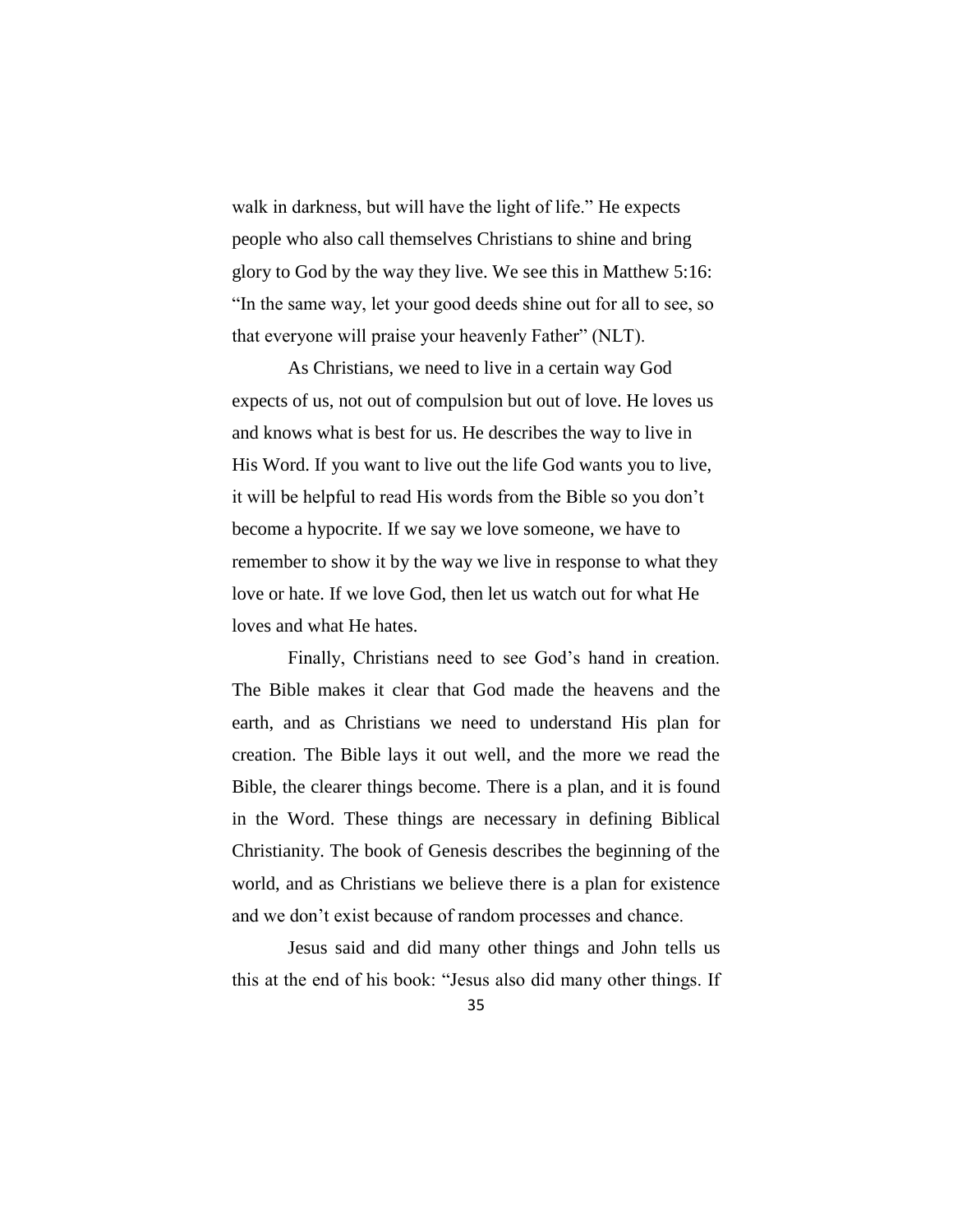walk in darkness, but will have the light of life." He expects people who also call themselves Christians to shine and bring glory to God by the way they live. We see this in Matthew 5:16: "In the same way, let your good deeds shine out for all to see, so that everyone will praise your heavenly Father" (NLT).

As Christians, we need to live in a certain way God expects of us, not out of compulsion but out of love. He loves us and knows what is best for us. He describes the way to live in His Word. If you want to live out the life God wants you to live, it will be helpful to read His words from the Bible so you don't become a hypocrite. If we say we love someone, we have to remember to show it by the way we live in response to what they love or hate. If we love God, then let us watch out for what He loves and what He hates.

Finally, Christians need to see God's hand in creation. The Bible makes it clear that God made the heavens and the earth, and as Christians we need to understand His plan for creation. The Bible lays it out well, and the more we read the Bible, the clearer things become. There is a plan, and it is found in the Word. These things are necessary in defining Biblical Christianity. The book of Genesis describes the beginning of the world, and as Christians we believe there is a plan for existence and we don't exist because of random processes and chance.

Jesus said and did many other things and John tells us this at the end of his book: "Jesus also did many other things. If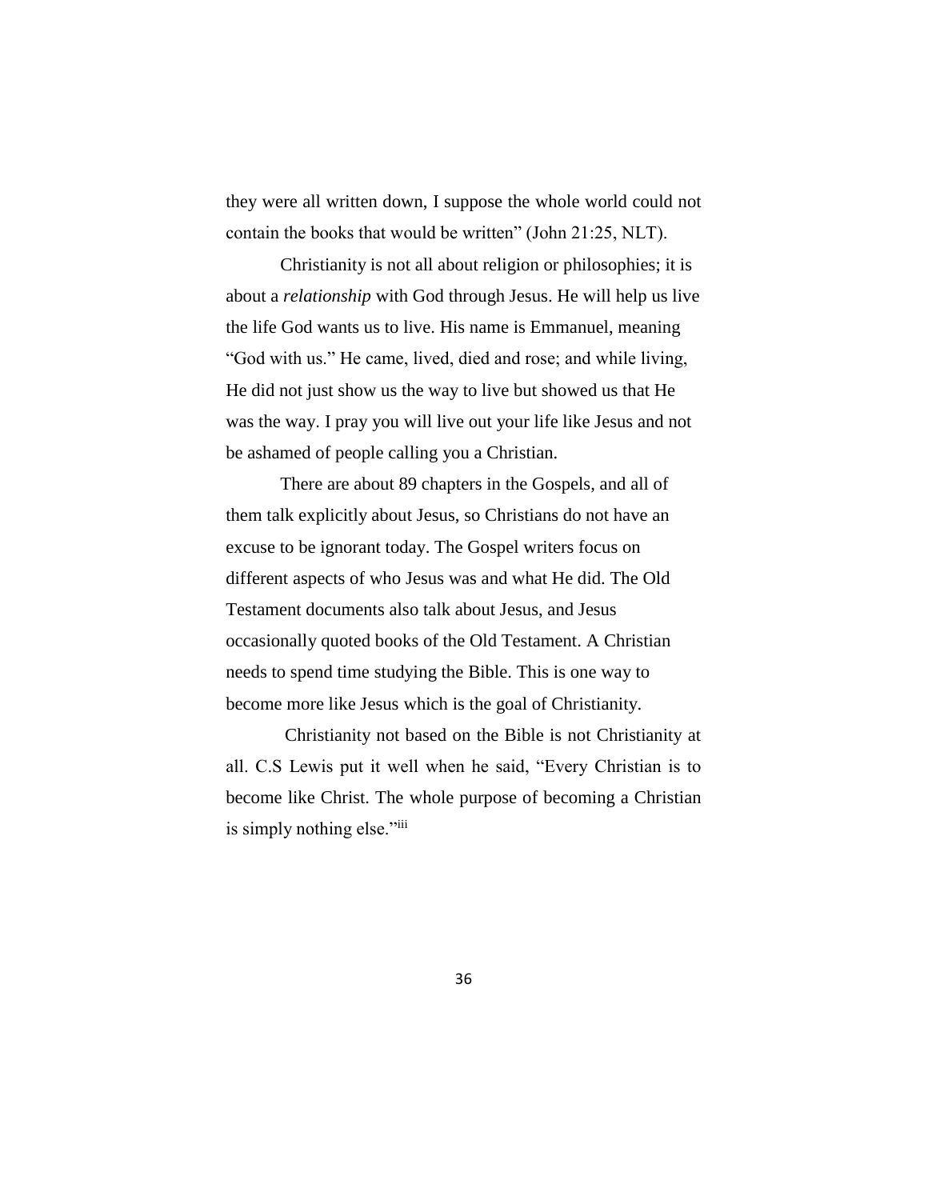they were all written down, I suppose the whole world could not contain the books that would be written" (John 21:25, NLT).

Christianity is not all about religion or philosophies; it is about a *relationship* with God through Jesus. He will help us live the life God wants us to live. His name is Emmanuel, meaning "God with us." He came, lived, died and rose; and while living, He did not just show us the way to live but showed us that He was the way. I pray you will live out your life like Jesus and not be ashamed of people calling you a Christian.

There are about 89 chapters in the Gospels, and all of them talk explicitly about Jesus, so Christians do not have an excuse to be ignorant today. The Gospel writers focus on different aspects of who Jesus was and what He did. The Old Testament documents also talk about Jesus, and Jesus occasionally quoted books of the Old Testament. A Christian needs to spend time studying the Bible. This is one way to become more like Jesus which is the goal of Christianity.

Christianity not based on the Bible is not Christianity at all. C.S Lewis put it well when he said, "Every Christian is to become like Christ. The whole purpose of becoming a Christian is simply nothing else."[iii]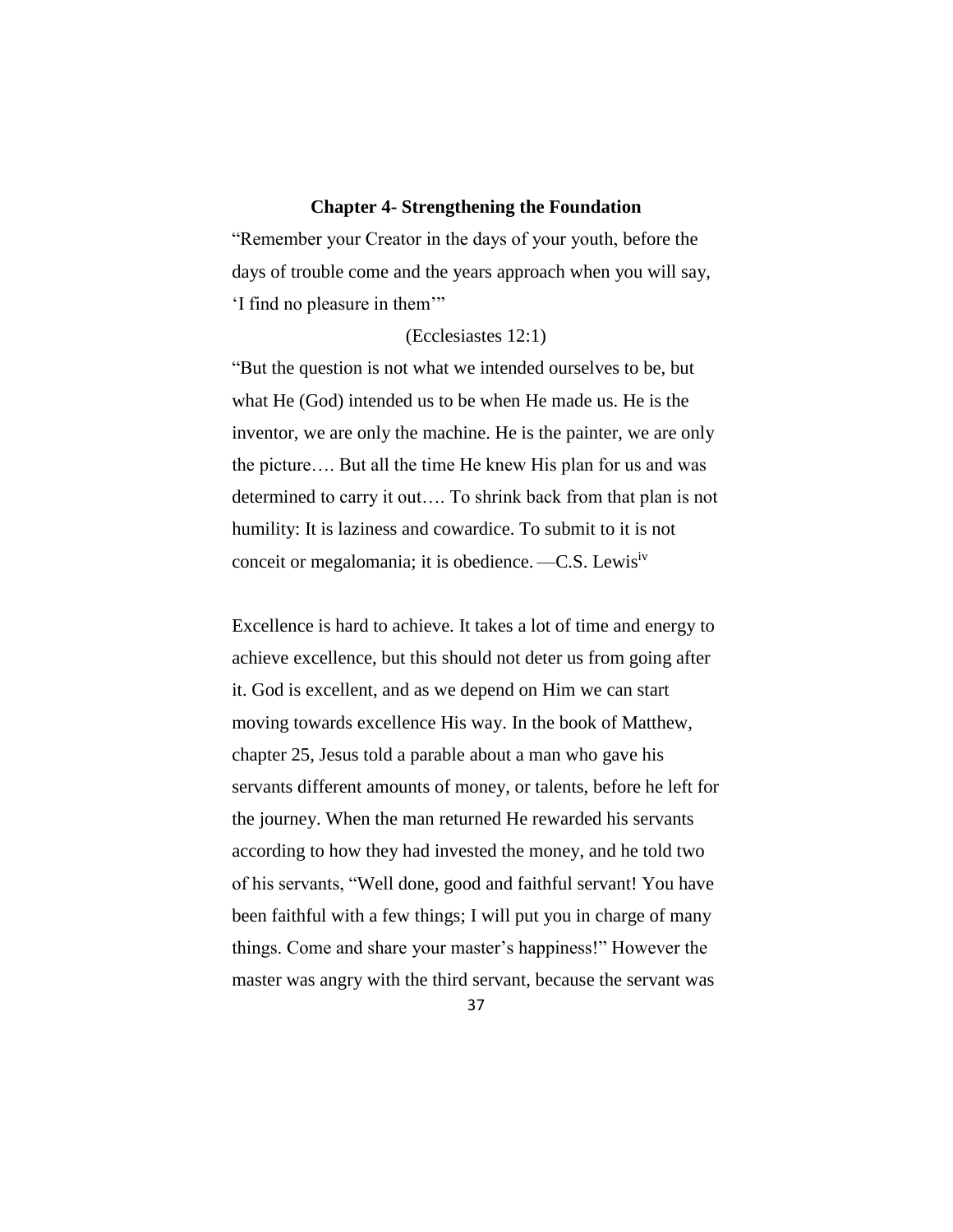## Chapter 4- Strengthening the Foundation

"Remember your Creator in the days of your youth, before the days of trouble come and the years approach when you will say, 'I find no pleasure in them'"

(Ecclesiastes 12:1)

"But the question is not what we intended ourselves to be, but what He (God) intended us to be when He made us. He is the inventor, we are only the machine. He is the painter, we are only the picture…. But all the time He knew His plan for us and was determined to carry it out…. To shrink back from that plan is not humility: It is laziness and cowardice. To submit to it is not conceit or megalomania; it is obedience. —C.S. Lewis[iv]

Excellence is hard to achieve. It takes a lot of time and energy to achieve excellence, but this should not deter us from going after it. God is excellent, and as we depend on Him we can start moving towards excellence His way. In the book of Matthew, chapter 25, Jesus told a parable about a man who gave his servants different amounts of money, or talents, before he left for the journey. When the man returned He rewarded his servants according to how they had invested the money, and he told two of his servants, "Well done, good and faithful servant! You have been faithful with a few things; I will put you in charge of many things. Come and share your master's happiness!" However the master was angry with the third servant, because the servant was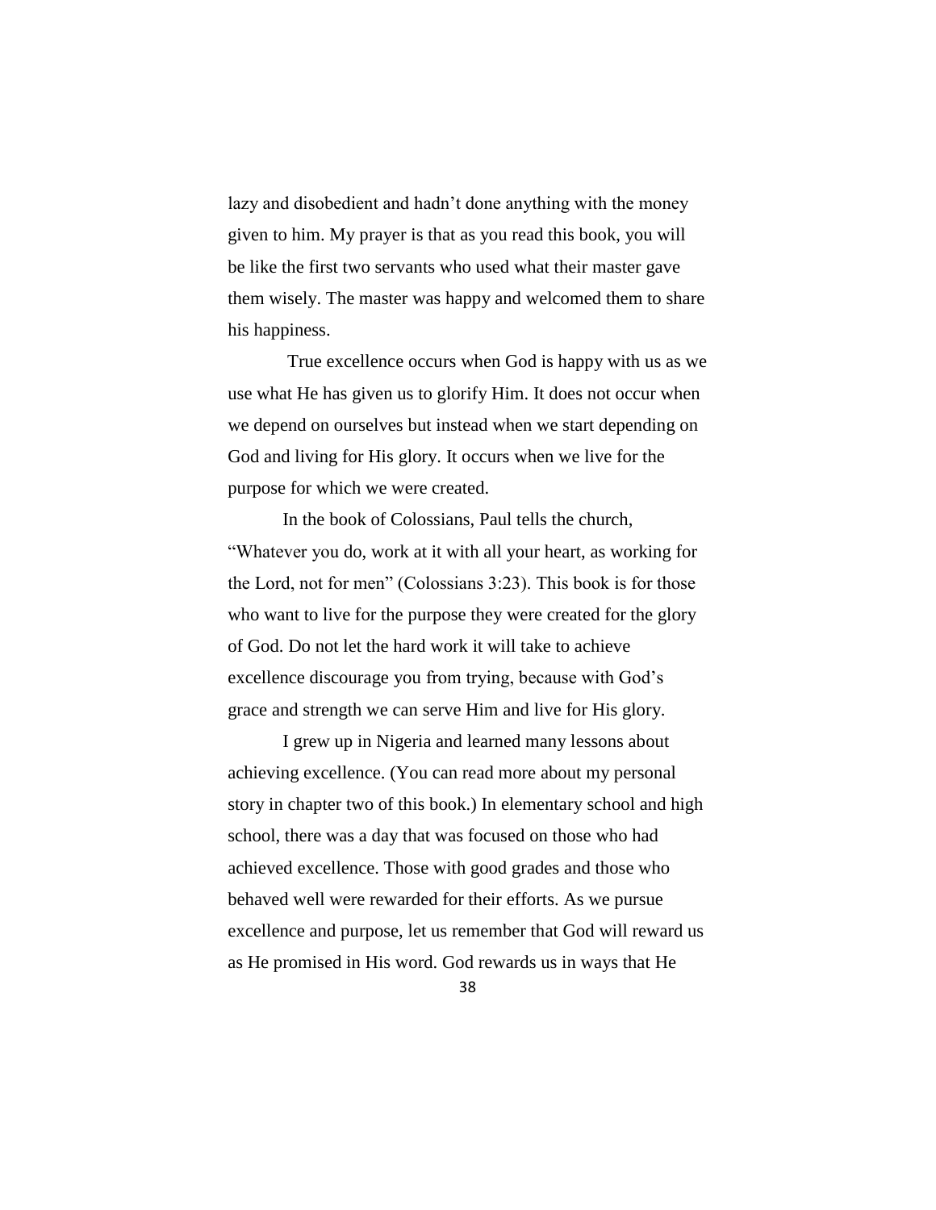lazy and disobedient and hadn't done anything with the money given to him. My prayer is that as you read this book, you will be like the first two servants who used what their master gave them wisely. The master was happy and welcomed them to share his happiness.

True excellence occurs when God is happy with us as we use what He has given us to glorify Him. It does not occur when we depend on ourselves but instead when we start depending on God and living for His glory. It occurs when we live for the purpose for which we were created.

In the book of Colossians, Paul tells the church, "Whatever you do, work at it with all your heart, as working for the Lord, not for men" (Colossians 3:23). This book is for those who want to live for the purpose they were created for the glory of God. Do not let the hard work it will take to achieve excellence discourage you from trying, because with God's grace and strength we can serve Him and live for His glory.

I grew up in Nigeria and learned many lessons about achieving excellence. (You can read more about my personal story in chapter two of this book.) In elementary school and high school, there was a day that was focused on those who had achieved excellence. Those with good grades and those who behaved well were rewarded for their efforts. As we pursue excellence and purpose, let us remember that God will reward us as He promised in His word. God rewards us in ways that He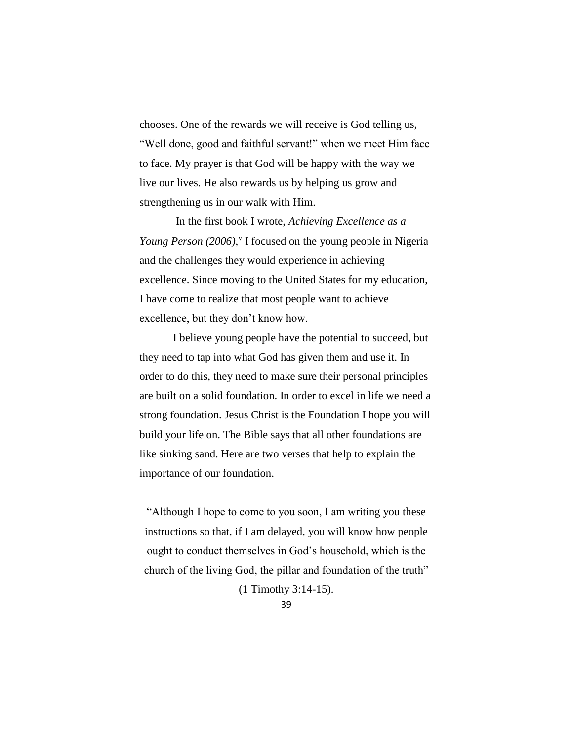chooses. One of the rewards we will receive is God telling us, "Well done, good and faithful servant!" when we meet Him face to face. My prayer is that God will be happy with the way we live our lives. He also rewards us by helping us grow and strengthening us in our walk with Him.

In the first book I wrote, *Achieving Excellence as a Young Person (2006)*,[v] I focused on the young people in Nigeria and the challenges they would experience in achieving excellence. Since moving to the United States for my education, I have come to realize that most people want to achieve excellence, but they don't know how.

I believe young people have the potential to succeed, but they need to tap into what God has given them and use it. In order to do this, they need to make sure their personal principles are built on a solid foundation. In order to excel in life we need a strong foundation. Jesus Christ is the Foundation I hope you will build your life on. The Bible says that all other foundations are like sinking sand. Here are two verses that help to explain the importance of our foundation.

"Although I hope to come to you soon, I am writing you these instructions so that, if I am delayed, you will know how people ought to conduct themselves in God's household, which is the church of the living God, the pillar and foundation of the truth" (1 Timothy 3:14-15).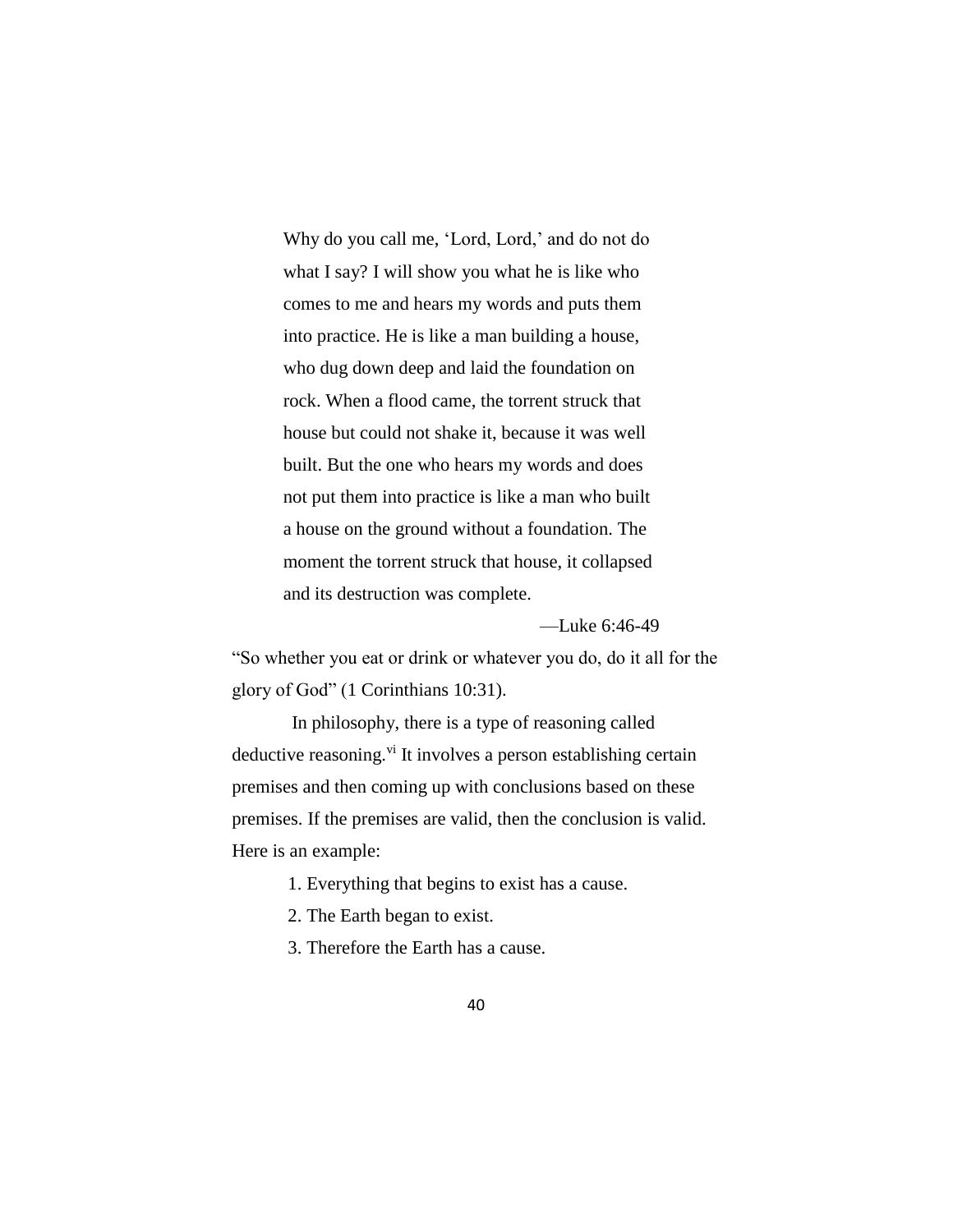> Why do you call me, 'Lord, Lord,' and do not do what I say? I will show you what he is like who comes to me and hears my words and puts them into practice. He is like a man building a house, who dug down deep and laid the foundation on rock. When a flood came, the torrent struck that house but could not shake it, because it was well built. But the one who hears my words and does not put them into practice is like a man who built a house on the ground without a foundation. The moment the torrent struck that house, it collapsed and its destruction was complete.
>
> —Luke 6:46-49

"So whether you eat or drink or whatever you do, do it all for the glory of God" (1 Corinthians 10:31).

In philosophy, there is a type of reasoning called deductive reasoning.[vi] It involves a person establishing certain premises and then coming up with conclusions based on these premises. If the premises are valid, then the conclusion is valid. Here is an example:

1. Everything that begins to exist has a cause.
2. The Earth began to exist.
3. Therefore the Earth has a cause.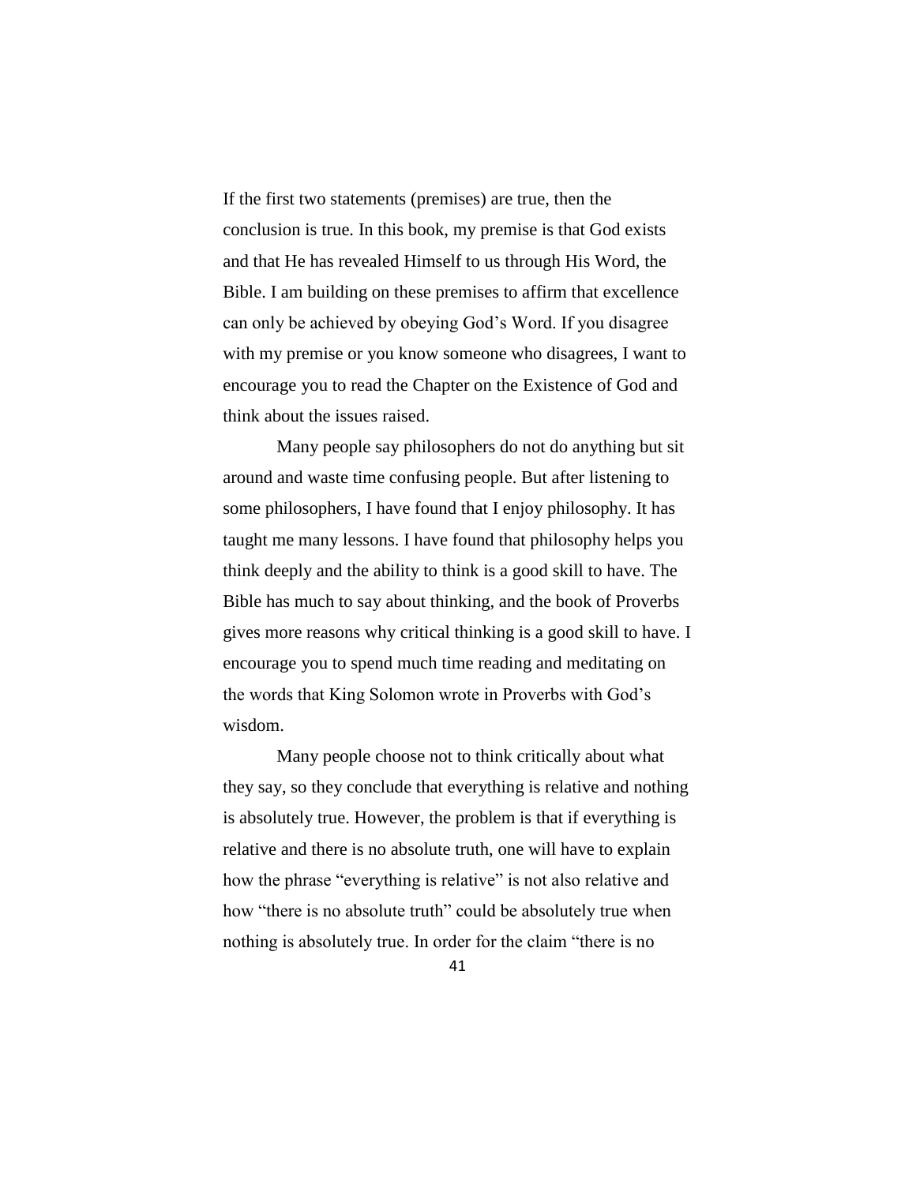If the first two statements (premises) are true, then the conclusion is true. In this book, my premise is that God exists and that He has revealed Himself to us through His Word, the Bible. I am building on these premises to affirm that excellence can only be achieved by obeying God's Word. If you disagree with my premise or you know someone who disagrees, I want to encourage you to read the Chapter on the Existence of God and think about the issues raised.

Many people say philosophers do not do anything but sit around and waste time confusing people. But after listening to some philosophers, I have found that I enjoy philosophy. It has taught me many lessons. I have found that philosophy helps you think deeply and the ability to think is a good skill to have. The Bible has much to say about thinking, and the book of Proverbs gives more reasons why critical thinking is a good skill to have. I encourage you to spend much time reading and meditating on the words that King Solomon wrote in Proverbs with God's wisdom.

Many people choose not to think critically about what they say, so they conclude that everything is relative and nothing is absolutely true. However, the problem is that if everything is relative and there is no absolute truth, one will have to explain how the phrase "everything is relative" is not also relative and how "there is no absolute truth" could be absolutely true when nothing is absolutely true. In order for the claim "there is no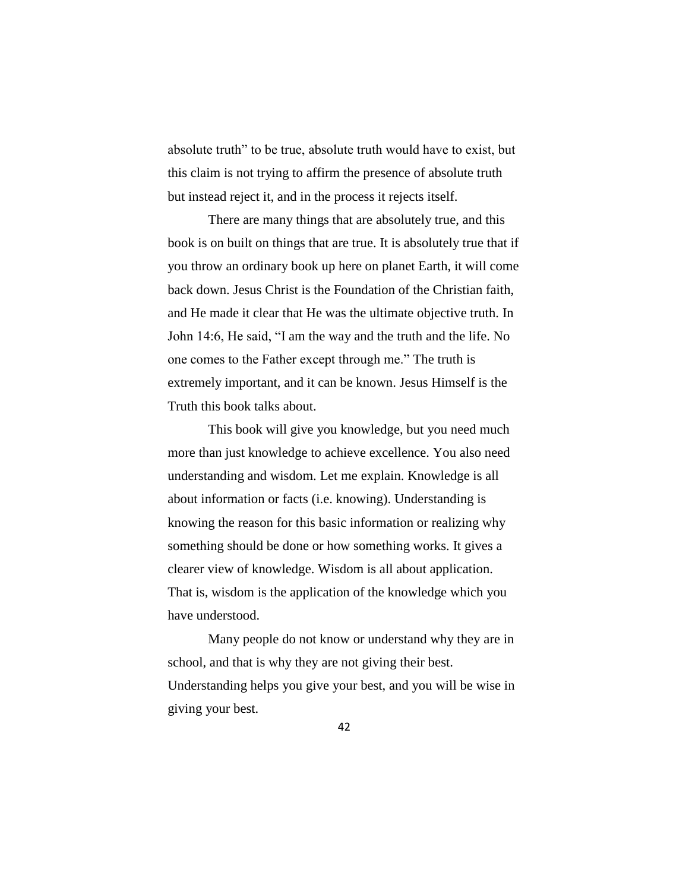absolute truth" to be true, absolute truth would have to exist, but this claim is not trying to affirm the presence of absolute truth but instead reject it, and in the process it rejects itself.

There are many things that are absolutely true, and this book is on built on things that are true. It is absolutely true that if you throw an ordinary book up here on planet Earth, it will come back down. Jesus Christ is the Foundation of the Christian faith, and He made it clear that He was the ultimate objective truth. In John 14:6, He said, "I am the way and the truth and the life. No one comes to the Father except through me." The truth is extremely important, and it can be known. Jesus Himself is the Truth this book talks about.

This book will give you knowledge, but you need much more than just knowledge to achieve excellence. You also need understanding and wisdom. Let me explain. Knowledge is all about information or facts (i.e. knowing). Understanding is knowing the reason for this basic information or realizing why something should be done or how something works. It gives a clearer view of knowledge. Wisdom is all about application. That is, wisdom is the application of the knowledge which you have understood.

Many people do not know or understand why they are in school, and that is why they are not giving their best. Understanding helps you give your best, and you will be wise in giving your best.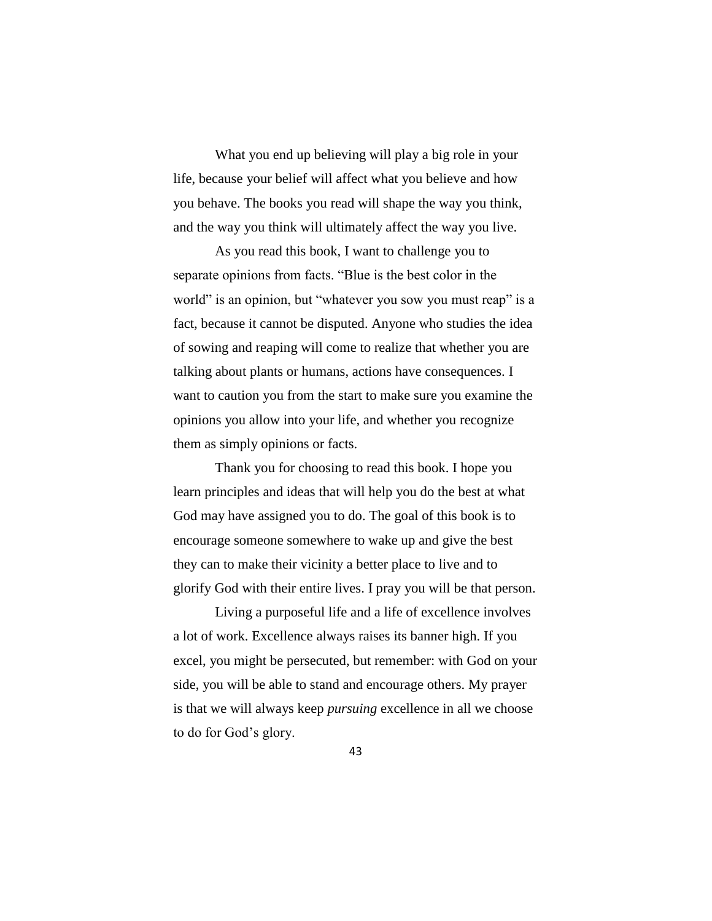What you end up believing will play a big role in your life, because your belief will affect what you believe and how you behave. The books you read will shape the way you think, and the way you think will ultimately affect the way you live.

As you read this book, I want to challenge you to separate opinions from facts. “Blue is the best color in the world” is an opinion, but “whatever you sow you must reap” is a fact, because it cannot be disputed. Anyone who studies the idea of sowing and reaping will come to realize that whether you are talking about plants or humans, actions have consequences. I want to caution you from the start to make sure you examine the opinions you allow into your life, and whether you recognize them as simply opinions or facts.

Thank you for choosing to read this book. I hope you learn principles and ideas that will help you do the best at what God may have assigned you to do. The goal of this book is to encourage someone somewhere to wake up and give the best they can to make their vicinity a better place to live and to glorify God with their entire lives. I pray you will be that person.

Living a purposeful life and a life of excellence involves a lot of work. Excellence always raises its banner high. If you excel, you might be persecuted, but remember: with God on your side, you will be able to stand and encourage others. My prayer is that we will always keep *pursuing* excellence in all we choose to do for God’s glory.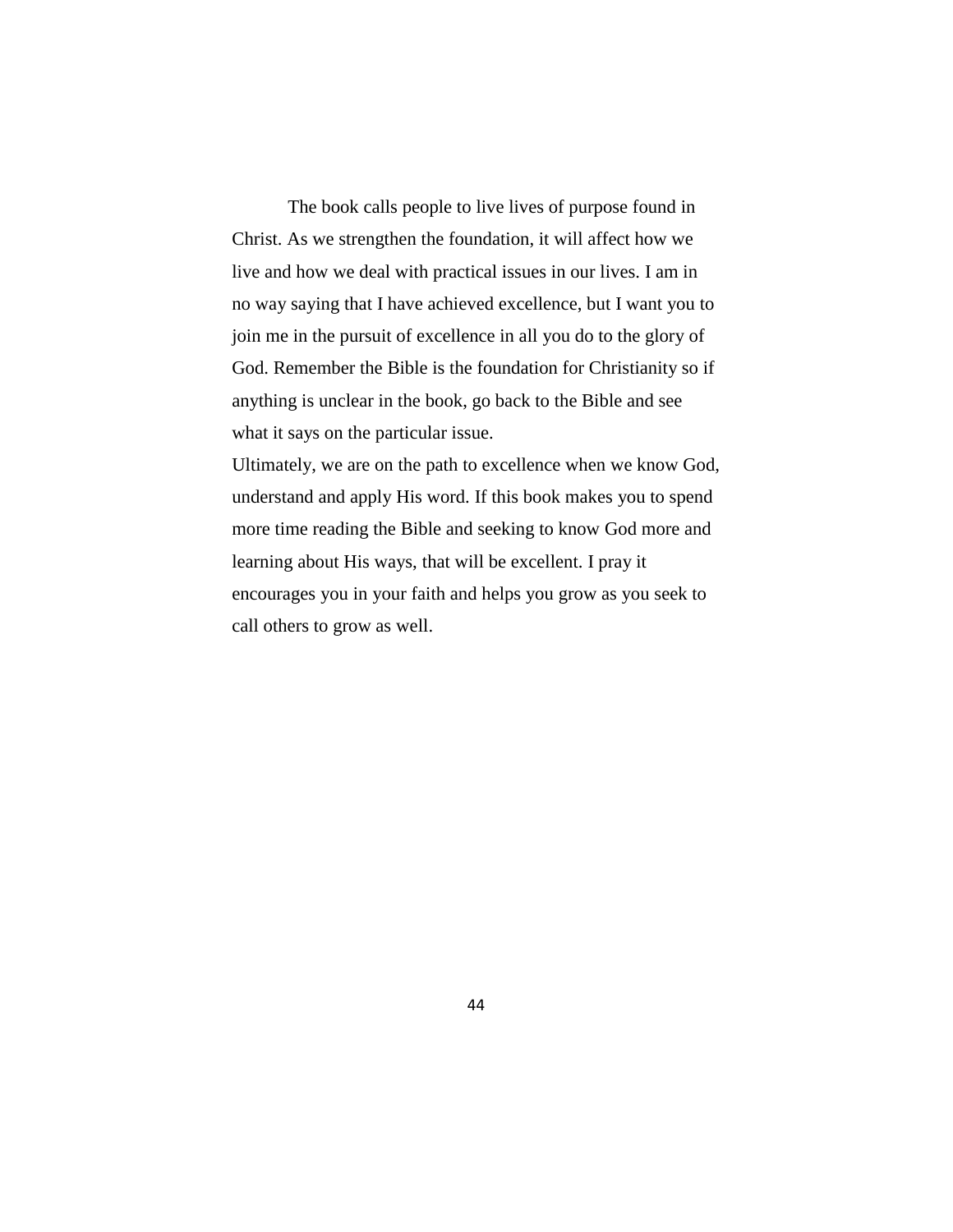The book calls people to live lives of purpose found in Christ. As we strengthen the foundation, it will affect how we live and how we deal with practical issues in our lives. I am in no way saying that I have achieved excellence, but I want you to join me in the pursuit of excellence in all you do to the glory of God. Remember the Bible is the foundation for Christianity so if anything is unclear in the book, go back to the Bible and see what it says on the particular issue.

Ultimately, we are on the path to excellence when we know God, understand and apply His word. If this book makes you to spend more time reading the Bible and seeking to know God more and learning about His ways, that will be excellent. I pray it encourages you in your faith and helps you grow as you seek to call others to grow as well.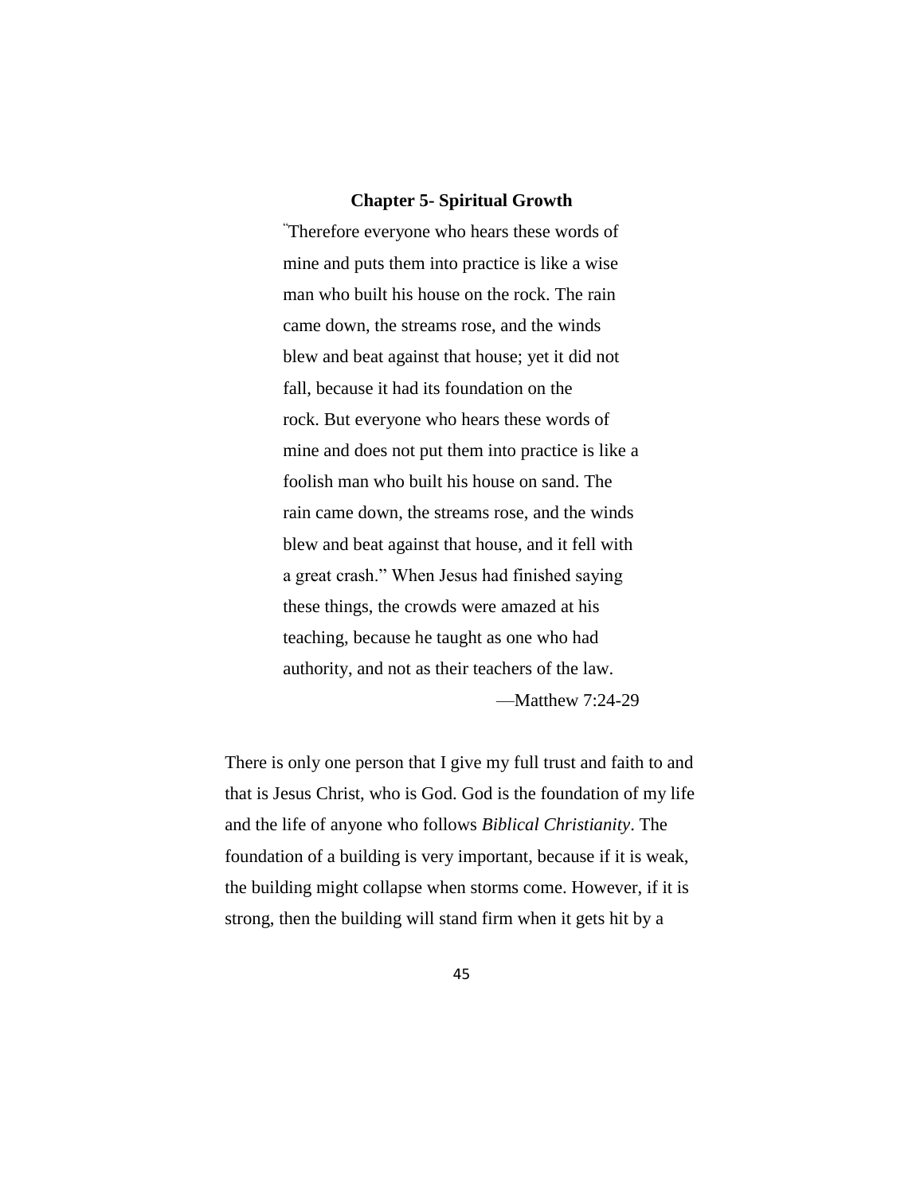## Chapter 5- Spiritual Growth

> "Therefore everyone who hears these words of mine and puts them into practice is like a wise man who built his house on the rock. The rain came down, the streams rose, and the winds blew and beat against that house; yet it did not fall, because it had its foundation on the rock. But everyone who hears these words of mine and does not put them into practice is like a foolish man who built his house on sand. The rain came down, the streams rose, and the winds blew and beat against that house, and it fell with a great crash." When Jesus had finished saying these things, the crowds were amazed at his teaching, because he taught as one who had authority, and not as their teachers of the law.
>
> —Matthew 7:24-29

There is only one person that I give my full trust and faith to and that is Jesus Christ, who is God. God is the foundation of my life and the life of anyone who follows *Biblical Christianity*. The foundation of a building is very important, because if it is weak, the building might collapse when storms come. However, if it is strong, then the building will stand firm when it gets hit by a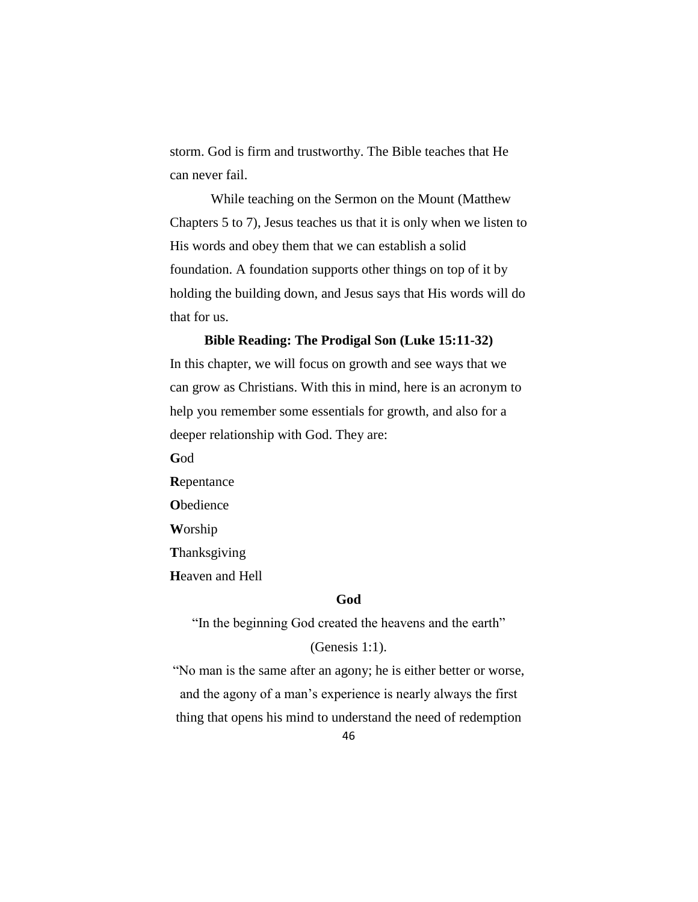storm. God is firm and trustworthy. The Bible teaches that He can never fail.

While teaching on the Sermon on the Mount (Matthew Chapters 5 to 7), Jesus teaches us that it is only when we listen to His words and obey them that we can establish a solid foundation. A foundation supports other things on top of it by holding the building down, and Jesus says that His words will do that for us.

**Bible Reading: The Prodigal Son (Luke 15:11-32)**

In this chapter, we will focus on growth and see ways that we can grow as Christians. With this in mind, here is an acronym to help you remember some essentials for growth, and also for a deeper relationship with God. They are:

**G**od

**R**epentance

**O**bedience

**W**orship

**T**hanksgiving

**H**eaven and Hell

## God

"In the beginning God created the heavens and the earth" (Genesis 1:1).

"No man is the same after an agony; he is either better or worse, and the agony of a man's experience is nearly always the first thing that opens his mind to understand the need of redemption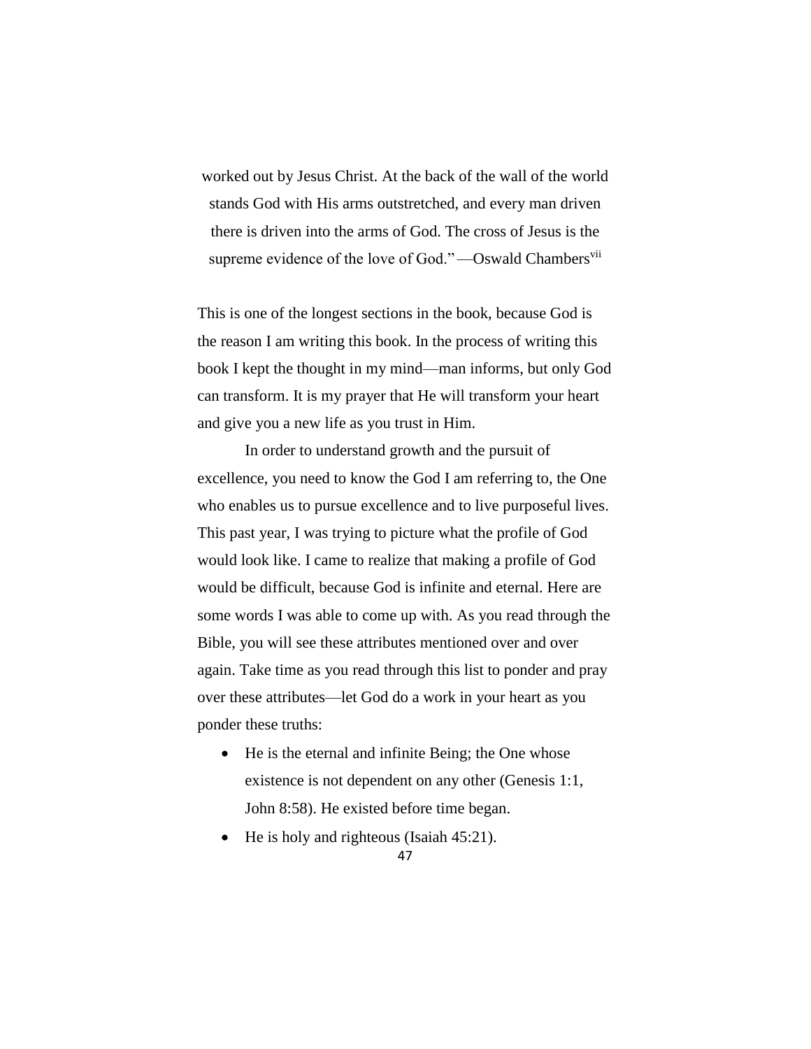worked out by Jesus Christ. At the back of the wall of the world stands God with His arms outstretched, and every man driven there is driven into the arms of God. The cross of Jesus is the supreme evidence of the love of God." —Oswald Chambers[vii]

This is one of the longest sections in the book, because God is the reason I am writing this book. In the process of writing this book I kept the thought in my mind—man informs, but only God can transform. It is my prayer that He will transform your heart and give you a new life as you trust in Him.

In order to understand growth and the pursuit of excellence, you need to know the God I am referring to, the One who enables us to pursue excellence and to live purposeful lives. This past year, I was trying to picture what the profile of God would look like. I came to realize that making a profile of God would be difficult, because God is infinite and eternal. Here are some words I was able to come up with. As you read through the Bible, you will see these attributes mentioned over and over again. Take time as you read through this list to ponder and pray over these attributes—let God do a work in your heart as you ponder these truths:

- He is the eternal and infinite Being; the One whose existence is not dependent on any other (Genesis 1:1, John 8:58). He existed before time began.
- He is holy and righteous (Isaiah 45:21).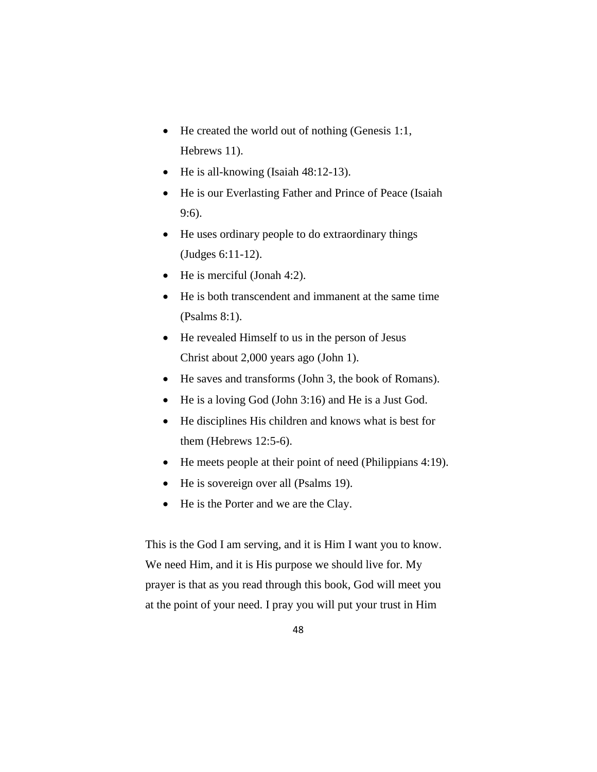- He created the world out of nothing (Genesis 1:1, Hebrews 11).
- He is all-knowing (Isaiah 48:12-13).
- He is our Everlasting Father and Prince of Peace (Isaiah 9:6).
- He uses ordinary people to do extraordinary things (Judges 6:11-12).
- He is merciful (Jonah 4:2).
- He is both transcendent and immanent at the same time (Psalms 8:1).
- He revealed Himself to us in the person of Jesus Christ about 2,000 years ago (John 1).
- He saves and transforms (John 3, the book of Romans).
- He is a loving God (John 3:16) and He is a Just God.
- He disciplines His children and knows what is best for them (Hebrews 12:5-6).
- He meets people at their point of need (Philippians 4:19).
- He is sovereign over all (Psalms 19).
- He is the Porter and we are the Clay.

This is the God I am serving, and it is Him I want you to know. We need Him, and it is His purpose we should live for. My prayer is that as you read through this book, God will meet you at the point of your need. I pray you will put your trust in Him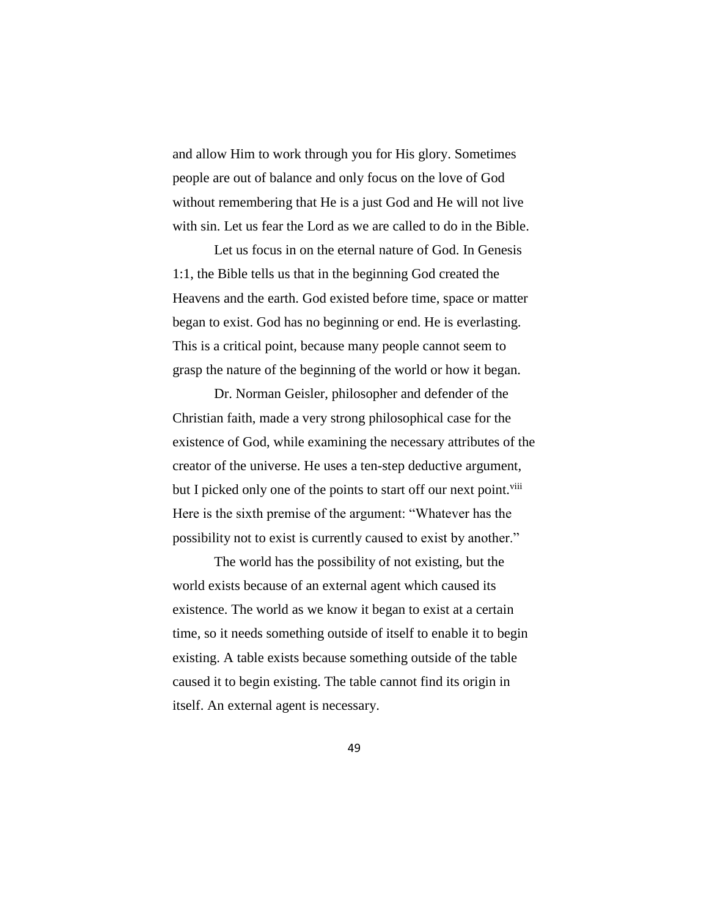and allow Him to work through you for His glory. Sometimes people are out of balance and only focus on the love of God without remembering that He is a just God and He will not live with sin. Let us fear the Lord as we are called to do in the Bible.

Let us focus in on the eternal nature of God. In Genesis 1:1, the Bible tells us that in the beginning God created the Heavens and the earth. God existed before time, space or matter began to exist. God has no beginning or end. He is everlasting. This is a critical point, because many people cannot seem to grasp the nature of the beginning of the world or how it began.

Dr. Norman Geisler, philosopher and defender of the Christian faith, made a very strong philosophical case for the existence of God, while examining the necessary attributes of the creator of the universe. He uses a ten-step deductive argument, but I picked only one of the points to start off our next point.[viii] Here is the sixth premise of the argument: "Whatever has the possibility not to exist is currently caused to exist by another."

The world has the possibility of not existing, but the world exists because of an external agent which caused its existence. The world as we know it began to exist at a certain time, so it needs something outside of itself to enable it to begin existing. A table exists because something outside of the table caused it to begin existing. The table cannot find its origin in itself. An external agent is necessary.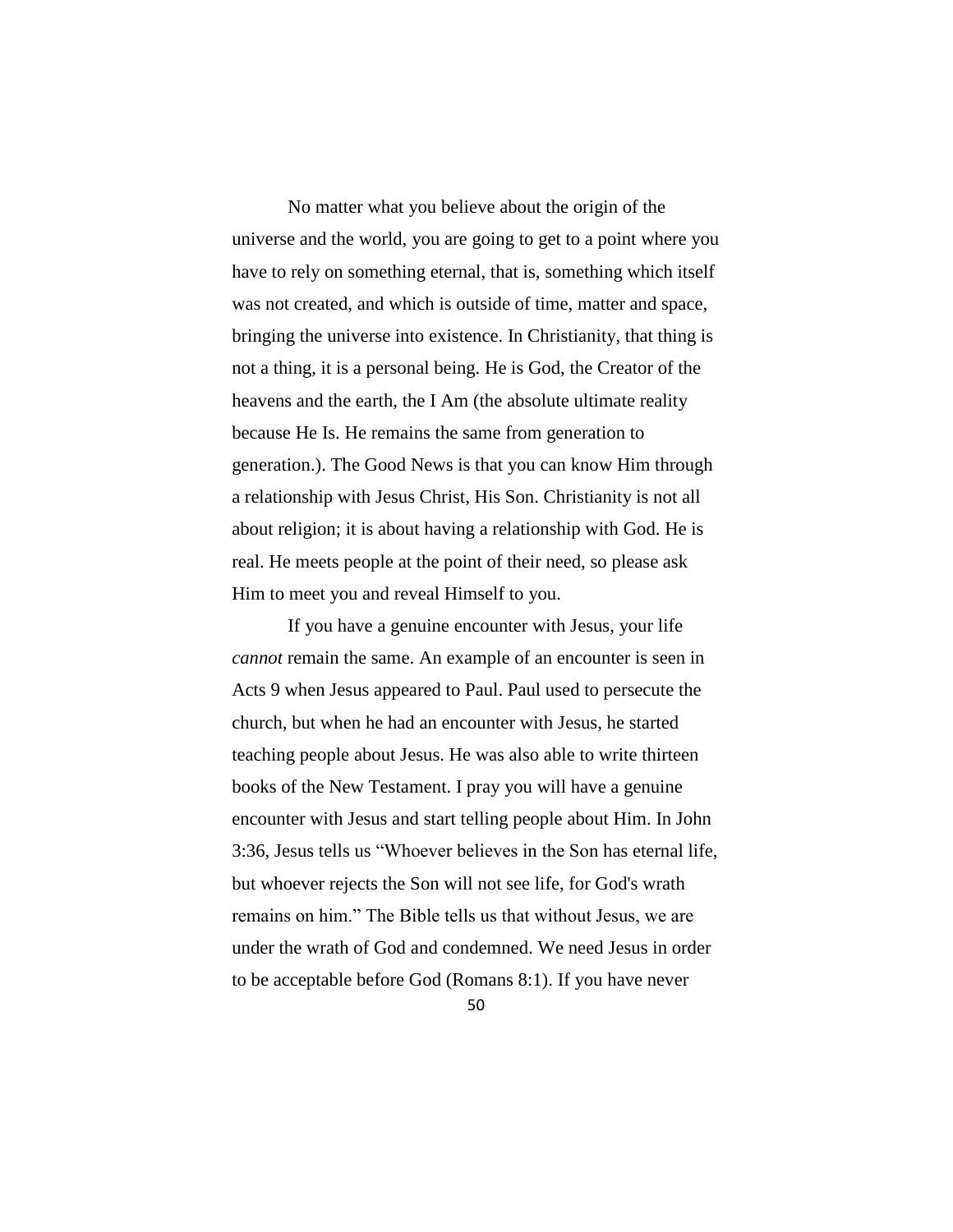No matter what you believe about the origin of the universe and the world, you are going to get to a point where you have to rely on something eternal, that is, something which itself was not created, and which is outside of time, matter and space, bringing the universe into existence. In Christianity, that thing is not a thing, it is a personal being. He is God, the Creator of the heavens and the earth, the I Am (the absolute ultimate reality because He Is. He remains the same from generation to generation.). The Good News is that you can know Him through a relationship with Jesus Christ, His Son. Christianity is not all about religion; it is about having a relationship with God. He is real. He meets people at the point of their need, so please ask Him to meet you and reveal Himself to you.

If you have a genuine encounter with Jesus, your life *cannot* remain the same. An example of an encounter is seen in Acts 9 when Jesus appeared to Paul. Paul used to persecute the church, but when he had an encounter with Jesus, he started teaching people about Jesus. He was also able to write thirteen books of the New Testament. I pray you will have a genuine encounter with Jesus and start telling people about Him. In John 3:36, Jesus tells us "Whoever believes in the Son has eternal life, but whoever rejects the Son will not see life, for God's wrath remains on him." The Bible tells us that without Jesus, we are under the wrath of God and condemned. We need Jesus in order to be acceptable before God (Romans 8:1). If you have never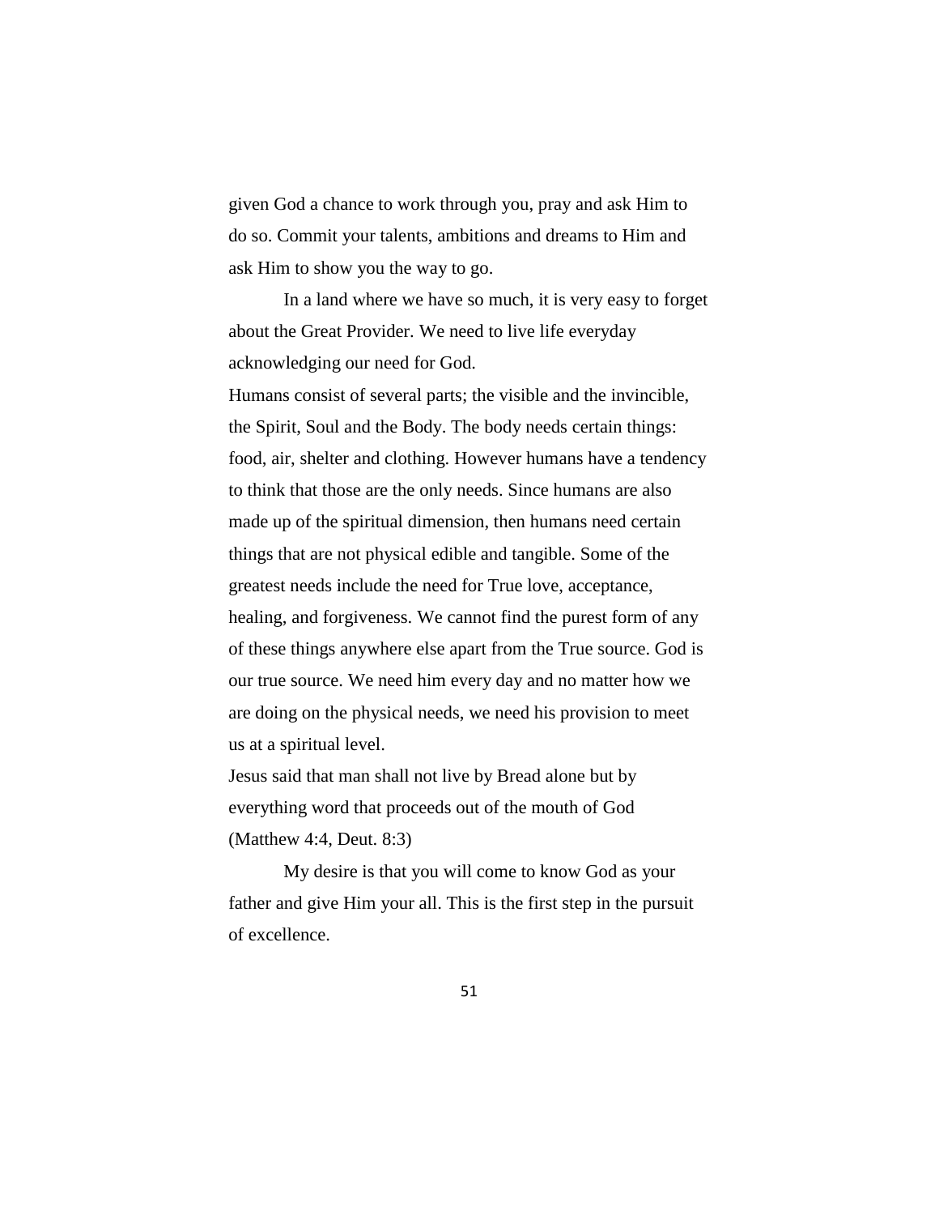given God a chance to work through you, pray and ask Him to do so. Commit your talents, ambitions and dreams to Him and ask Him to show you the way to go.

In a land where we have so much, it is very easy to forget about the Great Provider. We need to live life everyday acknowledging our need for God.

Humans consist of several parts; the visible and the invincible, the Spirit, Soul and the Body. The body needs certain things: food, air, shelter and clothing. However humans have a tendency to think that those are the only needs. Since humans are also made up of the spiritual dimension, then humans need certain things that are not physical edible and tangible. Some of the greatest needs include the need for True love, acceptance, healing, and forgiveness. We cannot find the purest form of any of these things anywhere else apart from the True source. God is our true source. We need him every day and no matter how we are doing on the physical needs, we need his provision to meet us at a spiritual level.

Jesus said that man shall not live by Bread alone but by everything word that proceeds out of the mouth of God (Matthew 4:4, Deut. 8:3)

My desire is that you will come to know God as your father and give Him your all. This is the first step in the pursuit of excellence.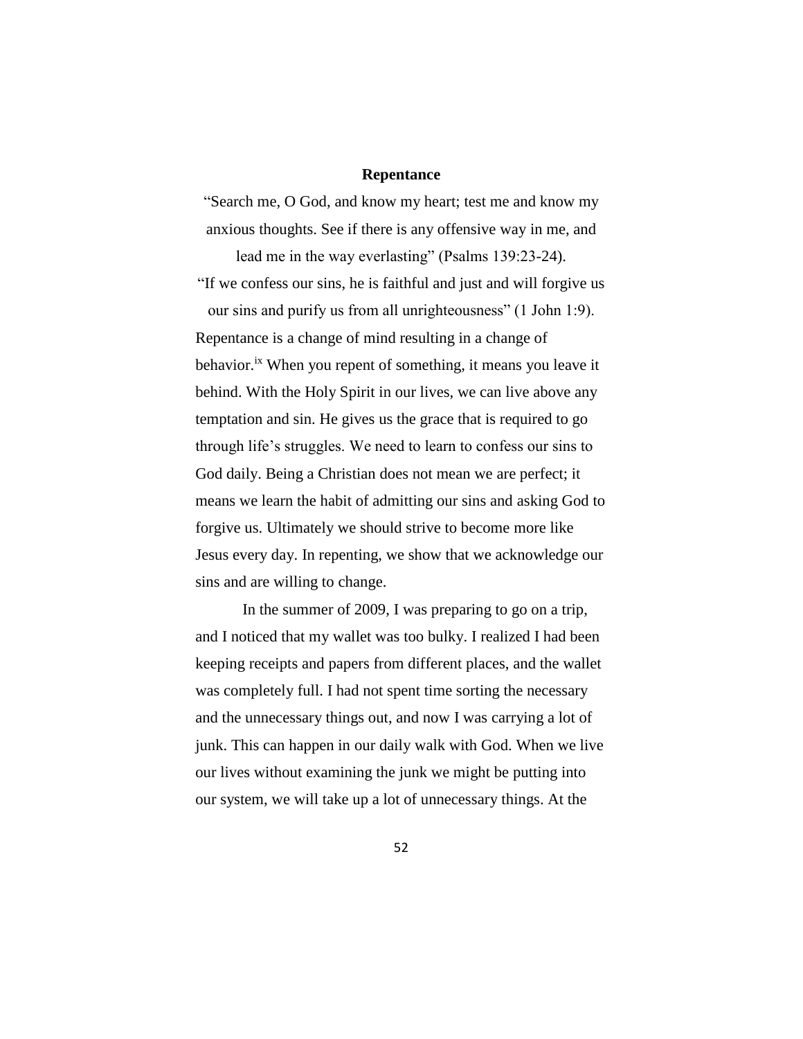**Repentance**

"Search me, O God, and know my heart; test me and know my anxious thoughts. See if there is any offensive way in me, and lead me in the way everlasting" (Psalms 139:23-24).

"If we confess our sins, he is faithful and just and will forgive us our sins and purify us from all unrighteousness" (1 John 1:9).

Repentance is a change of mind resulting in a change of behavior.[ix] When you repent of something, it means you leave it behind. With the Holy Spirit in our lives, we can live above any temptation and sin. He gives us the grace that is required to go through life's struggles. We need to learn to confess our sins to God daily. Being a Christian does not mean we are perfect; it means we learn the habit of admitting our sins and asking God to forgive us. Ultimately we should strive to become more like Jesus every day. In repenting, we show that we acknowledge our sins and are willing to change.

In the summer of 2009, I was preparing to go on a trip, and I noticed that my wallet was too bulky. I realized I had been keeping receipts and papers from different places, and the wallet was completely full. I had not spent time sorting the necessary and the unnecessary things out, and now I was carrying a lot of junk. This can happen in our daily walk with God. When we live our lives without examining the junk we might be putting into our system, we will take up a lot of unnecessary things. At the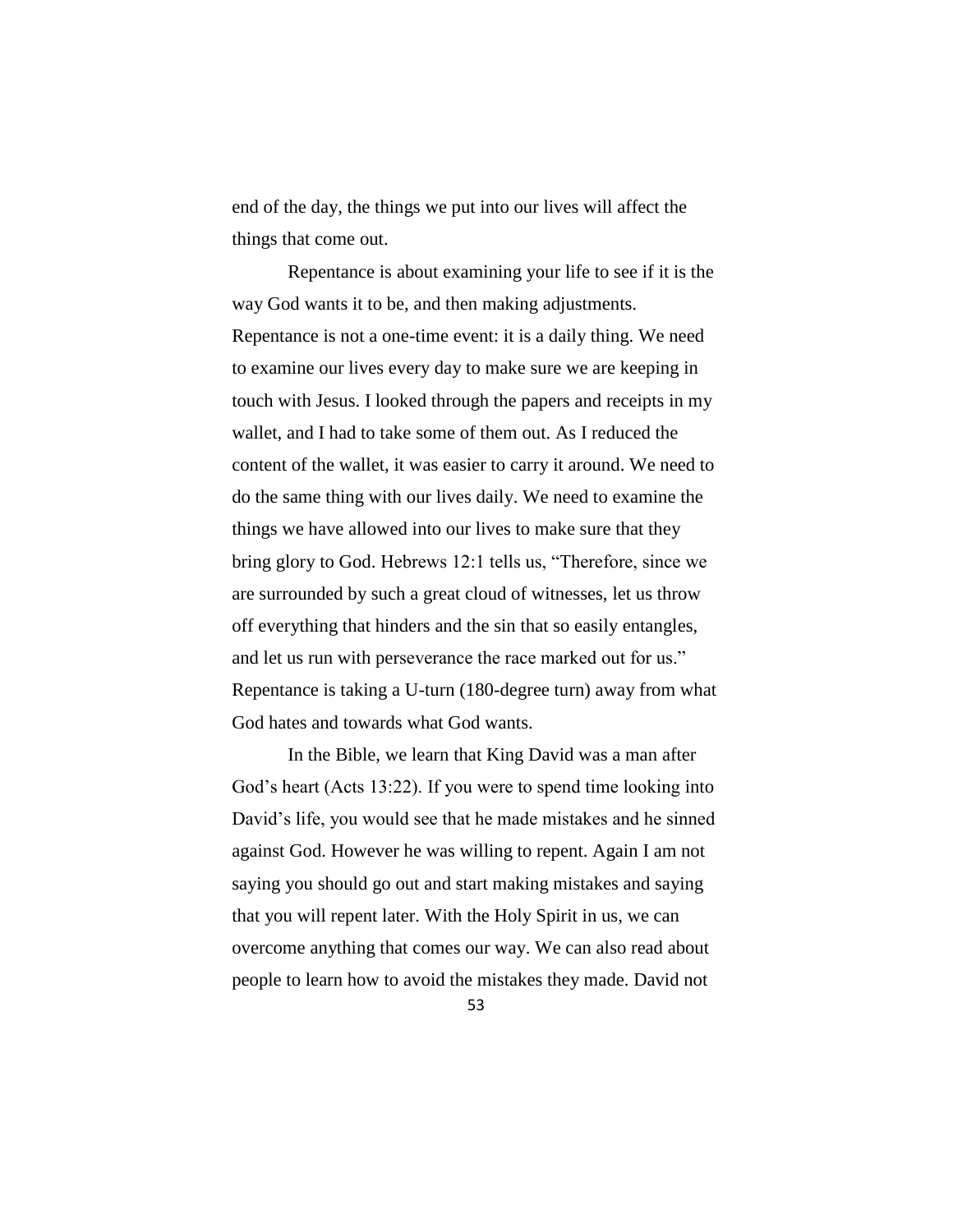end of the day, the things we put into our lives will affect the things that come out.

Repentance is about examining your life to see if it is the way God wants it to be, and then making adjustments. Repentance is not a one-time event: it is a daily thing. We need to examine our lives every day to make sure we are keeping in touch with Jesus. I looked through the papers and receipts in my wallet, and I had to take some of them out. As I reduced the content of the wallet, it was easier to carry it around. We need to do the same thing with our lives daily. We need to examine the things we have allowed into our lives to make sure that they bring glory to God. Hebrews 12:1 tells us, "Therefore, since we are surrounded by such a great cloud of witnesses, let us throw off everything that hinders and the sin that so easily entangles, and let us run with perseverance the race marked out for us." Repentance is taking a U-turn (180-degree turn) away from what God hates and towards what God wants.

In the Bible, we learn that King David was a man after God's heart (Acts 13:22). If you were to spend time looking into David's life, you would see that he made mistakes and he sinned against God. However he was willing to repent. Again I am not saying you should go out and start making mistakes and saying that you will repent later. With the Holy Spirit in us, we can overcome anything that comes our way. We can also read about people to learn how to avoid the mistakes they made. David not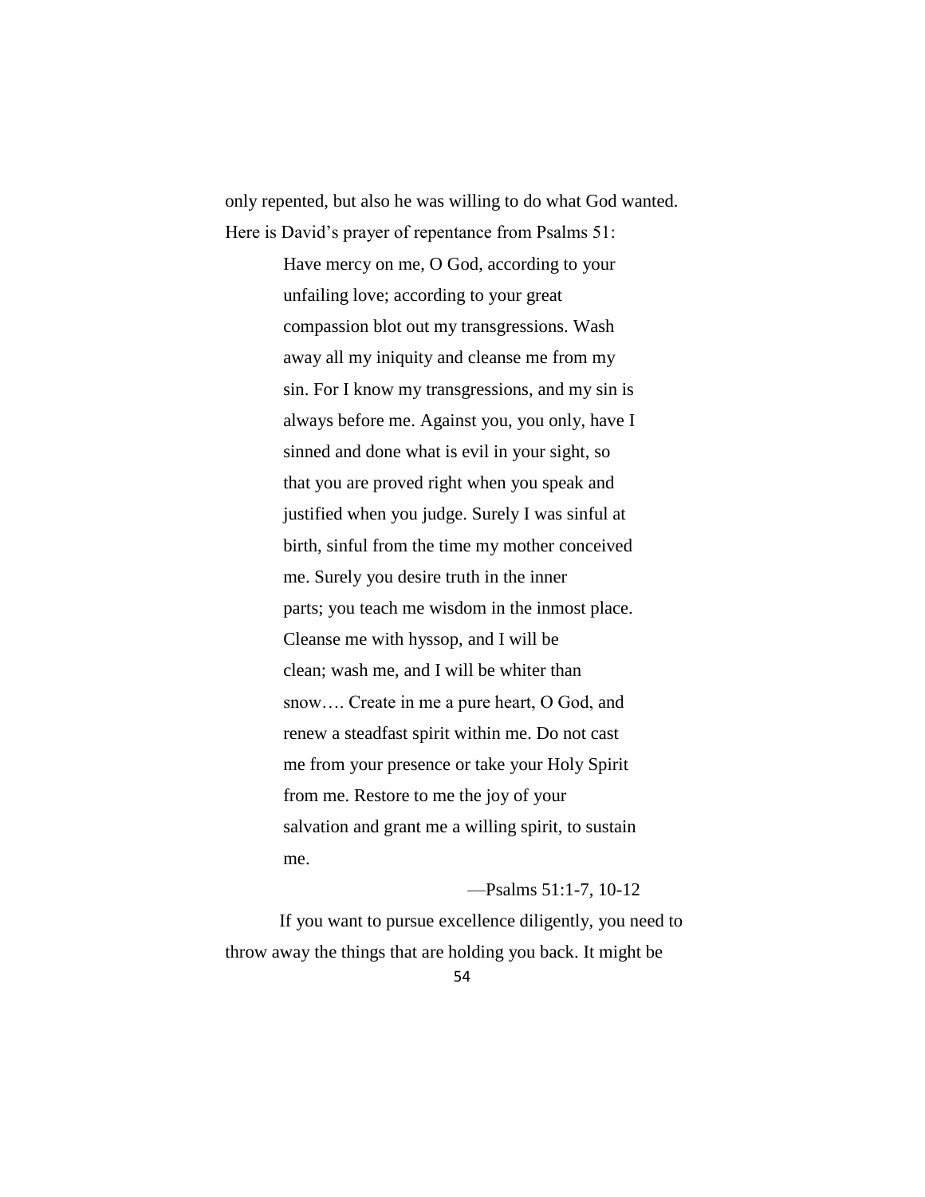only repented, but also he was willing to do what God wanted. Here is David's prayer of repentance from Psalms 51:

> Have mercy on me, O God, according to your unfailing love; according to your great compassion blot out my transgressions. Wash away all my iniquity and cleanse me from my sin. For I know my transgressions, and my sin is always before me. Against you, you only, have I sinned and done what is evil in your sight, so that you are proved right when you speak and justified when you judge. Surely I was sinful at birth, sinful from the time my mother conceived me. Surely you desire truth in the inner parts; you teach me wisdom in the inmost place. Cleanse me with hyssop, and I will be clean; wash me, and I will be whiter than snow…. Create in me a pure heart, O God, and renew a steadfast spirit within me. Do not cast me from your presence or take your Holy Spirit from me. Restore to me the joy of your salvation and grant me a willing spirit, to sustain me.
>
> —Psalms 51:1-7, 10-12

If you want to pursue excellence diligently, you need to throw away the things that are holding you back. It might be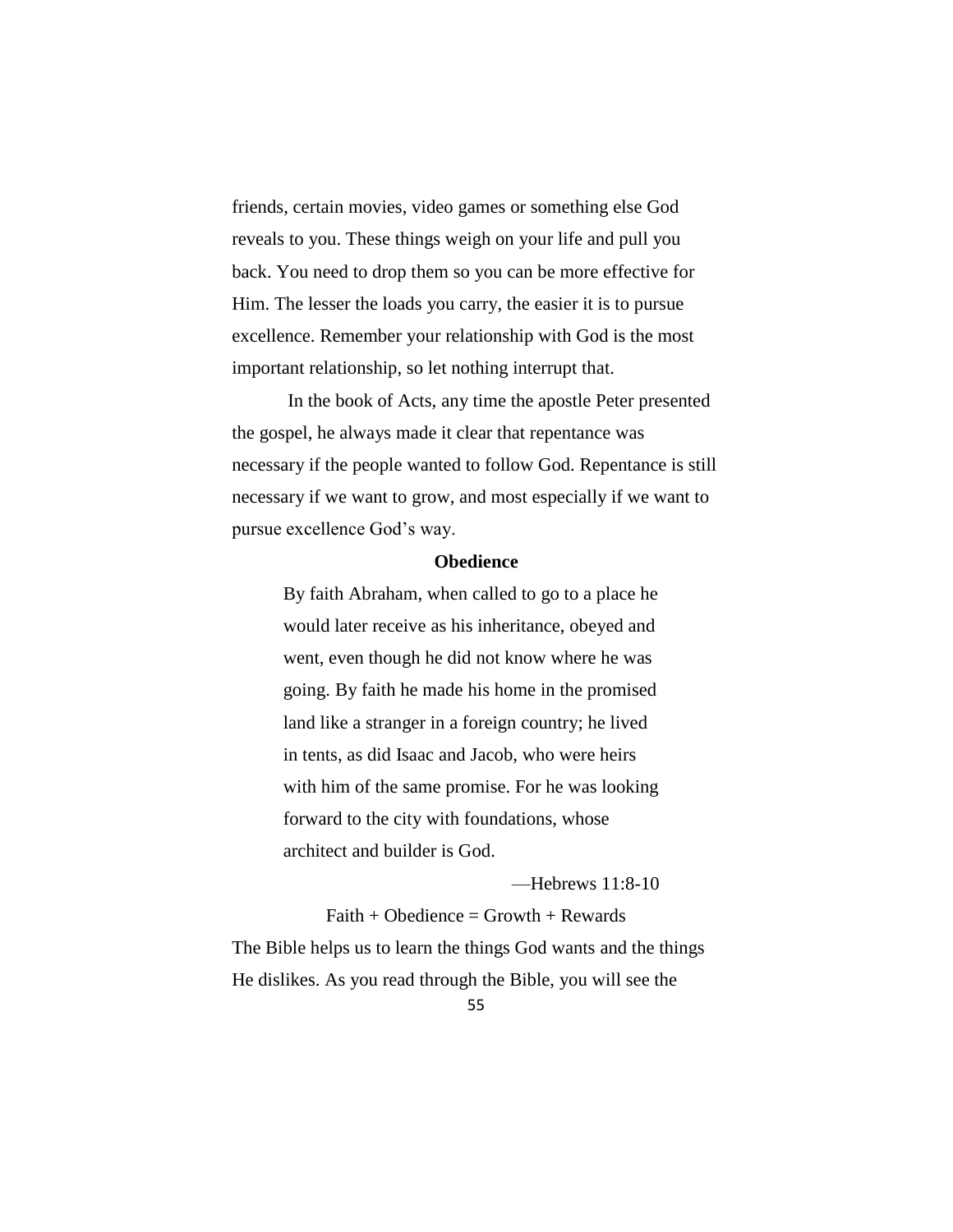friends, certain movies, video games or something else God reveals to you. These things weigh on your life and pull you back. You need to drop them so you can be more effective for Him. The lesser the loads you carry, the easier it is to pursue excellence. Remember your relationship with God is the most important relationship, so let nothing interrupt that.

In the book of Acts, any time the apostle Peter presented the gospel, he always made it clear that repentance was necessary if the people wanted to follow God. Repentance is still necessary if we want to grow, and most especially if we want to pursue excellence God's way.

### Obedience

> By faith Abraham, when called to go to a place he would later receive as his inheritance, obeyed and went, even though he did not know where he was going. By faith he made his home in the promised land like a stranger in a foreign country; he lived in tents, as did Isaac and Jacob, who were heirs with him of the same promise. For he was looking forward to the city with foundations, whose architect and builder is God.
>
> —Hebrews 11:8-10

Faith + Obedience = Growth + Rewards

The Bible helps us to learn the things God wants and the things He dislikes. As you read through the Bible, you will see the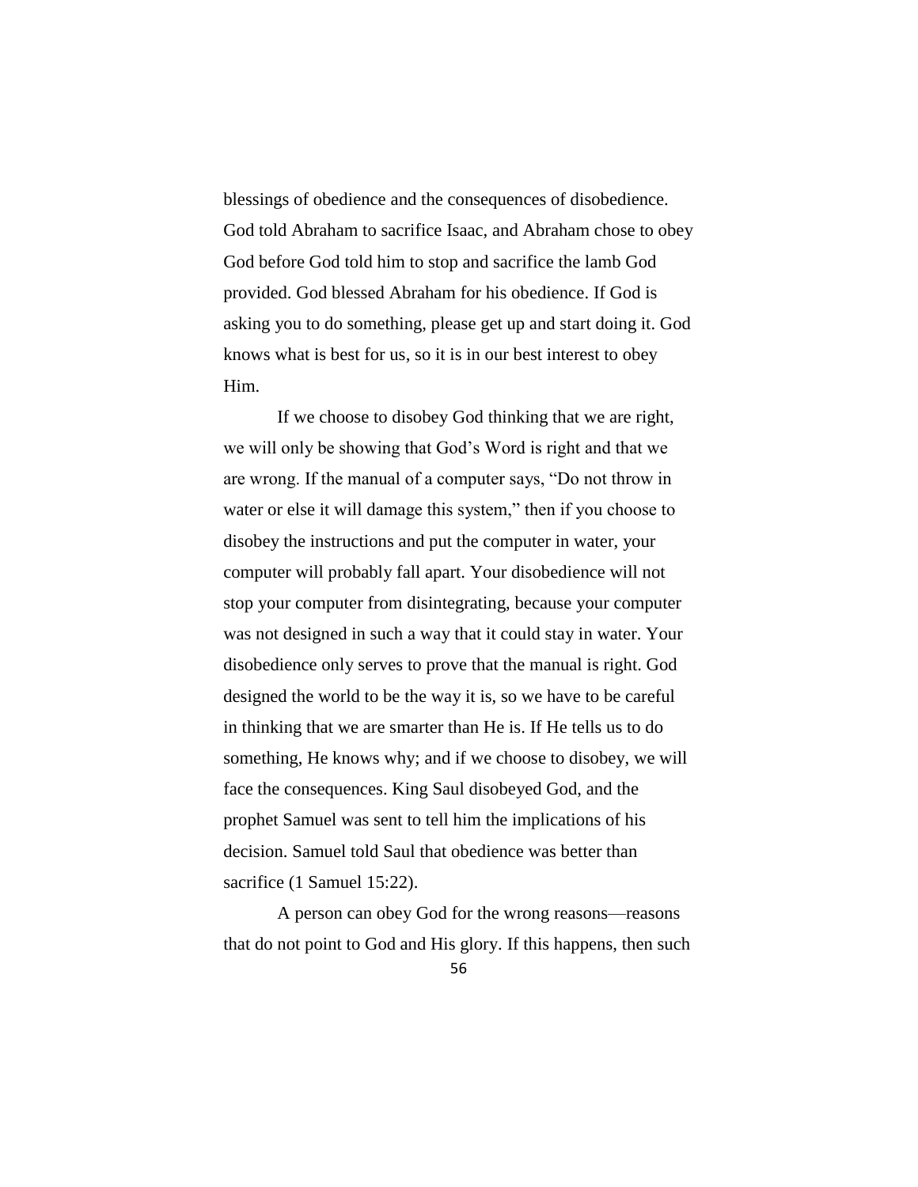blessings of obedience and the consequences of disobedience. God told Abraham to sacrifice Isaac, and Abraham chose to obey God before God told him to stop and sacrifice the lamb God provided. God blessed Abraham for his obedience. If God is asking you to do something, please get up and start doing it. God knows what is best for us, so it is in our best interest to obey Him.

If we choose to disobey God thinking that we are right, we will only be showing that God's Word is right and that we are wrong. If the manual of a computer says, "Do not throw in water or else it will damage this system," then if you choose to disobey the instructions and put the computer in water, your computer will probably fall apart. Your disobedience will not stop your computer from disintegrating, because your computer was not designed in such a way that it could stay in water. Your disobedience only serves to prove that the manual is right. God designed the world to be the way it is, so we have to be careful in thinking that we are smarter than He is. If He tells us to do something, He knows why; and if we choose to disobey, we will face the consequences. King Saul disobeyed God, and the prophet Samuel was sent to tell him the implications of his decision. Samuel told Saul that obedience was better than sacrifice (1 Samuel 15:22).

A person can obey God for the wrong reasons—reasons that do not point to God and His glory. If this happens, then such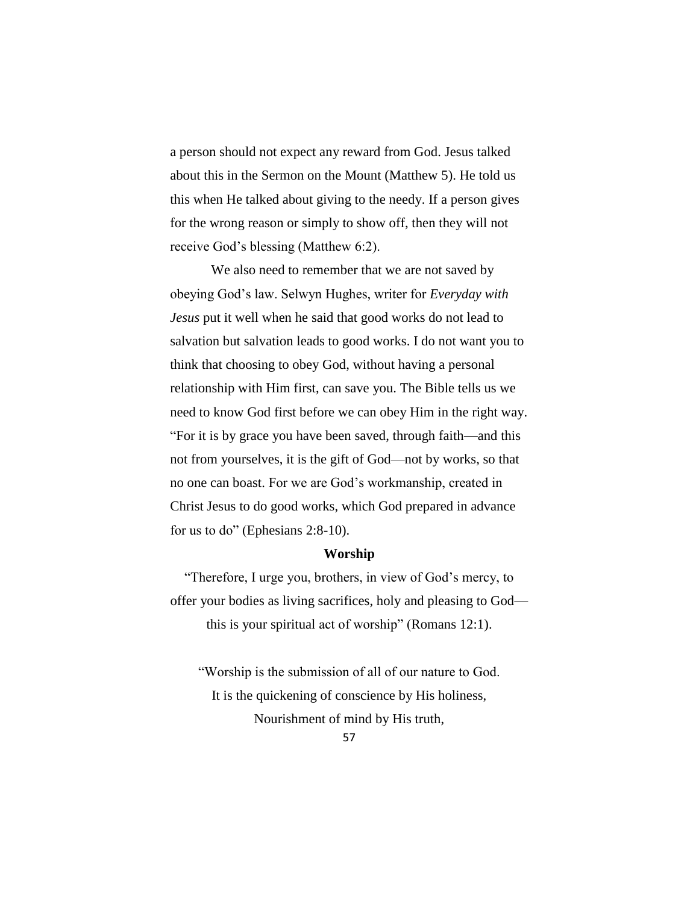a person should not expect any reward from God. Jesus talked about this in the Sermon on the Mount (Matthew 5). He told us this when He talked about giving to the needy. If a person gives for the wrong reason or simply to show off, then they will not receive God's blessing (Matthew 6:2).

We also need to remember that we are not saved by obeying God's law. Selwyn Hughes, writer for *Everyday with Jesus* put it well when he said that good works do not lead to salvation but salvation leads to good works. I do not want you to think that choosing to obey God, without having a personal relationship with Him first, can save you. The Bible tells us we need to know God first before we can obey Him in the right way. "For it is by grace you have been saved, through faith—and this not from yourselves, it is the gift of God—not by works, so that no one can boast. For we are God's workmanship, created in Christ Jesus to do good works, which God prepared in advance for us to do" (Ephesians 2:8-10).

**Worship**

"Therefore, I urge you, brothers, in view of God's mercy, to offer your bodies as living sacrifices, holy and pleasing to God—this is your spiritual act of worship" (Romans 12:1).

"Worship is the submission of all of our nature to God.
It is the quickening of conscience by His holiness,
Nourishment of mind by His truth,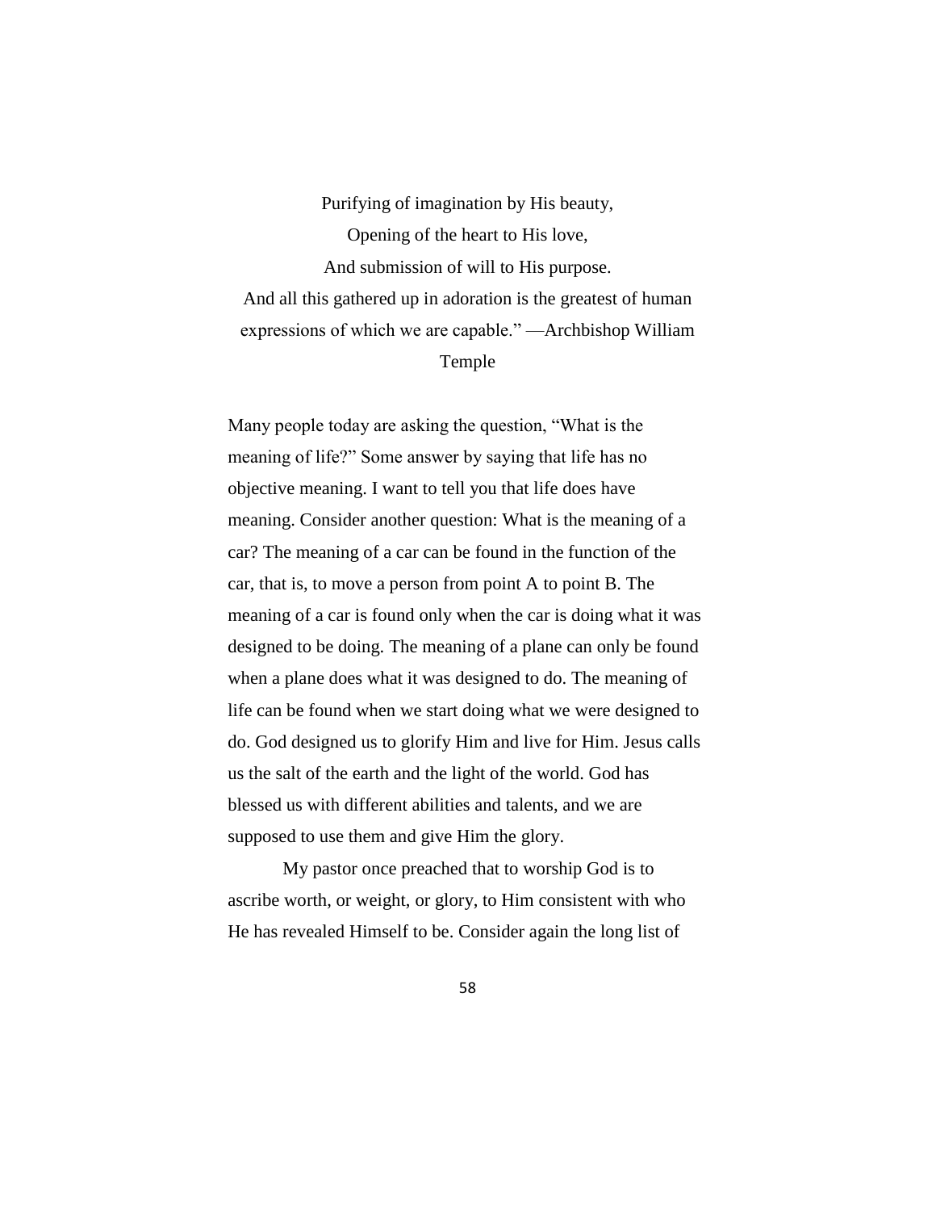Purifying of imagination by His beauty,  
Opening of the heart to His love,  
And submission of will to His purpose.  
And all this gathered up in adoration is the greatest of human expressions of which we are capable." —Archbishop William Temple

Many people today are asking the question, "What is the meaning of life?" Some answer by saying that life has no objective meaning. I want to tell you that life does have meaning. Consider another question: What is the meaning of a car? The meaning of a car can be found in the function of the car, that is, to move a person from point A to point B. The meaning of a car is found only when the car is doing what it was designed to be doing. The meaning of a plane can only be found when a plane does what it was designed to do. The meaning of life can be found when we start doing what we were designed to do. God designed us to glorify Him and live for Him. Jesus calls us the salt of the earth and the light of the world. God has blessed us with different abilities and talents, and we are supposed to use them and give Him the glory.

My pastor once preached that to worship God is to ascribe worth, or weight, or glory, to Him consistent with who He has revealed Himself to be. Consider again the long list of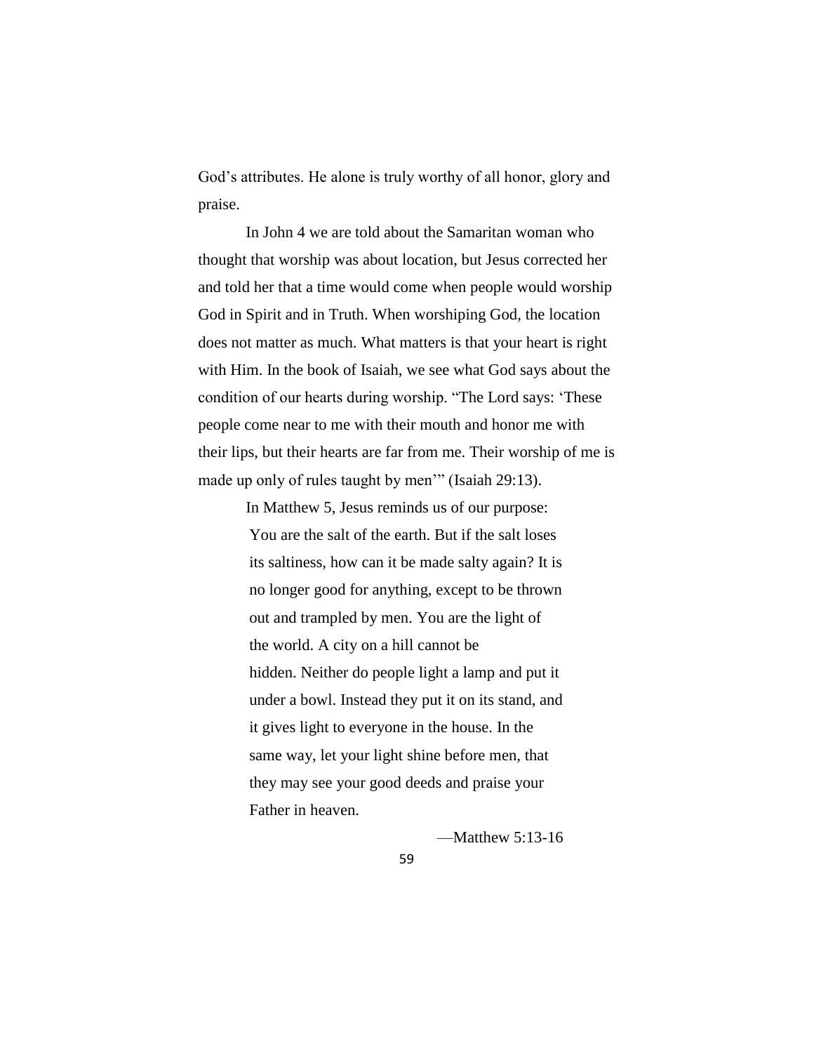God’s attributes. He alone is truly worthy of all honor, glory and praise.

In John 4 we are told about the Samaritan woman who thought that worship was about location, but Jesus corrected her and told her that a time would come when people would worship God in Spirit and in Truth. When worshiping God, the location does not matter as much. What matters is that your heart is right with Him. In the book of Isaiah, we see what God says about the condition of our hearts during worship. “The Lord says: ‘These people come near to me with their mouth and honor me with their lips, but their hearts are far from me. Their worship of me is made up only of rules taught by men’” (Isaiah 29:13).

In Matthew 5, Jesus reminds us of our purpose:

> You are the salt of the earth. But if the salt loses its saltiness, how can it be made salty again? It is no longer good for anything, except to be thrown out and trampled by men. You are the light of the world. A city on a hill cannot be hidden. Neither do people light a lamp and put it under a bowl. Instead they put it on its stand, and it gives light to everyone in the house. In the same way, let your light shine before men, that they may see your good deeds and praise your Father in heaven.
>
> —Matthew 5:13-16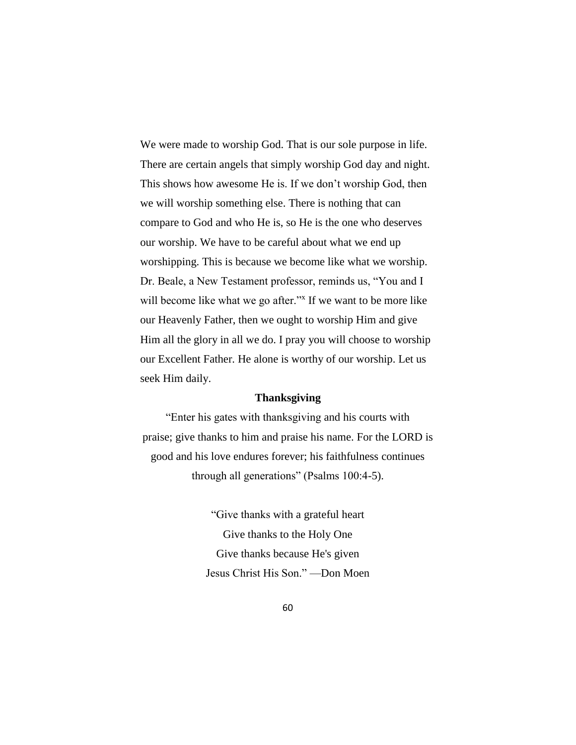We were made to worship God. That is our sole purpose in life. There are certain angels that simply worship God day and night. This shows how awesome He is. If we don't worship God, then we will worship something else. There is nothing that can compare to God and who He is, so He is the one who deserves our worship. We have to be careful about what we end up worshipping. This is because we become like what we worship. Dr. Beale, a New Testament professor, reminds us, "You and I will become like what we go after."[x] If we want to be more like our Heavenly Father, then we ought to worship Him and give Him all the glory in all we do. I pray you will choose to worship our Excellent Father. He alone is worthy of our worship. Let us seek Him daily.

## Thanksgiving

"Enter his gates with thanksgiving and his courts with praise; give thanks to him and praise his name. For the LORD is good and his love endures forever; his faithfulness continues through all generations" (Psalms 100:4-5).

"Give thanks with a grateful heart  
Give thanks to the Holy One  
Give thanks because He's given  
Jesus Christ His Son." —Don Moen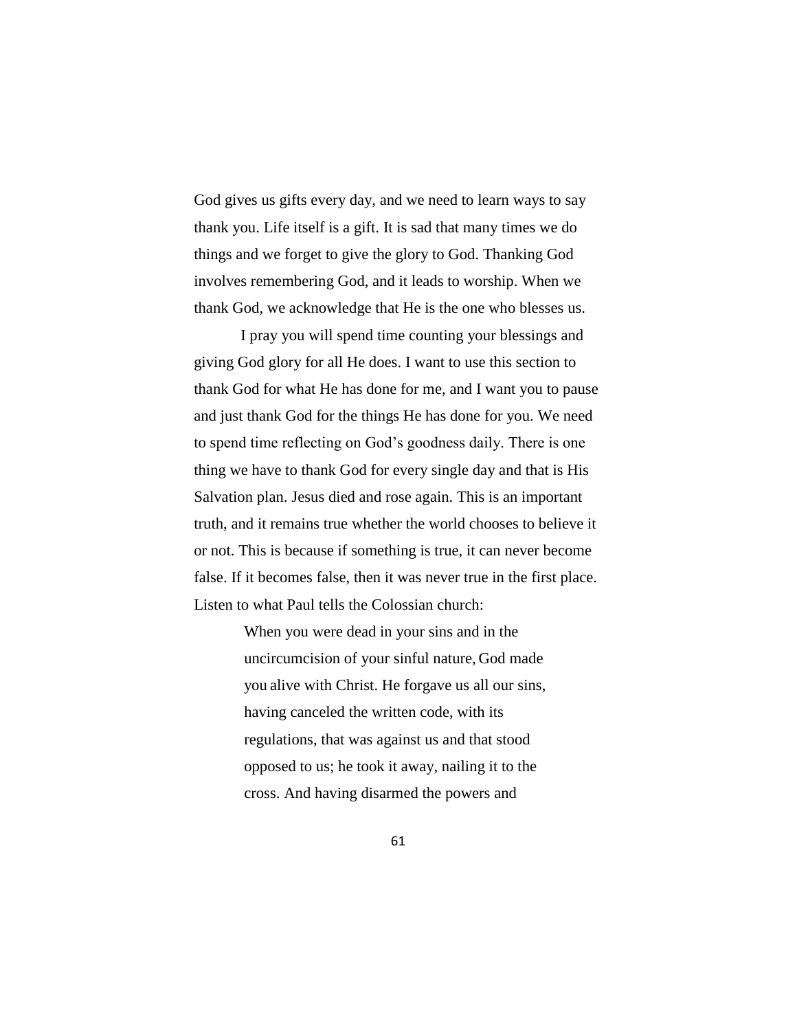God gives us gifts every day, and we need to learn ways to say thank you. Life itself is a gift. It is sad that many times we do things and we forget to give the glory to God. Thanking God involves remembering God, and it leads to worship. When we thank God, we acknowledge that He is the one who blesses us.

I pray you will spend time counting your blessings and giving God glory for all He does. I want to use this section to thank God for what He has done for me, and I want you to pause and just thank God for the things He has done for you. We need to spend time reflecting on God's goodness daily. There is one thing we have to thank God for every single day and that is His Salvation plan. Jesus died and rose again. This is an important truth, and it remains true whether the world chooses to believe it or not. This is because if something is true, it can never become false. If it becomes false, then it was never true in the first place. Listen to what Paul tells the Colossian church:

> When you were dead in your sins and in the uncircumcision of your sinful nature, God made you alive with Christ. He forgave us all our sins, having canceled the written code, with its regulations, that was against us and that stood opposed to us; he took it away, nailing it to the cross. And having disarmed the powers and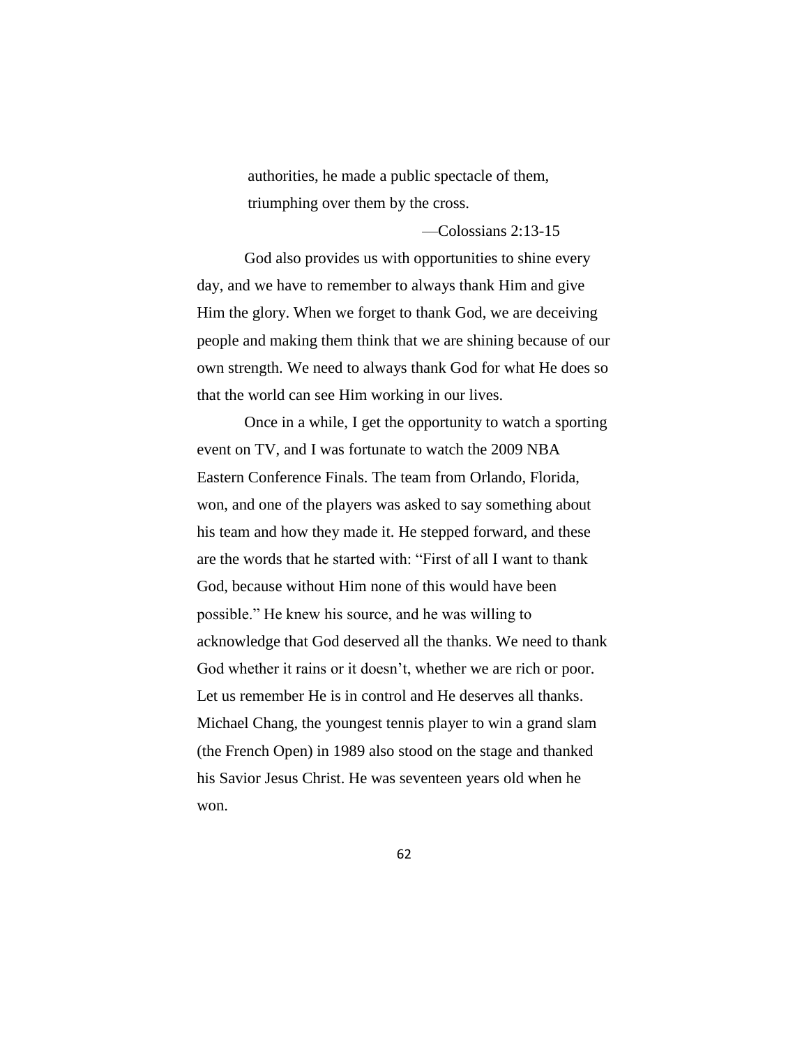> authorities, he made a public spectacle of them, triumphing over them by the cross.
>
> —Colossians 2:13-15

God also provides us with opportunities to shine every day, and we have to remember to always thank Him and give Him the glory. When we forget to thank God, we are deceiving people and making them think that we are shining because of our own strength. We need to always thank God for what He does so that the world can see Him working in our lives.

Once in a while, I get the opportunity to watch a sporting event on TV, and I was fortunate to watch the 2009 NBA Eastern Conference Finals. The team from Orlando, Florida, won, and one of the players was asked to say something about his team and how they made it. He stepped forward, and these are the words that he started with: “First of all I want to thank God, because without Him none of this would have been possible.” He knew his source, and he was willing to acknowledge that God deserved all the thanks. We need to thank God whether it rains or it doesn’t, whether we are rich or poor. Let us remember He is in control and He deserves all thanks. Michael Chang, the youngest tennis player to win a grand slam (the French Open) in 1989 also stood on the stage and thanked his Savior Jesus Christ. He was seventeen years old when he won.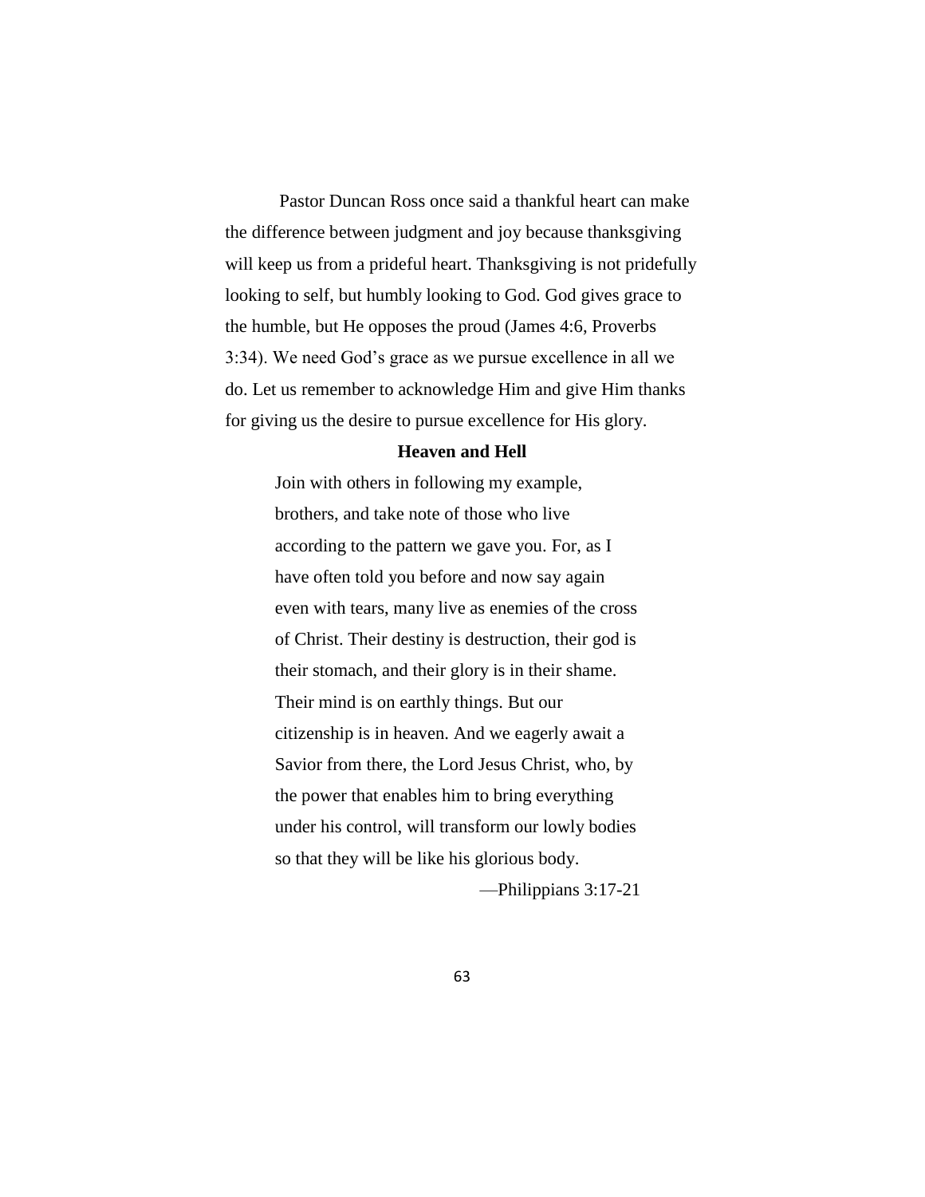Pastor Duncan Ross once said a thankful heart can make the difference between judgment and joy because thanksgiving will keep us from a prideful heart. Thanksgiving is not pridefully looking to self, but humbly looking to God. God gives grace to the humble, but He opposes the proud (James 4:6, Proverbs 3:34). We need God's grace as we pursue excellence in all we do. Let us remember to acknowledge Him and give Him thanks for giving us the desire to pursue excellence for His glory.

## Heaven and Hell

> Join with others in following my example, brothers, and take note of those who live according to the pattern we gave you. For, as I have often told you before and now say again even with tears, many live as enemies of the cross of Christ. Their destiny is destruction, their god is their stomach, and their glory is in their shame. Their mind is on earthly things. But our citizenship is in heaven. And we eagerly await a Savior from there, the Lord Jesus Christ, who, by the power that enables him to bring everything under his control, will transform our lowly bodies so that they will be like his glorious body.
>
> —Philippians 3:17-21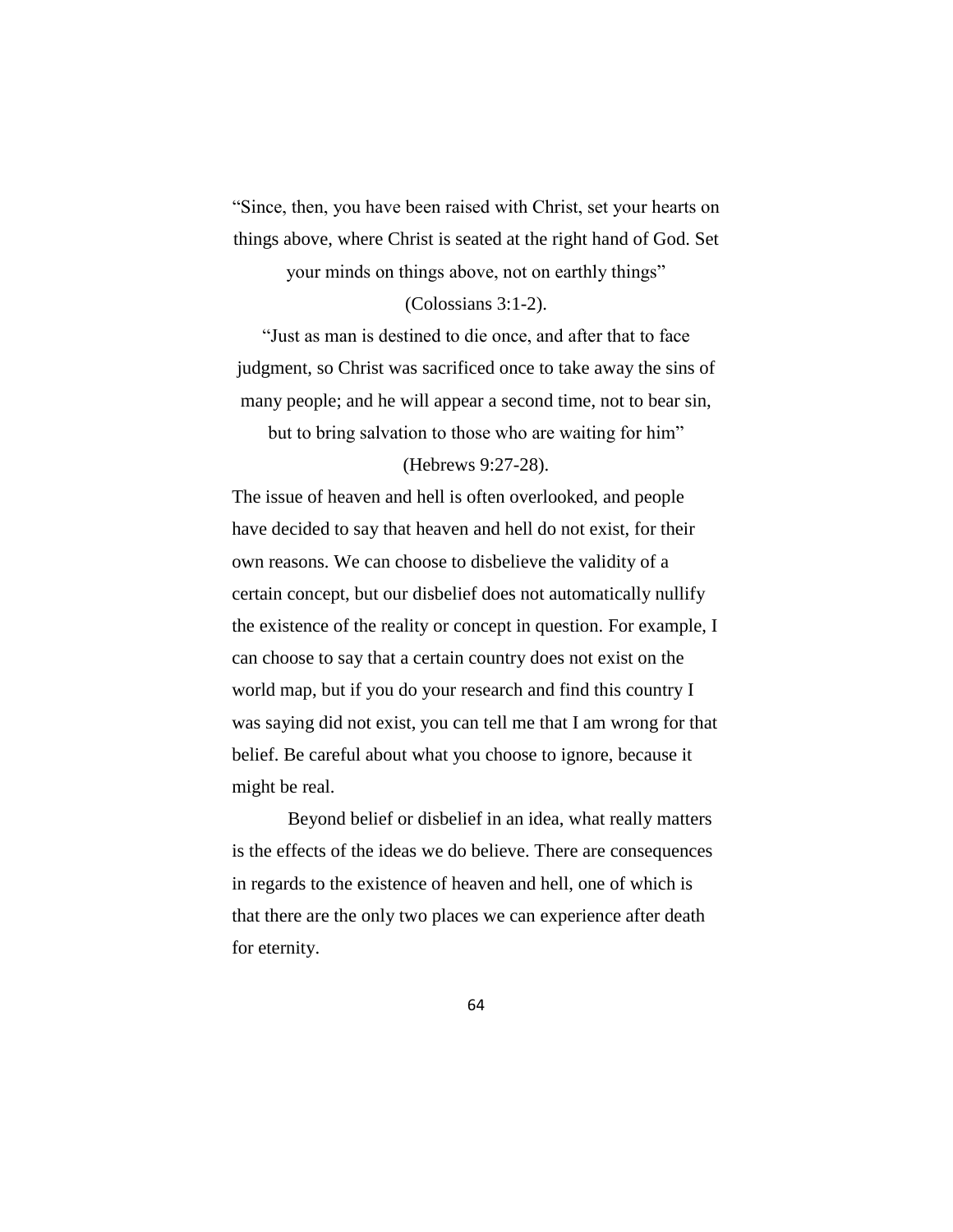"Since, then, you have been raised with Christ, set your hearts on things above, where Christ is seated at the right hand of God. Set your minds on things above, not on earthly things" (Colossians 3:1-2).

"Just as man is destined to die once, and after that to face judgment, so Christ was sacrificed once to take away the sins of many people; and he will appear a second time, not to bear sin, but to bring salvation to those who are waiting for him" (Hebrews 9:27-28).

The issue of heaven and hell is often overlooked, and people have decided to say that heaven and hell do not exist, for their own reasons. We can choose to disbelieve the validity of a certain concept, but our disbelief does not automatically nullify the existence of the reality or concept in question. For example, I can choose to say that a certain country does not exist on the world map, but if you do your research and find this country I was saying did not exist, you can tell me that I am wrong for that belief. Be careful about what you choose to ignore, because it might be real.

Beyond belief or disbelief in an idea, what really matters is the effects of the ideas we do believe. There are consequences in regards to the existence of heaven and hell, one of which is that there are the only two places we can experience after death for eternity.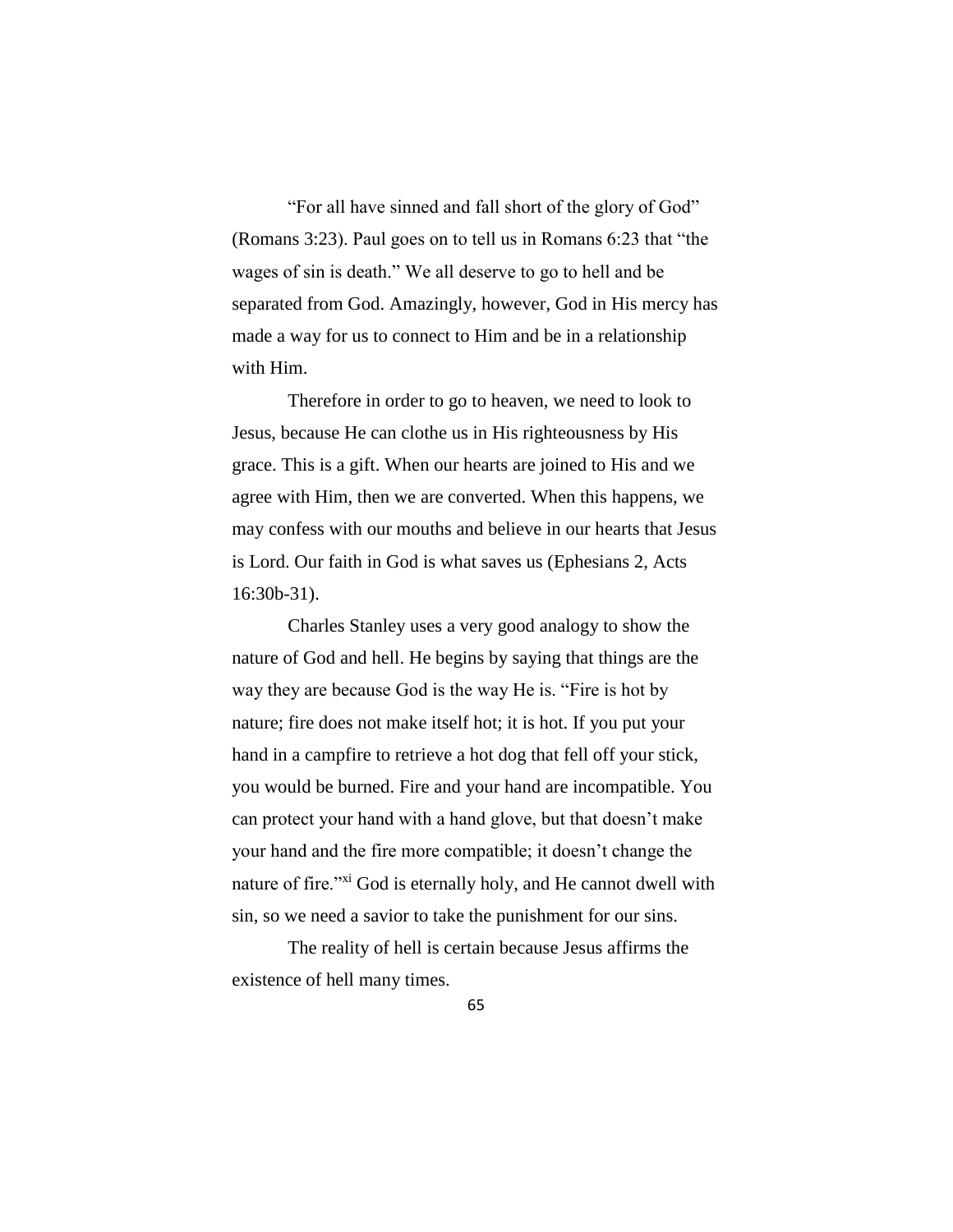"For all have sinned and fall short of the glory of God" (Romans 3:23). Paul goes on to tell us in Romans 6:23 that "the wages of sin is death." We all deserve to go to hell and be separated from God. Amazingly, however, God in His mercy has made a way for us to connect to Him and be in a relationship with Him.

Therefore in order to go to heaven, we need to look to Jesus, because He can clothe us in His righteousness by His grace. This is a gift. When our hearts are joined to His and we agree with Him, then we are converted. When this happens, we may confess with our mouths and believe in our hearts that Jesus is Lord. Our faith in God is what saves us (Ephesians 2, Acts 16:30b-31).

Charles Stanley uses a very good analogy to show the nature of God and hell. He begins by saying that things are the way they are because God is the way He is. "Fire is hot by nature; fire does not make itself hot; it is hot. If you put your hand in a campfire to retrieve a hot dog that fell off your stick, you would be burned. Fire and your hand are incompatible. You can protect your hand with a hand glove, but that doesn't make your hand and the fire more compatible; it doesn't change the nature of fire."[xi] God is eternally holy, and He cannot dwell with sin, so we need a savior to take the punishment for our sins.

The reality of hell is certain because Jesus affirms the existence of hell many times.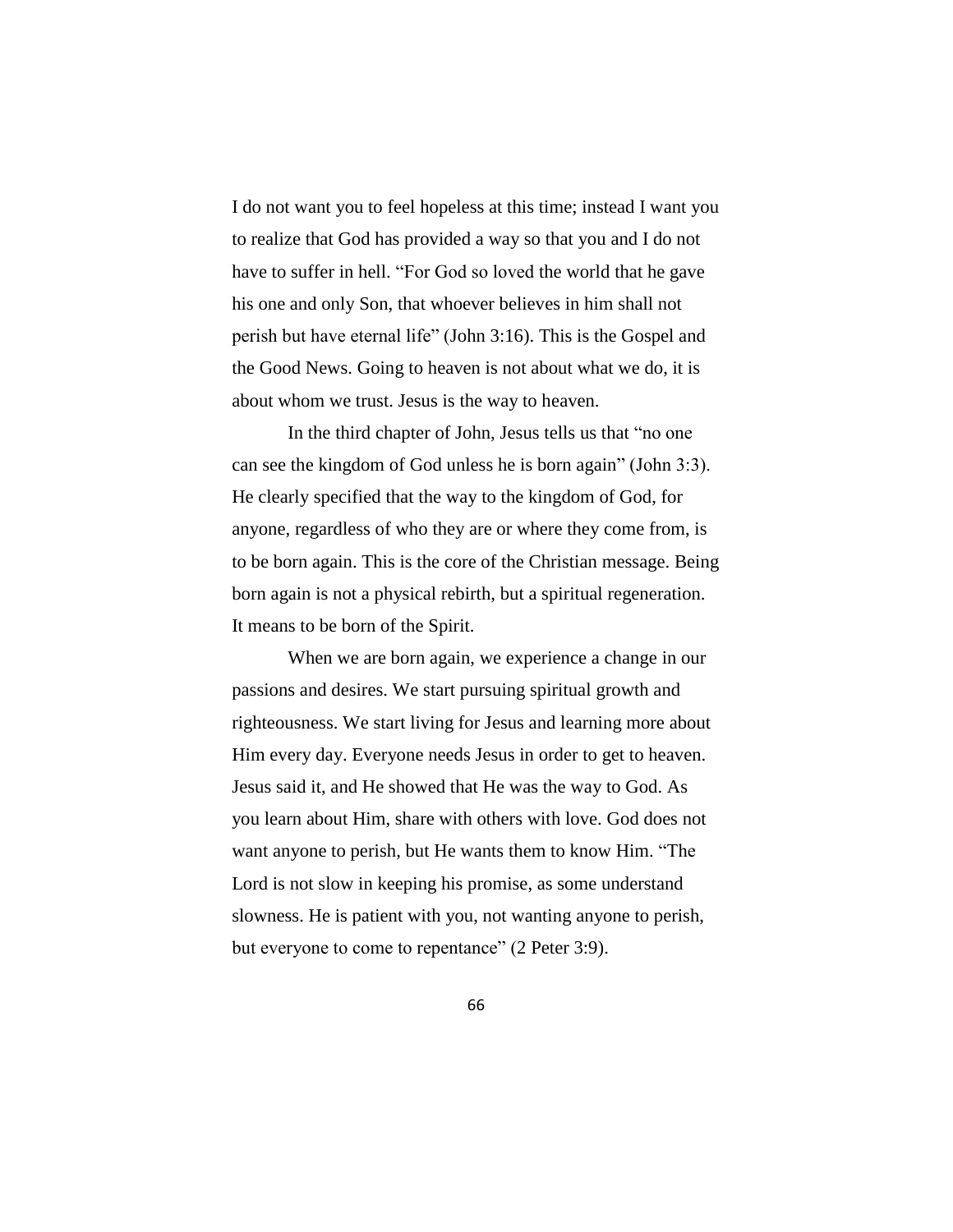I do not want you to feel hopeless at this time; instead I want you to realize that God has provided a way so that you and I do not have to suffer in hell. "For God so loved the world that he gave his one and only Son, that whoever believes in him shall not perish but have eternal life" (John 3:16). This is the Gospel and the Good News. Going to heaven is not about what we do, it is about whom we trust. Jesus is the way to heaven.

In the third chapter of John, Jesus tells us that "no one can see the kingdom of God unless he is born again" (John 3:3). He clearly specified that the way to the kingdom of God, for anyone, regardless of who they are or where they come from, is to be born again. This is the core of the Christian message. Being born again is not a physical rebirth, but a spiritual regeneration. It means to be born of the Spirit.

When we are born again, we experience a change in our passions and desires. We start pursuing spiritual growth and righteousness. We start living for Jesus and learning more about Him every day. Everyone needs Jesus in order to get to heaven. Jesus said it, and He showed that He was the way to God. As you learn about Him, share with others with love. God does not want anyone to perish, but He wants them to know Him. "The Lord is not slow in keeping his promise, as some understand slowness. He is patient with you, not wanting anyone to perish, but everyone to come to repentance" (2 Peter 3:9).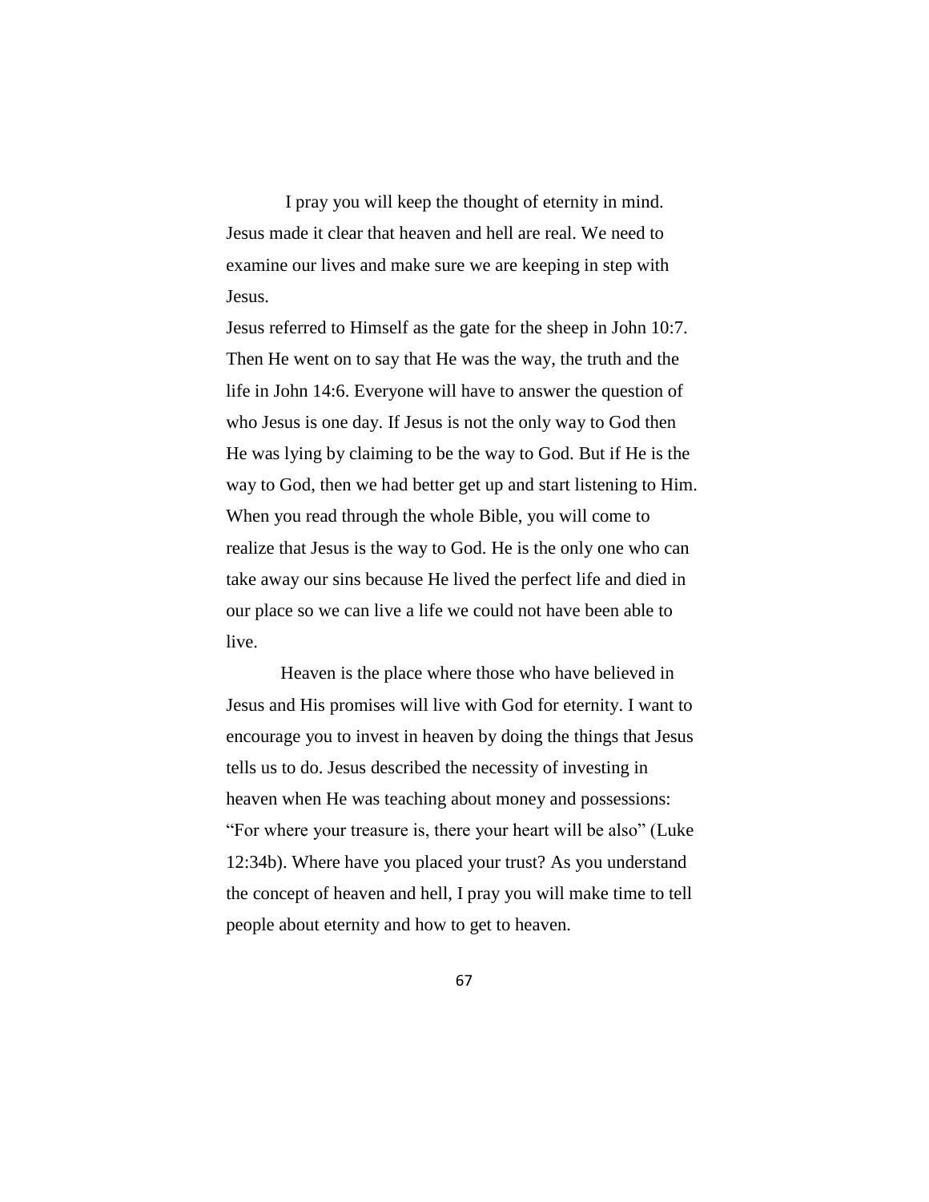I pray you will keep the thought of eternity in mind. Jesus made it clear that heaven and hell are real. We need to examine our lives and make sure we are keeping in step with Jesus.

Jesus referred to Himself as the gate for the sheep in John 10:7. Then He went on to say that He was the way, the truth and the life in John 14:6. Everyone will have to answer the question of who Jesus is one day. If Jesus is not the only way to God then He was lying by claiming to be the way to God. But if He is the way to God, then we had better get up and start listening to Him. When you read through the whole Bible, you will come to realize that Jesus is the way to God. He is the only one who can take away our sins because He lived the perfect life and died in our place so we can live a life we could not have been able to live.

Heaven is the place where those who have believed in Jesus and His promises will live with God for eternity. I want to encourage you to invest in heaven by doing the things that Jesus tells us to do. Jesus described the necessity of investing in heaven when He was teaching about money and possessions: "For where your treasure is, there your heart will be also" (Luke 12:34b). Where have you placed your trust? As you understand the concept of heaven and hell, I pray you will make time to tell people about eternity and how to get to heaven.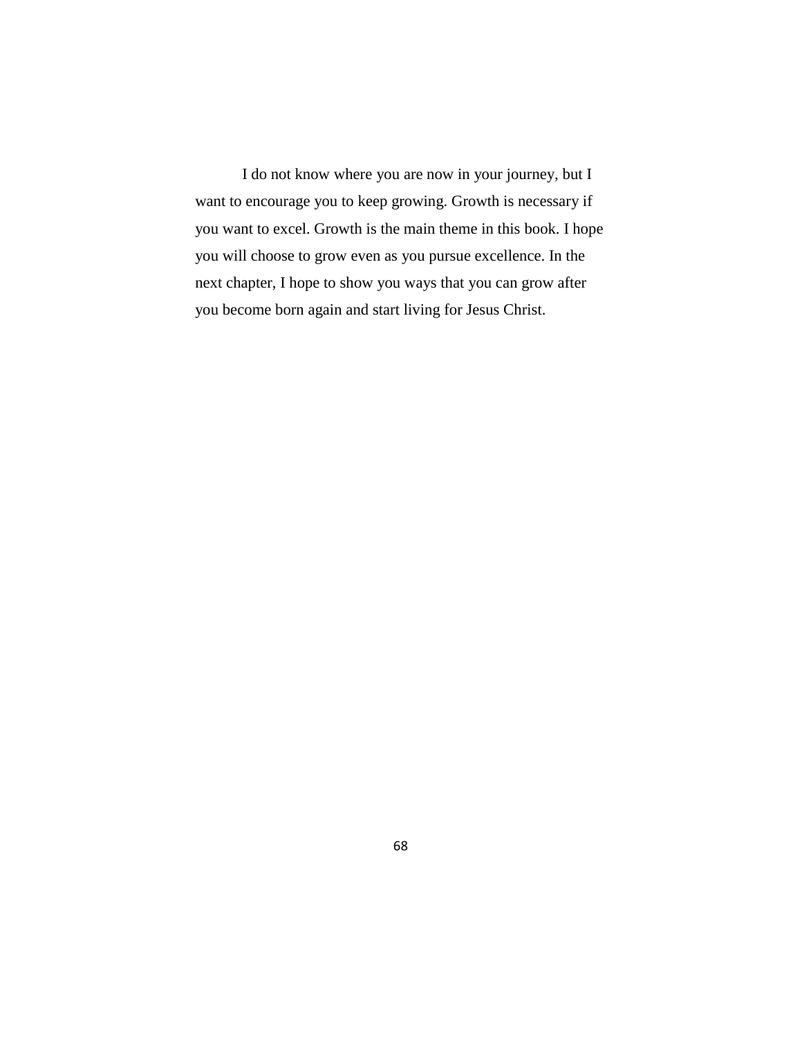I do not know where you are now in your journey, but I want to encourage you to keep growing. Growth is necessary if you want to excel. Growth is the main theme in this book. I hope you will choose to grow even as you pursue excellence. In the next chapter, I hope to show you ways that you can grow after you become born again and start living for Jesus Christ.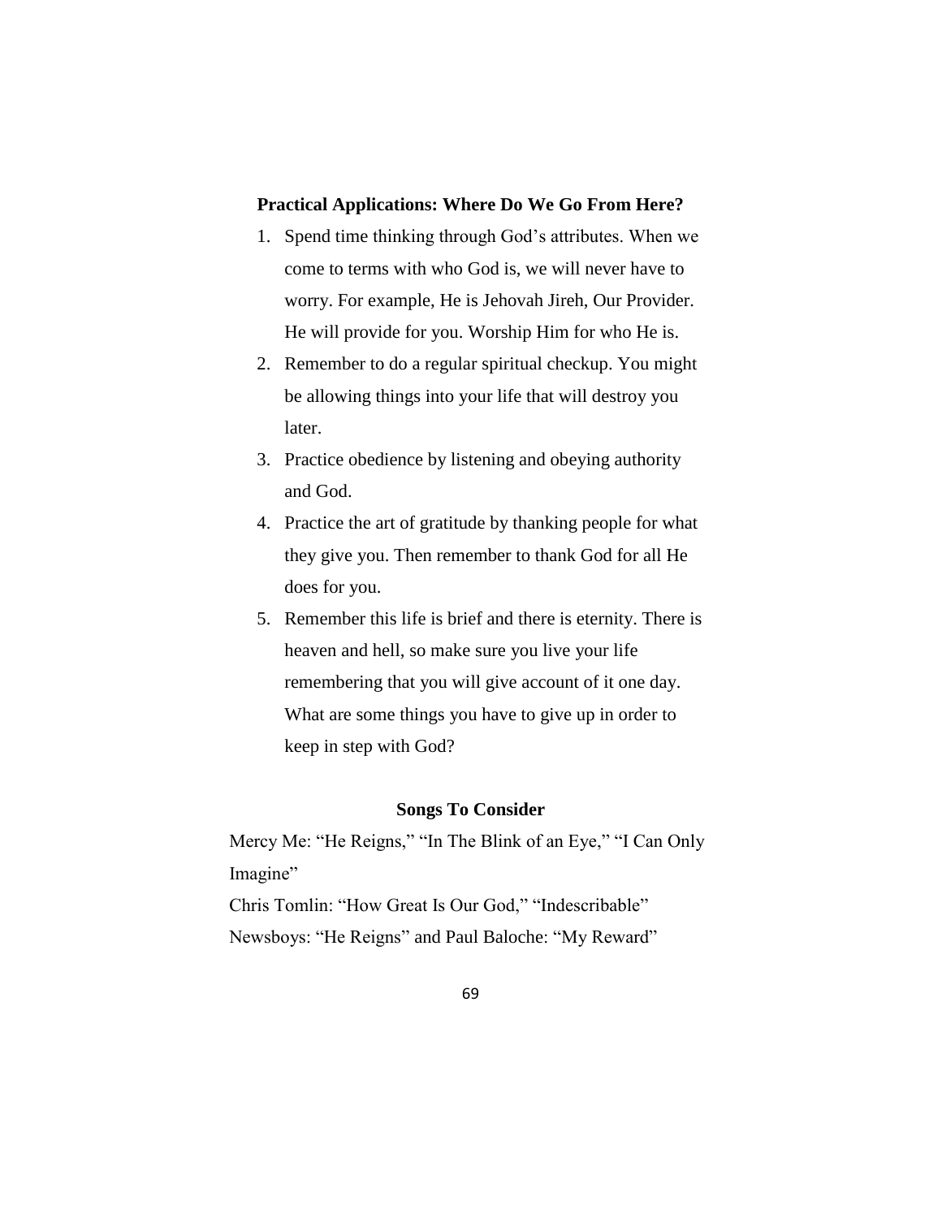**Practical Applications: Where Do We Go From Here?**

1. Spend time thinking through God's attributes. When we come to terms with who God is, we will never have to worry. For example, He is Jehovah Jireh, Our Provider. He will provide for you. Worship Him for who He is.
2. Remember to do a regular spiritual checkup. You might be allowing things into your life that will destroy you later.
3. Practice obedience by listening and obeying authority and God.
4. Practice the art of gratitude by thanking people for what they give you. Then remember to thank God for all He does for you.
5. Remember this life is brief and there is eternity. There is heaven and hell, so make sure you live your life remembering that you will give account of it one day. What are some things you have to give up in order to keep in step with God?

**Songs To Consider**

Mercy Me: "He Reigns," "In The Blink of an Eye," "I Can Only Imagine"
Chris Tomlin: "How Great Is Our God," "Indescribable"
Newsboys: "He Reigns" and Paul Baloche: "My Reward"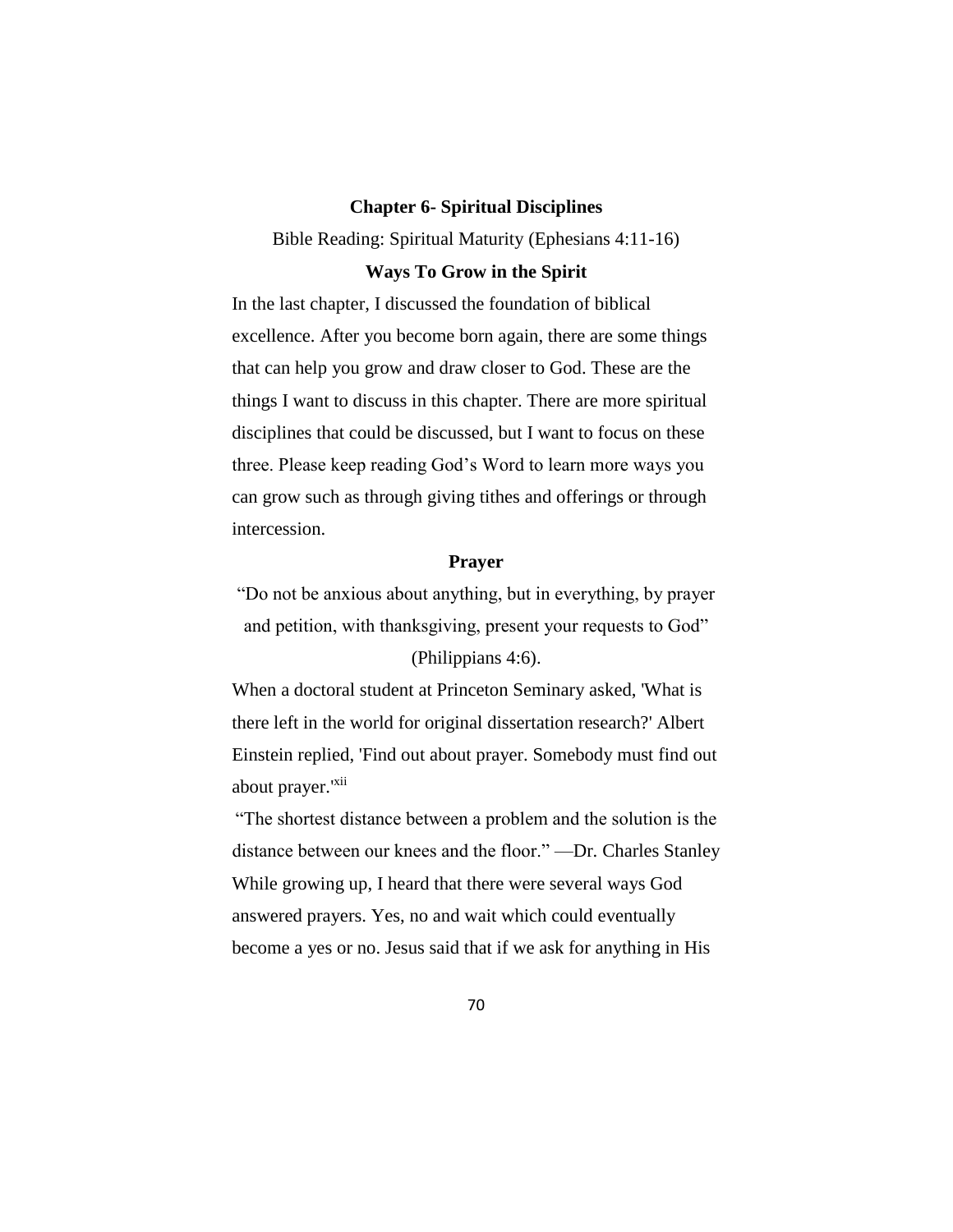## Chapter 6- Spiritual Disciplines

Bible Reading: Spiritual Maturity (Ephesians 4:11-16)

### Ways To Grow in the Spirit

In the last chapter, I discussed the foundation of biblical excellence. After you become born again, there are some things that can help you grow and draw closer to God. These are the things I want to discuss in this chapter. There are more spiritual disciplines that could be discussed, but I want to focus on these three. Please keep reading God's Word to learn more ways you can grow such as through giving tithes and offerings or through intercession.

### Prayer

"Do not be anxious about anything, but in everything, by prayer and petition, with thanksgiving, present your requests to God" (Philippians 4:6).

When a doctoral student at Princeton Seminary asked, 'What is there left in the world for original dissertation research?' Albert Einstein replied, 'Find out about prayer. Somebody must find out about prayer.'[xii]

"The shortest distance between a problem and the solution is the distance between our knees and the floor." —Dr. Charles Stanley

While growing up, I heard that there were several ways God answered prayers. Yes, no and wait which could eventually become a yes or no. Jesus said that if we ask for anything in His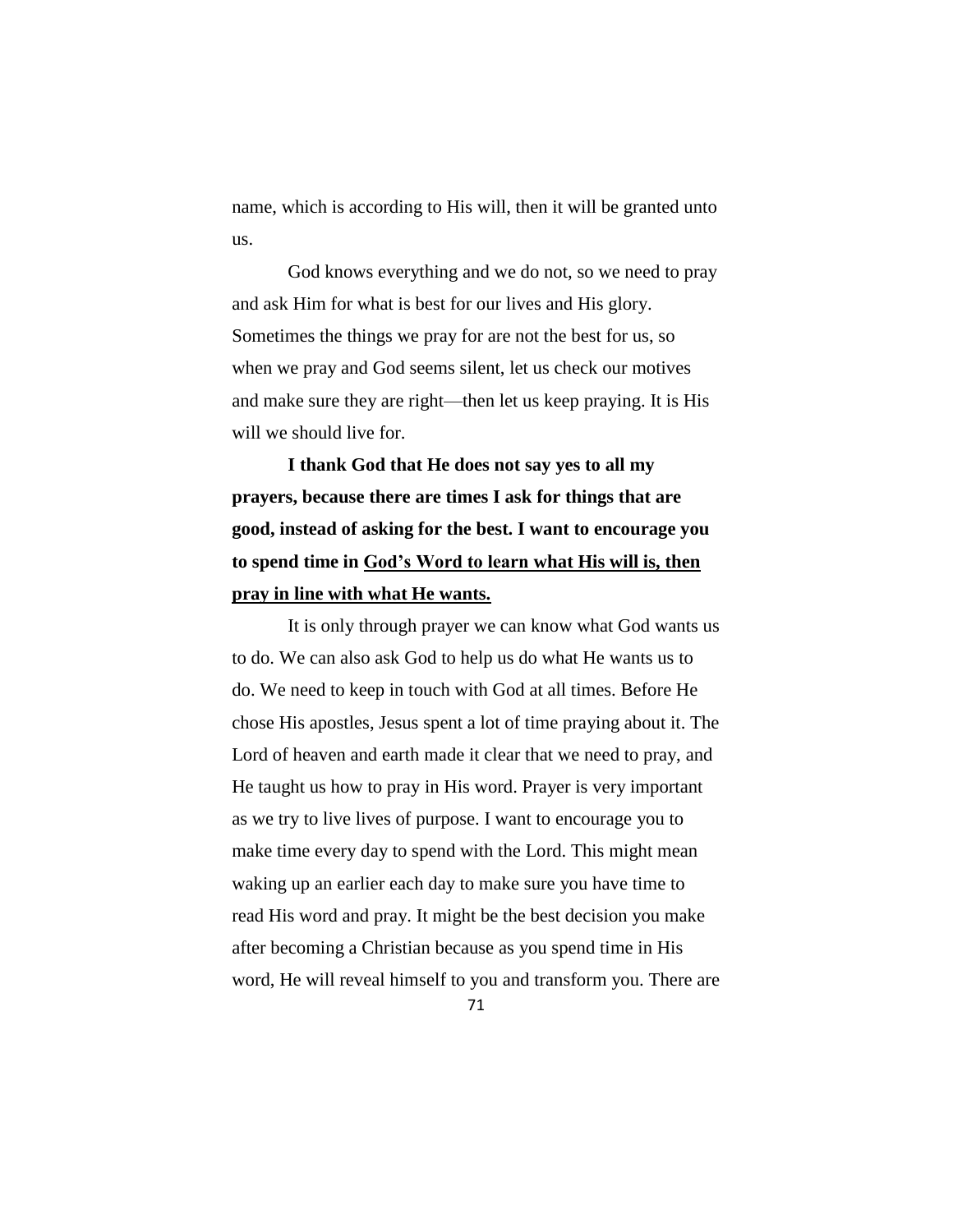name, which is according to His will, then it will be granted unto us.

God knows everything and we do not, so we need to pray and ask Him for what is best for our lives and His glory. Sometimes the things we pray for are not the best for us, so when we pray and God seems silent, let us check our motives and make sure they are right—then let us keep praying. It is His will we should live for.

**I thank God that He does not say yes to all my prayers, because there are times I ask for things that are good, instead of asking for the best. I want to encourage you to spend time in <u>God's Word to learn what His will is, then pray in line with what He wants.</u>**

It is only through prayer we can know what God wants us to do. We can also ask God to help us do what He wants us to do. We need to keep in touch with God at all times. Before He chose His apostles, Jesus spent a lot of time praying about it. The Lord of heaven and earth made it clear that we need to pray, and He taught us how to pray in His word. Prayer is very important as we try to live lives of purpose. I want to encourage you to make time every day to spend with the Lord. This might mean waking up an earlier each day to make sure you have time to read His word and pray. It might be the best decision you make after becoming a Christian because as you spend time in His word, He will reveal himself to you and transform you. There are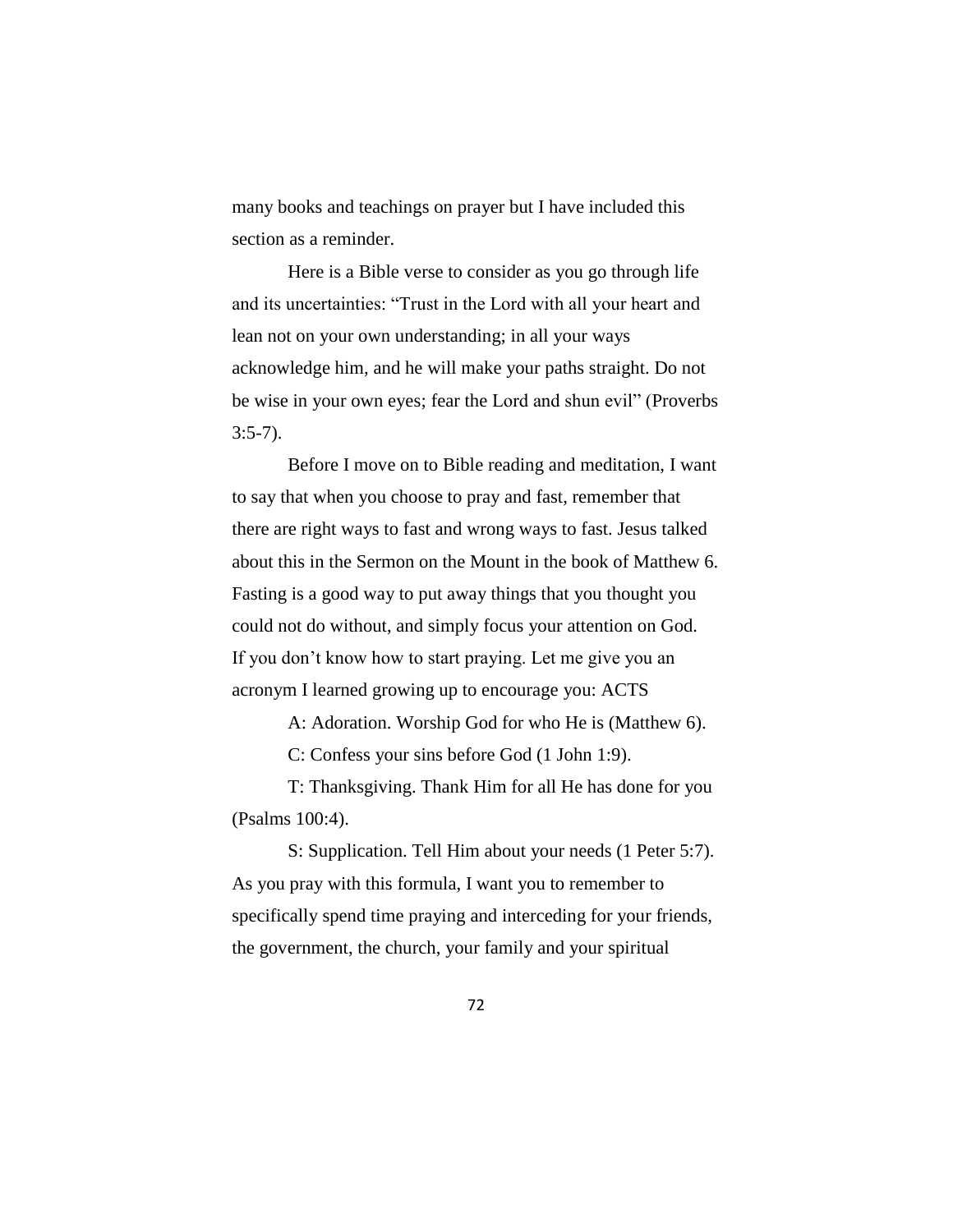many books and teachings on prayer but I have included this section as a reminder.

Here is a Bible verse to consider as you go through life and its uncertainties: "Trust in the Lord with all your heart and lean not on your own understanding; in all your ways acknowledge him, and he will make your paths straight. Do not be wise in your own eyes; fear the Lord and shun evil" (Proverbs 3:5-7).

Before I move on to Bible reading and meditation, I want to say that when you choose to pray and fast, remember that there are right ways to fast and wrong ways to fast. Jesus talked about this in the Sermon on the Mount in the book of Matthew 6. Fasting is a good way to put away things that you thought you could not do without, and simply focus your attention on God. If you don't know how to start praying. Let me give you an acronym I learned growing up to encourage you: ACTS

A: Adoration. Worship God for who He is (Matthew 6).

C: Confess your sins before God (1 John 1:9).

T: Thanksgiving. Thank Him for all He has done for you (Psalms 100:4).

S: Supplication. Tell Him about your needs (1 Peter 5:7).

As you pray with this formula, I want you to remember to specifically spend time praying and interceding for your friends, the government, the church, your family and your spiritual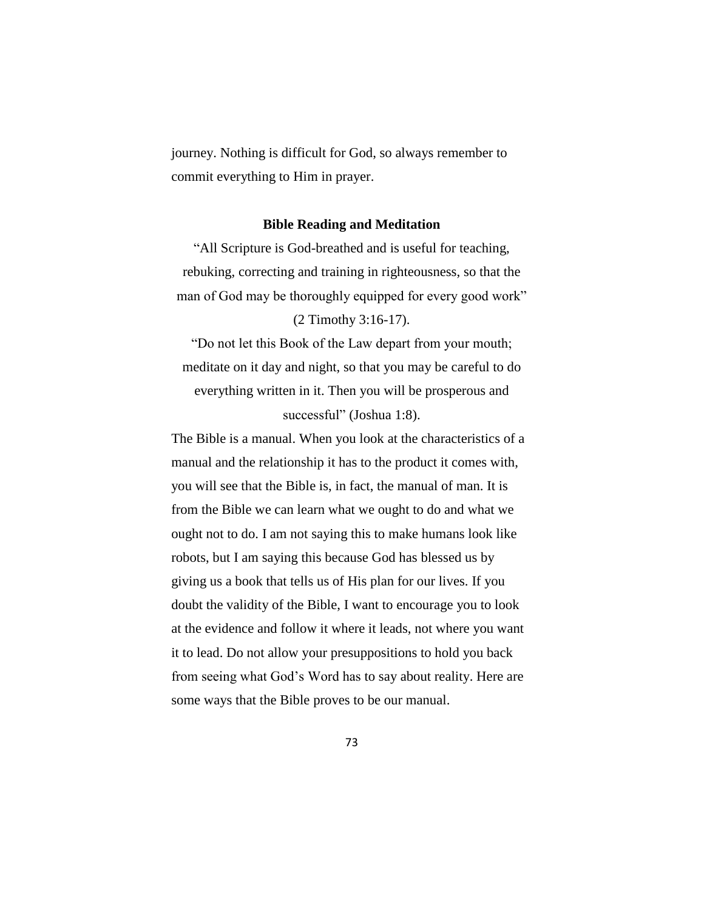journey. Nothing is difficult for God, so always remember to commit everything to Him in prayer.

## Bible Reading and Meditation

"All Scripture is God-breathed and is useful for teaching, rebuking, correcting and training in righteousness, so that the man of God may be thoroughly equipped for every good work" (2 Timothy 3:16-17).

"Do not let this Book of the Law depart from your mouth; meditate on it day and night, so that you may be careful to do everything written in it. Then you will be prosperous and successful" (Joshua 1:8).

The Bible is a manual. When you look at the characteristics of a manual and the relationship it has to the product it comes with, you will see that the Bible is, in fact, the manual of man. It is from the Bible we can learn what we ought to do and what we ought not to do. I am not saying this to make humans look like robots, but I am saying this because God has blessed us by giving us a book that tells us of His plan for our lives. If you doubt the validity of the Bible, I want to encourage you to look at the evidence and follow it where it leads, not where you want it to lead. Do not allow your presuppositions to hold you back from seeing what God's Word has to say about reality. Here are some ways that the Bible proves to be our manual.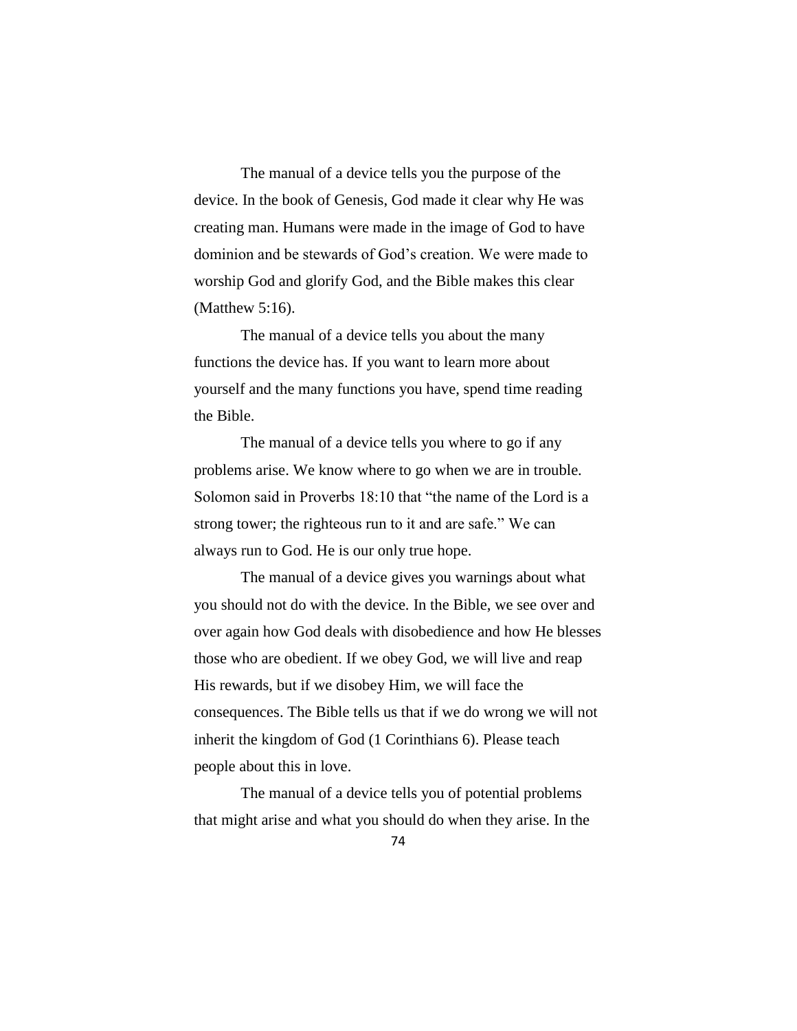The manual of a device tells you the purpose of the device. In the book of Genesis, God made it clear why He was creating man. Humans were made in the image of God to have dominion and be stewards of God's creation. We were made to worship God and glorify God, and the Bible makes this clear (Matthew 5:16).

The manual of a device tells you about the many functions the device has. If you want to learn more about yourself and the many functions you have, spend time reading the Bible.

The manual of a device tells you where to go if any problems arise. We know where to go when we are in trouble. Solomon said in Proverbs 18:10 that "the name of the Lord is a strong tower; the righteous run to it and are safe." We can always run to God. He is our only true hope.

The manual of a device gives you warnings about what you should not do with the device. In the Bible, we see over and over again how God deals with disobedience and how He blesses those who are obedient. If we obey God, we will live and reap His rewards, but if we disobey Him, we will face the consequences. The Bible tells us that if we do wrong we will not inherit the kingdom of God (1 Corinthians 6). Please teach people about this in love.

The manual of a device tells you of potential problems that might arise and what you should do when they arise. In the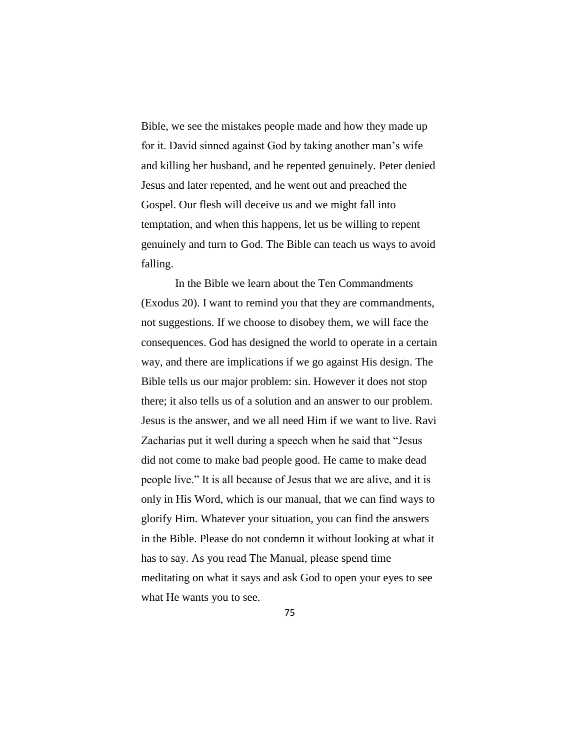Bible, we see the mistakes people made and how they made up for it. David sinned against God by taking another man's wife and killing her husband, and he repented genuinely. Peter denied Jesus and later repented, and he went out and preached the Gospel. Our flesh will deceive us and we might fall into temptation, and when this happens, let us be willing to repent genuinely and turn to God. The Bible can teach us ways to avoid falling.

In the Bible we learn about the Ten Commandments (Exodus 20). I want to remind you that they are commandments, not suggestions. If we choose to disobey them, we will face the consequences. God has designed the world to operate in a certain way, and there are implications if we go against His design. The Bible tells us our major problem: sin. However it does not stop there; it also tells us of a solution and an answer to our problem. Jesus is the answer, and we all need Him if we want to live. Ravi Zacharias put it well during a speech when he said that "Jesus did not come to make bad people good. He came to make dead people live." It is all because of Jesus that we are alive, and it is only in His Word, which is our manual, that we can find ways to glorify Him. Whatever your situation, you can find the answers in the Bible. Please do not condemn it without looking at what it has to say. As you read The Manual, please spend time meditating on what it says and ask God to open your eyes to see what He wants you to see.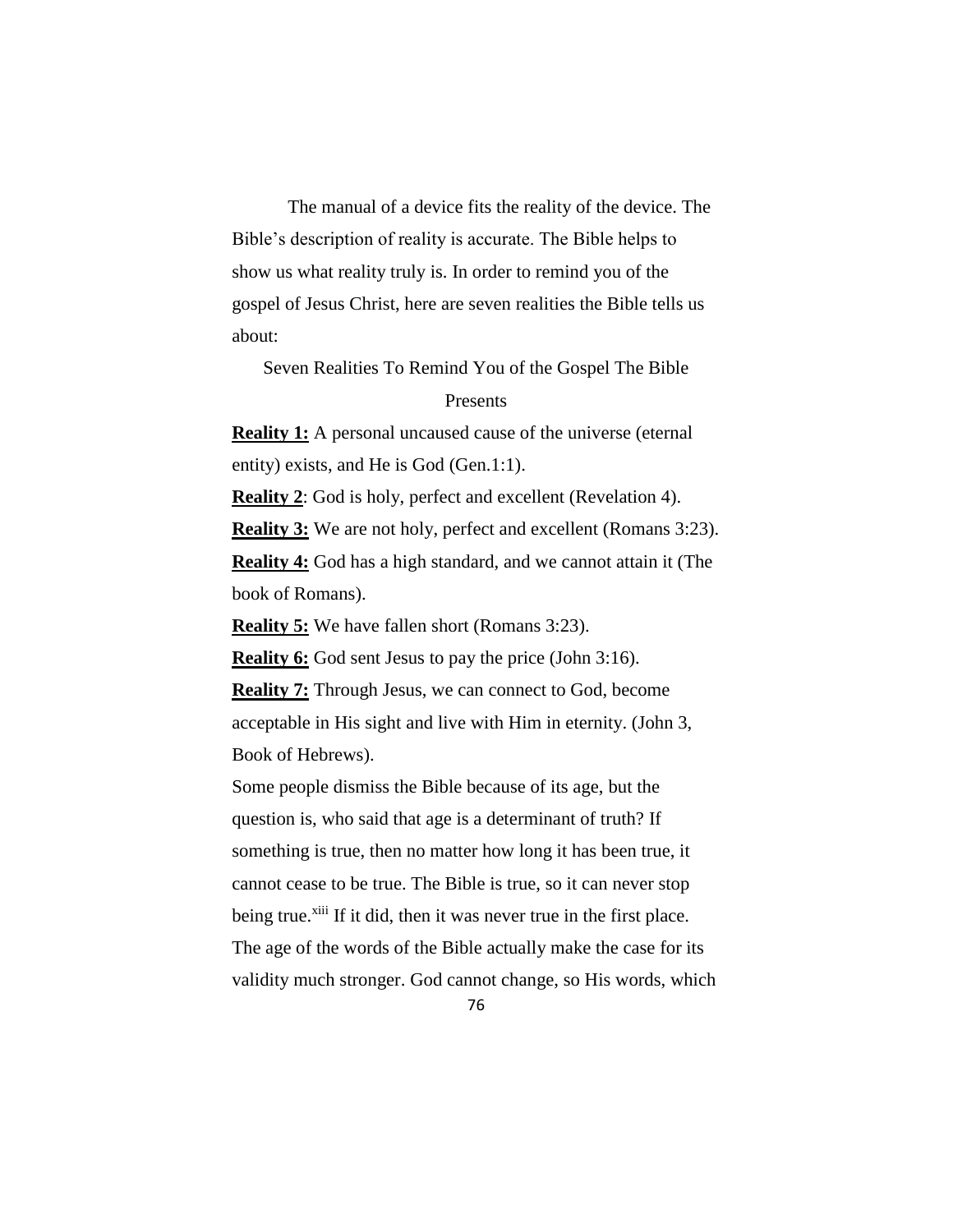The manual of a device fits the reality of the device. The Bible's description of reality is accurate. The Bible helps to show us what reality truly is. In order to remind you of the gospel of Jesus Christ, here are seven realities the Bible tells us about:

Seven Realities To Remind You of the Gospel The Bible Presents

**Reality 1:** A personal uncaused cause of the universe (eternal entity) exists, and He is God (Gen.1:1).

**Reality 2**: God is holy, perfect and excellent (Revelation 4).

**Reality 3:** We are not holy, perfect and excellent (Romans 3:23).

**Reality 4:** God has a high standard, and we cannot attain it (The book of Romans).

**Reality 5:** We have fallen short (Romans 3:23).

**Reality 6:** God sent Jesus to pay the price (John 3:16).

**Reality 7:** Through Jesus, we can connect to God, become acceptable in His sight and live with Him in eternity. (John 3, Book of Hebrews).

Some people dismiss the Bible because of its age, but the question is, who said that age is a determinant of truth? If something is true, then no matter how long it has been true, it cannot cease to be true. The Bible is true, so it can never stop being true.[xiii] If it did, then it was never true in the first place. The age of the words of the Bible actually make the case for its validity much stronger. God cannot change, so His words, which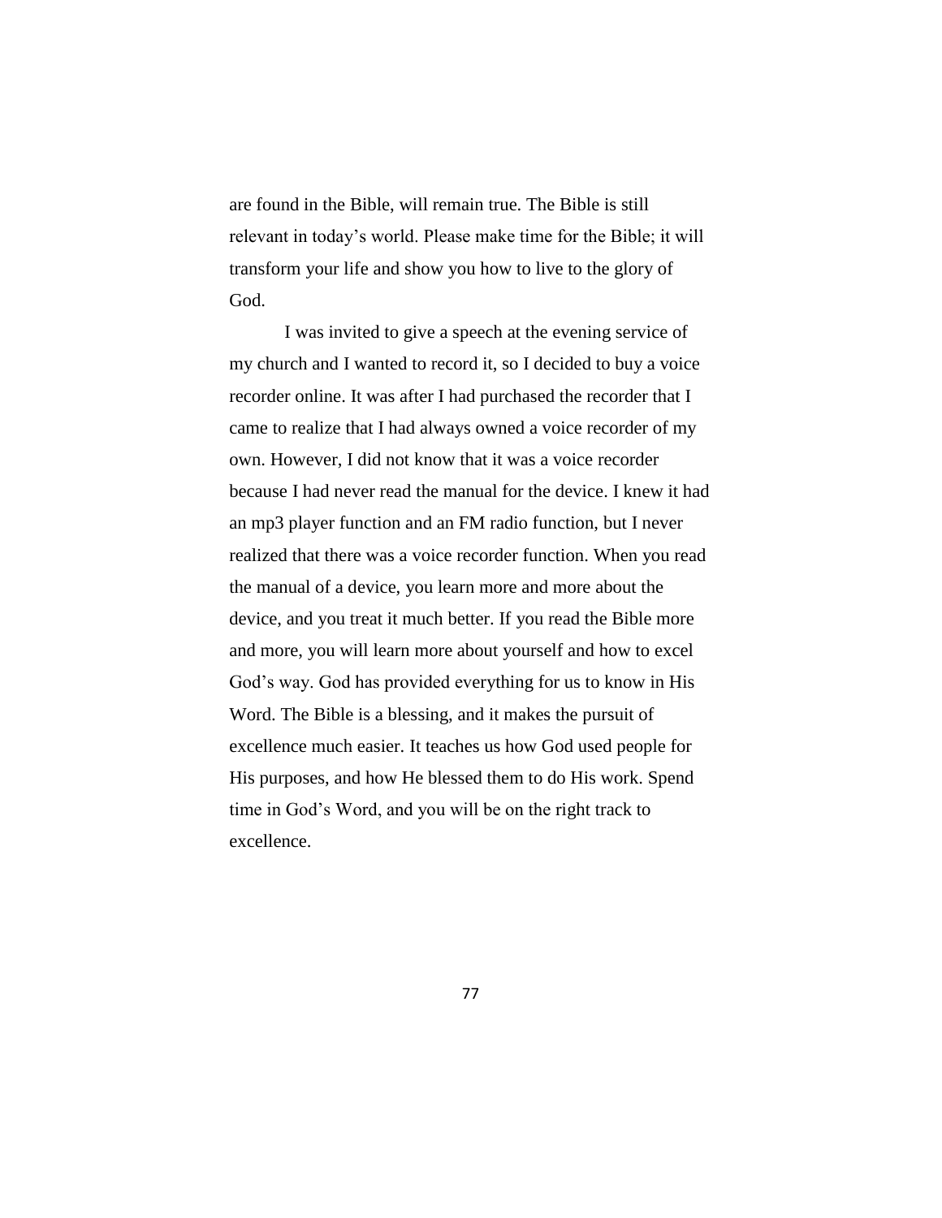are found in the Bible, will remain true. The Bible is still relevant in today's world. Please make time for the Bible; it will transform your life and show you how to live to the glory of God.

I was invited to give a speech at the evening service of my church and I wanted to record it, so I decided to buy a voice recorder online. It was after I had purchased the recorder that I came to realize that I had always owned a voice recorder of my own. However, I did not know that it was a voice recorder because I had never read the manual for the device. I knew it had an mp3 player function and an FM radio function, but I never realized that there was a voice recorder function. When you read the manual of a device, you learn more and more about the device, and you treat it much better. If you read the Bible more and more, you will learn more about yourself and how to excel God's way. God has provided everything for us to know in His Word. The Bible is a blessing, and it makes the pursuit of excellence much easier. It teaches us how God used people for His purposes, and how He blessed them to do His work. Spend time in God's Word, and you will be on the right track to excellence.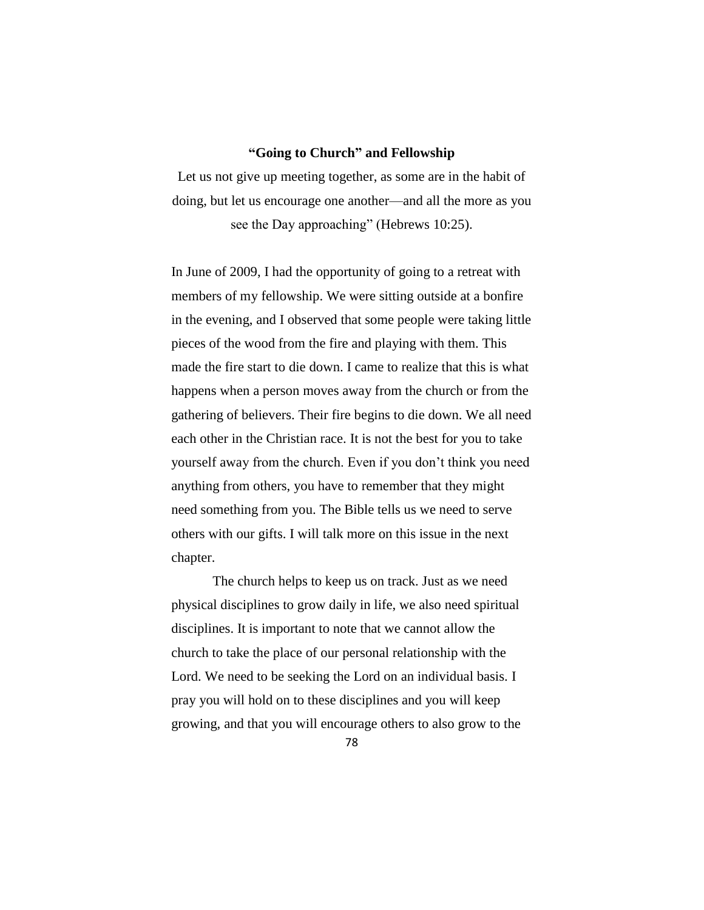## "Going to Church" and Fellowship

Let us not give up meeting together, as some are in the habit of doing, but let us encourage one another—and all the more as you see the Day approaching" (Hebrews 10:25).

In June of 2009, I had the opportunity of going to a retreat with members of my fellowship. We were sitting outside at a bonfire in the evening, and I observed that some people were taking little pieces of the wood from the fire and playing with them. This made the fire start to die down. I came to realize that this is what happens when a person moves away from the church or from the gathering of believers. Their fire begins to die down. We all need each other in the Christian race. It is not the best for you to take yourself away from the church. Even if you don't think you need anything from others, you have to remember that they might need something from you. The Bible tells us we need to serve others with our gifts. I will talk more on this issue in the next chapter.

The church helps to keep us on track. Just as we need physical disciplines to grow daily in life, we also need spiritual disciplines. It is important to note that we cannot allow the church to take the place of our personal relationship with the Lord. We need to be seeking the Lord on an individual basis. I pray you will hold on to these disciplines and you will keep growing, and that you will encourage others to also grow to the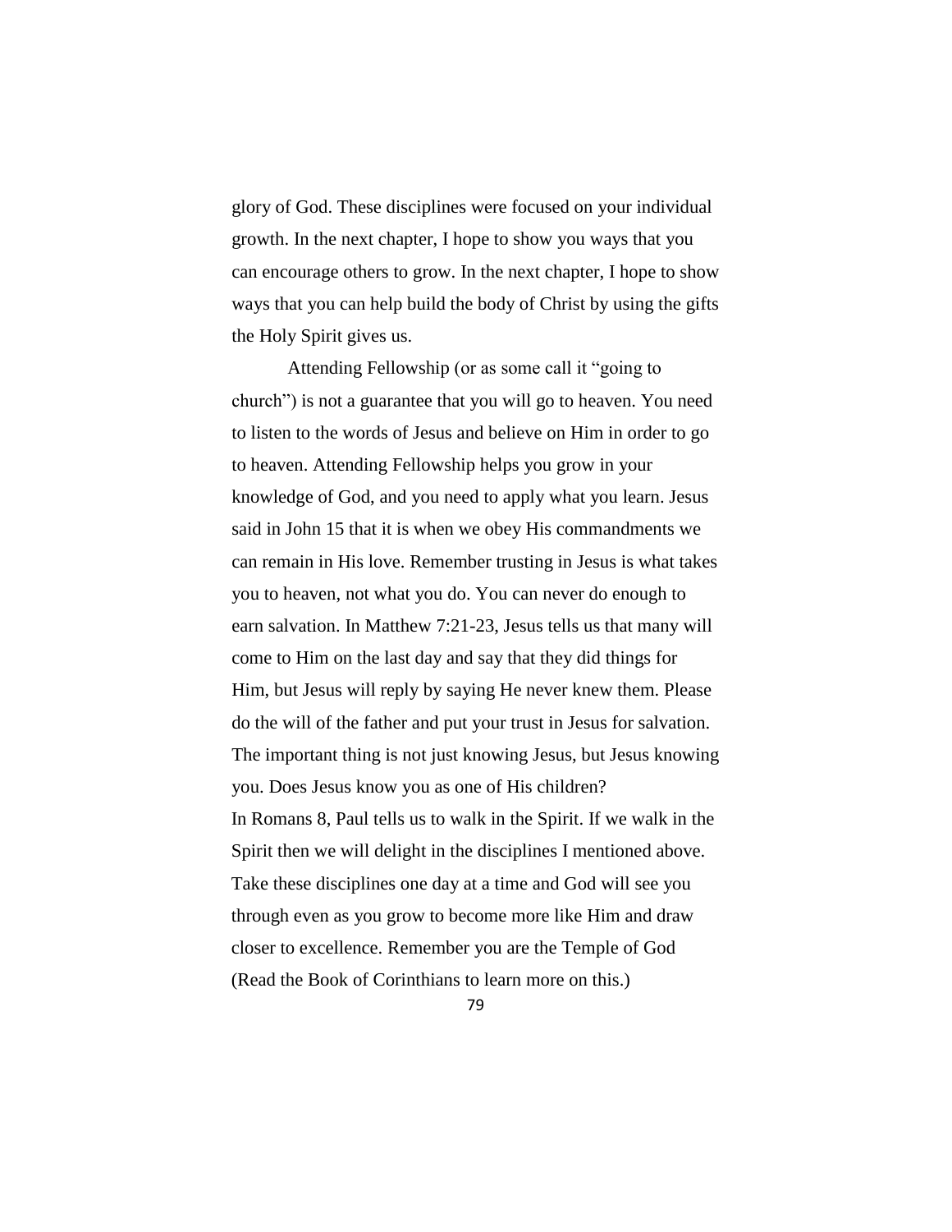glory of God. These disciplines were focused on your individual growth. In the next chapter, I hope to show you ways that you can encourage others to grow. In the next chapter, I hope to show ways that you can help build the body of Christ by using the gifts the Holy Spirit gives us.

Attending Fellowship (or as some call it "going to church") is not a guarantee that you will go to heaven. You need to listen to the words of Jesus and believe on Him in order to go to heaven. Attending Fellowship helps you grow in your knowledge of God, and you need to apply what you learn. Jesus said in John 15 that it is when we obey His commandments we can remain in His love. Remember trusting in Jesus is what takes you to heaven, not what you do. You can never do enough to earn salvation. In Matthew 7:21-23, Jesus tells us that many will come to Him on the last day and say that they did things for Him, but Jesus will reply by saying He never knew them. Please do the will of the father and put your trust in Jesus for salvation. The important thing is not just knowing Jesus, but Jesus knowing you. Does Jesus know you as one of His children?

In Romans 8, Paul tells us to walk in the Spirit. If we walk in the Spirit then we will delight in the disciplines I mentioned above. Take these disciplines one day at a time and God will see you through even as you grow to become more like Him and draw closer to excellence. Remember you are the Temple of God (Read the Book of Corinthians to learn more on this.)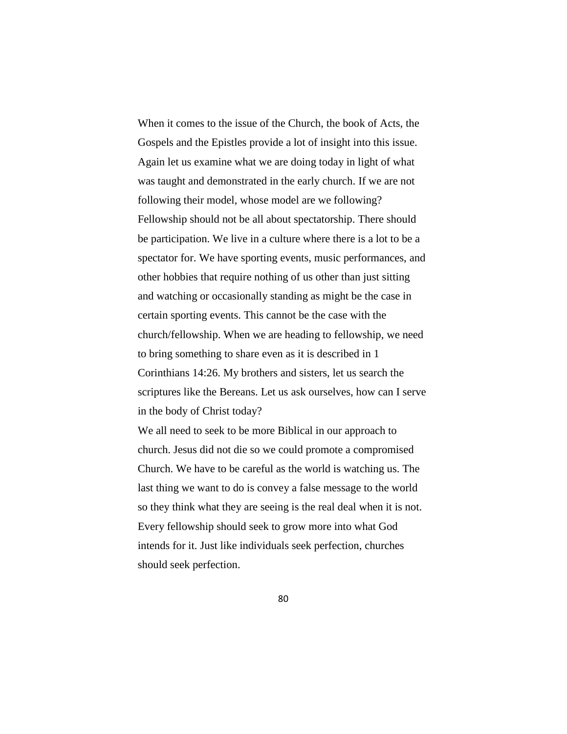When it comes to the issue of the Church, the book of Acts, the Gospels and the Epistles provide a lot of insight into this issue. Again let us examine what we are doing today in light of what was taught and demonstrated in the early church. If we are not following their model, whose model are we following? Fellowship should not be all about spectatorship. There should be participation. We live in a culture where there is a lot to be a spectator for. We have sporting events, music performances, and other hobbies that require nothing of us other than just sitting and watching or occasionally standing as might be the case in certain sporting events. This cannot be the case with the church/fellowship. When we are heading to fellowship, we need to bring something to share even as it is described in 1 Corinthians 14:26. My brothers and sisters, let us search the scriptures like the Bereans. Let us ask ourselves, how can I serve in the body of Christ today?

We all need to seek to be more Biblical in our approach to church. Jesus did not die so we could promote a compromised Church. We have to be careful as the world is watching us. The last thing we want to do is convey a false message to the world so they think what they are seeing is the real deal when it is not. Every fellowship should seek to grow more into what God intends for it. Just like individuals seek perfection, churches should seek perfection.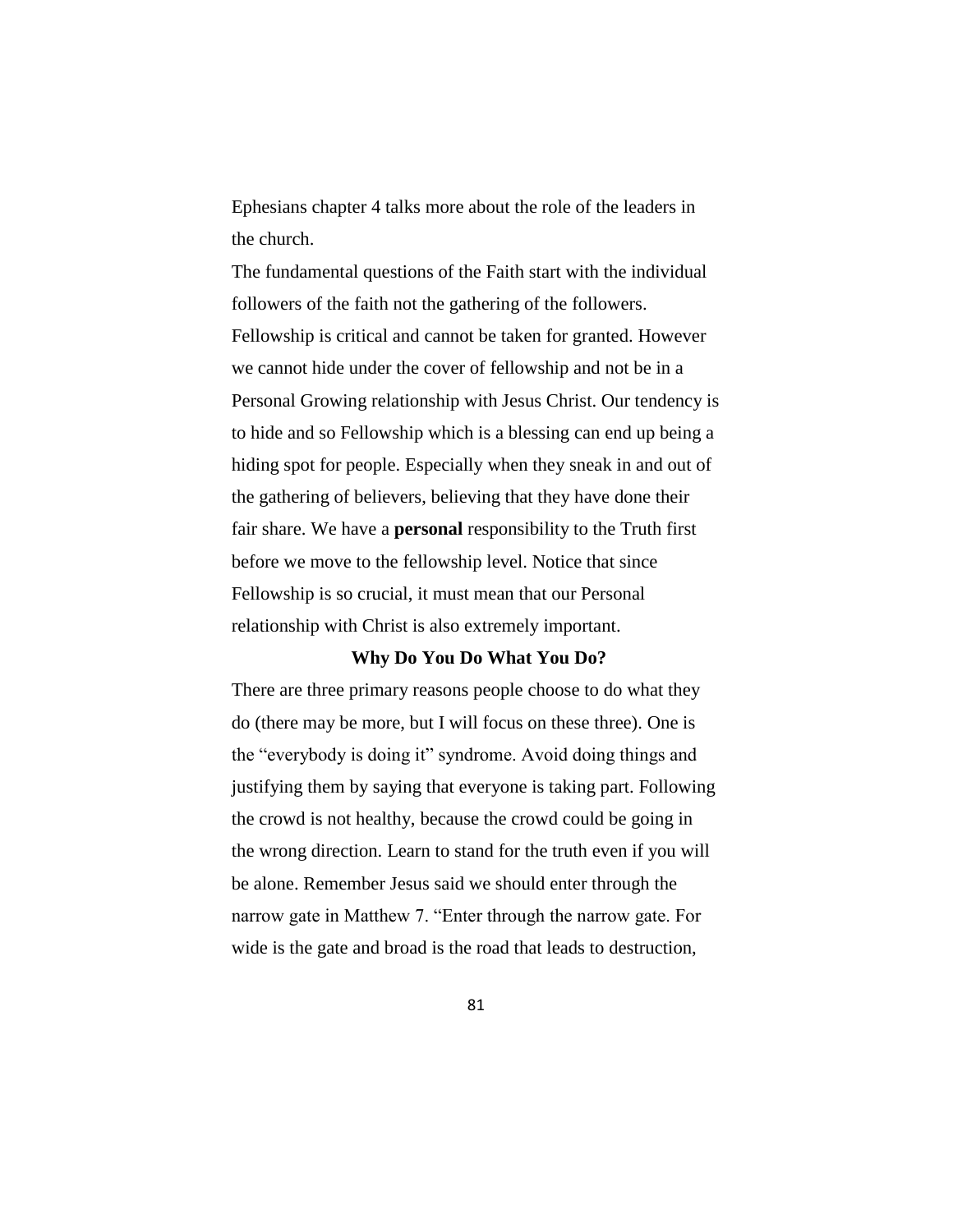Ephesians chapter 4 talks more about the role of the leaders in the church.

The fundamental questions of the Faith start with the individual followers of the faith not the gathering of the followers. Fellowship is critical and cannot be taken for granted. However we cannot hide under the cover of fellowship and not be in a Personal Growing relationship with Jesus Christ. Our tendency is to hide and so Fellowship which is a blessing can end up being a hiding spot for people. Especially when they sneak in and out of the gathering of believers, believing that they have done their fair share. We have a **personal** responsibility to the Truth first before we move to the fellowship level. Notice that since Fellowship is so crucial, it must mean that our Personal relationship with Christ is also extremely important.

**Why Do You Do What You Do?**

There are three primary reasons people choose to do what they do (there may be more, but I will focus on these three). One is the "everybody is doing it" syndrome. Avoid doing things and justifying them by saying that everyone is taking part. Following the crowd is not healthy, because the crowd could be going in the wrong direction. Learn to stand for the truth even if you will be alone. Remember Jesus said we should enter through the narrow gate in Matthew 7. "Enter through the narrow gate. For wide is the gate and broad is the road that leads to destruction,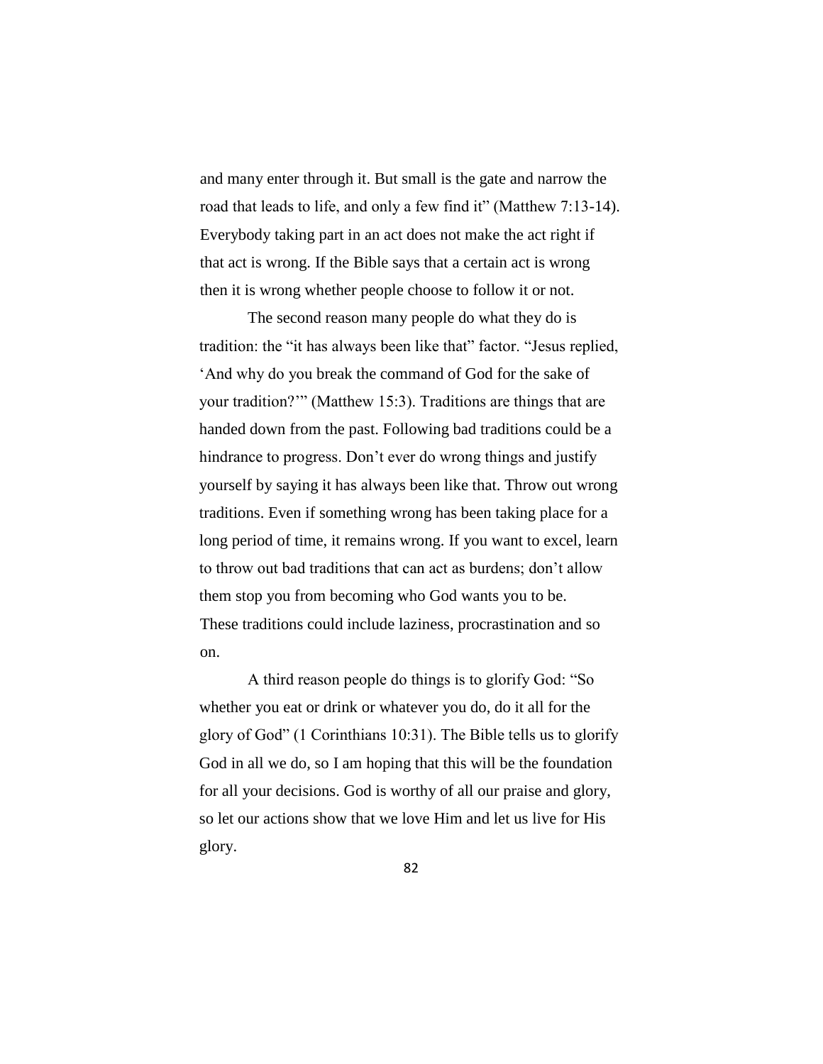and many enter through it. But small is the gate and narrow the road that leads to life, and only a few find it" (Matthew 7:13-14). Everybody taking part in an act does not make the act right if that act is wrong. If the Bible says that a certain act is wrong then it is wrong whether people choose to follow it or not.

The second reason many people do what they do is tradition: the "it has always been like that" factor. "Jesus replied, 'And why do you break the command of God for the sake of your tradition?'" (Matthew 15:3). Traditions are things that are handed down from the past. Following bad traditions could be a hindrance to progress. Don't ever do wrong things and justify yourself by saying it has always been like that. Throw out wrong traditions. Even if something wrong has been taking place for a long period of time, it remains wrong. If you want to excel, learn to throw out bad traditions that can act as burdens; don't allow them stop you from becoming who God wants you to be. These traditions could include laziness, procrastination and so on.

A third reason people do things is to glorify God: "So whether you eat or drink or whatever you do, do it all for the glory of God" (1 Corinthians 10:31). The Bible tells us to glorify God in all we do, so I am hoping that this will be the foundation for all your decisions. God is worthy of all our praise and glory, so let our actions show that we love Him and let us live for His glory.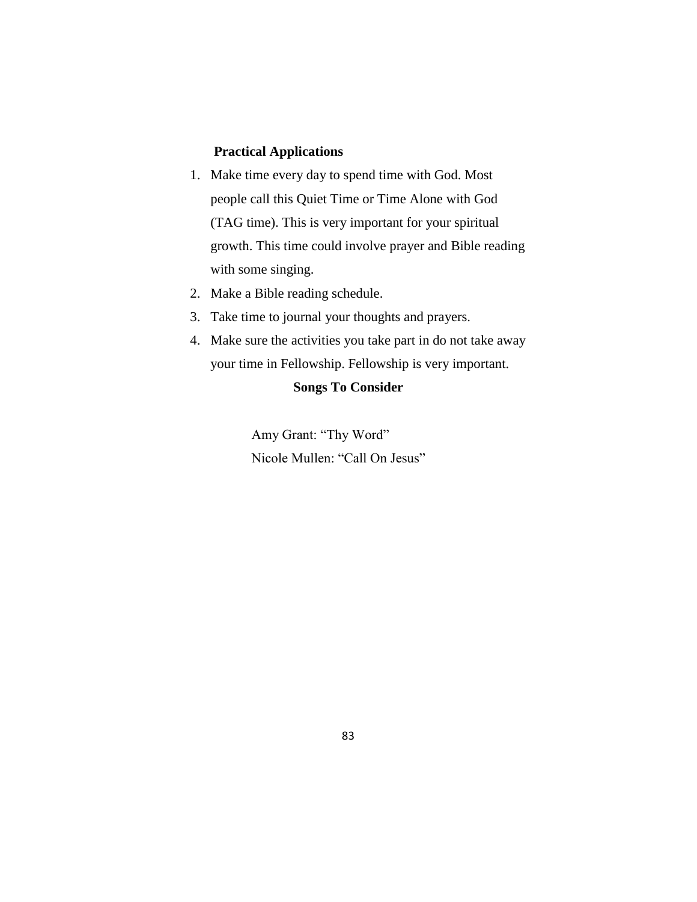**Practical Applications**

1. Make time every day to spend time with God. Most people call this Quiet Time or Time Alone with God (TAG time). This is very important for your spiritual growth. This time could involve prayer and Bible reading with some singing.
2. Make a Bible reading schedule.
3. Take time to journal your thoughts and prayers.
4. Make sure the activities you take part in do not take away your time in Fellowship. Fellowship is very important.

**Songs To Consider**

Amy Grant: “Thy Word”
Nicole Mullen: “Call On Jesus”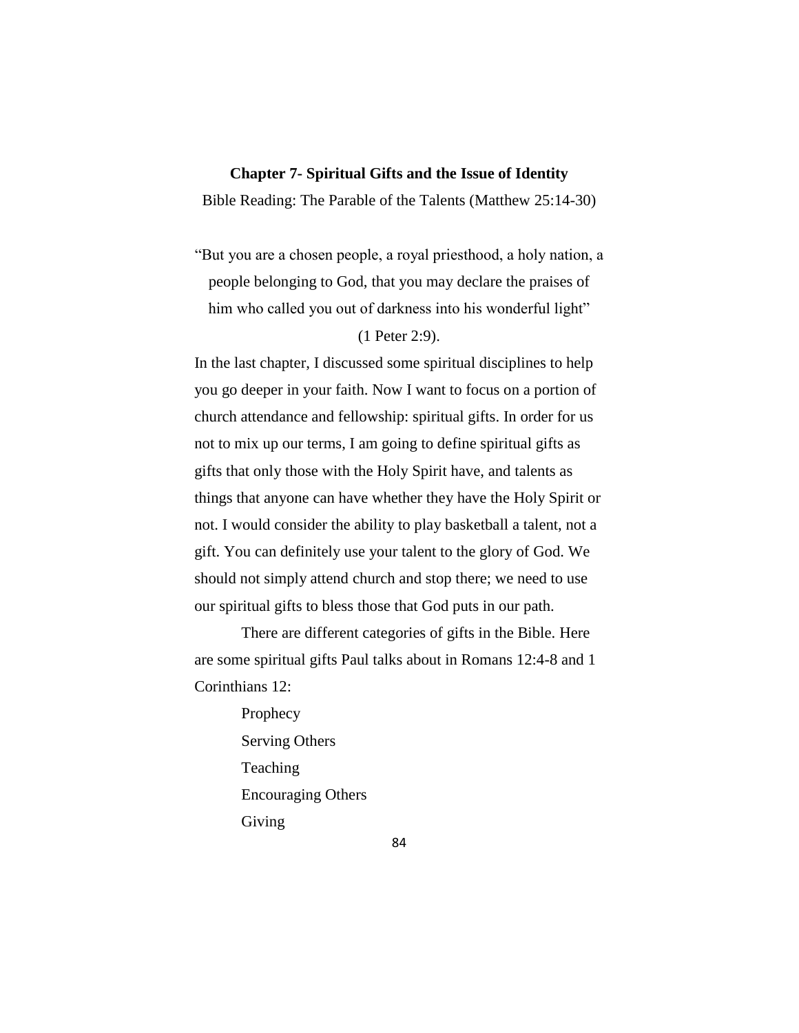**Chapter 7- Spiritual Gifts and the Issue of Identity**

Bible Reading: The Parable of the Talents (Matthew 25:14-30)

"But you are a chosen people, a royal priesthood, a holy nation, a people belonging to God, that you may declare the praises of him who called you out of darkness into his wonderful light" (1 Peter 2:9).

In the last chapter, I discussed some spiritual disciplines to help you go deeper in your faith. Now I want to focus on a portion of church attendance and fellowship: spiritual gifts. In order for us not to mix up our terms, I am going to define spiritual gifts as gifts that only those with the Holy Spirit have, and talents as things that anyone can have whether they have the Holy Spirit or not. I would consider the ability to play basketball a talent, not a gift. You can definitely use your talent to the glory of God. We should not simply attend church and stop there; we need to use our spiritual gifts to bless those that God puts in our path.

There are different categories of gifts in the Bible. Here are some spiritual gifts Paul talks about in Romans 12:4-8 and 1 Corinthians 12:

Prophecy
Serving Others
Teaching
Encouraging Others
Giving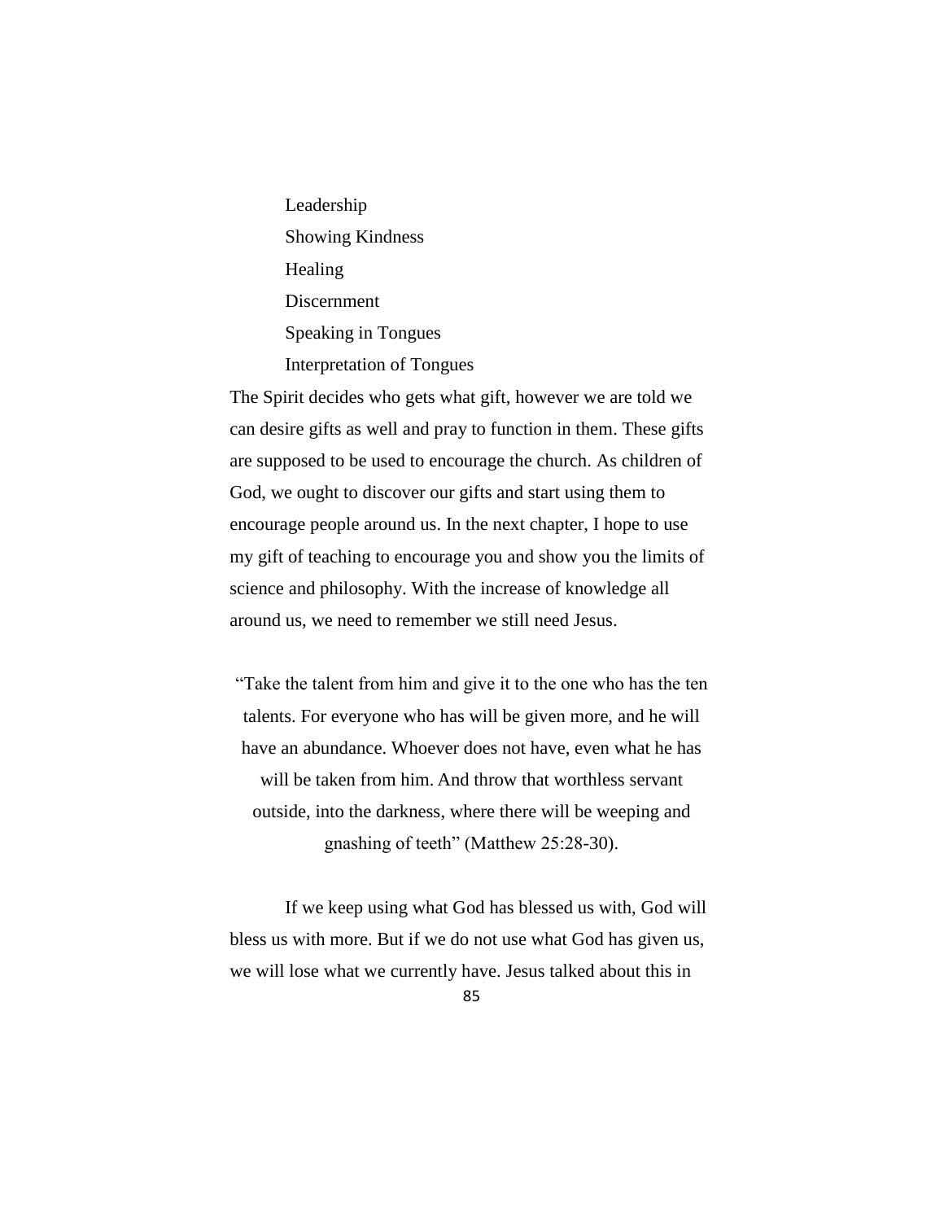Leadership

Showing Kindness

Healing

Discernment

Speaking in Tongues

Interpretation of Tongues

The Spirit decides who gets what gift, however we are told we can desire gifts as well and pray to function in them. These gifts are supposed to be used to encourage the church. As children of God, we ought to discover our gifts and start using them to encourage people around us. In the next chapter, I hope to use my gift of teaching to encourage you and show you the limits of science and philosophy. With the increase of knowledge all around us, we need to remember we still need Jesus.

"Take the talent from him and give it to the one who has the ten talents. For everyone who has will be given more, and he will have an abundance. Whoever does not have, even what he has will be taken from him. And throw that worthless servant outside, into the darkness, where there will be weeping and gnashing of teeth" (Matthew 25:28-30).

If we keep using what God has blessed us with, God will bless us with more. But if we do not use what God has given us, we will lose what we currently have. Jesus talked about this in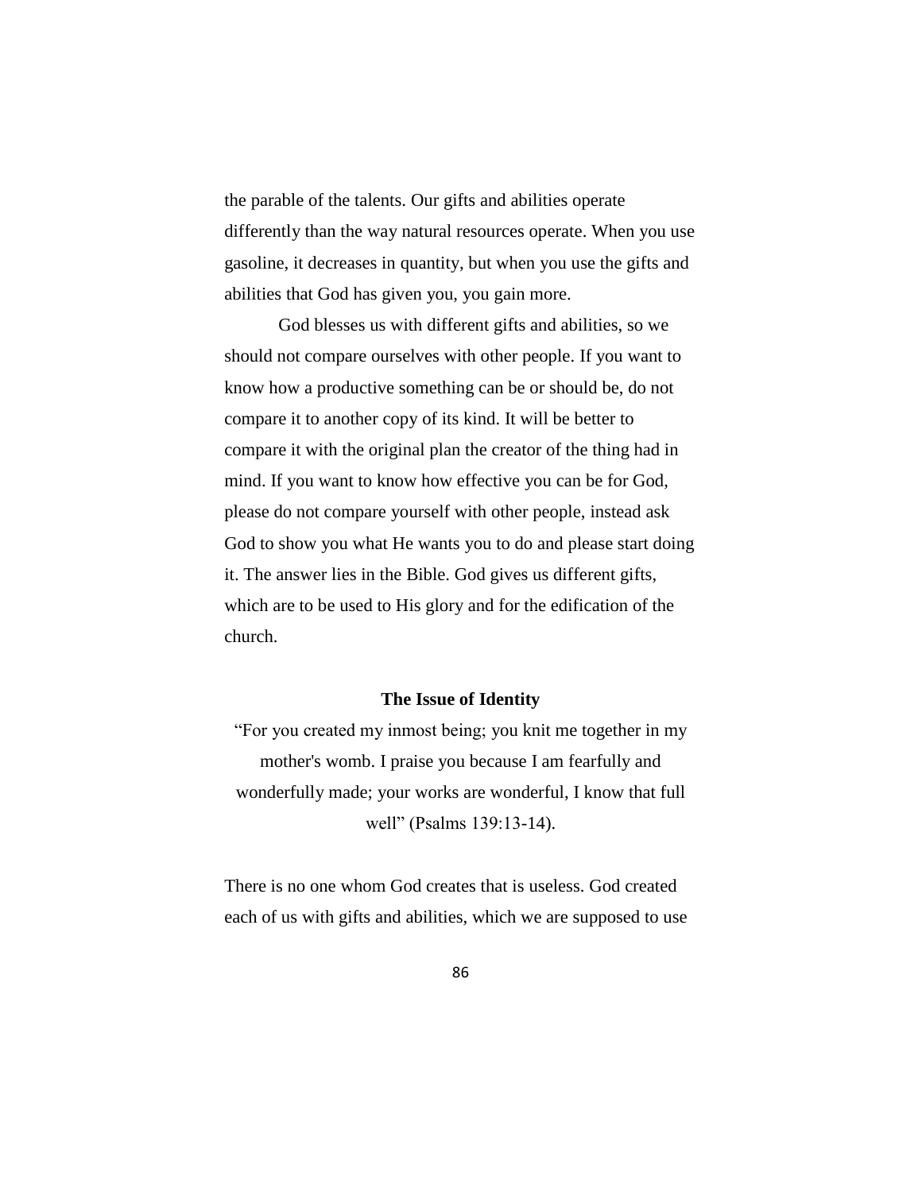the parable of the talents. Our gifts and abilities operate differently than the way natural resources operate. When you use gasoline, it decreases in quantity, but when you use the gifts and abilities that God has given you, you gain more.

God blesses us with different gifts and abilities, so we should not compare ourselves with other people. If you want to know how a productive something can be or should be, do not compare it to another copy of its kind. It will be better to compare it with the original plan the creator of the thing had in mind. If you want to know how effective you can be for God, please do not compare yourself with other people, instead ask God to show you what He wants you to do and please start doing it. The answer lies in the Bible. God gives us different gifts, which are to be used to His glory and for the edification of the church.

## The Issue of Identity

"For you created my inmost being; you knit me together in my mother's womb. I praise you because I am fearfully and wonderfully made; your works are wonderful, I know that full well" (Psalms 139:13-14).

There is no one whom God creates that is useless. God created each of us with gifts and abilities, which we are supposed to use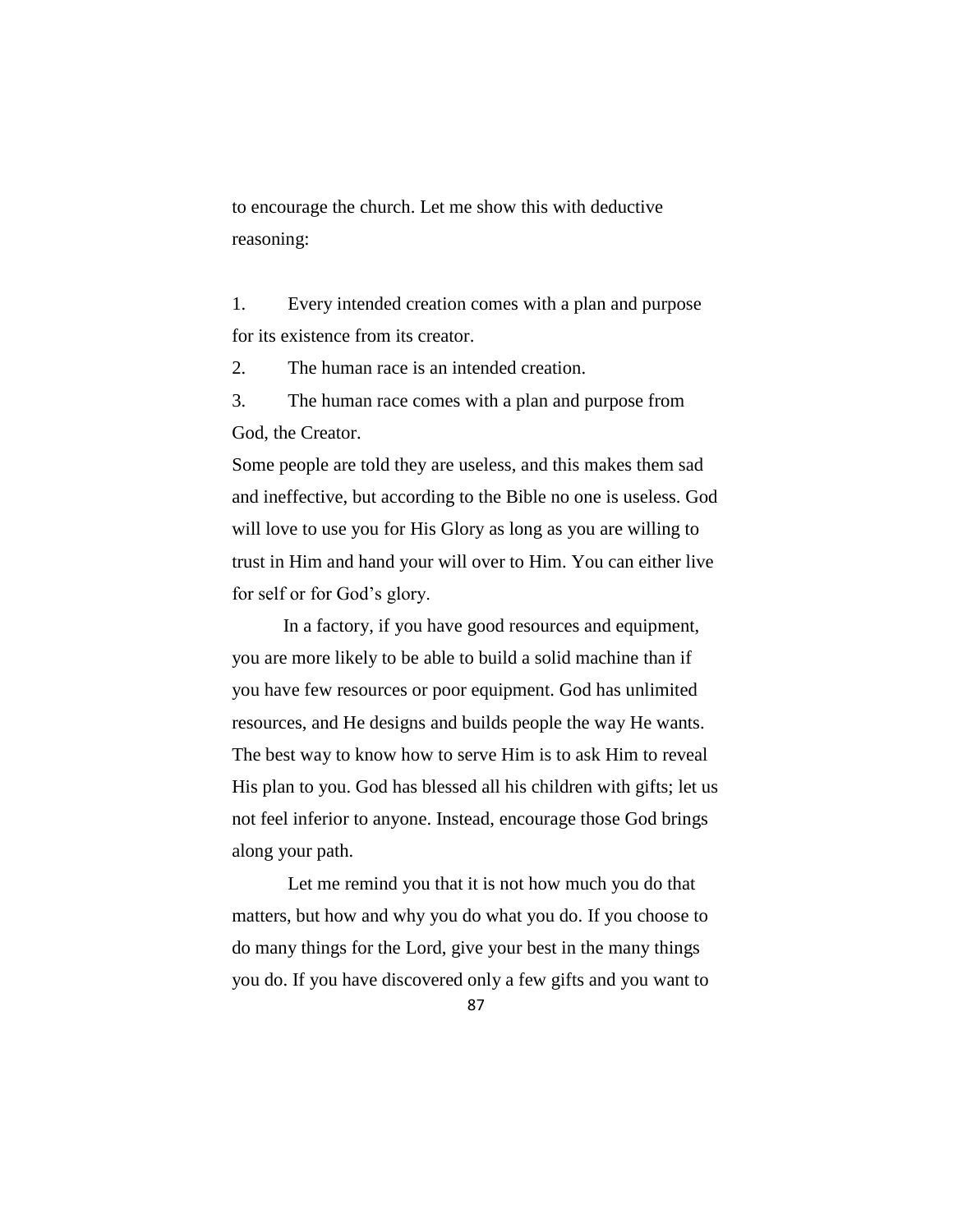to encourage the church. Let me show this with deductive reasoning:

1. Every intended creation comes with a plan and purpose for its existence from its creator.
2. The human race is an intended creation.
3. The human race comes with a plan and purpose from God, the Creator.

Some people are told they are useless, and this makes them sad and ineffective, but according to the Bible no one is useless. God will love to use you for His Glory as long as you are willing to trust in Him and hand your will over to Him. You can either live for self or for God's glory.

In a factory, if you have good resources and equipment, you are more likely to be able to build a solid machine than if you have few resources or poor equipment. God has unlimited resources, and He designs and builds people the way He wants. The best way to know how to serve Him is to ask Him to reveal His plan to you. God has blessed all his children with gifts; let us not feel inferior to anyone. Instead, encourage those God brings along your path.

Let me remind you that it is not how much you do that matters, but how and why you do what you do. If you choose to do many things for the Lord, give your best in the many things you do. If you have discovered only a few gifts and you want to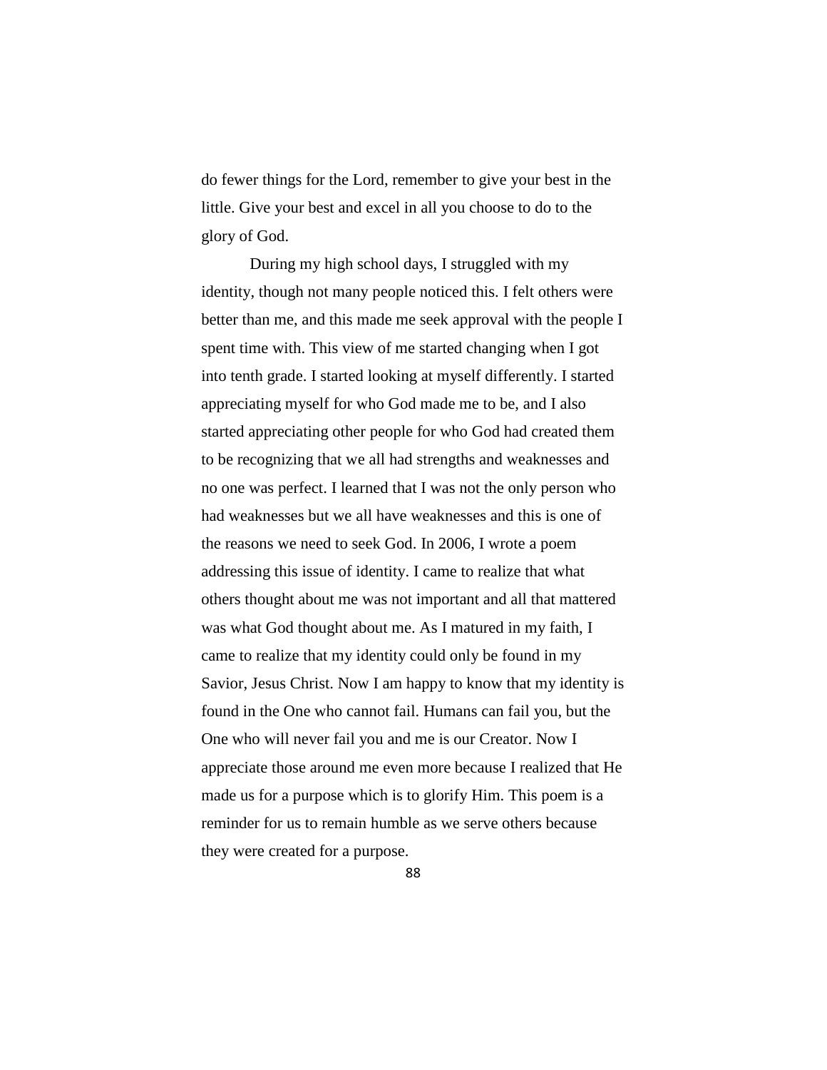do fewer things for the Lord, remember to give your best in the little. Give your best and excel in all you choose to do to the glory of God.

During my high school days, I struggled with my identity, though not many people noticed this. I felt others were better than me, and this made me seek approval with the people I spent time with. This view of me started changing when I got into tenth grade. I started looking at myself differently. I started appreciating myself for who God made me to be, and I also started appreciating other people for who God had created them to be recognizing that we all had strengths and weaknesses and no one was perfect. I learned that I was not the only person who had weaknesses but we all have weaknesses and this is one of the reasons we need to seek God. In 2006, I wrote a poem addressing this issue of identity. I came to realize that what others thought about me was not important and all that mattered was what God thought about me. As I matured in my faith, I came to realize that my identity could only be found in my Savior, Jesus Christ. Now I am happy to know that my identity is found in the One who cannot fail. Humans can fail you, but the One who will never fail you and me is our Creator. Now I appreciate those around me even more because I realized that He made us for a purpose which is to glorify Him. This poem is a reminder for us to remain humble as we serve others because they were created for a purpose.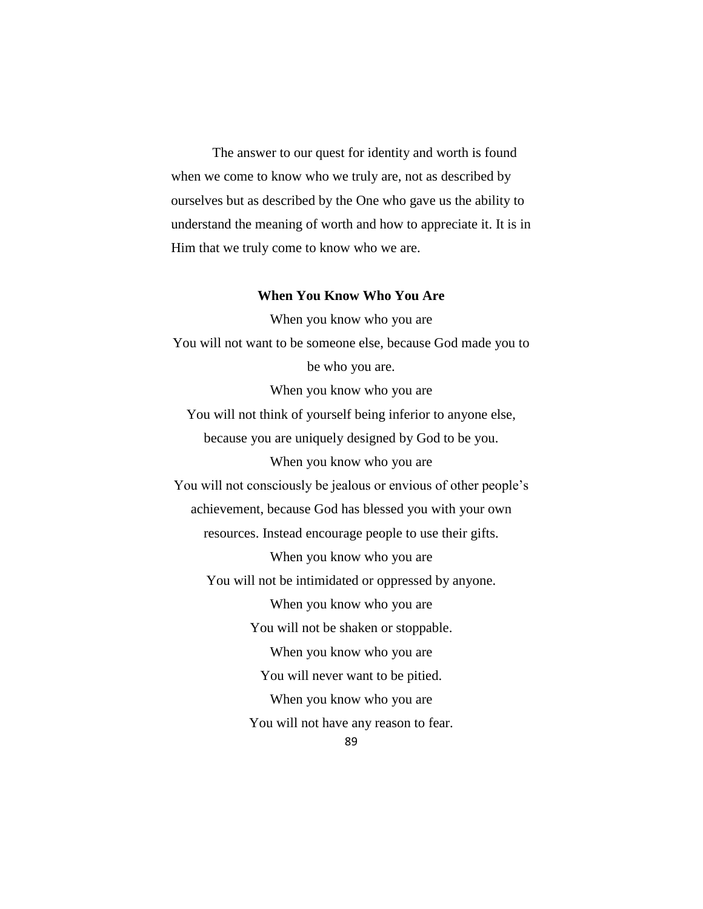The answer to our quest for identity and worth is found when we come to know who we truly are, not as described by ourselves but as described by the One who gave us the ability to understand the meaning of worth and how to appreciate it. It is in Him that we truly come to know who we are.

**When You Know Who You Are**

When you know who you are
You will not want to be someone else, because God made you to be who you are.
When you know who you are
You will not think of yourself being inferior to anyone else, because you are uniquely designed by God to be you.
When you know who you are
You will not consciously be jealous or envious of other people's achievement, because God has blessed you with your own resources. Instead encourage people to use their gifts.
When you know who you are
You will not be intimidated or oppressed by anyone.
When you know who you are
You will not be shaken or stoppable.
When you know who you are
You will never want to be pitied.
When you know who you are
You will not have any reason to fear.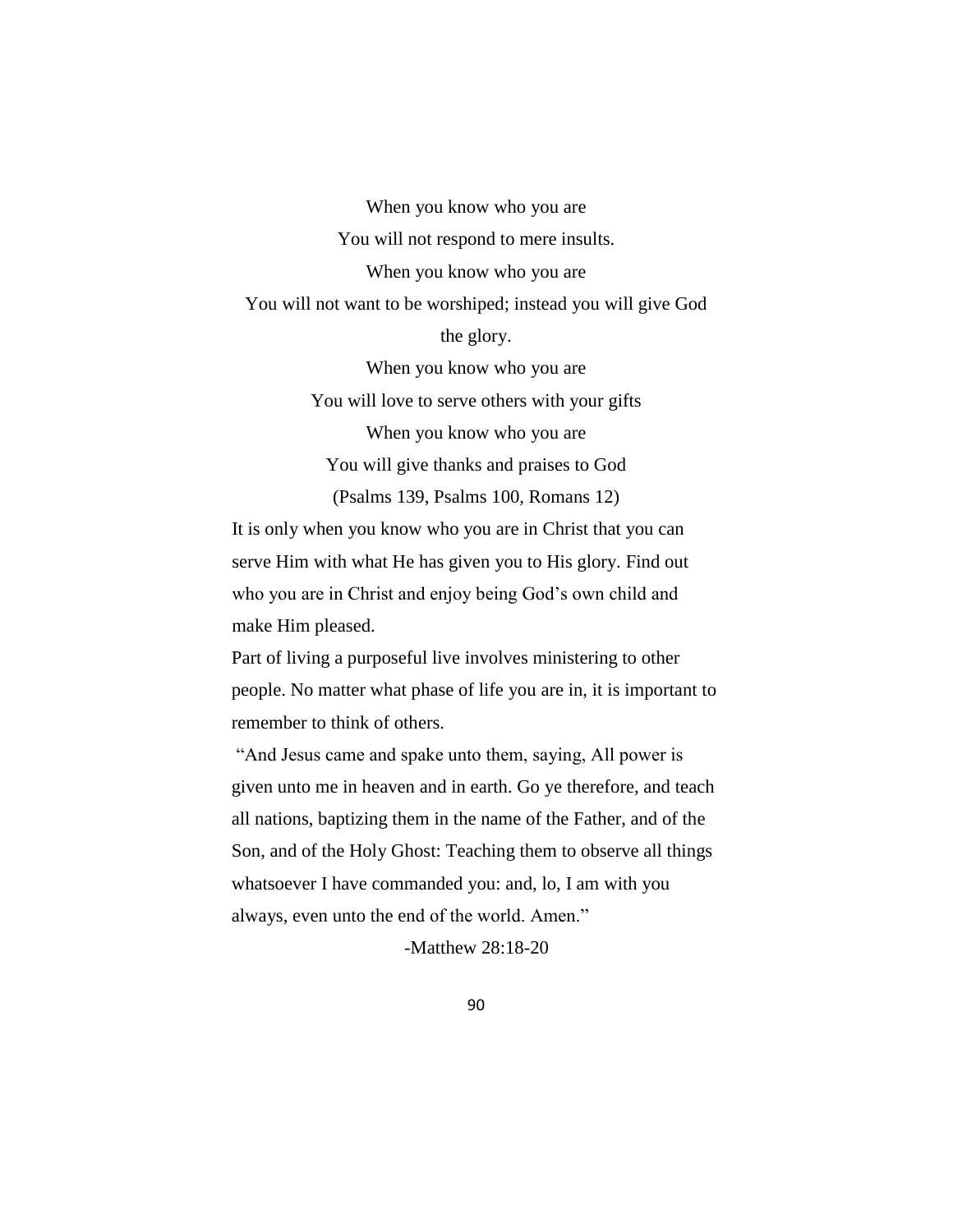When you know who you are

You will not respond to mere insults.

When you know who you are

You will not want to be worshiped; instead you will give God the glory.

When you know who you are

You will love to serve others with your gifts

When you know who you are

You will give thanks and praises to God

(Psalms 139, Psalms 100, Romans 12)

It is only when you know who you are in Christ that you can serve Him with what He has given you to His glory. Find out who you are in Christ and enjoy being God's own child and make Him pleased.

Part of living a purposeful live involves ministering to other people. No matter what phase of life you are in, it is important to remember to think of others.

"And Jesus came and spake unto them, saying, All power is given unto me in heaven and in earth. Go ye therefore, and teach all nations, baptizing them in the name of the Father, and of the Son, and of the Holy Ghost: Teaching them to observe all things whatsoever I have commanded you: and, lo, I am with you always, even unto the end of the world. Amen."

-Matthew 28:18-20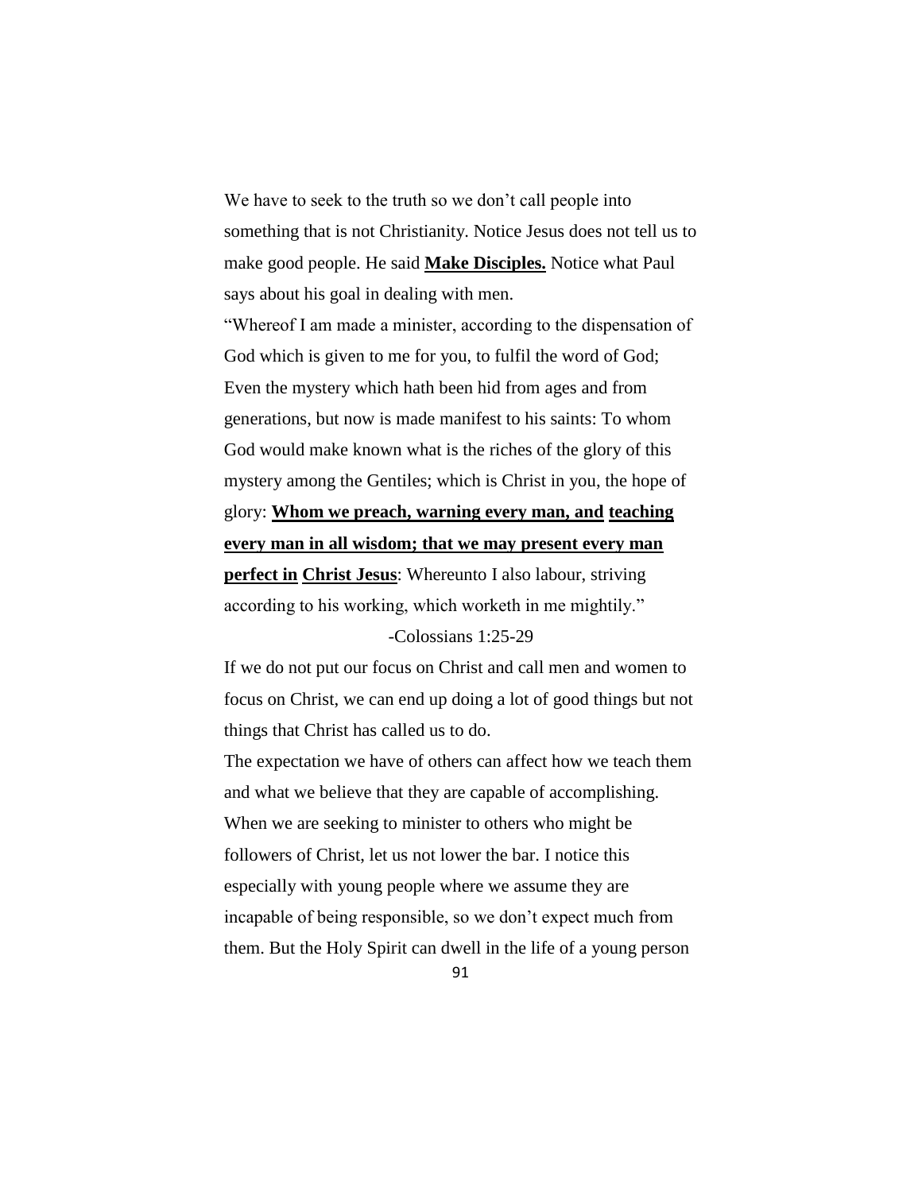We have to seek to the truth so we don't call people into something that is not Christianity. Notice Jesus does not tell us to make good people. He said **<u>Make Disciples.</u>** Notice what Paul says about his goal in dealing with men.

"Whereof I am made a minister, according to the dispensation of God which is given to me for you, to fulfil the word of God; Even the mystery which hath been hid from ages and from generations, but now is made manifest to his saints: To whom God would make known what is the riches of the glory of this mystery among the Gentiles; which is Christ in you, the hope of glory: **<u>Whom we preach, warning every man, and teaching every man in all wisdom; that we may present every man perfect in Christ Jesus</u>**: Whereunto I also labour, striving according to his working, which worketh in me mightily."

-Colossians 1:25-29

If we do not put our focus on Christ and call men and women to focus on Christ, we can end up doing a lot of good things but not things that Christ has called us to do.

The expectation we have of others can affect how we teach them and what we believe that they are capable of accomplishing. When we are seeking to minister to others who might be followers of Christ, let us not lower the bar. I notice this especially with young people where we assume they are incapable of being responsible, so we don't expect much from them. But the Holy Spirit can dwell in the life of a young person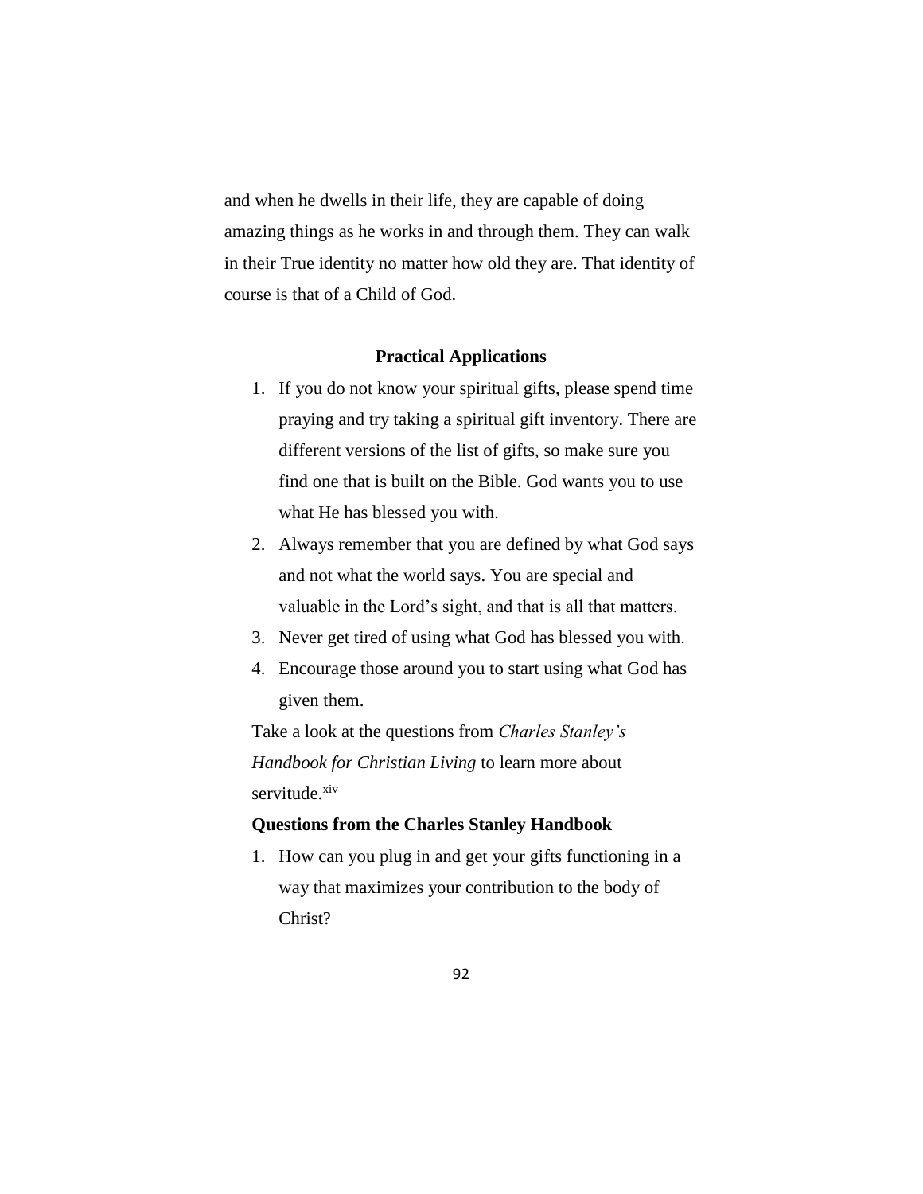and when he dwells in their life, they are capable of doing amazing things as he works in and through them. They can walk in their True identity no matter how old they are. That identity of course is that of a Child of God.

### Practical Applications

1. If you do not know your spiritual gifts, please spend time praying and try taking a spiritual gift inventory. There are different versions of the list of gifts, so make sure you find one that is built on the Bible. God wants you to use what He has blessed you with.
2. Always remember that you are defined by what God says and not what the world says. You are special and valuable in the Lord's sight, and that is all that matters.
3. Never get tired of using what God has blessed you with.
4. Encourage those around you to start using what God has given them.

Take a look at the questions from *Charles Stanley's Handbook for Christian Living* to learn more about servitude.[xiv]

**Questions from the Charles Stanley Handbook**

1. How can you plug in and get your gifts functioning in a way that maximizes your contribution to the body of Christ?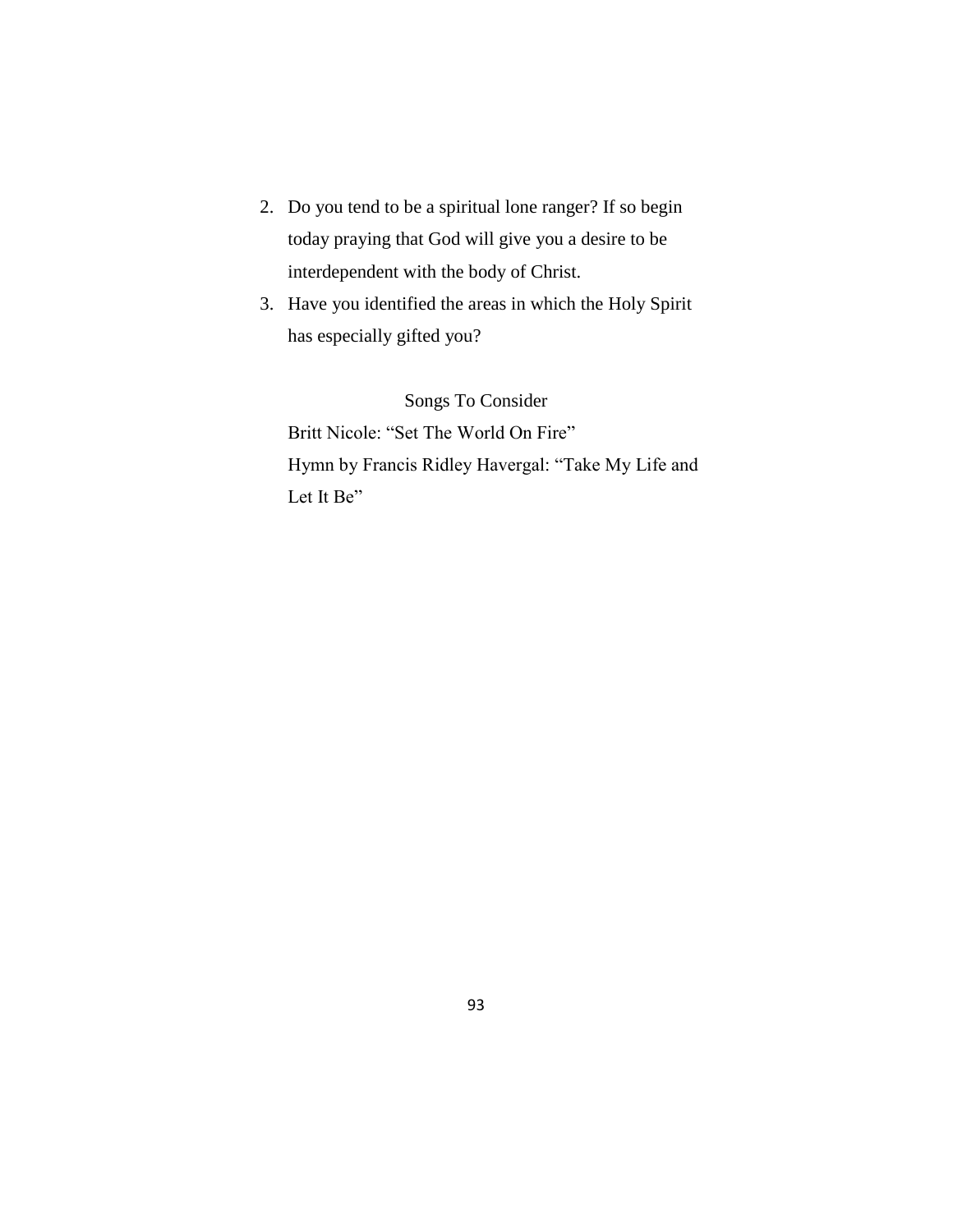2. Do you tend to be a spiritual lone ranger? If so begin today praying that God will give you a desire to be interdependent with the body of Christ.
3. Have you identified the areas in which the Holy Spirit has especially gifted you?

Songs To Consider

Britt Nicole: “Set The World On Fire”

Hymn by Francis Ridley Havergal: “Take My Life and Let It Be”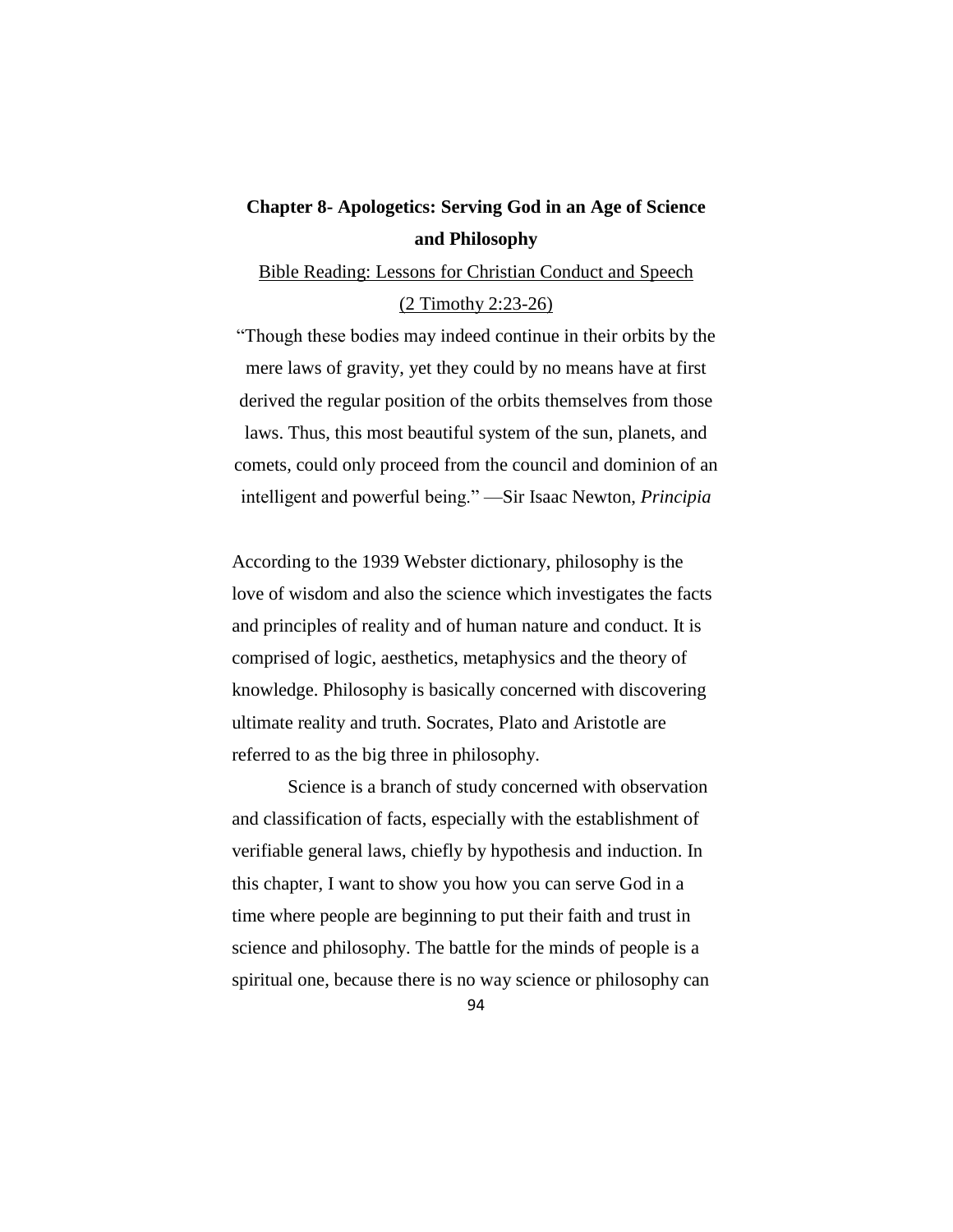## Chapter 8- Apologetics: Serving God in an Age of Science and Philosophy

Bible Reading: Lessons for Christian Conduct and Speech (2 Timothy 2:23-26)

"Though these bodies may indeed continue in their orbits by the mere laws of gravity, yet they could by no means have at first derived the regular position of the orbits themselves from those laws. Thus, this most beautiful system of the sun, planets, and comets, could only proceed from the council and dominion of an intelligent and powerful being." —Sir Isaac Newton, *Principia*

According to the 1939 Webster dictionary, philosophy is the love of wisdom and also the science which investigates the facts and principles of reality and of human nature and conduct. It is comprised of logic, aesthetics, metaphysics and the theory of knowledge. Philosophy is basically concerned with discovering ultimate reality and truth. Socrates, Plato and Aristotle are referred to as the big three in philosophy.

Science is a branch of study concerned with observation and classification of facts, especially with the establishment of verifiable general laws, chiefly by hypothesis and induction. In this chapter, I want to show you how you can serve God in a time where people are beginning to put their faith and trust in science and philosophy. The battle for the minds of people is a spiritual one, because there is no way science or philosophy can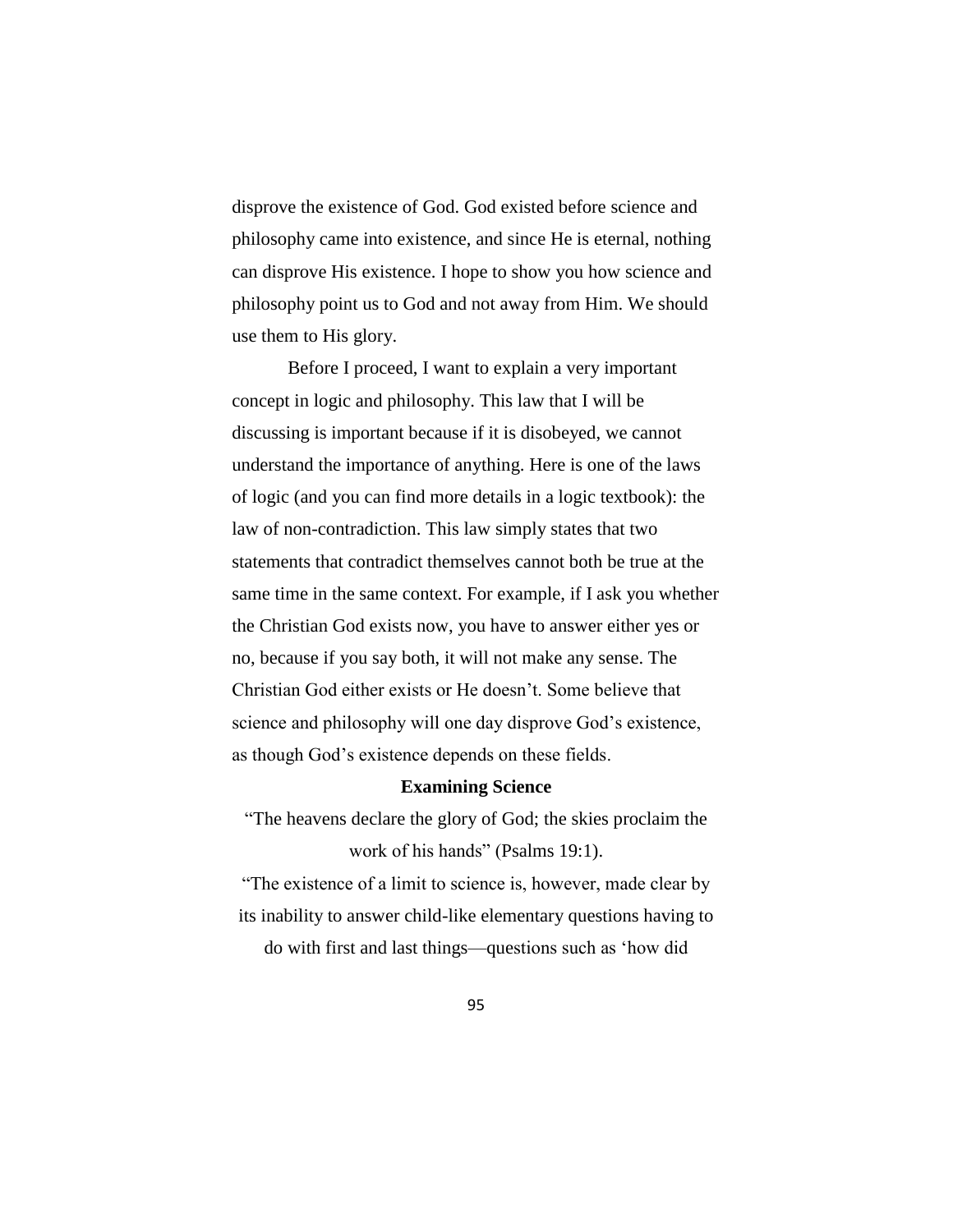disprove the existence of God. God existed before science and philosophy came into existence, and since He is eternal, nothing can disprove His existence. I hope to show you how science and philosophy point us to God and not away from Him. We should use them to His glory.

Before I proceed, I want to explain a very important concept in logic and philosophy. This law that I will be discussing is important because if it is disobeyed, we cannot understand the importance of anything. Here is one of the laws of logic (and you can find more details in a logic textbook): the law of non-contradiction. This law simply states that two statements that contradict themselves cannot both be true at the same time in the same context. For example, if I ask you whether the Christian God exists now, you have to answer either yes or no, because if you say both, it will not make any sense. The Christian God either exists or He doesn't. Some believe that science and philosophy will one day disprove God's existence, as though God's existence depends on these fields.

### Examining Science

"The heavens declare the glory of God; the skies proclaim the work of his hands" (Psalms 19:1).

"The existence of a limit to science is, however, made clear by its inability to answer child-like elementary questions having to do with first and last things—questions such as 'how did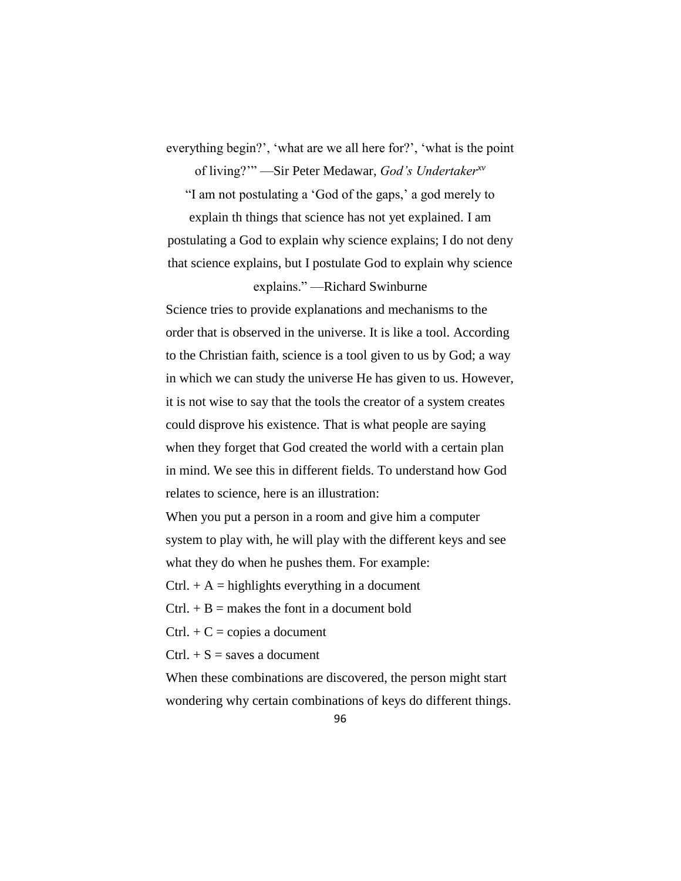everything begin?', 'what are we all here for?', 'what is the point of living?'" —Sir Peter Medawar, *God's Undertaker*[xv]

"I am not postulating a 'God of the gaps,' a god merely to explain th things that science has not yet explained. I am postulating a God to explain why science explains; I do not deny that science explains, but I postulate God to explain why science explains." —Richard Swinburne

Science tries to provide explanations and mechanisms to the order that is observed in the universe. It is like a tool. According to the Christian faith, science is a tool given to us by God; a way in which we can study the universe He has given to us. However, it is not wise to say that the tools the creator of a system creates could disprove his existence. That is what people are saying when they forget that God created the world with a certain plan in mind. We see this in different fields. To understand how God relates to science, here is an illustration:

When you put a person in a room and give him a computer system to play with, he will play with the different keys and see what they do when he pushes them. For example:

Ctrl. + A = highlights everything in a document

Ctrl. + B = makes the font in a document bold

Ctrl. + C = copies a document

Ctrl. + S = saves a document

When these combinations are discovered, the person might start wondering why certain combinations of keys do different things.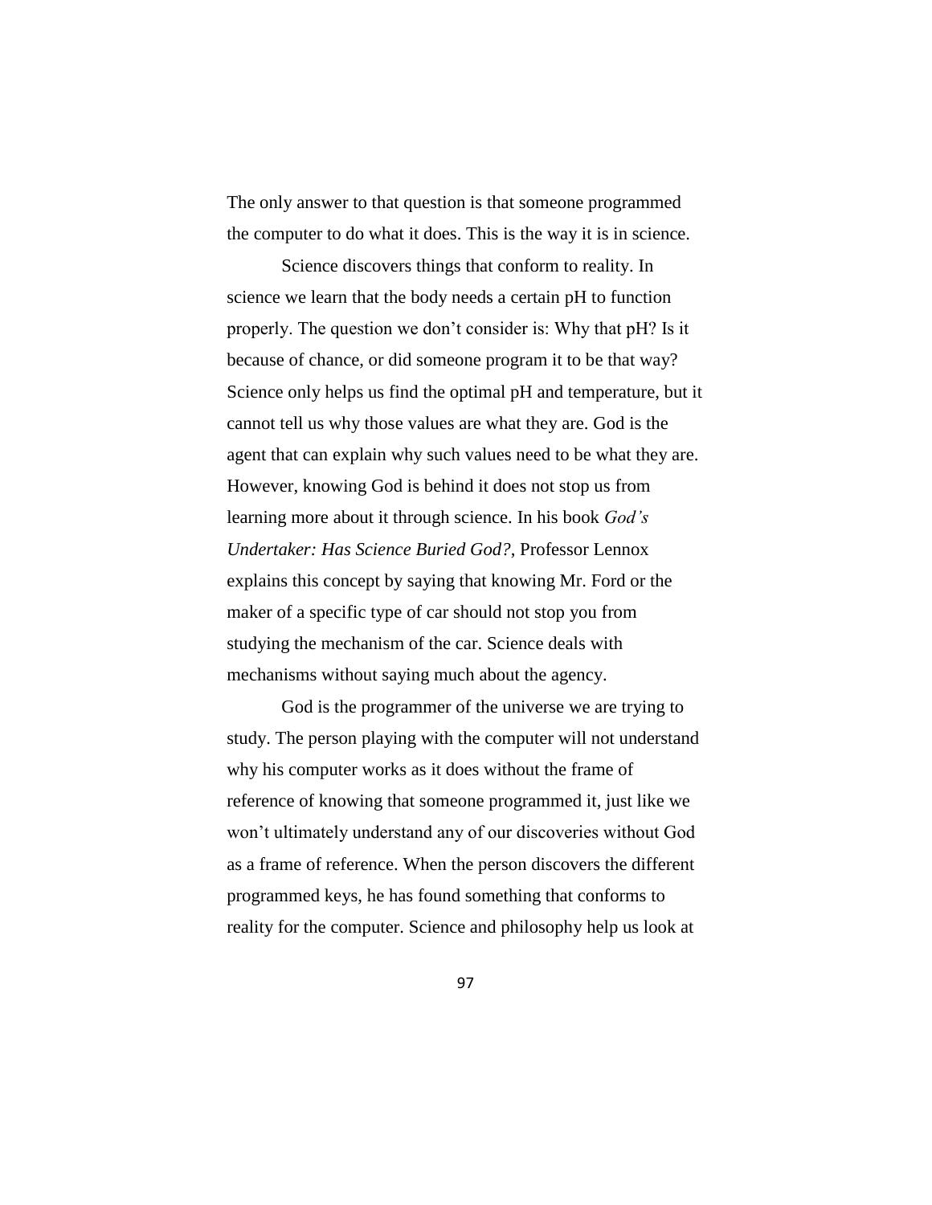The only answer to that question is that someone programmed the computer to do what it does. This is the way it is in science.

Science discovers things that conform to reality. In science we learn that the body needs a certain pH to function properly. The question we don't consider is: Why that pH? Is it because of chance, or did someone program it to be that way? Science only helps us find the optimal pH and temperature, but it cannot tell us why those values are what they are. God is the agent that can explain why such values need to be what they are. However, knowing God is behind it does not stop us from learning more about it through science. In his book *God's Undertaker: Has Science Buried God?*, Professor Lennox explains this concept by saying that knowing Mr. Ford or the maker of a specific type of car should not stop you from studying the mechanism of the car. Science deals with mechanisms without saying much about the agency.

God is the programmer of the universe we are trying to study. The person playing with the computer will not understand why his computer works as it does without the frame of reference of knowing that someone programmed it, just like we won't ultimately understand any of our discoveries without God as a frame of reference. When the person discovers the different programmed keys, he has found something that conforms to reality for the computer. Science and philosophy help us look at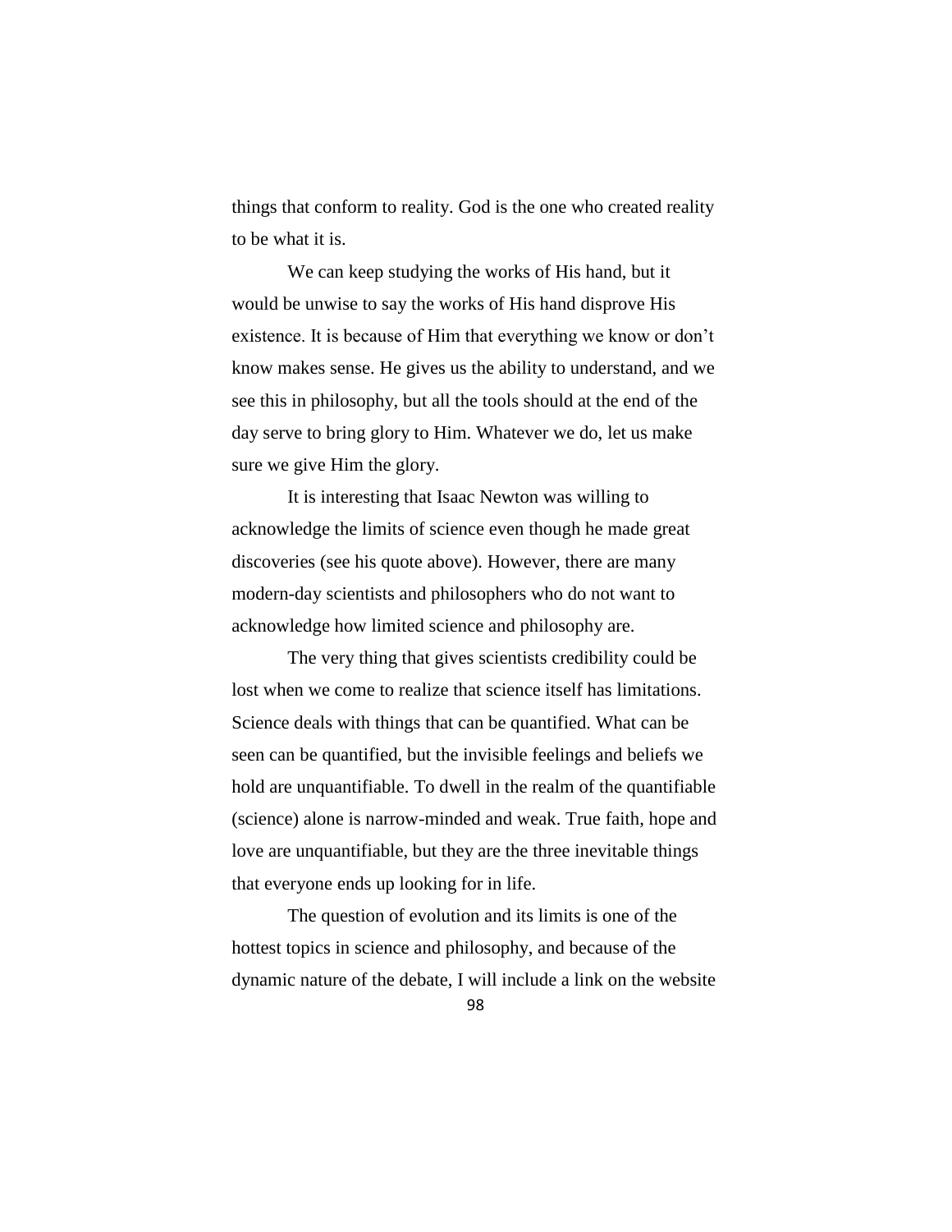things that conform to reality. God is the one who created reality to be what it is.

We can keep studying the works of His hand, but it would be unwise to say the works of His hand disprove His existence. It is because of Him that everything we know or don't know makes sense. He gives us the ability to understand, and we see this in philosophy, but all the tools should at the end of the day serve to bring glory to Him. Whatever we do, let us make sure we give Him the glory.

It is interesting that Isaac Newton was willing to acknowledge the limits of science even though he made great discoveries (see his quote above). However, there are many modern-day scientists and philosophers who do not want to acknowledge how limited science and philosophy are.

The very thing that gives scientists credibility could be lost when we come to realize that science itself has limitations. Science deals with things that can be quantified. What can be seen can be quantified, but the invisible feelings and beliefs we hold are unquantifiable. To dwell in the realm of the quantifiable (science) alone is narrow-minded and weak. True faith, hope and love are unquantifiable, but they are the three inevitable things that everyone ends up looking for in life.

The question of evolution and its limits is one of the hottest topics in science and philosophy, and because of the dynamic nature of the debate, I will include a link on the website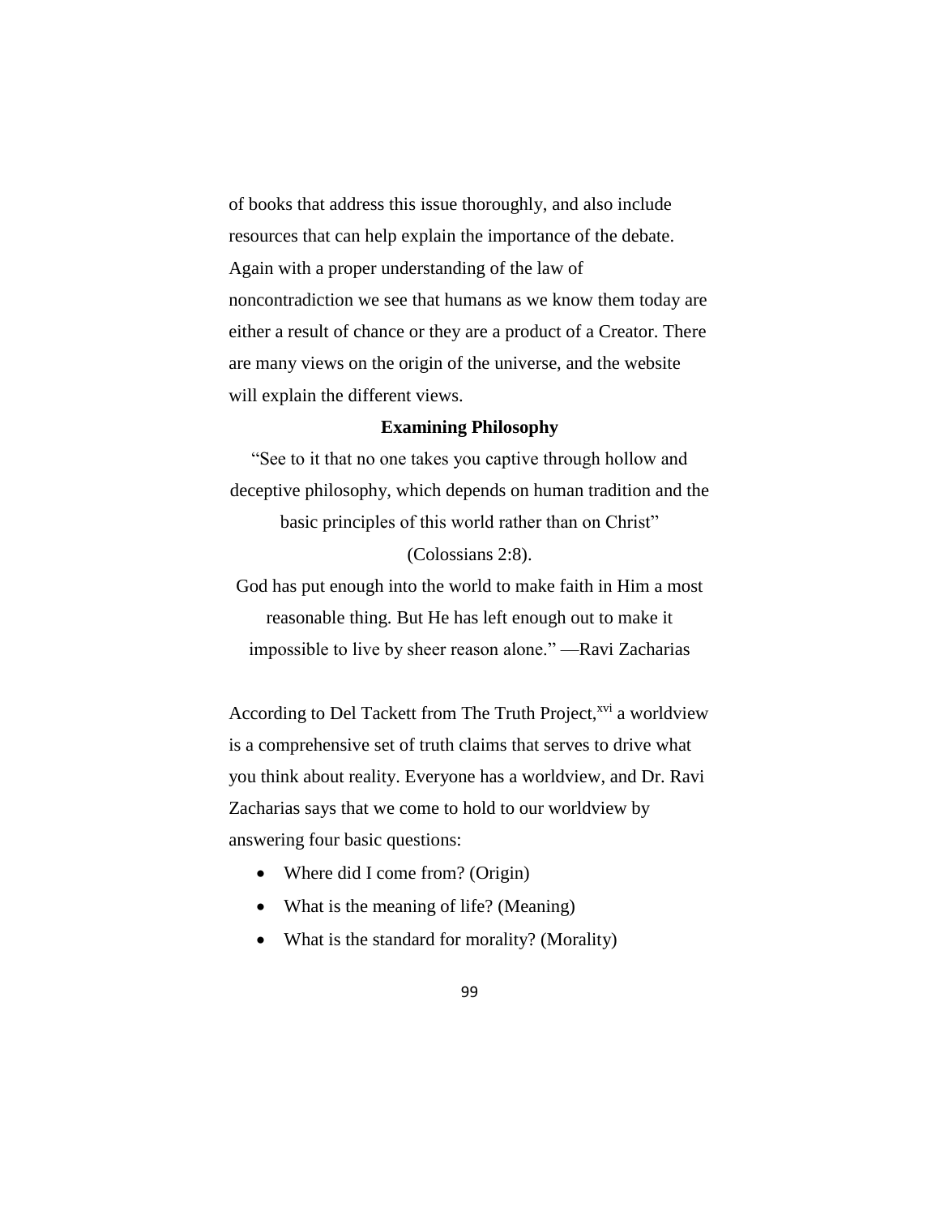of books that address this issue thoroughly, and also include resources that can help explain the importance of the debate. Again with a proper understanding of the law of noncontradiction we see that humans as we know them today are either a result of chance or they are a product of a Creator. There are many views on the origin of the universe, and the website will explain the different views.

### Examining Philosophy

"See to it that no one takes you captive through hollow and deceptive philosophy, which depends on human tradition and the basic principles of this world rather than on Christ" (Colossians 2:8).

God has put enough into the world to make faith in Him a most reasonable thing. But He has left enough out to make it impossible to live by sheer reason alone." —Ravi Zacharias

According to Del Tackett from The Truth Project,[xvi] a worldview is a comprehensive set of truth claims that serves to drive what you think about reality. Everyone has a worldview, and Dr. Ravi Zacharias says that we come to hold to our worldview by answering four basic questions:

- Where did I come from? (Origin)
- What is the meaning of life? (Meaning)
- What is the standard for morality? (Morality)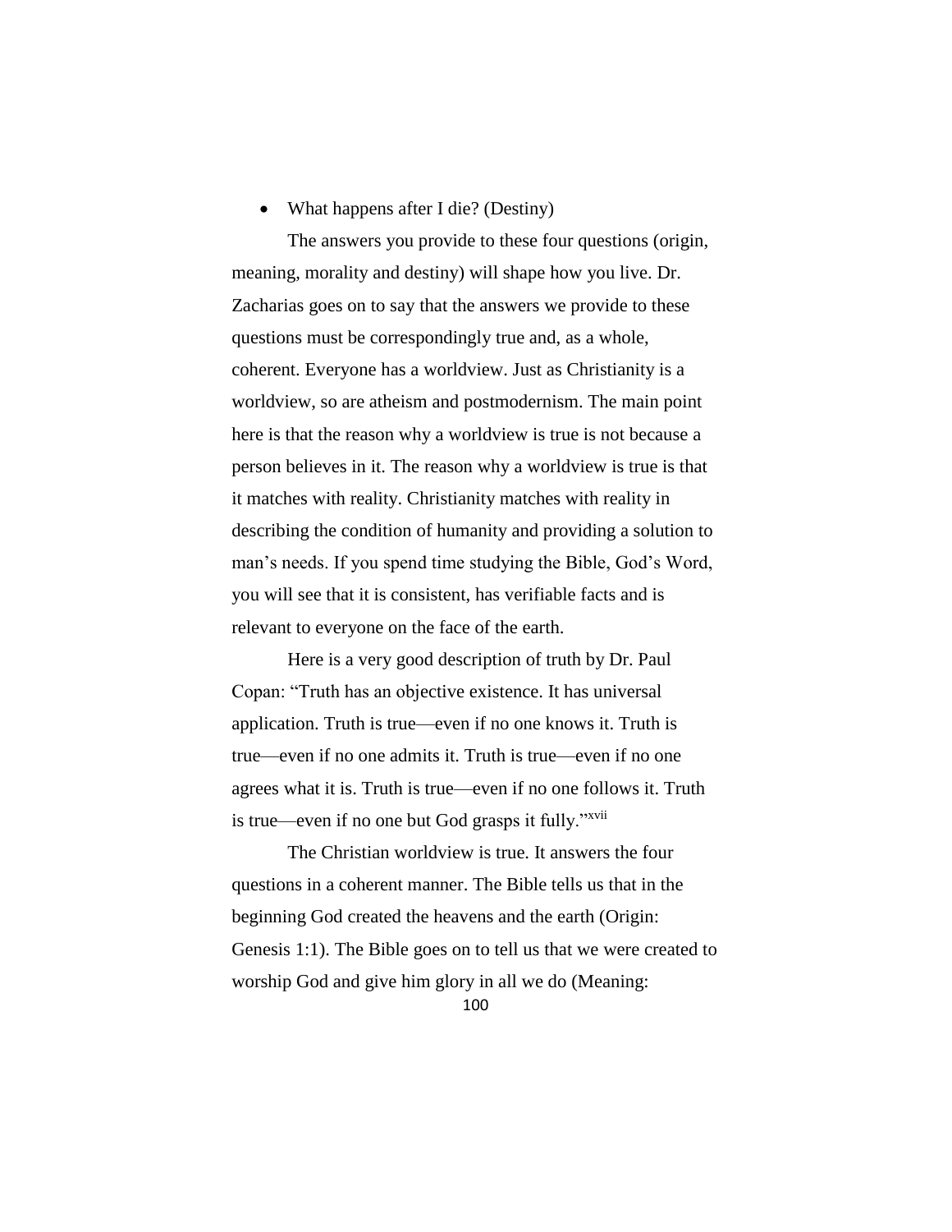- What happens after I die? (Destiny)

The answers you provide to these four questions (origin, meaning, morality and destiny) will shape how you live. Dr. Zacharias goes on to say that the answers we provide to these questions must be correspondingly true and, as a whole, coherent. Everyone has a worldview. Just as Christianity is a worldview, so are atheism and postmodernism. The main point here is that the reason why a worldview is true is not because a person believes in it. The reason why a worldview is true is that it matches with reality. Christianity matches with reality in describing the condition of humanity and providing a solution to man's needs. If you spend time studying the Bible, God's Word, you will see that it is consistent, has verifiable facts and is relevant to everyone on the face of the earth.

Here is a very good description of truth by Dr. Paul Copan: "Truth has an objective existence. It has universal application. Truth is true—even if no one knows it. Truth is true—even if no one admits it. Truth is true—even if no one agrees what it is. Truth is true—even if no one follows it. Truth is true—even if no one but God grasps it fully."[xvii]

The Christian worldview is true. It answers the four questions in a coherent manner. The Bible tells us that in the beginning God created the heavens and the earth (Origin: Genesis 1:1). The Bible goes on to tell us that we were created to worship God and give him glory in all we do (Meaning: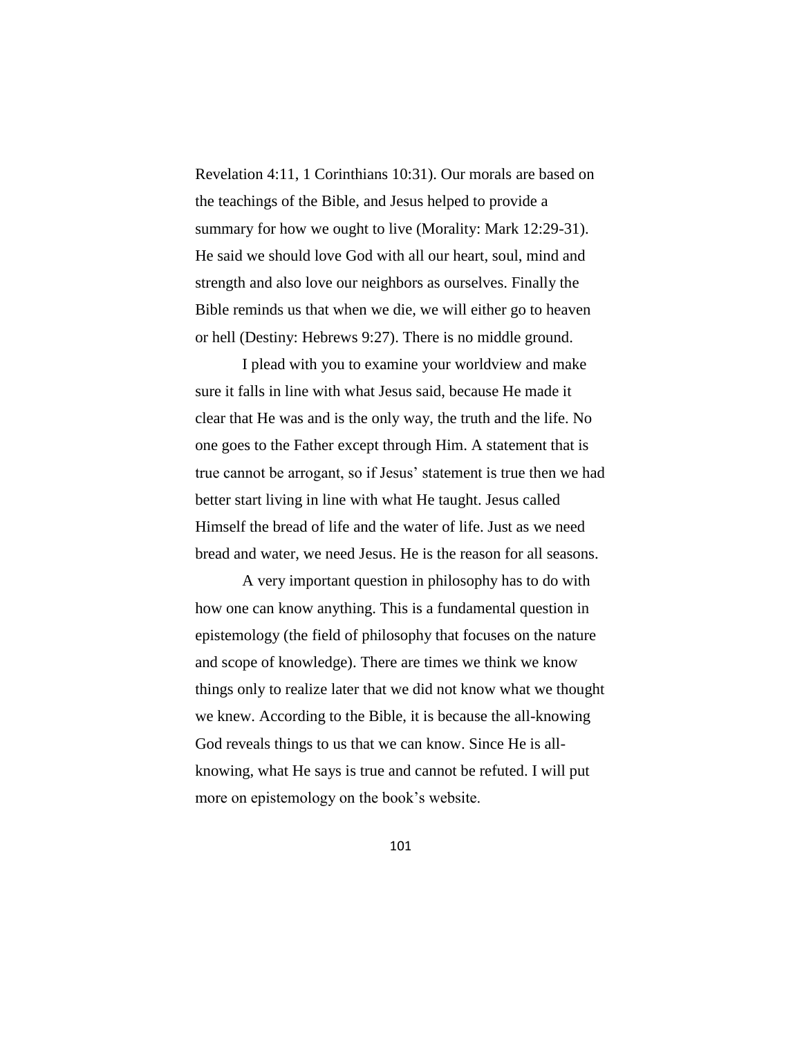Revelation 4:11, 1 Corinthians 10:31). Our morals are based on the teachings of the Bible, and Jesus helped to provide a summary for how we ought to live (Morality: Mark 12:29-31). He said we should love God with all our heart, soul, mind and strength and also love our neighbors as ourselves. Finally the Bible reminds us that when we die, we will either go to heaven or hell (Destiny: Hebrews 9:27). There is no middle ground.

I plead with you to examine your worldview and make sure it falls in line with what Jesus said, because He made it clear that He was and is the only way, the truth and the life. No one goes to the Father except through Him. A statement that is true cannot be arrogant, so if Jesus' statement is true then we had better start living in line with what He taught. Jesus called Himself the bread of life and the water of life. Just as we need bread and water, we need Jesus. He is the reason for all seasons.

A very important question in philosophy has to do with how one can know anything. This is a fundamental question in epistemology (the field of philosophy that focuses on the nature and scope of knowledge). There are times we think we know things only to realize later that we did not know what we thought we knew. According to the Bible, it is because the all-knowing God reveals things to us that we can know. Since He is all-knowing, what He says is true and cannot be refuted. I will put more on epistemology on the book's website.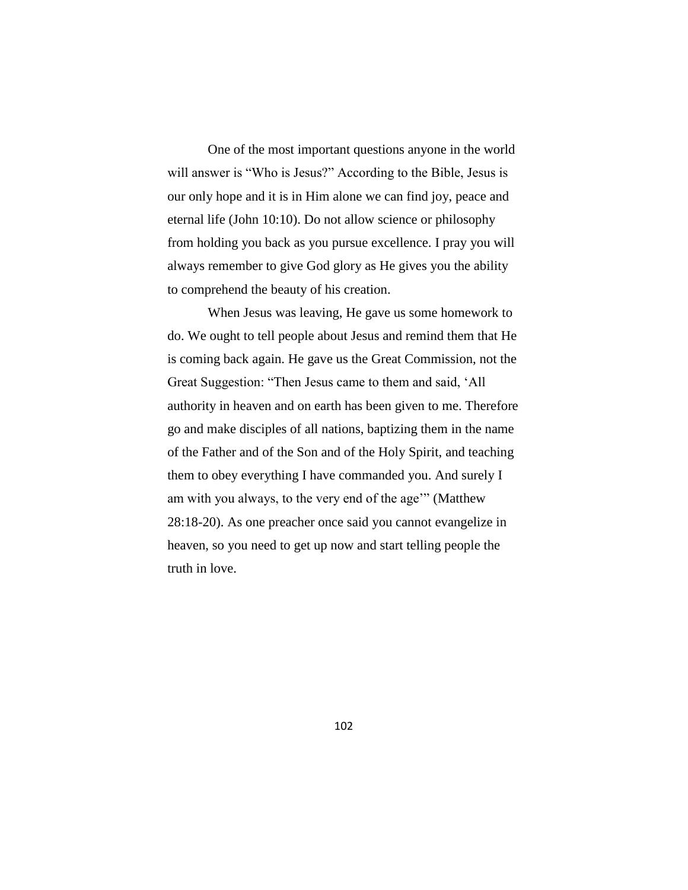One of the most important questions anyone in the world will answer is "Who is Jesus?" According to the Bible, Jesus is our only hope and it is in Him alone we can find joy, peace and eternal life (John 10:10). Do not allow science or philosophy from holding you back as you pursue excellence. I pray you will always remember to give God glory as He gives you the ability to comprehend the beauty of his creation.

When Jesus was leaving, He gave us some homework to do. We ought to tell people about Jesus and remind them that He is coming back again. He gave us the Great Commission, not the Great Suggestion: "Then Jesus came to them and said, 'All authority in heaven and on earth has been given to me. Therefore go and make disciples of all nations, baptizing them in the name of the Father and of the Son and of the Holy Spirit, and teaching them to obey everything I have commanded you. And surely I am with you always, to the very end of the age'" (Matthew 28:18-20). As one preacher once said you cannot evangelize in heaven, so you need to get up now and start telling people the truth in love.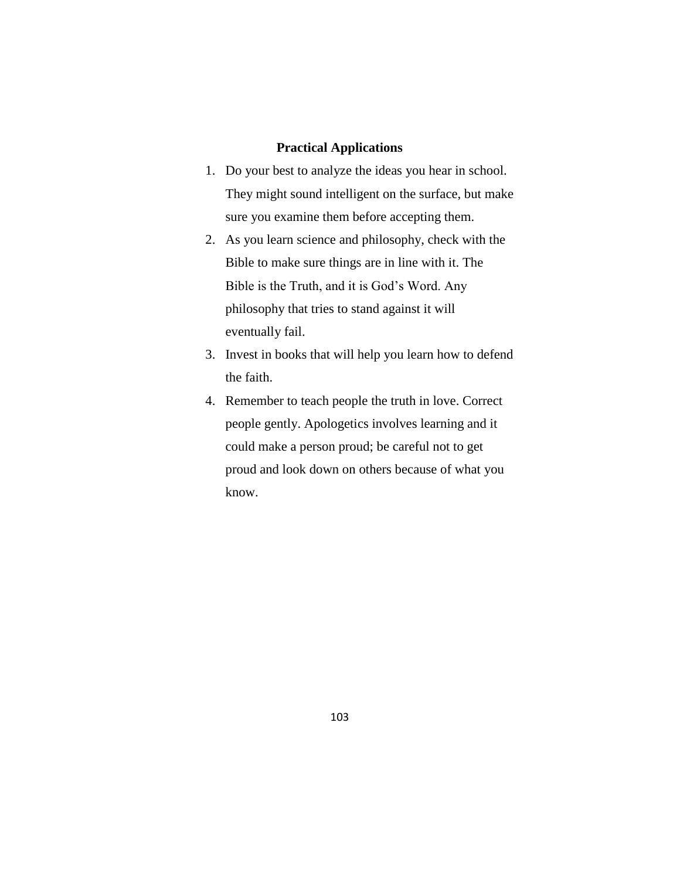### Practical Applications

1. Do your best to analyze the ideas you hear in school. They might sound intelligent on the surface, but make sure you examine them before accepting them.
2. As you learn science and philosophy, check with the Bible to make sure things are in line with it. The Bible is the Truth, and it is God's Word. Any philosophy that tries to stand against it will eventually fail.
3. Invest in books that will help you learn how to defend the faith.
4. Remember to teach people the truth in love. Correct people gently. Apologetics involves learning and it could make a person proud; be careful not to get proud and look down on others because of what you know.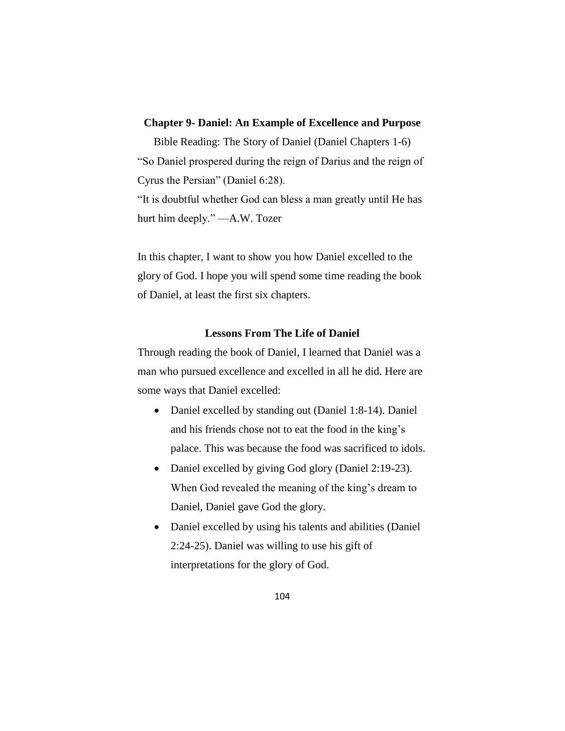## Chapter 9- Daniel: An Example of Excellence and Purpose

Bible Reading: The Story of Daniel (Daniel Chapters 1-6)

"So Daniel prospered during the reign of Darius and the reign of Cyrus the Persian" (Daniel 6:28).

"It is doubtful whether God can bless a man greatly until He has hurt him deeply." —A.W. Tozer

In this chapter, I want to show you how Daniel excelled to the glory of God. I hope you will spend some time reading the book of Daniel, at least the first six chapters.

### Lessons From The Life of Daniel

Through reading the book of Daniel, I learned that Daniel was a man who pursued excellence and excelled in all he did. Here are some ways that Daniel excelled:

- Daniel excelled by standing out (Daniel 1:8-14). Daniel and his friends chose not to eat the food in the king's palace. This was because the food was sacrificed to idols.
- Daniel excelled by giving God glory (Daniel 2:19-23). When God revealed the meaning of the king's dream to Daniel, Daniel gave God the glory.
- Daniel excelled by using his talents and abilities (Daniel 2:24-25). Daniel was willing to use his gift of interpretations for the glory of God.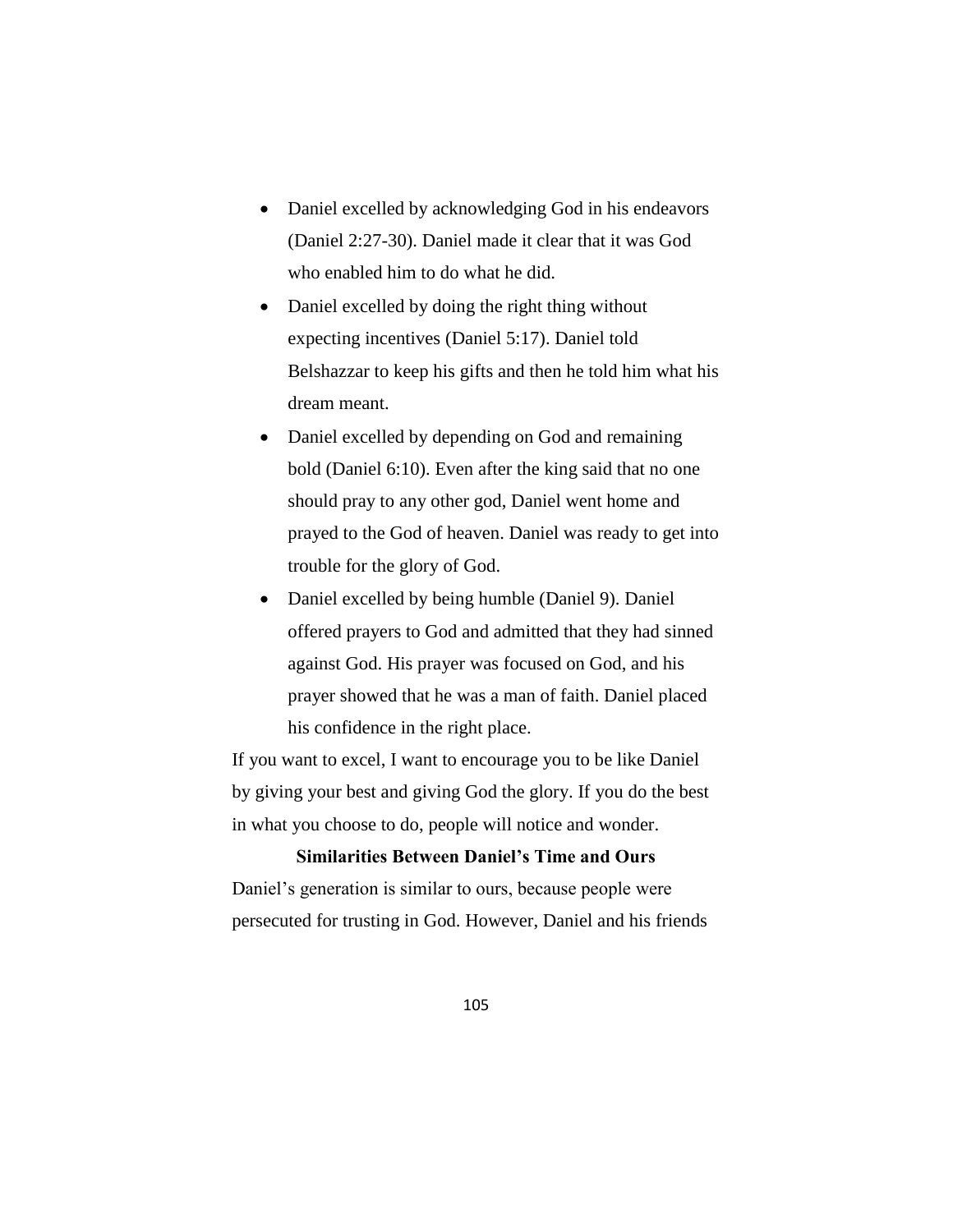- Daniel excelled by acknowledging God in his endeavors (Daniel 2:27-30). Daniel made it clear that it was God who enabled him to do what he did.
- Daniel excelled by doing the right thing without expecting incentives (Daniel 5:17). Daniel told Belshazzar to keep his gifts and then he told him what his dream meant.
- Daniel excelled by depending on God and remaining bold (Daniel 6:10). Even after the king said that no one should pray to any other god, Daniel went home and prayed to the God of heaven. Daniel was ready to get into trouble for the glory of God.
- Daniel excelled by being humble (Daniel 9). Daniel offered prayers to God and admitted that they had sinned against God. His prayer was focused on God, and his prayer showed that he was a man of faith. Daniel placed his confidence in the right place.

If you want to excel, I want to encourage you to be like Daniel by giving your best and giving God the glory. If you do the best in what you choose to do, people will notice and wonder.

**Similarities Between Daniel's Time and Ours**

Daniel's generation is similar to ours, because people were persecuted for trusting in God. However, Daniel and his friends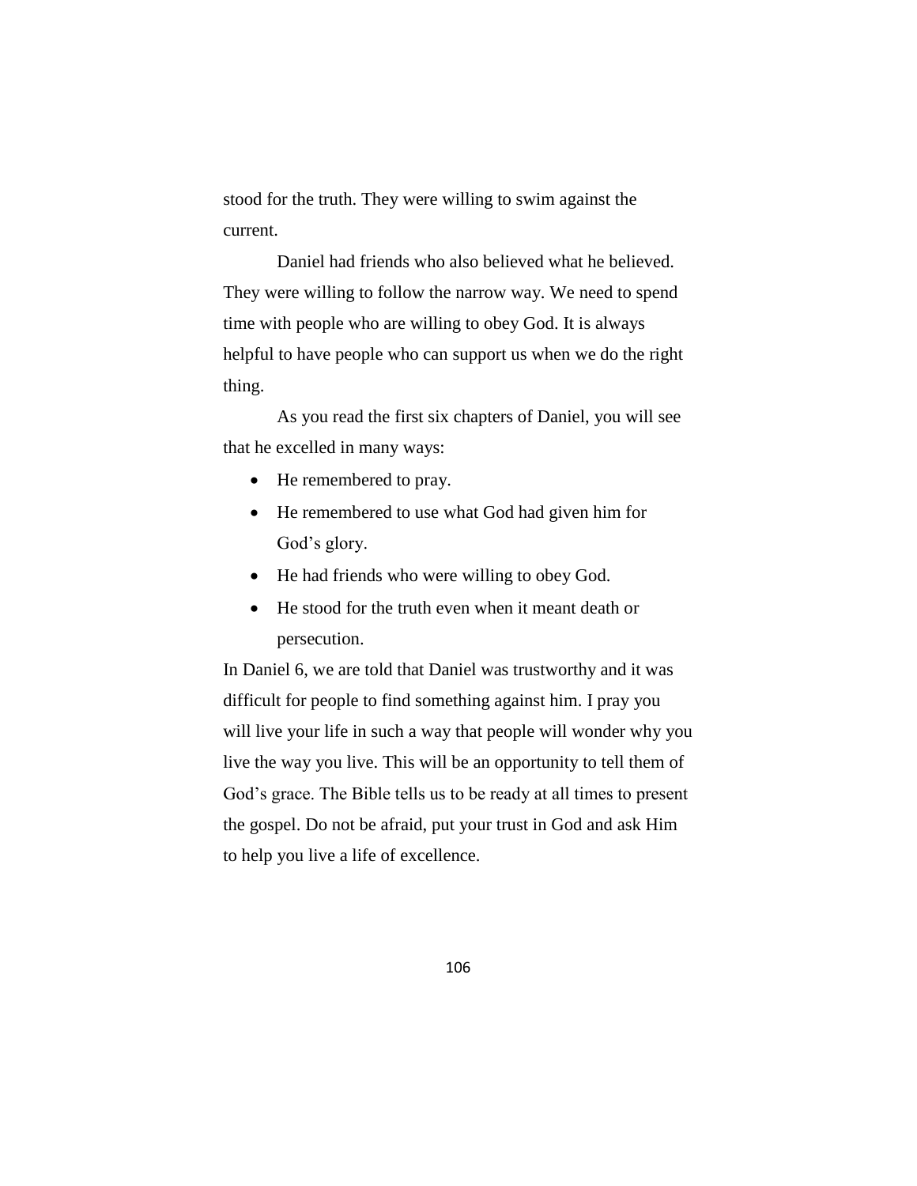stood for the truth. They were willing to swim against the current.

Daniel had friends who also believed what he believed. They were willing to follow the narrow way. We need to spend time with people who are willing to obey God. It is always helpful to have people who can support us when we do the right thing.

As you read the first six chapters of Daniel, you will see that he excelled in many ways:

- He remembered to pray.
- He remembered to use what God had given him for God's glory.
- He had friends who were willing to obey God.
- He stood for the truth even when it meant death or persecution.

In Daniel 6, we are told that Daniel was trustworthy and it was difficult for people to find something against him. I pray you will live your life in such a way that people will wonder why you live the way you live. This will be an opportunity to tell them of God's grace. The Bible tells us to be ready at all times to present the gospel. Do not be afraid, put your trust in God and ask Him to help you live a life of excellence.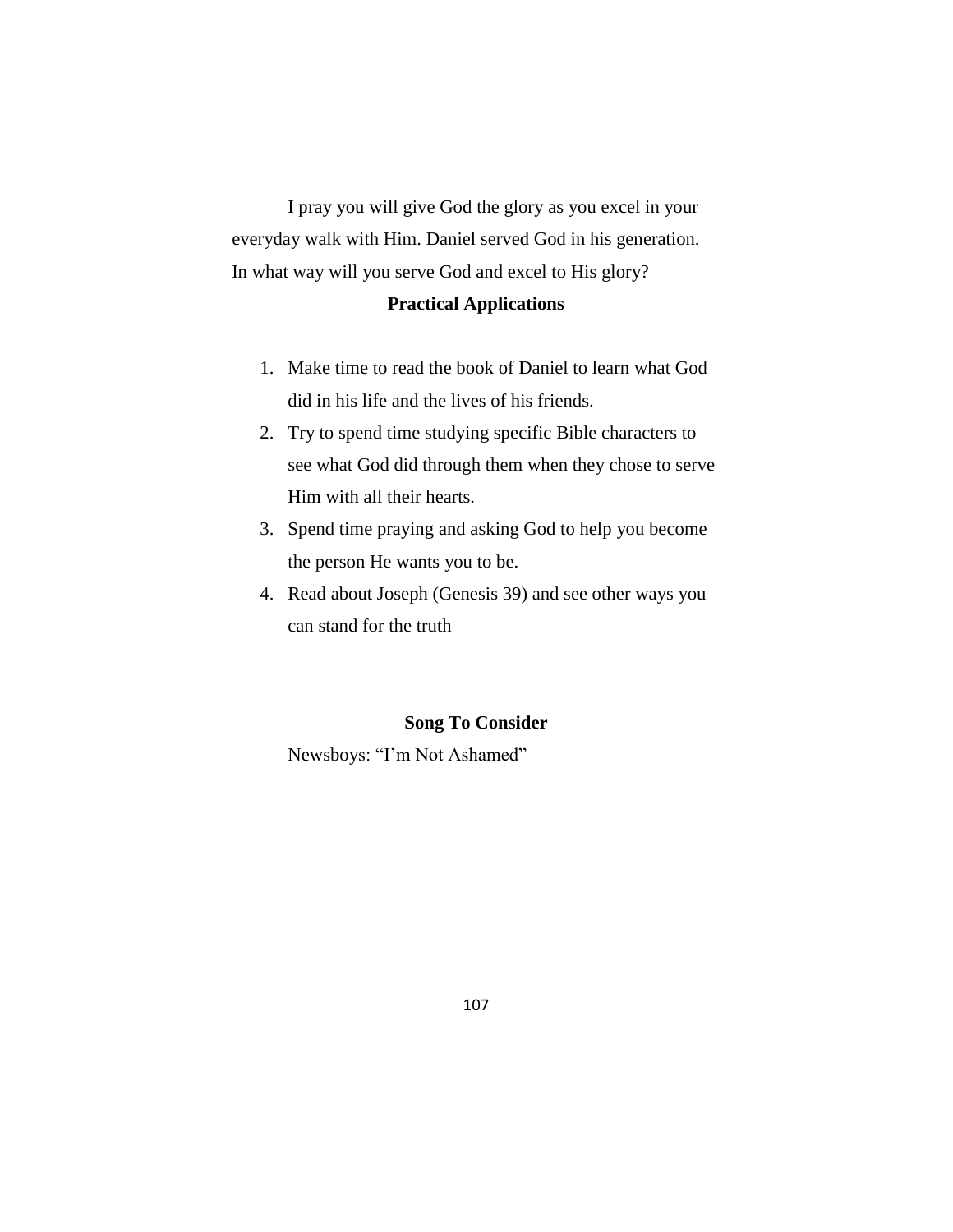I pray you will give God the glory as you excel in your everyday walk with Him. Daniel served God in his generation. In what way will you serve God and excel to His glory?

**Practical Applications**

1. Make time to read the book of Daniel to learn what God did in his life and the lives of his friends.
2. Try to spend time studying specific Bible characters to see what God did through them when they chose to serve Him with all their hearts.
3. Spend time praying and asking God to help you become the person He wants you to be.
4. Read about Joseph (Genesis 39) and see other ways you can stand for the truth

**Song To Consider**

Newsboys: “I’m Not Ashamed”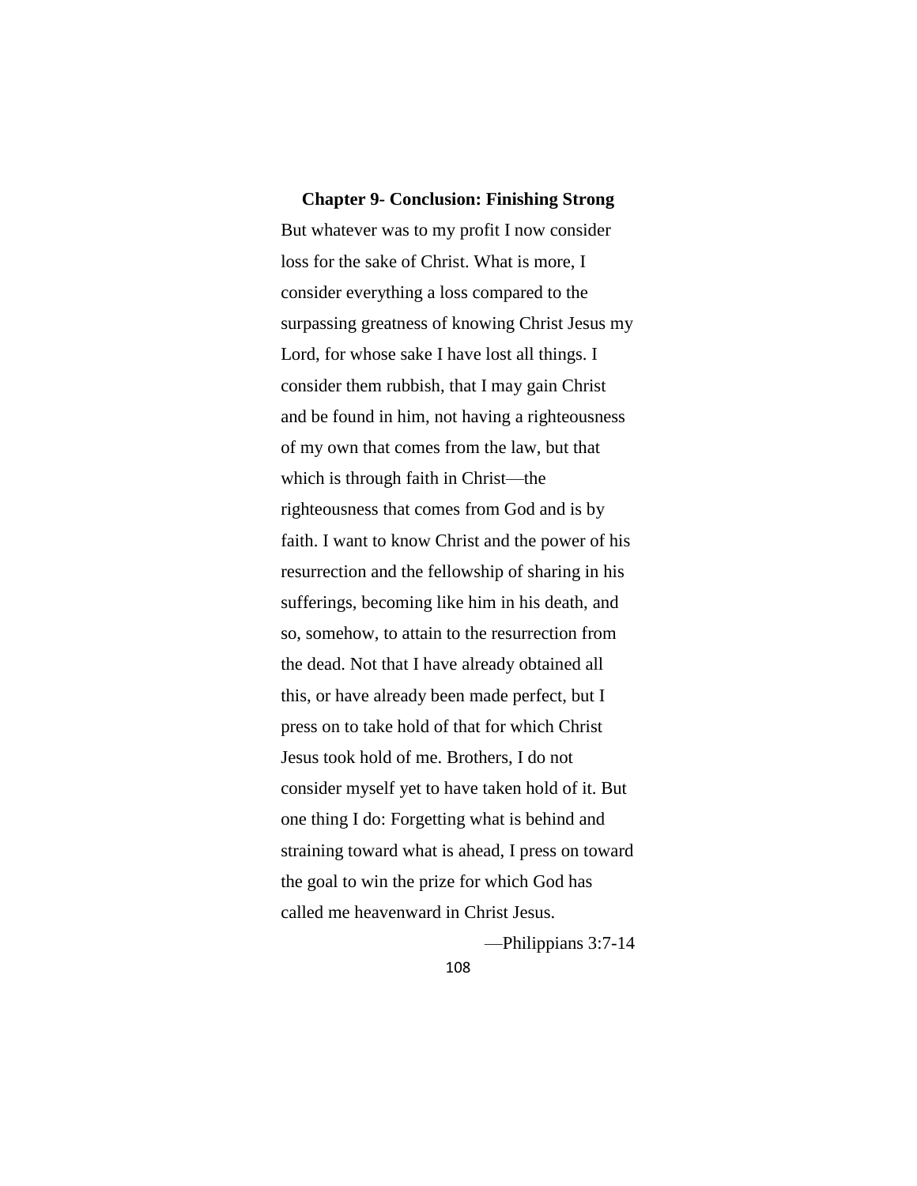## Chapter 9- Conclusion: Finishing Strong

But whatever was to my profit I now consider loss for the sake of Christ. What is more, I consider everything a loss compared to the surpassing greatness of knowing Christ Jesus my Lord, for whose sake I have lost all things. I consider them rubbish, that I may gain Christ and be found in him, not having a righteousness of my own that comes from the law, but that which is through faith in Christ—the righteousness that comes from God and is by faith. I want to know Christ and the power of his resurrection and the fellowship of sharing in his sufferings, becoming like him in his death, and so, somehow, to attain to the resurrection from the dead. Not that I have already obtained all this, or have already been made perfect, but I press on to take hold of that for which Christ Jesus took hold of me. Brothers, I do not consider myself yet to have taken hold of it. But one thing I do: Forgetting what is behind and straining toward what is ahead, I press on toward the goal to win the prize for which God has called me heavenward in Christ Jesus.

—Philippians 3:7-14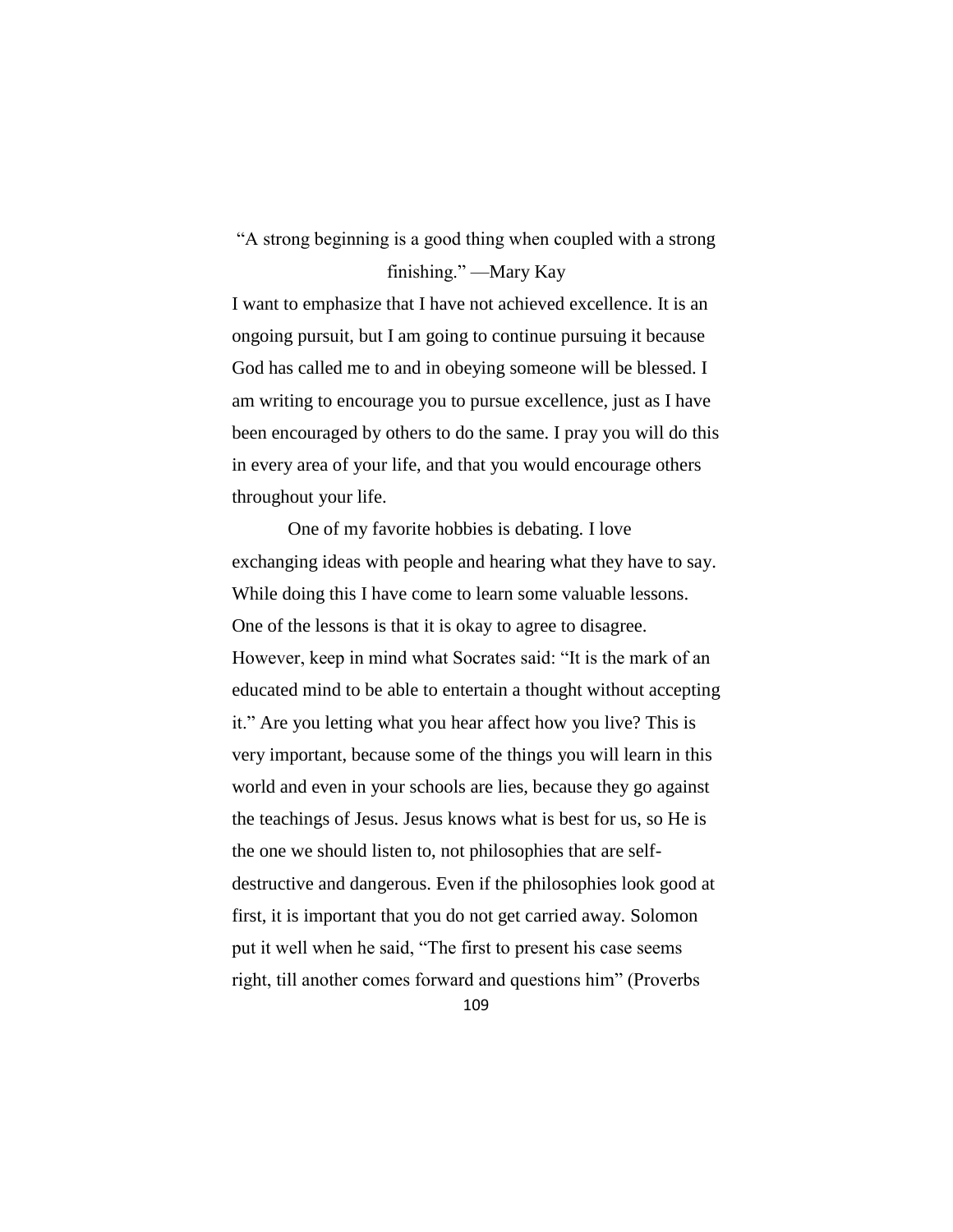"A strong beginning is a good thing when coupled with a strong finishing." —Mary Kay

I want to emphasize that I have not achieved excellence. It is an ongoing pursuit, but I am going to continue pursuing it because God has called me to and in obeying someone will be blessed. I am writing to encourage you to pursue excellence, just as I have been encouraged by others to do the same. I pray you will do this in every area of your life, and that you would encourage others throughout your life.

One of my favorite hobbies is debating. I love exchanging ideas with people and hearing what they have to say. While doing this I have come to learn some valuable lessons. One of the lessons is that it is okay to agree to disagree. However, keep in mind what Socrates said: "It is the mark of an educated mind to be able to entertain a thought without accepting it." Are you letting what you hear affect how you live? This is very important, because some of the things you will learn in this world and even in your schools are lies, because they go against the teachings of Jesus. Jesus knows what is best for us, so He is the one we should listen to, not philosophies that are self-destructive and dangerous. Even if the philosophies look good at first, it is important that you do not get carried away. Solomon put it well when he said, "The first to present his case seems right, till another comes forward and questions him" (Proverbs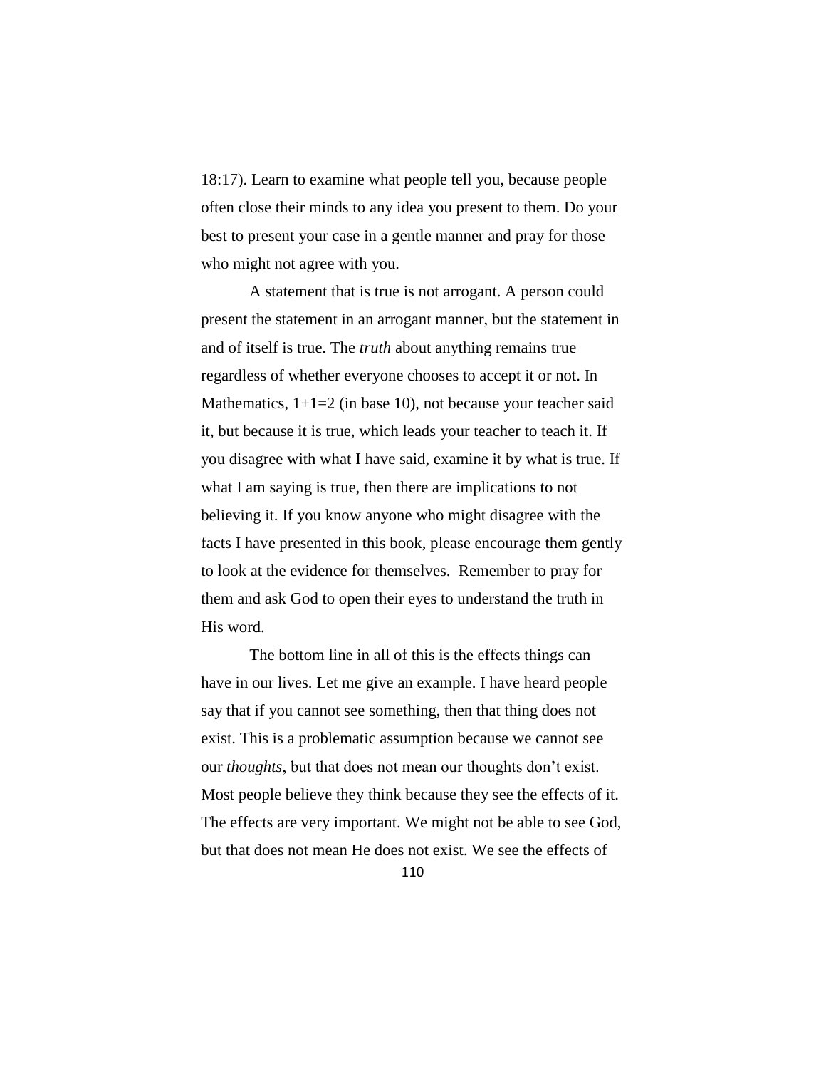18:17). Learn to examine what people tell you, because people often close their minds to any idea you present to them. Do your best to present your case in a gentle manner and pray for those who might not agree with you.

A statement that is true is not arrogant. A person could present the statement in an arrogant manner, but the statement in and of itself is true. The *truth* about anything remains true regardless of whether everyone chooses to accept it or not. In Mathematics, $1+1=2$ (in base 10), not because your teacher said it, but because it is true, which leads your teacher to teach it. If you disagree with what I have said, examine it by what is true. If what I am saying is true, then there are implications to not believing it. If you know anyone who might disagree with the facts I have presented in this book, please encourage them gently to look at the evidence for themselves. Remember to pray for them and ask God to open their eyes to understand the truth in His word.

The bottom line in all of this is the effects things can have in our lives. Let me give an example. I have heard people say that if you cannot see something, then that thing does not exist. This is a problematic assumption because we cannot see our *thoughts*, but that does not mean our thoughts don't exist. Most people believe they think because they see the effects of it. The effects are very important. We might not be able to see God, but that does not mean He does not exist. We see the effects of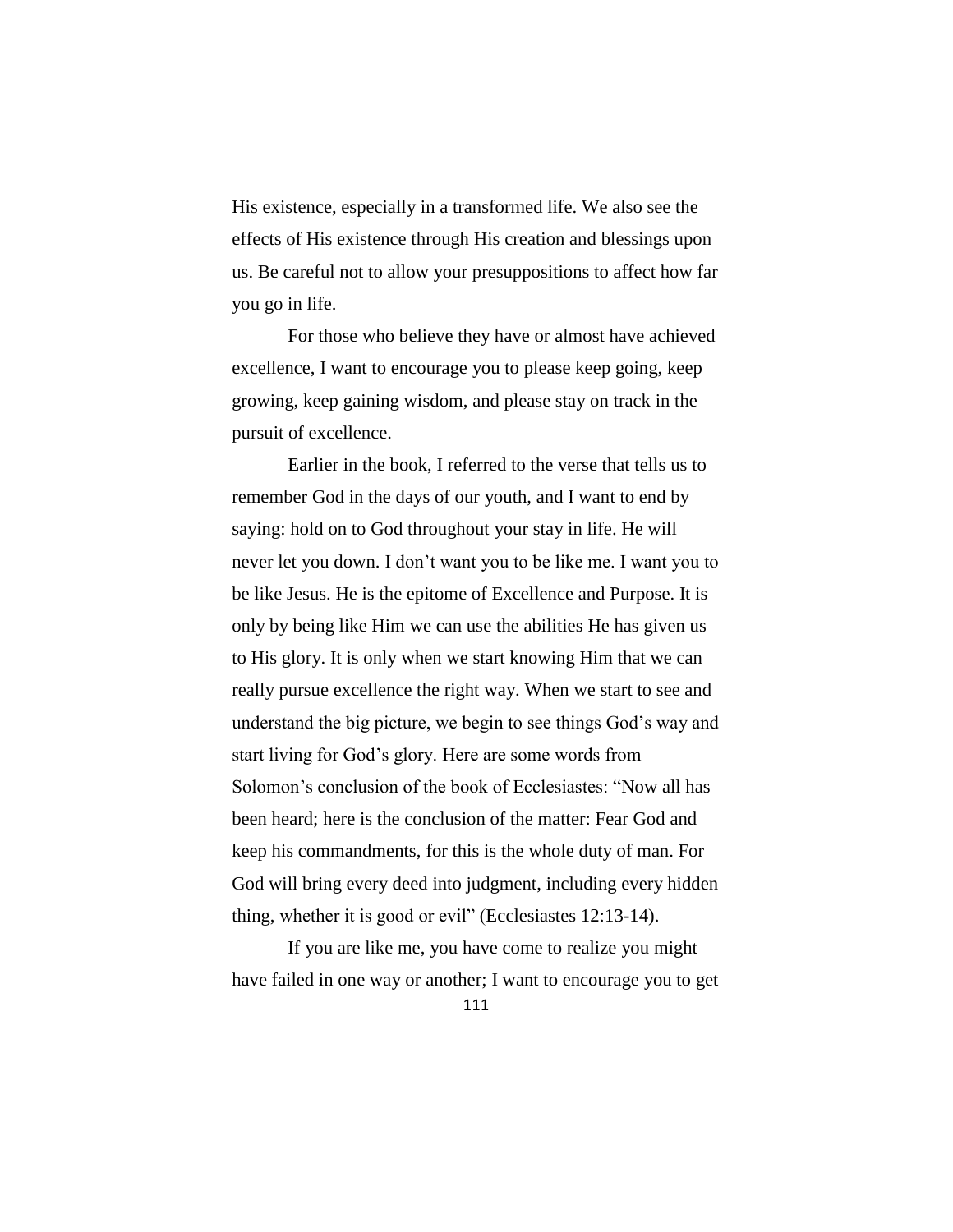His existence, especially in a transformed life. We also see the effects of His existence through His creation and blessings upon us. Be careful not to allow your presuppositions to affect how far you go in life.

For those who believe they have or almost have achieved excellence, I want to encourage you to please keep going, keep growing, keep gaining wisdom, and please stay on track in the pursuit of excellence.

Earlier in the book, I referred to the verse that tells us to remember God in the days of our youth, and I want to end by saying: hold on to God throughout your stay in life. He will never let you down. I don't want you to be like me. I want you to be like Jesus. He is the epitome of Excellence and Purpose. It is only by being like Him we can use the abilities He has given us to His glory. It is only when we start knowing Him that we can really pursue excellence the right way. When we start to see and understand the big picture, we begin to see things God's way and start living for God's glory. Here are some words from Solomon's conclusion of the book of Ecclesiastes: "Now all has been heard; here is the conclusion of the matter: Fear God and keep his commandments, for this is the whole duty of man. For God will bring every deed into judgment, including every hidden thing, whether it is good or evil" (Ecclesiastes 12:13-14).

If you are like me, you have come to realize you might have failed in one way or another; I want to encourage you to get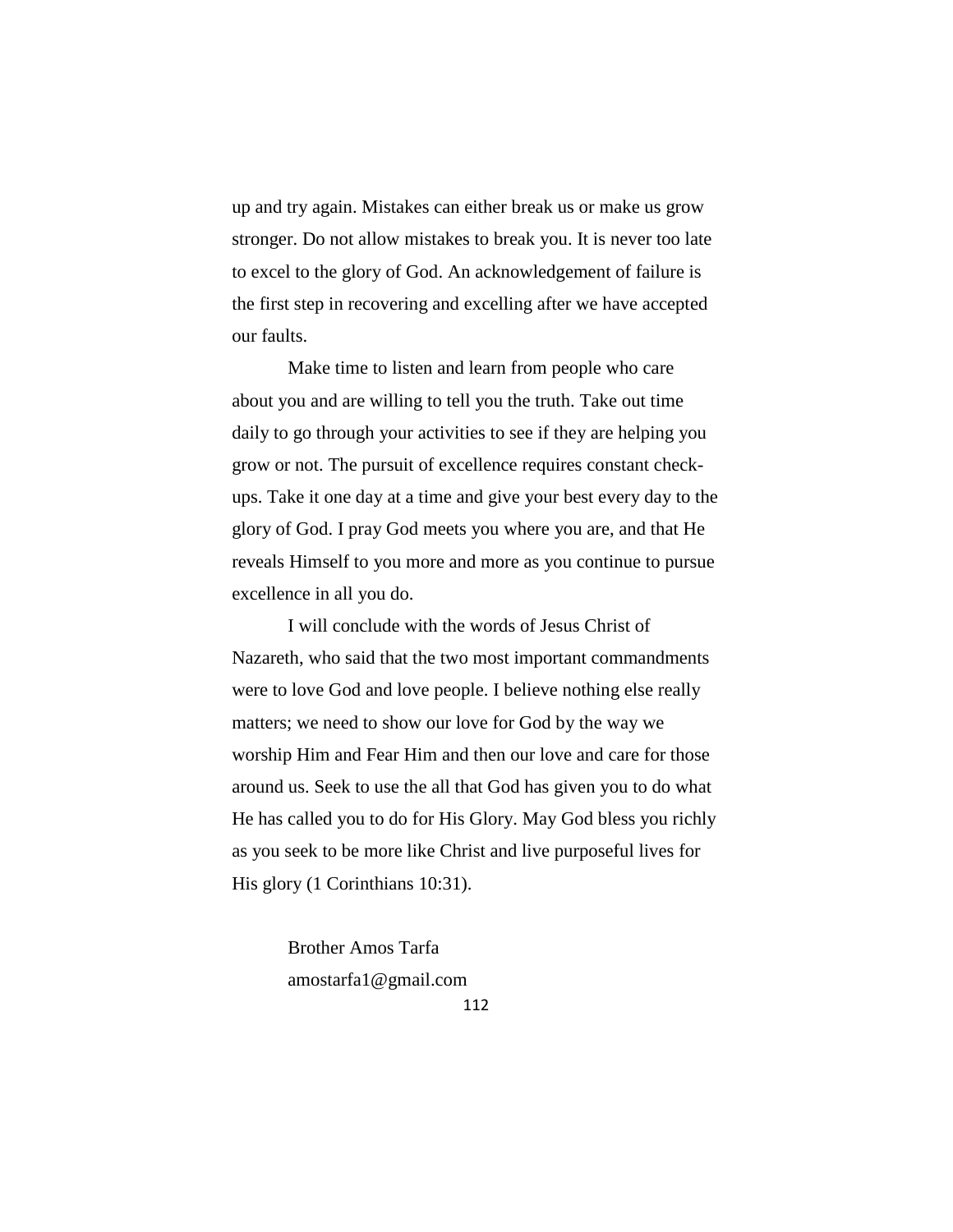up and try again. Mistakes can either break us or make us grow stronger. Do not allow mistakes to break you. It is never too late to excel to the glory of God. An acknowledgement of failure is the first step in recovering and excelling after we have accepted our faults.

Make time to listen and learn from people who care about you and are willing to tell you the truth. Take out time daily to go through your activities to see if they are helping you grow or not. The pursuit of excellence requires constant check-ups. Take it one day at a time and give your best every day to the glory of God. I pray God meets you where you are, and that He reveals Himself to you more and more as you continue to pursue excellence in all you do.

I will conclude with the words of Jesus Christ of Nazareth, who said that the two most important commandments were to love God and love people. I believe nothing else really matters; we need to show our love for God by the way we worship Him and Fear Him and then our love and care for those around us. Seek to use the all that God has given you to do what He has called you to do for His Glory. May God bless you richly as you seek to be more like Christ and live purposeful lives for His glory (1 Corinthians 10:31).

Brother Amos Tarfa
amostarfa1@gmail.com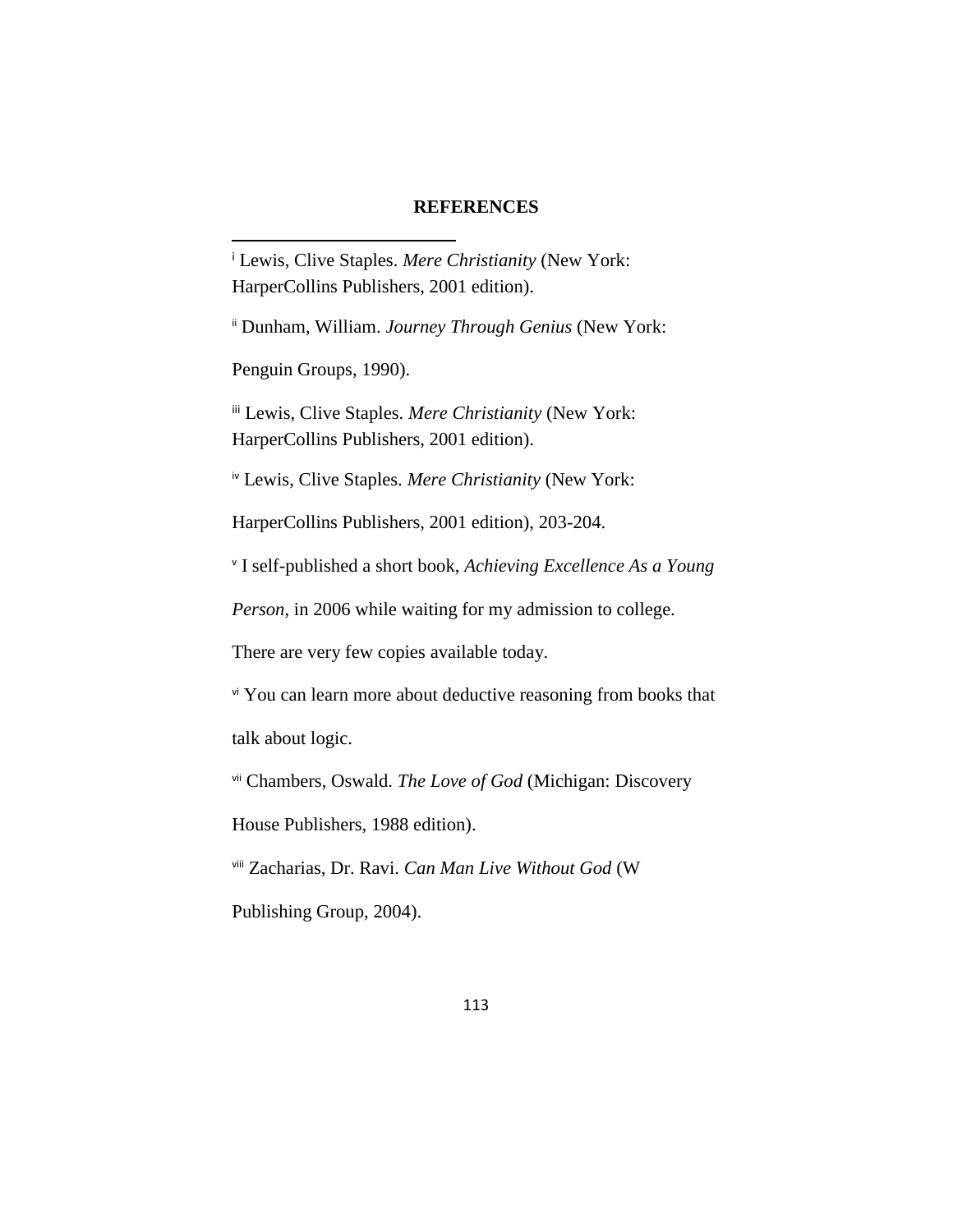**REFERENCES**

---

[i] Lewis, Clive Staples. *Mere Christianity* (New York: HarperCollins Publishers, 2001 edition).

[ii] Dunham, William. *Journey Through Genius* (New York: Penguin Groups, 1990).

[iii] Lewis, Clive Staples. *Mere Christianity* (New York: HarperCollins Publishers, 2001 edition).

[iv] Lewis, Clive Staples. *Mere Christianity* (New York: HarperCollins Publishers, 2001 edition), 203-204.

[v] I self-published a short book, *Achieving Excellence As a Young Person*, in 2006 while waiting for my admission to college. There are very few copies available today.

[vi] You can learn more about deductive reasoning from books that talk about logic.

[vii] Chambers, Oswald. *The Love of God* (Michigan: Discovery House Publishers, 1988 edition).

[viii] Zacharias, Dr. Ravi. *Can Man Live Without God* (W Publishing Group, 2004).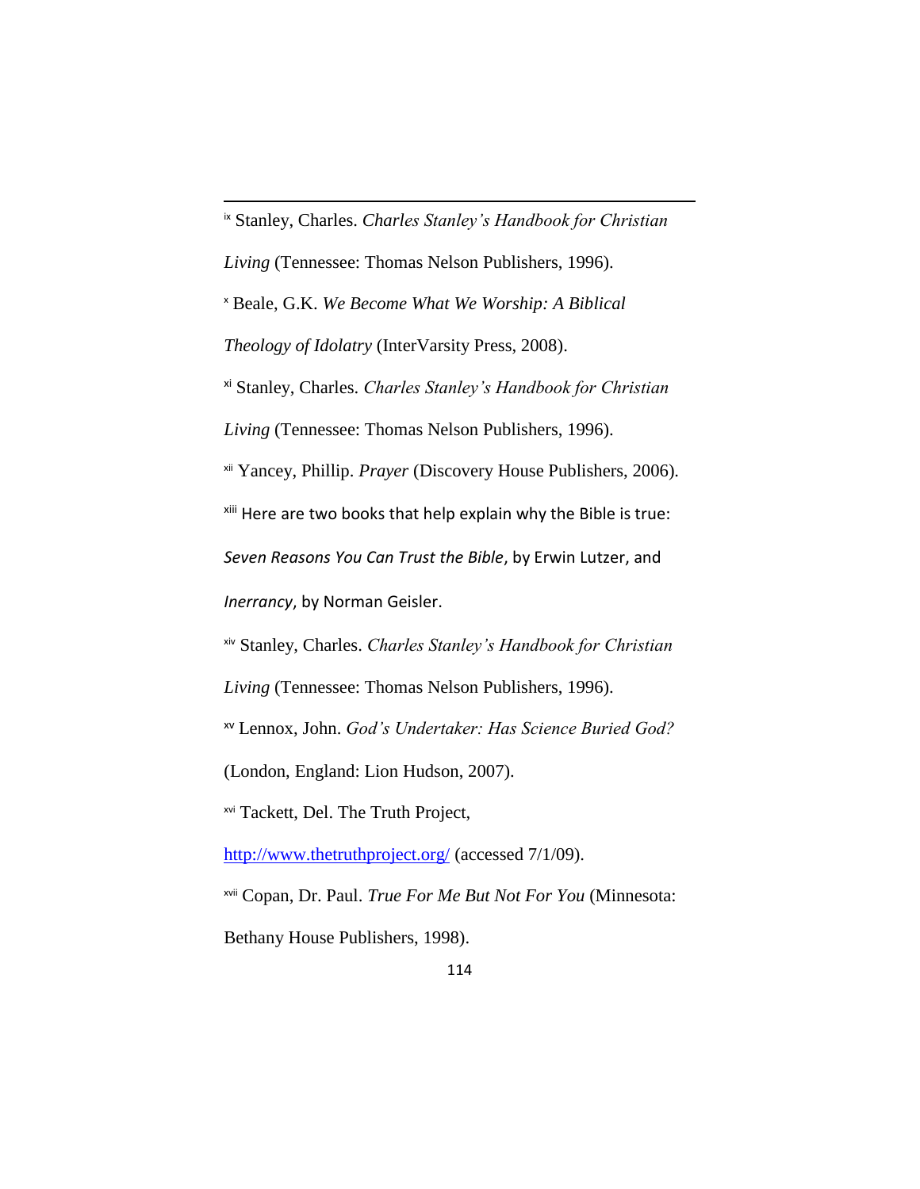[ix] Stanley, Charles. *Charles Stanley's Handbook for Christian Living* (Tennessee: Thomas Nelson Publishers, 1996).

[x] Beale, G.K. *We Become What We Worship: A Biblical Theology of Idolatry* (InterVarsity Press, 2008).

[xi] Stanley, Charles. *Charles Stanley's Handbook for Christian Living* (Tennessee: Thomas Nelson Publishers, 1996).

[xii] Yancey, Phillip. *Prayer* (Discovery House Publishers, 2006).

[xiii] Here are two books that help explain why the Bible is true: *Seven Reasons You Can Trust the Bible*, by Erwin Lutzer, and *Inerrancy*, by Norman Geisler.

[xiv] Stanley, Charles. *Charles Stanley's Handbook for Christian Living* (Tennessee: Thomas Nelson Publishers, 1996).

[xv] Lennox, John. *God's Undertaker: Has Science Buried God?* (London, England: Lion Hudson, 2007).

[xvi] Tackett, Del. The Truth Project, http://www.thetruthproject.org/ (accessed 7/1/09).

[xvii] Copan, Dr. Paul. *True For Me But Not For You* (Minnesota: Bethany House Publishers, 1998).